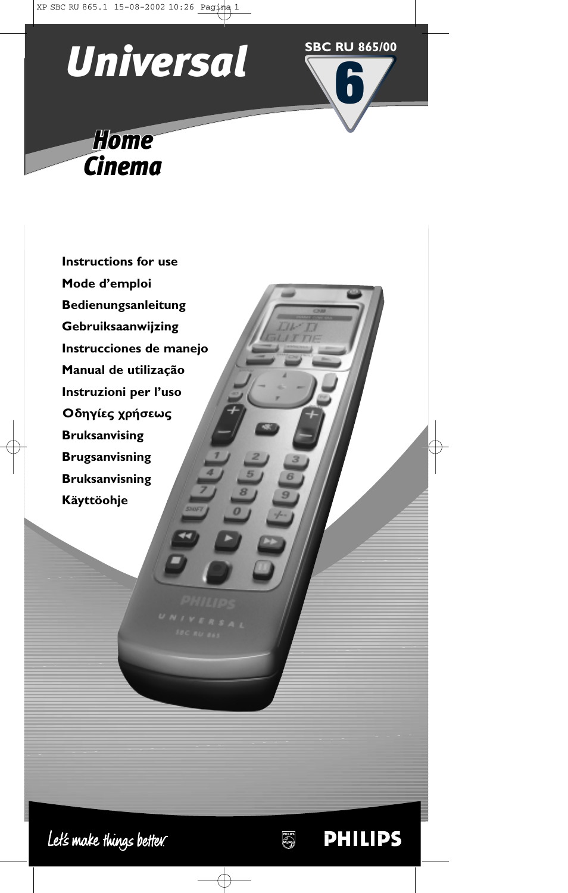# Universal

**SBC RU 865/00**

**6**

## Home Cinema

**Instructions for use**

**Mode d'emploi**

**Bedienungsanleitung**

**Gebruiksaanwijzing**

**Instrucciones de manejo**

**Manual de utilização**

**Instruzioni per l'uso**

**Οδηγίες χρήσεως**

**Bruksanvising**

**Brugsanvisning**

**Bruksanvisning**

**Käyttöohje**

Let's make things better.

PHILIPS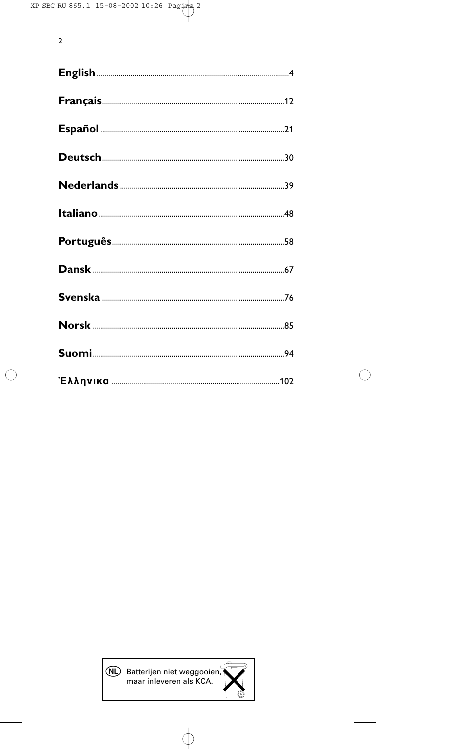**English** .......... 4

**Français** .......... 12

**Español** .......... 21

**Deutsch** .......... 30

**Nederlands** .......... 39

**Italiano** .......... 48

**Português** .......... 58

**Dansk** .......... 67

**Svenska** .......... 76

**Norsk** .......... 85

**Suomi** .......... 94

**Έλληνικα** .......... 102

NL Batterijen niet weggooien, maar inleveren als KCA.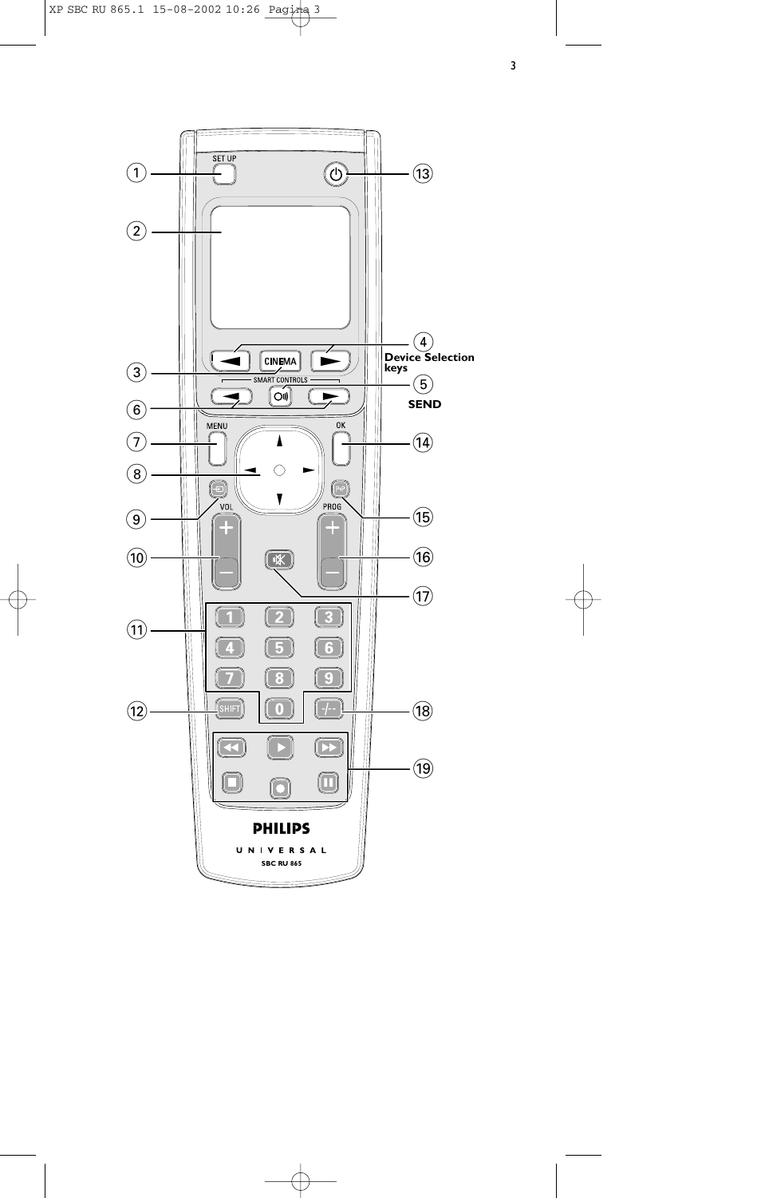Device Selection keys

SEND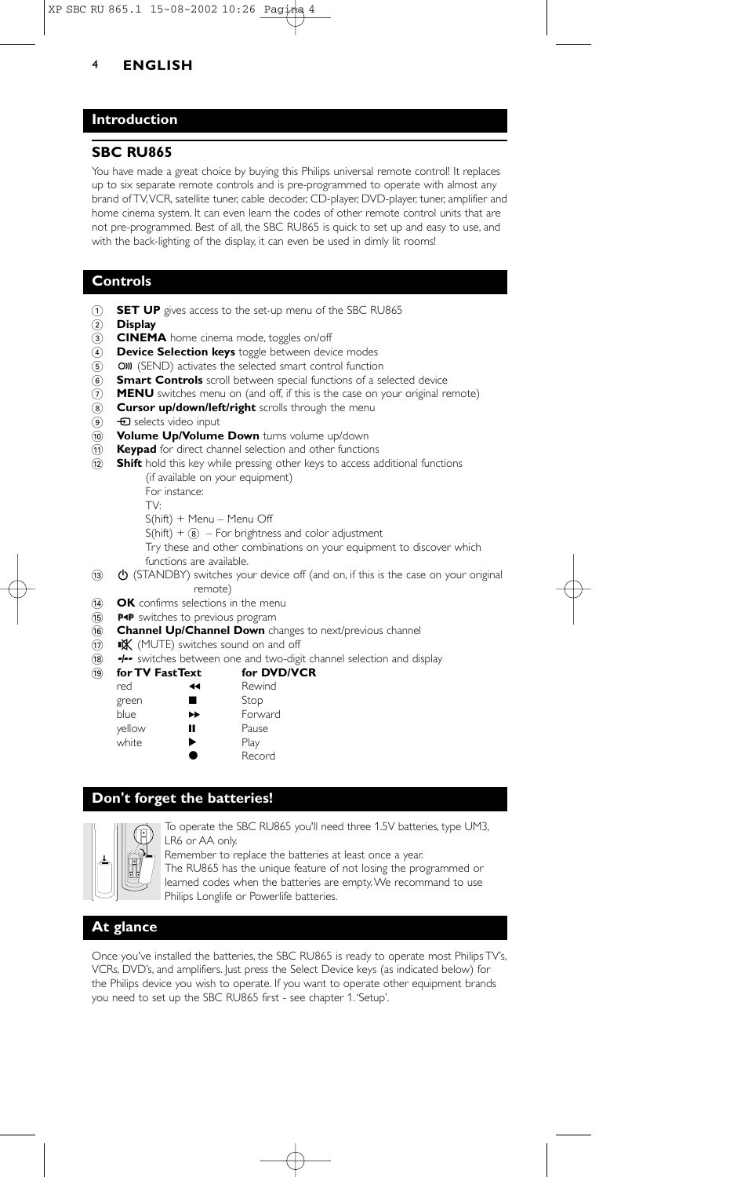**ENGLISH**

## Introduction

### SBC RU865

You have made a great choice by buying this Philips universal remote control! It replaces up to six separate remote controls and is pre-programmed to operate with almost any brand of TV, VCR, satellite tuner, cable decoder, CD-player, DVD-player, tuner, amplifier and home cinema system. It can even learn the codes of other remote control units that are not pre-programmed. Best of all, the SBC RU865 is quick to set up and easy to use, and with the back-lighting of the display, it can even be used in dimly lit rooms!

## Controls

1. **SET UP** gives access to the set-up menu of the SBC RU865
2. **Display**
3. **CINEMA** home cinema mode, toggles on/off
4. **Device Selection keys** toggle between device modes
5. (SEND) activates the selected smart control function
6. **Smart Controls** scroll between special functions of a selected device
7. **MENU** switches menu on (and off, if this is the case on your original remote)
8. **Cursor up/down/left/right** scrolls through the menu
9. selects video input
10. **Volume Up/Volume Down** turns volume up/down
11. **Keypad** for direct channel selection and other functions
12. **Shift** hold this key while pressing other keys to access additional functions (if available on your equipment)
    For instance:
    TV:
    S(hift) + Menu – Menu Off
    S(hift) + 8 – For brightness and color adjustment
    Try these and other combinations on your equipment to discover which functions are available.
13. (STANDBY) switches your device off (and on, if this is the case on your original remote)
14. **OK** confirms selections in the menu
15. P◄P switches to previous program
16. **Channel Up/Channel Down** changes to next/previous channel
17. (MUTE) switches sound on and off
18. -/-- switches between one and two-digit channel selection and display
19. **for TV FastText** / **for DVD/VCR**

| for TV FastText | | for DVD/VCR |
|---|---|---|
| red | ◄◄ | Rewind |
| green | ■ | Stop |
| blue | ►► | Forward |
| yellow | ❚❚ | Pause |
| white | ► | Play |
| | ● | Record |

## Don't forget the batteries!

To operate the SBC RU865 you'll need three 1.5V batteries, type UM3, LR6 or AA only.
Remember to replace the batteries at least once a year.
The RU865 has the unique feature of not losing the programmed or learned codes when the batteries are empty. We recommand to use Philips Longlife or Powerlife batteries.

## At glance

Once you've installed the batteries, the SBC RU865 is ready to operate most Philips TV's, VCRs, DVD's, and amplifiers. Just press the Select Device keys (as indicated below) for the Philips device you wish to operate. If you want to operate other equipment brands you need to set up the SBC RU865 first - see chapter 1. 'Setup'.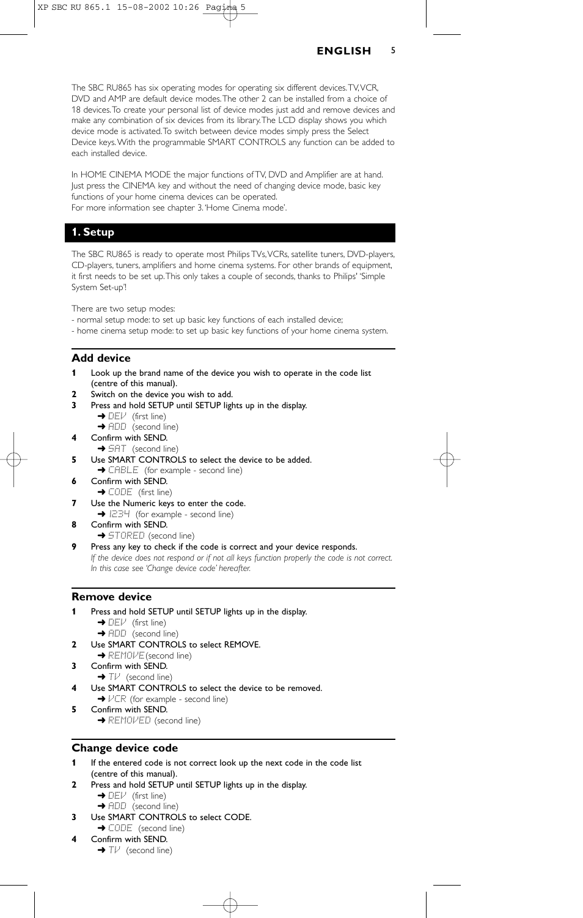The SBC RU865 has six operating modes for operating six different devices. TV, VCR, DVD and AMP are default device modes. The other 2 can be installed from a choice of 18 devices. To create your personal list of device modes just add and remove devices and make any combination of six devices from its library. The LCD display shows you which device mode is activated. To switch between device modes simply press the Select Device keys. With the programmable SMART CONTROLS any function can be added to each installed device.

In HOME CINEMA MODE the major functions of TV, DVD and Amplifier are at hand. Just press the CINEMA key and without the need of changing device mode, basic key functions of your home cinema devices can be operated.
For more information see chapter 3. 'Home Cinema mode'.

## 1. Setup

The SBC RU865 is ready to operate most Philips TVs, VCRs, satellite tuners, DVD-players, CD-players, tuners, amplifiers and home cinema systems. For other brands of equipment, it first needs to be set up. This only takes a couple of seconds, thanks to Philips' 'Simple System Set-up'!

There are two setup modes:
- normal setup mode: to set up basic key functions of each installed device;
- home cinema setup mode: to set up basic key functions of your home cinema system.

### Add device

1. Look up the brand name of the device you wish to operate in the code list (centre of this manual).
2. Switch on the device you wish to add.
3. Press and hold SETUP until SETUP lights up in the display.
   ➜ DEV (first line)
   ➜ ADD (second line)
4. Confirm with SEND.
   ➜ SAT (second line)
5. Use SMART CONTROLS to select the device to be added.
   ➜ CABLE (for example - second line)
6. Confirm with SEND.
   ➜ CODE (first line)
7. Use the Numeric keys to enter the code.
   ➜ 1234 (for example - second line)
8. Confirm with SEND.
   ➜ STORED (second line)
9. Press any key to check if the code is correct and your device responds.
   *If the device does not respond or if not all keys function properly the code is not correct. In this case see 'Change device code' hereafter.*

### Remove device

1. Press and hold SETUP until SETUP lights up in the display.
   ➜ DEV (first line)
   ➜ ADD (second line)
2. Use SMART CONTROLS to select REMOVE.
   ➜ REMOVE (second line)
3. Confirm with SEND.
   ➜ TV (second line)
4. Use SMART CONTROLS to select the device to be removed.
   ➜ VCR (for example - second line)
5. Confirm with SEND.
   ➜ REMOVED (second line)

### Change device code

1. If the entered code is not correct look up the next code in the code list (centre of this manual).
2. Press and hold SETUP until SETUP lights up in the display.
   ➜ DEV (first line)
   ➜ ADD (second line)
3. Use SMART CONTROLS to select CODE.
   ➜ CODE (second line)
4. Confirm with SEND.
   ➜ TV (second line)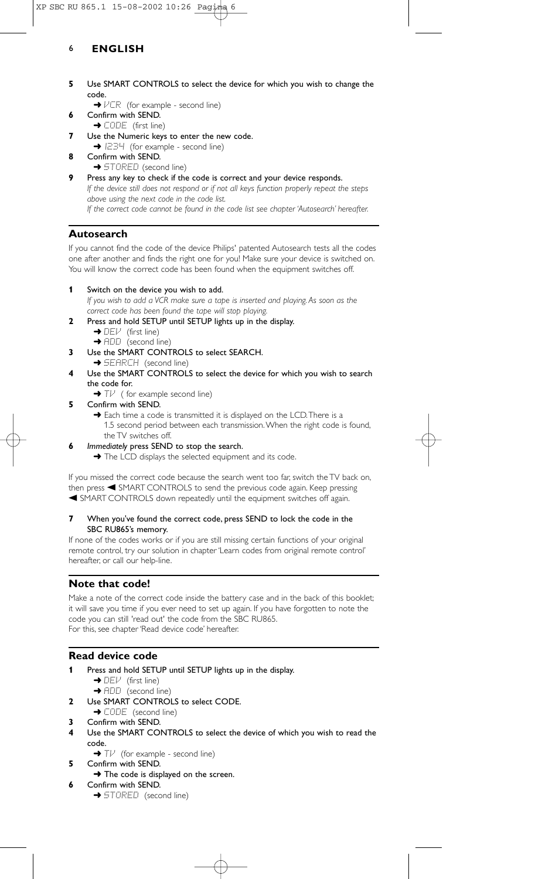**5** Use SMART CONTROLS to select the device for which you wish to change the code.
➜ VCR (for example - second line)

**6** Confirm with SEND.
➜ CODE (first line)

**7** Use the Numeric keys to enter the new code.
➜ 1234 (for example - second line)

**8** Confirm with SEND.
➜ STORED (second line)

**9** Press any key to check if the code is correct and your device responds.
*If the device still does not respond or if not all keys function properly repeat the steps above using the next code in the code list.*
*If the correct code cannot be found in the code list see chapter 'Autosearch' hereafter.*

## Autosearch

If you cannot find the code of the device Philips' patented Autosearch tests all the codes one after another and finds the right one for you! Make sure your device is switched on. You will know the correct code has been found when the equipment switches off.

**1** Switch on the device you wish to add.
*If you wish to add a VCR make sure a tape is inserted and playing. As soon as the correct code has been found the tape will stop playing.*

**2** Press and hold SETUP until SETUP lights up in the display.
➜ DEV (first line)
➜ ADD (second line)

**3** Use the SMART CONTROLS to select SEARCH.
➜ SEARCH (second line)

**4** Use the SMART CONTROLS to select the device for which you wish to search the code for.
➜ TV ( for example second line)

**5** Confirm with SEND.
➜ Each time a code is transmitted it is displayed on the LCD. There is a 1.5 second period between each transmission. When the right code is found, the TV switches off.

**6** *Immediately* press SEND to stop the search.
➜ The LCD displays the selected equipment and its code.

If you missed the correct code because the search went too far, switch the TV back on, then press ◀ SMART CONTROLS to send the previous code again. Keep pressing ◀ SMART CONTROLS down repeatedly until the equipment switches off again.

**7** When you've found the correct code, press SEND to lock the code in the SBC RU865's memory.

If none of the codes works or if you are still missing certain functions of your original remote control, try our solution in chapter 'Learn codes from original remote control' hereafter, or call our help-line.

## Note that code!

Make a note of the correct code inside the battery case and in the back of this booklet; it will save you time if you ever need to set up again. If you have forgotten to note the code you can still 'read out' the code from the SBC RU865.
For this, see chapter 'Read device code' hereafter.

## Read device code

**1** Press and hold SETUP until SETUP lights up in the display.
➜ DEV (first line)
➜ ADD (second line)

**2** Use SMART CONTROLS to select CODE.
➜ CODE (second line)

**3** Confirm with SEND.

**4** Use the SMART CONTROLS to select the device of which you wish to read the code.
➜ TV (for example - second line)

**5** Confirm with SEND.
➜ The code is displayed on the screen.

**6** Confirm with SEND.
➜ STORED (second line)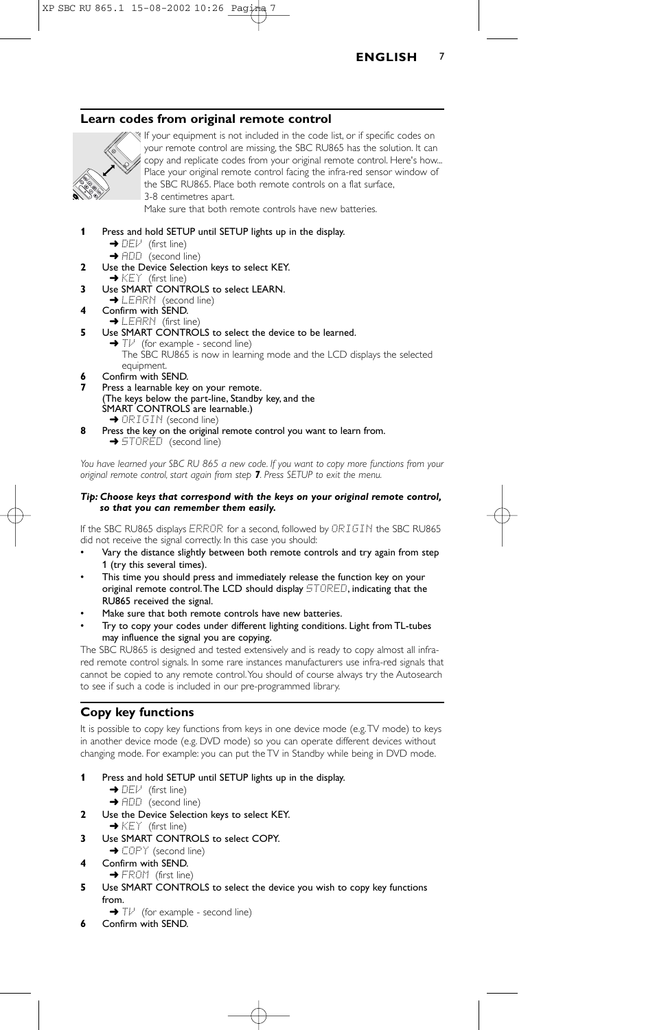## Learn codes from original remote control

If your equipment is not included in the code list, or if specific codes on your remote control are missing, the SBC RU865 has the solution. It can copy and replicate codes from your original remote control. Here's how... Place your original remote control facing the infra-red sensor window of the SBC RU865. Place both remote controls on a flat surface, 3-8 centimetres apart.
Make sure that both remote controls have new batteries.

1. Press and hold SETUP until SETUP lights up in the display.
   ➜ DEV (first line)
   ➜ ADD (second line)
2. Use the Device Selection keys to select KEY.
   ➜ KEY (first line)
3. Use SMART CONTROLS to select LEARN.
   ➜ LEARN (second line)
4. Confirm with SEND.
   ➜ LEARN (first line)
5. Use SMART CONTROLS to select the device to be learned.
   ➜ TV (for example - second line)
   The SBC RU865 is now in learning mode and the LCD displays the selected equipment.
6. Confirm with SEND.
7. Press a learnable key on your remote.
   (The keys below the part-line, Standby key, and the SMART CONTROLS are learnable.)
   ➜ ORIGIN (second line)
8. Press the key on the original remote control you want to learn from.
   ➜ STORED (second line)

*You have learned your SBC RU 865 a new code. If you want to copy more functions from your original remote control, start again from step **7**. Press SETUP to exit the menu.*

***Tip: Choose keys that correspond with the keys on your original remote control, so that you can remember them easily.***

If the SBC RU865 displays ERROR for a second, followed by ORIGIN the SBC RU865 did not receive the signal correctly. In this case you should:

- Vary the distance slightly between both remote controls and try again from step 1 (try this several times).
- This time you should press and immediately release the function key on your original remote control. The LCD should display STORED, indicating that the RU865 received the signal.
- Make sure that both remote controls have new batteries.
- Try to copy your codes under different lighting conditions. Light from TL-tubes may influence the signal you are copying.

The SBC RU865 is designed and tested extensively and is ready to copy almost all infra-red remote control signals. In some rare instances manufacturers use infra-red signals that cannot be copied to any remote control. You should of course always try the Autosearch to see if such a code is included in our pre-programmed library.

## Copy key functions

It is possible to copy key functions from keys in one device mode (e.g. TV mode) to keys in another device mode (e.g. DVD mode) so you can operate different devices without changing mode. For example: you can put the TV in Standby while being in DVD mode.

1. Press and hold SETUP until SETUP lights up in the display.
   ➜ DEV (first line)
   ➜ ADD (second line)
2. Use the Device Selection keys to select KEY.
   ➜ KEY (first line)
3. Use SMART CONTROLS to select COPY.
   ➜ COPY (second line)
4. Confirm with SEND.
   ➜ FROM (first line)
5. Use SMART CONTROLS to select the device you wish to copy key functions from.
   ➜ TV (for example - second line)
6. Confirm with SEND.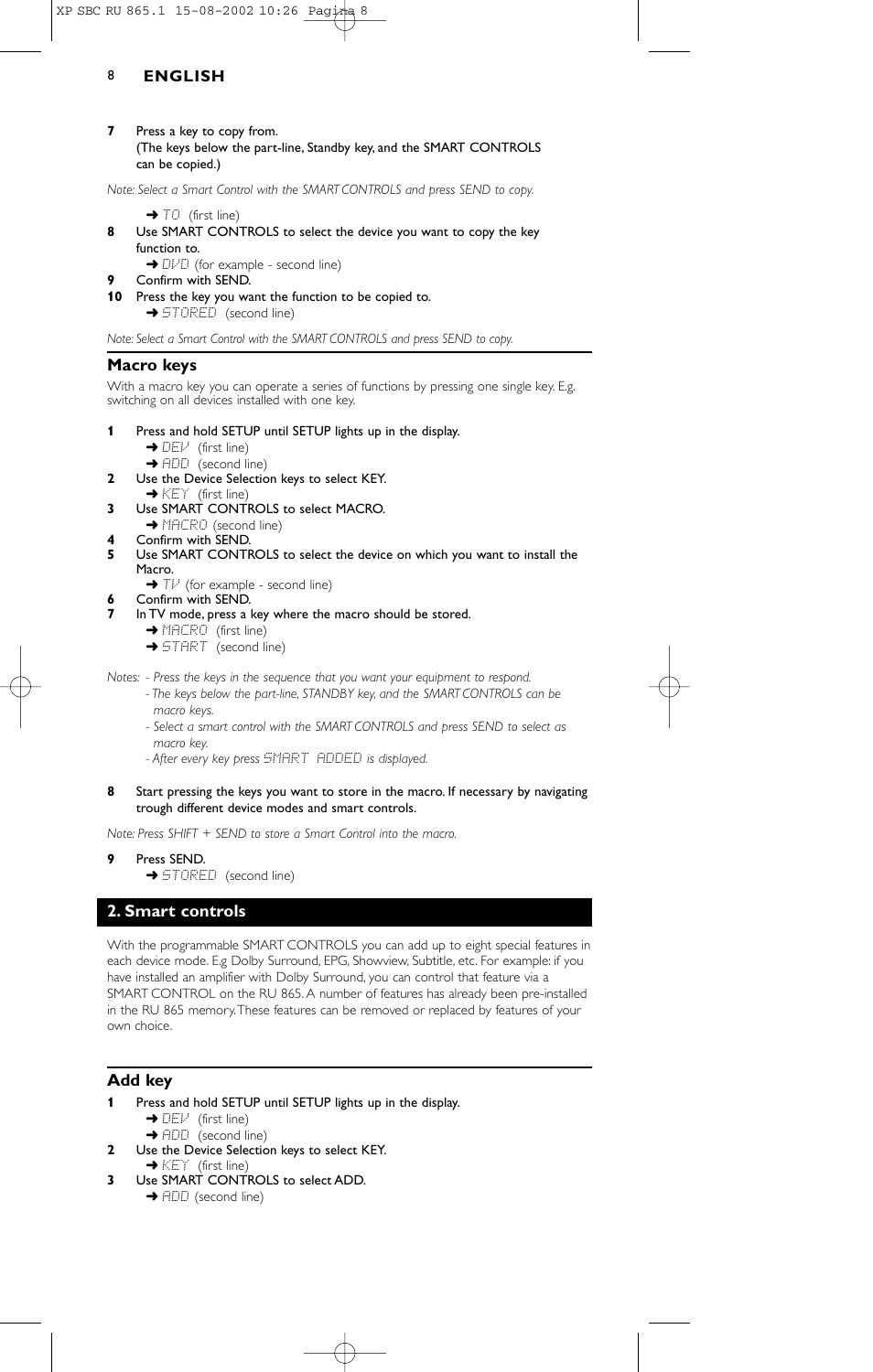**7** Press a key to copy from.
(The keys below the part-line, Standby key, and the SMART CONTROLS can be copied.)

*Note: Select a Smart Control with the SMART CONTROLS and press SEND to copy.*

➜ TO (first line)

**8** Use SMART CONTROLS to select the device you want to copy the key function to.
➜ DVD (for example - second line)

**9** Confirm with SEND.

**10** Press the key you want the function to be copied to.
➜ STORED (second line)

*Note: Select a Smart Control with the SMART CONTROLS and press SEND to copy.*

## Macro keys

With a macro key you can operate a series of functions by pressing one single key. E.g. switching on all devices installed with one key.

**1** Press and hold SETUP until SETUP lights up in the display.
➜ DEV (first line)
➜ ADD (second line)

**2** Use the Device Selection keys to select KEY.
➜ KEY (first line)

**3** Use SMART CONTROLS to select MACRO.
➜ MACRO (second line)

**4** Confirm with SEND.

**5** Use SMART CONTROLS to select the device on which you want to install the Macro.
➜ TV (for example - second line)

**6** Confirm with SEND.

**7** In TV mode, press a key where the macro should be stored.
➜ MACRO (first line)
➜ START (second line)

*Notes: - Press the keys in the sequence that you want your equipment to respond.*
*- The keys below the part-line, STANDBY key, and the SMART CONTROLS can be macro keys.*
*- Select a smart control with the SMART CONTROLS and press SEND to select as macro key.*
*- After every key press SMART ADDED is displayed.*

**8** Start pressing the keys you want to store in the macro. If necessary by navigating trough different device modes and smart controls.

*Note: Press SHIFT + SEND to store a Smart Control into the macro.*

**9** Press SEND.
➜ STORED (second line)

# 2. Smart controls

With the programmable SMART CONTROLS you can add up to eight special features in each device mode. E.g Dolby Surround, EPG, Showview, Subtitle, etc. For example: if you have installed an amplifier with Dolby Surround, you can control that feature via a SMART CONTROL on the RU 865. A number of features has already been pre-installed in the RU 865 memory. These features can be removed or replaced by features of your own choice.

## Add key

**1** Press and hold SETUP until SETUP lights up in the display.
➜ DEV (first line)
➜ ADD (second line)

**2** Use the Device Selection keys to select KEY.
➜ KEY (first line)

**3** Use SMART CONTROLS to select ADD.
➜ ADD (second line)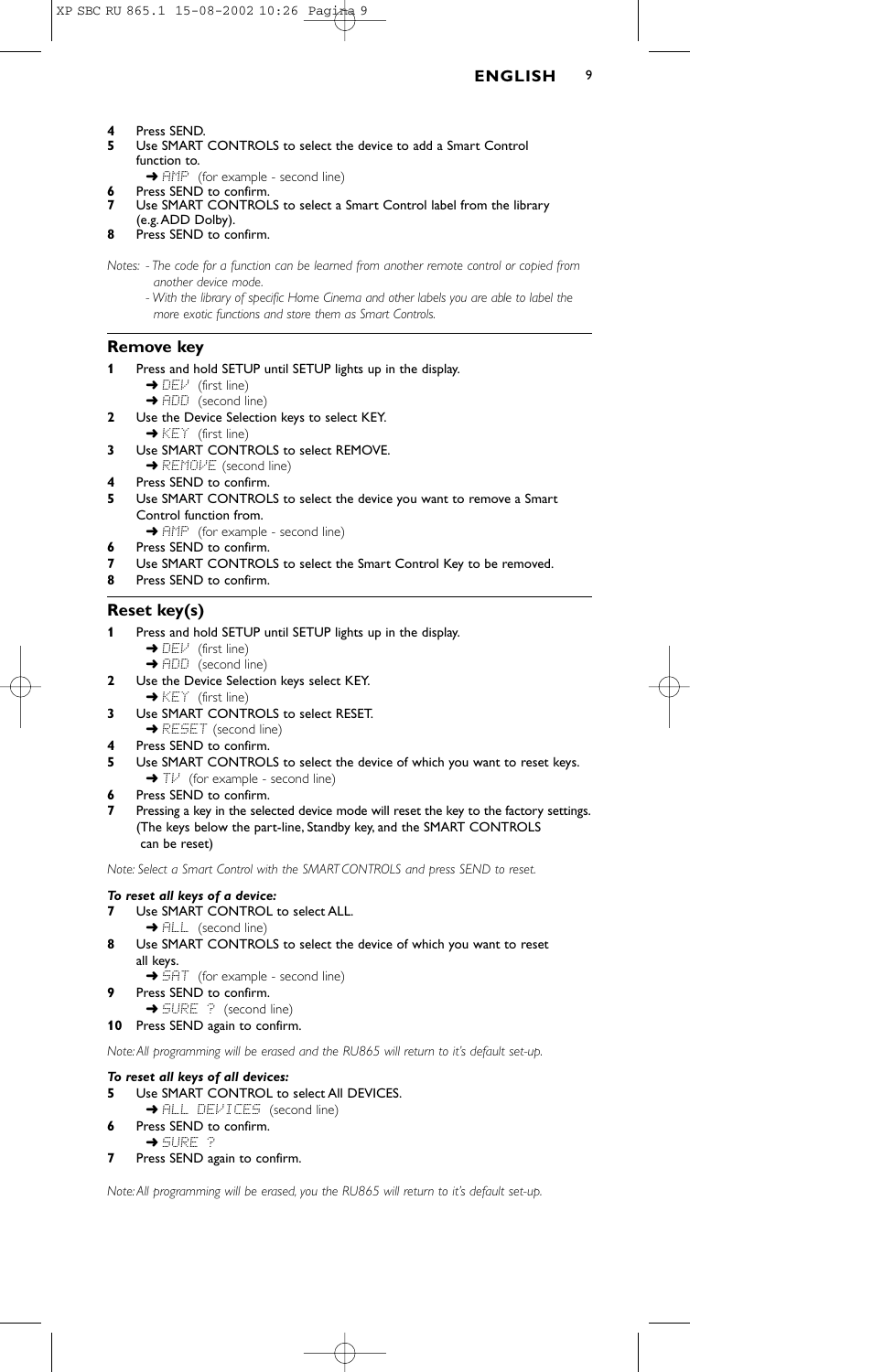4 Press SEND.
5 Use SMART CONTROLS to select the device to add a Smart Control function to.
   ➜ AMP (for example - second line)
6 Press SEND to confirm.
7 Use SMART CONTROLS to select a Smart Control label from the library (e.g. ADD Dolby).
8 Press SEND to confirm.

*Notes: - The code for a function can be learned from another remote control or copied from another device mode.*
*- With the library of specific Home Cinema and other labels you are able to label the more exotic functions and store them as Smart Controls.*

## Remove key

1 Press and hold SETUP until SETUP lights up in the display.
   ➜ DEV (first line)
   ➜ ADD (second line)
2 Use the Device Selection keys to select KEY.
   ➜ KEY (first line)
3 Use SMART CONTROLS to select REMOVE.
   ➜ REMOVE (second line)
4 Press SEND to confirm.
5 Use SMART CONTROLS to select the device you want to remove a Smart Control function from.
   ➜ AMP (for example - second line)
6 Press SEND to confirm.
7 Use SMART CONTROLS to select the Smart Control Key to be removed.
8 Press SEND to confirm.

## Reset key(s)

1 Press and hold SETUP until SETUP lights up in the display.
   ➜ DEV (first line)
   ➜ ADD (second line)
2 Use the Device Selection keys select KEY.
   ➜ KEY (first line)
3 Use SMART CONTROLS to select RESET.
   ➜ RESET (second line)
4 Press SEND to confirm.
5 Use SMART CONTROLS to select the device of which you want to reset keys.
   ➜ TV (for example - second line)
6 Press SEND to confirm.
7 Pressing a key in the selected device mode will reset the key to the factory settings. (The keys below the part-line, Standby key, and the SMART CONTROLS can be reset)

*Note: Select a Smart Control with the SMART CONTROLS and press SEND to reset.*

***To reset all keys of a device:***

7 Use SMART CONTROL to select ALL.
   ➜ ALL (second line)
8 Use SMART CONTROLS to select the device of which you want to reset all keys.
   ➜ SAT (for example - second line)
9 Press SEND to confirm.
   ➜ SURE ? (second line)
10 Press SEND again to confirm.

*Note: All programming will be erased and the RU865 will return to it's default set-up.*

***To reset all keys of all devices:***

5 Use SMART CONTROL to select All DEVICES.
   ➜ ALL DEVICES (second line)
6 Press SEND to confirm.
   ➜ SURE ?
7 Press SEND again to confirm.

*Note: All programming will be erased, you the RU865 will return to it's default set-up.*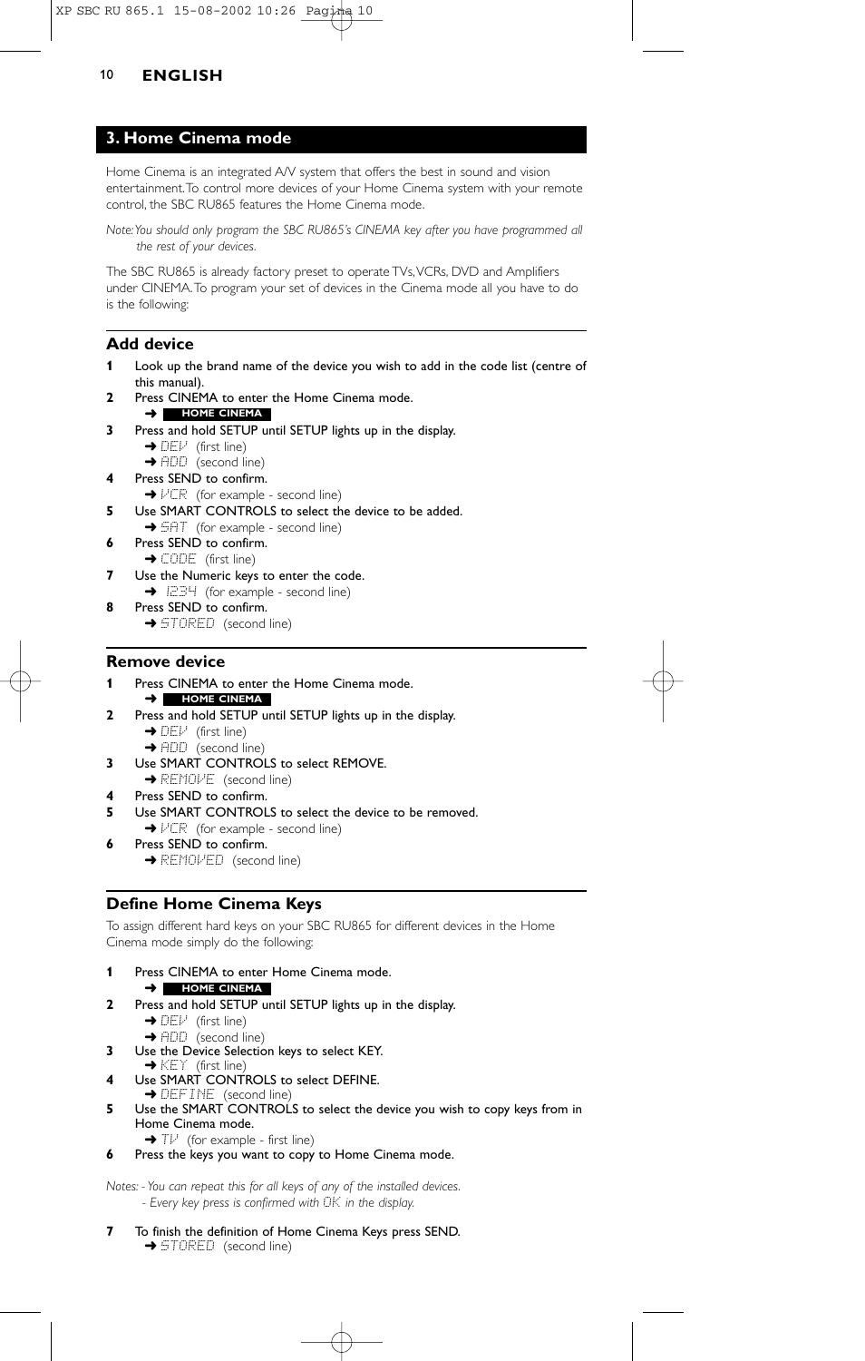## 3. Home Cinema mode

Home Cinema is an integrated A/V system that offers the best in sound and vision entertainment. To control more devices of your Home Cinema system with your remote control, the SBC RU865 features the Home Cinema mode.

*Note: You should only program the SBC RU865's CINEMA key after you have programmed all the rest of your devices.*

The SBC RU865 is already factory preset to operate TVs, VCRs, DVD and Amplifiers under CINEMA. To program your set of devices in the Cinema mode all you have to do is the following:

### Add device

1. Look up the brand name of the device you wish to add in the code list (centre of this manual).
2. Press CINEMA to enter the Home Cinema mode.
   ➜ **HOME CINEMA**
3. Press and hold SETUP until SETUP lights up in the display.
   ➜ DEV (first line)
   ➜ ADD (second line)
4. Press SEND to confirm.
   ➜ VCR (for example - second line)
5. Use SMART CONTROLS to select the device to be added.
   ➜ SAT (for example - second line)
6. Press SEND to confirm.
   ➜ CODE (first line)
7. Use the Numeric keys to enter the code.
   ➜ 1234 (for example - second line)
8. Press SEND to confirm.
   ➜ STORED (second line)

### Remove device

1. Press CINEMA to enter the Home Cinema mode.
   ➜ **HOME CINEMA**
2. Press and hold SETUP until SETUP lights up in the display.
   ➜ DEV (first line)
   ➜ ADD (second line)
3. Use SMART CONTROLS to select REMOVE.
   ➜ REMOVE (second line)
4. Press SEND to confirm.
5. Use SMART CONTROLS to select the device to be removed.
   ➜ VCR (for example - second line)
6. Press SEND to confirm.
   ➜ REMOVED (second line)

### Define Home Cinema Keys

To assign different hard keys on your SBC RU865 for different devices in the Home Cinema mode simply do the following:

1. Press CINEMA to enter Home Cinema mode.
   ➜ **HOME CINEMA**
2. Press and hold SETUP until SETUP lights up in the display.
   ➜ DEV (first line)
   ➜ ADD (second line)
3. Use the Device Selection keys to select KEY.
   ➜ KEY (first line)
4. Use SMART CONTROLS to select DEFINE.
   ➜ DEFINE (second line)
5. Use the SMART CONTROLS to select the device you wish to copy keys from in Home Cinema mode.
   ➜ TV (for example - first line)
6. Press the keys you want to copy to Home Cinema mode.

*Notes: - You can repeat this for all keys of any of the installed devices.*
*- Every key press is confirmed with OK in the display.*

7. To finish the definition of Home Cinema Keys press SEND.
   ➜ STORED (second line)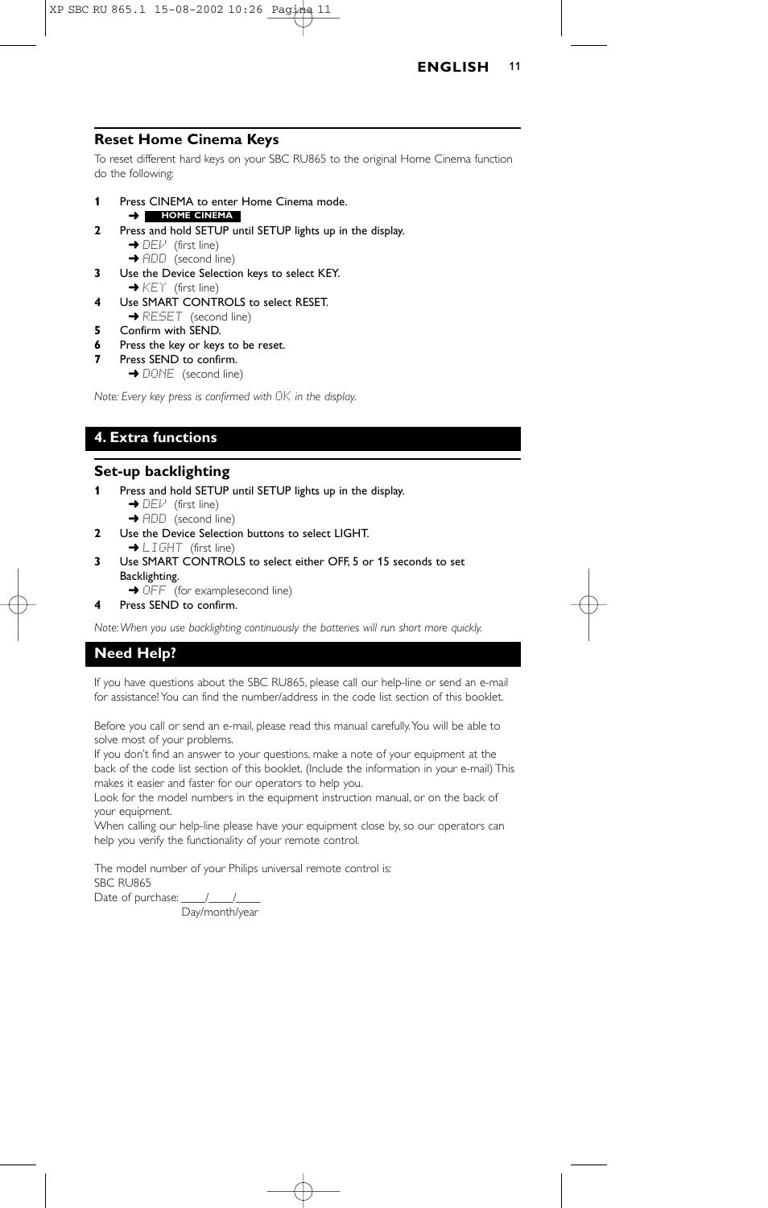## Reset Home Cinema Keys

To reset different hard keys on your SBC RU865 to the original Home Cinema function do the following:

**1** Press CINEMA to enter Home Cinema mode.
➜ **HOME CINEMA**

**2** Press and hold SETUP until SETUP lights up in the display.
➜ DEV (first line)
➜ ADD (second line)

**3** Use the Device Selection keys to select KEY.
➜ KEY (first line)

**4** Use SMART CONTROLS to select RESET.
➜ RESET (second line)

**5** Confirm with SEND.

**6** Press the key or keys to be reset.

**7** Press SEND to confirm.
➜ DONE (second line)

*Note: Every key press is confirmed with OK in the display.*

# 4. Extra functions

## Set-up backlighting

**1** Press and hold SETUP until SETUP lights up in the display.
➜ DEV (first line)
➜ ADD (second line)

**2** Use the Device Selection buttons to select LIGHT.
➜ LIGHT (first line)

**3** Use SMART CONTROLS to select either OFF, 5 or 15 seconds to set Backlighting.
➜ OFF (for examplesecond line)

**4** Press SEND to confirm.

*Note: When you use backlighting continuously the batteries will run short more quickly.*

# Need Help?

If you have questions about the SBC RU865, please call our help-line or send an e-mail for assistance! You can find the number/address in the code list section of this booklet.

Before you call or send an e-mail, please read this manual carefully. You will be able to solve most of your problems.
If you don't find an answer to your questions, make a note of your equipment at the back of the code list section of this booklet. (Include the information in your e-mail) This makes it easier and faster for our operators to help you.
Look for the model numbers in the equipment instruction manual, or on the back of your equipment.
When calling our help-line please have your equipment close by, so our operators can help you verify the functionality of your remote control.

The model number of your Philips universal remote control is:
SBC RU865
Date of purchase: ____/____/____
Day/month/year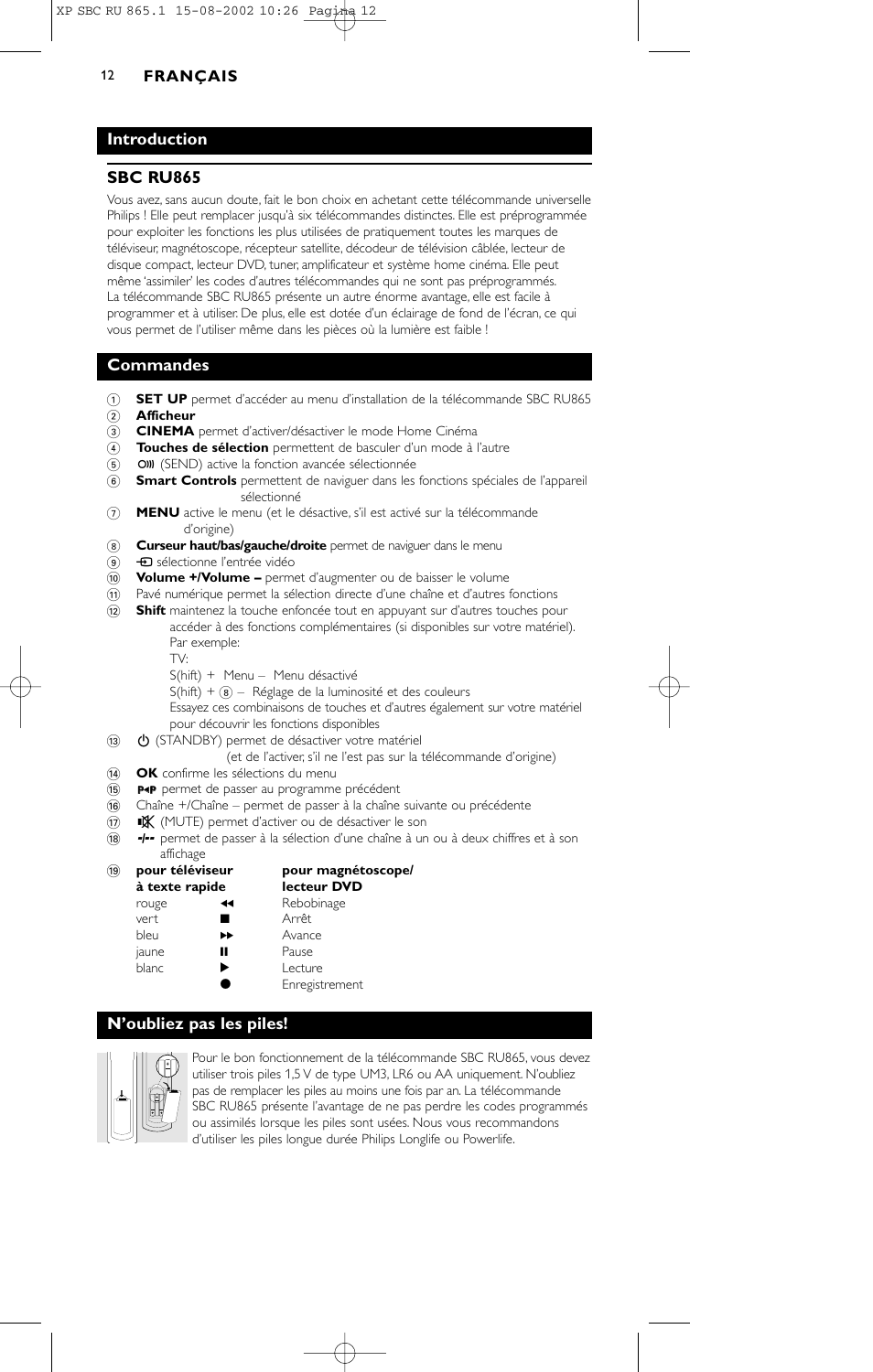## FRANÇAIS

## Introduction

### SBC RU865

Vous avez, sans aucun doute, fait le bon choix en achetant cette télécommande universelle Philips ! Elle peut remplacer jusqu'à six télécommandes distinctes. Elle est préprogrammée pour exploiter les fonctions les plus utilisées de pratiquement toutes les marques de téléviseur, magnétoscope, récepteur satellite, décodeur de télévision câblée, lecteur de disque compact, lecteur DVD, tuner, amplificateur et système home cinéma. Elle peut même 'assimiler' les codes d'autres télécommandes qui ne sont pas préprogrammés. La télécommande SBC RU865 présente un autre énorme avantage, elle est facile à programmer et à utiliser. De plus, elle est dotée d'un éclairage de fond de l'écran, ce qui vous permet de l'utiliser même dans les pièces où la lumière est faible !

## Commandes

1. **SET UP** permet d'accéder au menu d'installation de la télécommande SBC RU865
2. **Afficheur**
3. **CINEMA** permet d'activer/désactiver le mode Home Cinéma
4. **Touches de sélection** permettent de basculer d'un mode à l'autre
5. (SEND) active la fonction avancée sélectionnée
6. **Smart Controls** permettent de naviguer dans les fonctions spéciales de l'appareil sélectionné
7. **MENU** active le menu (et le désactive, s'il est activé sur la télécommande d'origine)
8. **Curseur haut/bas/gauche/droite** permet de naviguer dans le menu
9. sélectionne l'entrée vidéo
10. **Volume +/Volume –** permet d'augmenter ou de baisser le volume
11. Pavé numérique permet la sélection directe d'une chaîne et d'autres fonctions
12. **Shift** maintenez la touche enfoncée tout en appuyant sur d'autres touches pour accéder à des fonctions complémentaires (si disponibles sur votre matériel). Par exemple:
    TV:
    S(hift) + Menu – Menu désactivé
    S(hift) + ⑧ – Réglage de la luminosité et des couleurs
    Essayez ces combinaisons de touches et d'autres également sur votre matériel pour découvrir les fonctions disponibles
13. (STANDBY) permet de désactiver votre matériel (et de l'activer, s'il ne l'est pas sur la télécommande d'origine)
14. **OK** confirme les sélections du menu
15. permet de passer au programme précédent
16. Chaîne +/Chaîne – permet de passer à la chaîne suivante ou précédente
17. (MUTE) permet d'activer ou de désactiver le son
18. -/-- permet de passer à la sélection d'une chaîne à un ou à deux chiffres et à son affichage
19.

| pour téléviseur à texte rapide | | pour magnétoscope/ lecteur DVD |
|---|---|---|
| rouge | ◀◀ | Rebobinage |
| vert | ■ | Arrêt |
| bleu | ▶▶ | Avance |
| jaune | ❚❚ | Pause |
| blanc | ▶ | Lecture |
| | ● | Enregistrement |

## N'oubliez pas les piles!

Pour le bon fonctionnement de la télécommande SBC RU865, vous devez utiliser trois piles 1,5 V de type UM3, LR6 ou AA uniquement. N'oubliez pas de remplacer les piles au moins une fois par an. La télécommande SBC RU865 présente l'avantage de ne pas perdre les codes programmés ou assimilés lorsque les piles sont usées. Nous vous recommandons d'utiliser les piles longue durée Philips Longlife ou Powerlife.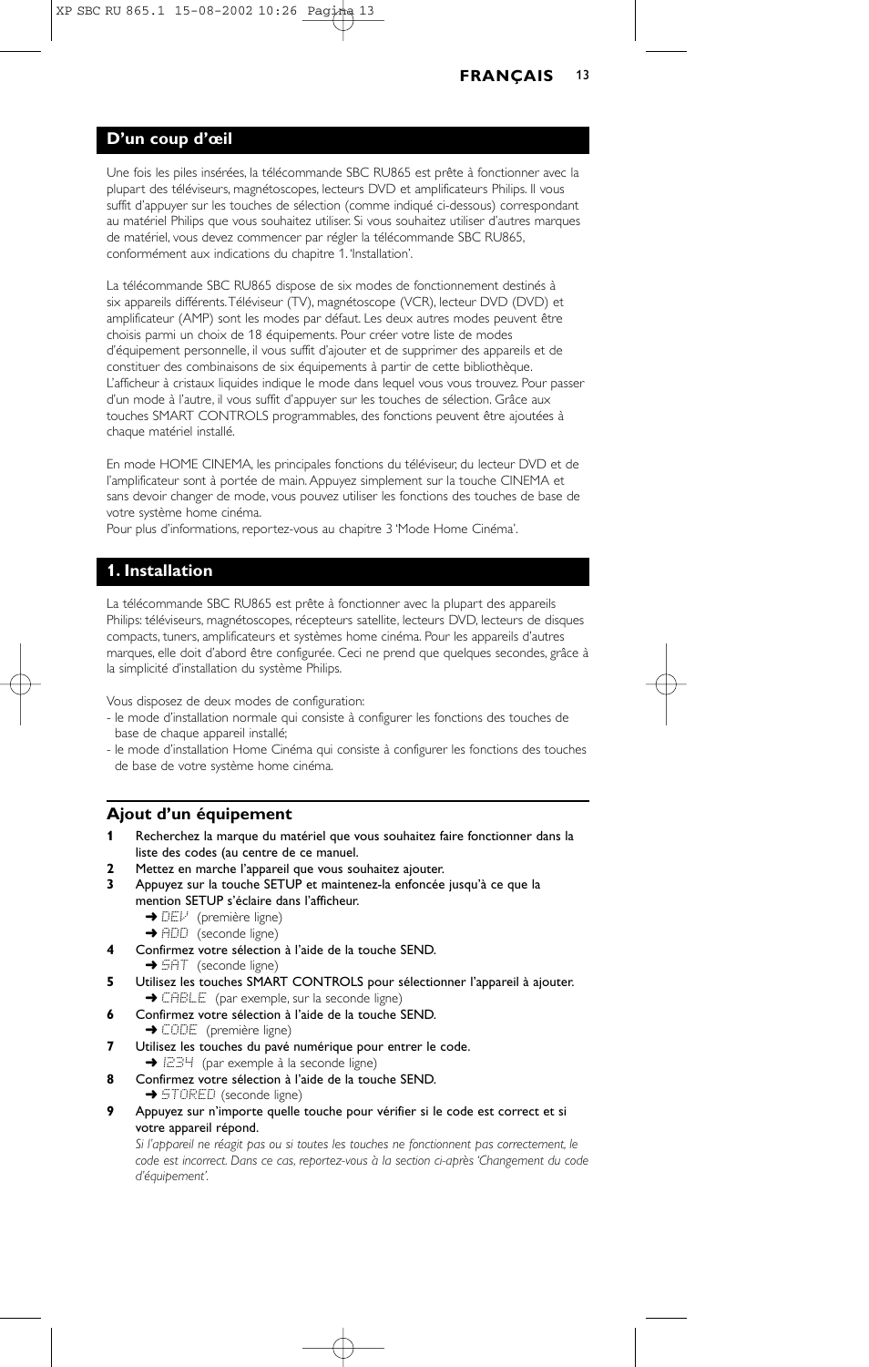## D'un coup d'œil

Une fois les piles insérées, la télécommande SBC RU865 est prête à fonctionner avec la plupart des téléviseurs, magnétoscopes, lecteurs DVD et amplificateurs Philips. Il vous suffit d'appuyer sur les touches de sélection (comme indiqué ci-dessous) correspondant au matériel Philips que vous souhaitez utiliser. Si vous souhaitez utiliser d'autres marques de matériel, vous devez commencer par régler la télécommande SBC RU865, conformément aux indications du chapitre 1. 'Installation'.

La télécommande SBC RU865 dispose de six modes de fonctionnement destinés à six appareils différents. Téléviseur (TV), magnétoscope (VCR), lecteur DVD (DVD) et amplificateur (AMP) sont les modes par défaut. Les deux autres modes peuvent être choisis parmi un choix de 18 équipements. Pour créer votre liste de modes d'équipement personnelle, il vous suffit d'ajouter et de supprimer des appareils et de constituer des combinaisons de six équipements à partir de cette bibliothèque. L'afficheur à cristaux liquides indique le mode dans lequel vous vous trouvez. Pour passer d'un mode à l'autre, il vous suffit d'appuyer sur les touches de sélection. Grâce aux touches SMART CONTROLS programmables, des fonctions peuvent être ajoutées à chaque matériel installé.

En mode HOME CINEMA, les principales fonctions du téléviseur, du lecteur DVD et de l'amplificateur sont à portée de main. Appuyez simplement sur la touche CINEMA et sans devoir changer de mode, vous pouvez utiliser les fonctions des touches de base de votre système home cinéma.
Pour plus d'informations, reportez-vous au chapitre 3 'Mode Home Cinéma'.

## 1. Installation

La télécommande SBC RU865 est prête à fonctionner avec la plupart des appareils Philips: téléviseurs, magnétoscopes, récepteurs satellite, lecteurs DVD, lecteurs de disques compacts, tuners, amplificateurs et systèmes home cinéma. Pour les appareils d'autres marques, elle doit d'abord être configurée. Ceci ne prend que quelques secondes, grâce à la simplicité d'installation du système Philips.

Vous disposez de deux modes de configuration:
- le mode d'installation normale qui consiste à configurer les fonctions des touches de base de chaque appareil installé;
- le mode d'installation Home Cinéma qui consiste à configurer les fonctions des touches de base de votre système home cinéma.

### Ajout d'un équipement

**1** Recherchez la marque du matériel que vous souhaitez faire fonctionner dans la liste des codes (au centre de ce manuel).

**2** Mettez en marche l'appareil que vous souhaitez ajouter.

**3** Appuyez sur la touche SETUP et maintenez-la enfoncée jusqu'à ce que la mention SETUP s'éclaire dans l'afficheur.
➜ DEV (première ligne)
➜ ADD (seconde ligne)

**4** Confirmez votre sélection à l'aide de la touche SEND.
➜ SAT (seconde ligne)

**5** Utilisez les touches SMART CONTROLS pour sélectionner l'appareil à ajouter.
➜ CABLE (par exemple, sur la seconde ligne)

**6** Confirmez votre sélection à l'aide de la touche SEND.
➜ CODE (première ligne)

**7** Utilisez les touches du pavé numérique pour entrer le code.
➜ 1234 (par exemple à la seconde ligne)

**8** Confirmez votre sélection à l'aide de la touche SEND.
➜ STORED (seconde ligne)

**9** Appuyez sur n'importe quelle touche pour vérifier si le code est correct et si votre appareil répond.
*Si l'appareil ne réagit pas ou si toutes les touches ne fonctionnent pas correctement, le code est incorrect. Dans ce cas, reportez-vous à la section ci-après 'Changement du code d'équipement'.*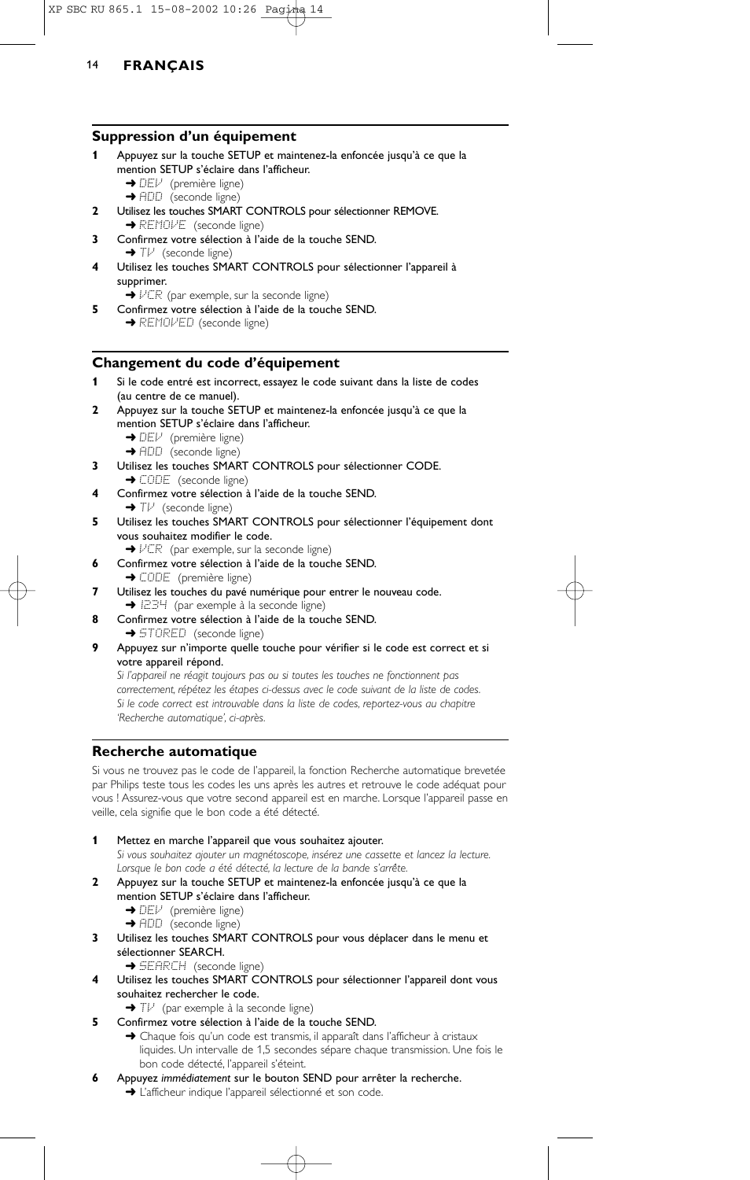## Suppression d'un équipement

**1** Appuyez sur la touche SETUP et maintenez-la enfoncée jusqu'à ce que la mention SETUP s'éclaire dans l'afficheur.
➜ DEV (première ligne)
➜ ADD (seconde ligne)

**2** Utilisez les touches SMART CONTROLS pour sélectionner REMOVE.
➜ REMOVE (seconde ligne)

**3** Confirmez votre sélection à l'aide de la touche SEND.
➜ TV (seconde ligne)

**4** Utilisez les touches SMART CONTROLS pour sélectionner l'appareil à supprimer.
➜ VCR (par exemple, sur la seconde ligne)

**5** Confirmez votre sélection à l'aide de la touche SEND.
➜ REMOVED (seconde ligne)

## Changement du code d'équipement

**1** Si le code entré est incorrect, essayez le code suivant dans la liste de codes (au centre de ce manuel).

**2** Appuyez sur la touche SETUP et maintenez-la enfoncée jusqu'à ce que la mention SETUP s'éclaire dans l'afficheur.
➜ DEV (première ligne)
➜ ADD (seconde ligne)

**3** Utilisez les touches SMART CONTROLS pour sélectionner CODE.
➜ CODE (seconde ligne)

**4** Confirmez votre sélection à l'aide de la touche SEND.
➜ TV (seconde ligne)

**5** Utilisez les touches SMART CONTROLS pour sélectionner l'équipement dont vous souhaitez modifier le code.
➜ VCR (par exemple, sur la seconde ligne)

**6** Confirmez votre sélection à l'aide de la touche SEND.
➜ CODE (première ligne)

**7** Utilisez les touches du pavé numérique pour entrer le nouveau code.
➜ 1234 (par exemple à la seconde ligne)

**8** Confirmez votre sélection à l'aide de la touche SEND.
➜ STORED (seconde ligne)

**9** Appuyez sur n'importe quelle touche pour vérifier si le code est correct et si votre appareil répond.
*Si l'appareil ne réagit toujours pas ou si toutes les touches ne fonctionnent pas correctement, répétez les étapes ci-dessus avec le code suivant de la liste de codes. Si le code correct est introuvable dans la liste de codes, reportez-vous au chapitre 'Recherche automatique', ci-après.*

## Recherche automatique

Si vous ne trouvez pas le code de l'appareil, la fonction Recherche automatique brevetée par Philips teste tous les codes les uns après les autres et retrouve le code adéquat pour vous ! Assurez-vous que votre second appareil est en marche. Lorsque l'appareil passe en veille, cela signifie que le bon code a été détecté.

**1** Mettez en marche l'appareil que vous souhaitez ajouter.
*Si vous souhaitez ajouter un magnétoscope, insérez une cassette et lancez la lecture. Lorsque le bon code a été détecté, la lecture de la bande s'arrête.*

**2** Appuyez sur la touche SETUP et maintenez-la enfoncée jusqu'à ce que la mention SETUP s'éclaire dans l'afficheur.
➜ DEV (première ligne)
➜ ADD (seconde ligne)

**3** Utilisez les touches SMART CONTROLS pour vous déplacer dans le menu et sélectionner SEARCH.
➜ SEARCH (seconde ligne)

**4** Utilisez les touches SMART CONTROLS pour sélectionner l'appareil dont vous souhaitez rechercher le code.
➜ TV (par exemple à la seconde ligne)

**5** Confirmez votre sélection à l'aide de la touche SEND.
➜ Chaque fois qu'un code est transmis, il apparaît dans l'afficheur à cristaux liquides. Un intervalle de 1,5 secondes sépare chaque transmission. Une fois le bon code détecté, l'appareil s'éteint.

**6** Appuyez *immédiatement* sur le bouton SEND pour arrêter la recherche.
➜ L'afficheur indique l'appareil sélectionné et son code.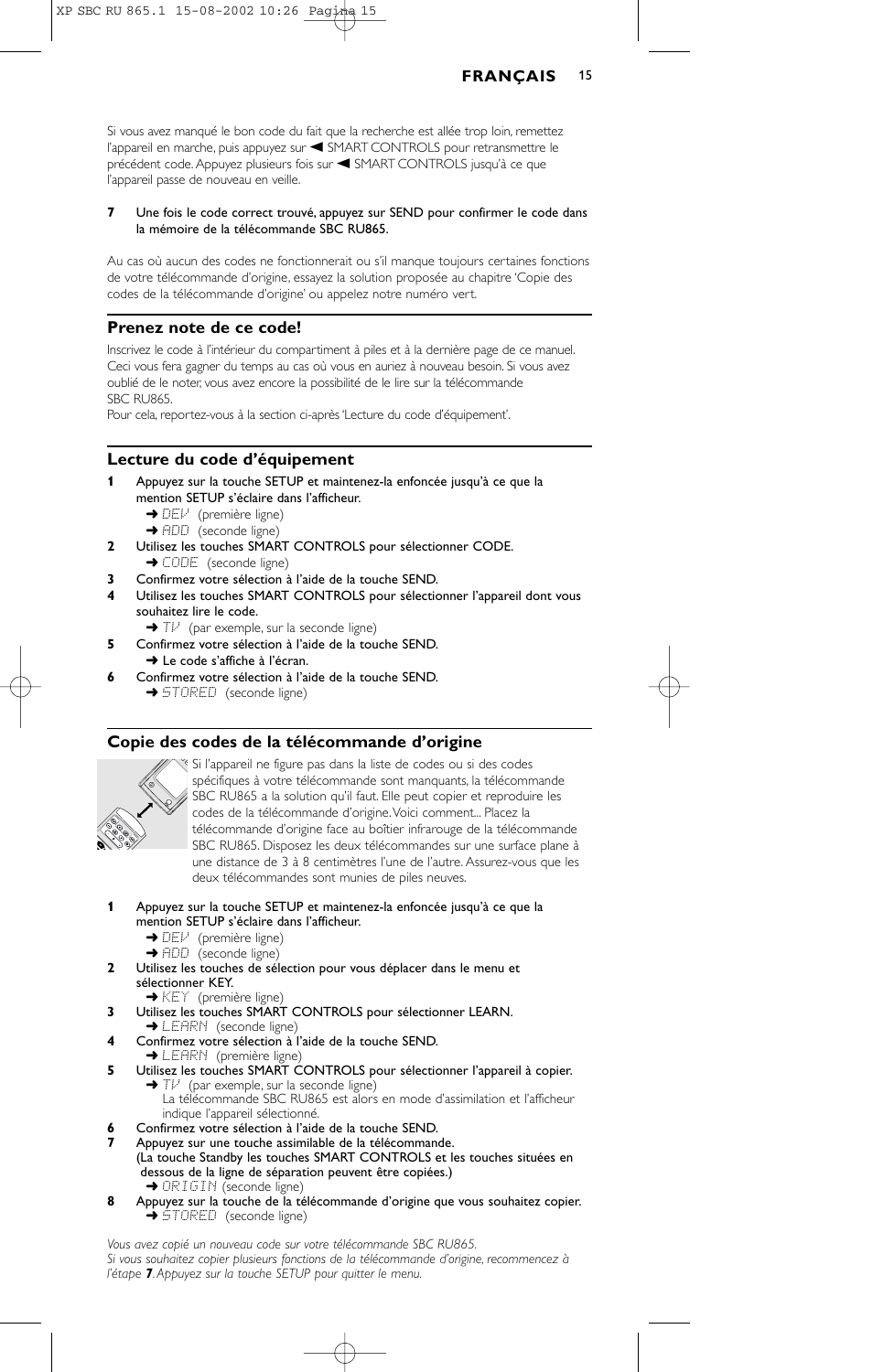Si vous avez manqué le bon code du fait que la recherche est allée trop loin, remettez l'appareil en marche, puis appuyez sur ◄ SMART CONTROLS pour retransmettre le précédent code. Appuyez plusieurs fois sur ◄ SMART CONTROLS jusqu'à ce que l'appareil passe de nouveau en veille.

**7** Une fois le code correct trouvé, appuyez sur SEND pour confirmer le code dans la mémoire de la télécommande SBC RU865.

Au cas où aucun des codes ne fonctionnerait ou s'il manque toujours certaines fonctions de votre télécommande d'origine, essayez la solution proposée au chapitre 'Copie des codes de la télécommande d'origine' ou appelez notre numéro vert.

### Prenez note de ce code!

Inscrivez le code à l'intérieur du compartiment à piles et à la dernière page de ce manuel. Ceci vous fera gagner du temps au cas où vous en auriez à nouveau besoin. Si vous avez oublié de le noter, vous avez encore la possibilité de le lire sur la télécommande SBC RU865.
Pour cela, reportez-vous à la section ci-après 'Lecture du code d'équipement'.

### Lecture du code d'équipement

**1** Appuyez sur la touche SETUP et maintenez-la enfoncée jusqu'à ce que la mention SETUP s'éclaire dans l'afficheur.
➜ DEV (première ligne)
➜ ADD (seconde ligne)

**2** Utilisez les touches SMART CONTROLS pour sélectionner CODE.
➜ CODE (seconde ligne)

**3** Confirmez votre sélection à l'aide de la touche SEND.

**4** Utilisez les touches SMART CONTROLS pour sélectionner l'appareil dont vous souhaitez lire le code.
➜ TV (par exemple, sur la seconde ligne)

**5** Confirmez votre sélection à l'aide de la touche SEND.
➜ Le code s'affiche à l'écran.

**6** Confirmez votre sélection à l'aide de la touche SEND.
➜ STORED (seconde ligne)

### Copie des codes de la télécommande d'origine

Si l'appareil ne figure pas dans la liste de codes ou si des codes spécifiques à votre télécommande sont manquants, la télécommande SBC RU865 a la solution qu'il faut. Elle peut copier et reproduire les codes de la télécommande d'origine. Voici comment... Placez la télécommande d'origine face au boîtier infrarouge de la télécommande SBC RU865. Disposez les deux télécommandes sur une surface plane à une distance de 3 à 8 centimètres l'une de l'autre. Assurez-vous que les deux télécommandes sont munies de piles neuves.

**1** Appuyez sur la touche SETUP et maintenez-la enfoncée jusqu'à ce que la mention SETUP s'éclaire dans l'afficheur.
➜ DEV (première ligne)
➜ ADD (seconde ligne)

**2** Utilisez les touches de sélection pour vous déplacer dans le menu et sélectionner KEY.
➜ KEY (première ligne)

**3** Utilisez les touches SMART CONTROLS pour sélectionner LEARN.
➜ LEARN (seconde ligne)

**4** Confirmez votre sélection à l'aide de la touche SEND.
➜ LEARN (première ligne)

**5** Utilisez les touches SMART CONTROLS pour sélectionner l'appareil à copier.
➜ TV (par exemple, sur la seconde ligne)
La télécommande SBC RU865 est alors en mode d'assimilation et l'afficheur indique l'appareil sélectionné.

**6** Confirmez votre sélection à l'aide de la touche SEND.

**7** Appuyez sur une touche assimilable de la télécommande.
(La touche Standby les touches SMART CONTROLS et les touches situées en dessous de la ligne de séparation peuvent être copiées.)
➜ ORIGIN (seconde ligne)

**8** Appuyez sur la touche de la télécommande d'origine que vous souhaitez copier.
➜ STORED (seconde ligne)

*Vous avez copié un nouveau code sur votre télécommande SBC RU865.*
*Si vous souhaitez copier plusieurs fonctions de la télécommande d'origine, recommencez à l'étape* ***7****. Appuyez sur la touche SETUP pour quitter le menu.*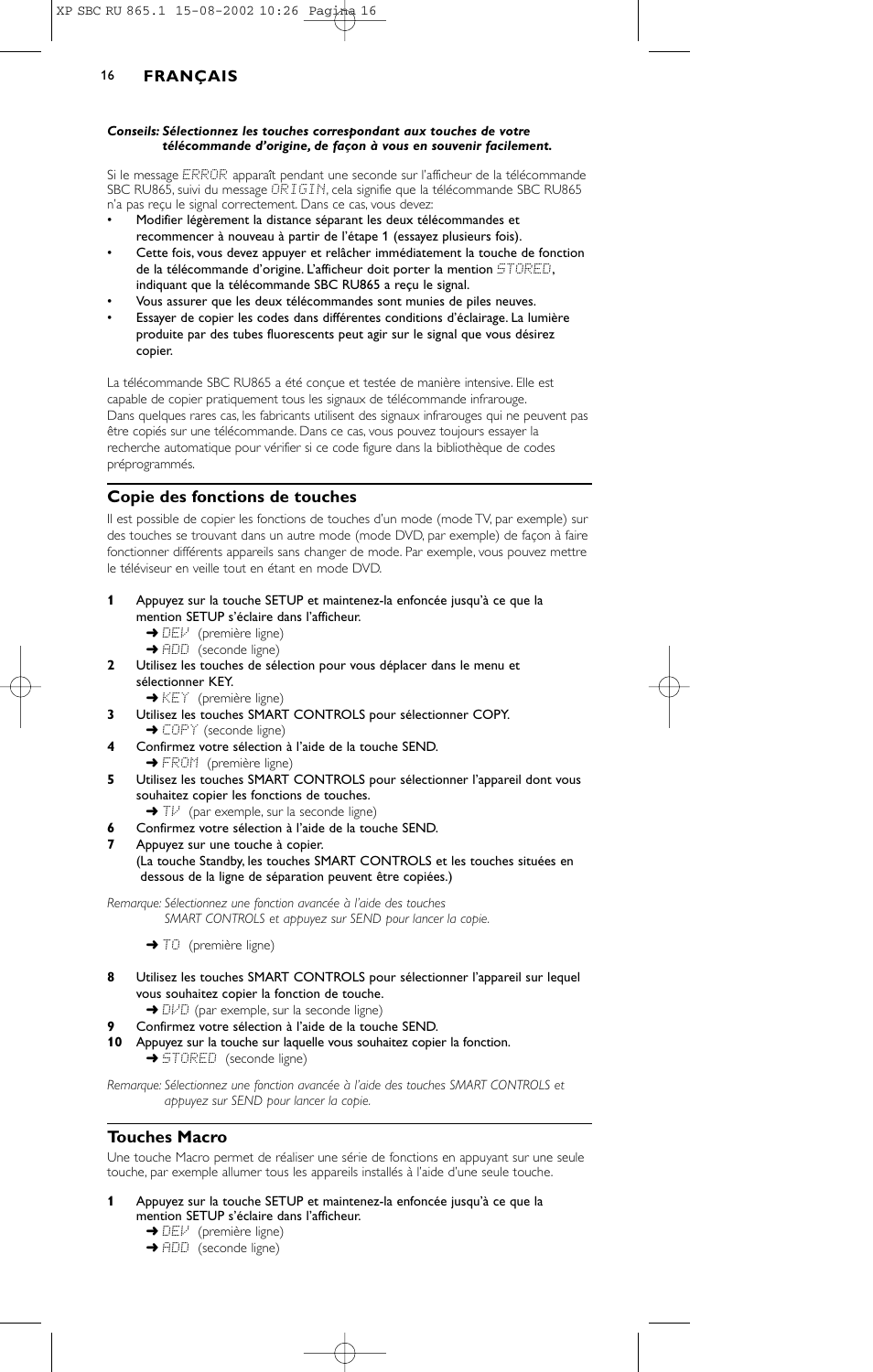***Conseils:*** ***Sélectionnez les touches correspondant aux touches de votre télécommande d'origine, de façon à vous en souvenir facilement.***

Si le message ERROR apparaît pendant une seconde sur l'afficheur de la télécommande SBC RU865, suivi du message ORIGIN, cela signifie que la télécommande SBC RU865 n'a pas reçu le signal correctement. Dans ce cas, vous devez:

- Modifier légèrement la distance séparant les deux télécommandes et recommencer à nouveau à partir de l'étape 1 (essayez plusieurs fois).
- Cette fois, vous devez appuyer et relâcher immédiatement la touche de fonction de la télécommande d'origine. L'afficheur doit porter la mention STORED, indiquant que la télécommande SBC RU865 a reçu le signal.
- Vous assurer que les deux télécommandes sont munies de piles neuves.
- Essayer de copier les codes dans différentes conditions d'éclairage. La lumière produite par des tubes fluorescents peut agir sur le signal que vous désirez copier.

La télécommande SBC RU865 a été conçue et testée de manière intensive. Elle est capable de copier pratiquement tous les signaux de télécommande infrarouge. Dans quelques rares cas, les fabricants utilisent des signaux infrarouges qui ne peuvent pas être copiés sur une télécommande. Dans ce cas, vous pouvez toujours essayer la recherche automatique pour vérifier si ce code figure dans la bibliothèque de codes préprogrammés.

## Copie des fonctions de touches

Il est possible de copier les fonctions de touches d'un mode (mode TV, par exemple) sur des touches se trouvant dans un autre mode (mode DVD, par exemple) de façon à faire fonctionner différents appareils sans changer de mode. Par exemple, vous pouvez mettre le téléviseur en veille tout en étant en mode DVD.

**1** Appuyez sur la touche SETUP et maintenez-la enfoncée jusqu'à ce que la mention SETUP s'éclaire dans l'afficheur.
➜ DEV (première ligne)
➜ ADD (seconde ligne)

**2** Utilisez les touches de sélection pour vous déplacer dans le menu et sélectionner KEY.
➜ KEY (première ligne)

**3** Utilisez les touches SMART CONTROLS pour sélectionner COPY.
➜ COPY (seconde ligne)

**4** Confirmez votre sélection à l'aide de la touche SEND.
➜ FROM (première ligne)

**5** Utilisez les touches SMART CONTROLS pour sélectionner l'appareil dont vous souhaitez copier les fonctions de touches.
➜ TV (par exemple, sur la seconde ligne)

**6** Confirmez votre sélection à l'aide de la touche SEND.

**7** Appuyez sur une touche à copier.
(La touche Standby, les touches SMART CONTROLS et les touches situées en dessous de la ligne de séparation peuvent être copiées.)

*Remarque: Sélectionnez une fonction avancée à l'aide des touches SMART CONTROLS et appuyez sur SEND pour lancer la copie.*

➜ TO (première ligne)

**8** Utilisez les touches SMART CONTROLS pour sélectionner l'appareil sur lequel vous souhaitez copier la fonction de touche.
➜ DVD (par exemple, sur la seconde ligne)

**9** Confirmez votre sélection à l'aide de la touche SEND.

**10** Appuyez sur la touche sur laquelle vous souhaitez copier la fonction.
➜ STORED (seconde ligne)

*Remarque: Sélectionnez une fonction avancée à l'aide des touches SMART CONTROLS et appuyez sur SEND pour lancer la copie.*

## Touches Macro

Une touche Macro permet de réaliser une série de fonctions en appuyant sur une seule touche, par exemple allumer tous les appareils installés à l'aide d'une seule touche.

**1** Appuyez sur la touche SETUP et maintenez-la enfoncée jusqu'à ce que la mention SETUP s'éclaire dans l'afficheur.
➜ DEV (première ligne)
➜ ADD (seconde ligne)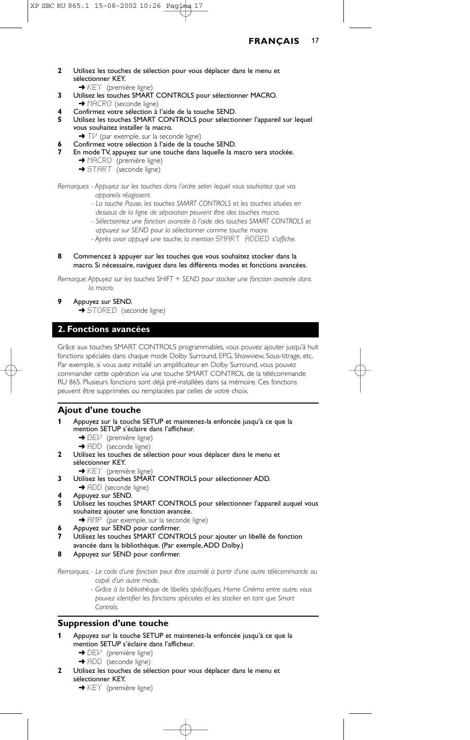2 Utilisez les touches de sélection pour vous déplacer dans le menu et sélectionner KEY.
   ➜ KEY (première ligne)

3 Utilisez les touches SMART CONTROLS pour sélectionner MACRO.
   ➜ MACRO (seconde ligne)

4 Confirmez votre sélection à l'aide de la touche SEND.

5 Utilisez les touches SMART CONTROLS pour sélectionner l'appareil sur lequel vous souhaitez installer la macro.
   ➜ TV (par exemple, sur la seconde ligne)

6 Confirmez votre sélection à l'aide de la touche SEND.

7 En mode TV, appuyez sur une touche dans laquelle la macro sera stockée.
   ➜ MACRO (première ligne)
   ➜ START (seconde ligne)

*Remarques: - Appuyez sur les touches dans l'ordre selon lequel vous souhaitez que vos appareils réagissent.*
*- La touche Pause, les touches SMART CONTROLS et les touches situées en dessous de la ligne de séparation peuvent être des touches macro.*
*- Sélectionnez une fonction avancée à l'aide des touches SMART CONTROLS et appuyez sur SEND pour la sélectionner comme touche macro.*
*- Après avoir appuyé une touche, la mention SMART ADDED s'affiche.*

8 Commencez à appuyer sur les touches que vous souhaitez stocker dans la macro. Si nécessaire, naviguez dans les différents modes et fonctions avancées.

*Remarque: Appuyez sur les touches SHIFT + SEND pour stocker une fonction avancée dans la macro.*

9 Appuyez sur SEND.
   ➜ STORED (seconde ligne)

## 2. Fonctions avancées

Grâce aux touches SMART CONTROLS programmables, vous pouvez ajouter jusqu'à huit fonctions spéciales dans chaque mode Dolby Surround, EPG, Showview, Sous-titrage, etc. Par exemple, si vous avez installé un amplificateur en Dolby Surround, vous pouvez commander cette opération via une touche SMART CONTROL de la télécommande RU 865. Plusieurs fonctions sont déjà pré-installées dans sa mémoire. Ces fonctions peuvent être supprimées ou remplacées par celles de votre choix.

### Ajout d'une touche

1 Appuyez sur la touche SETUP et maintenez-la enfoncée jusqu'à ce que la mention SETUP s'éclaire dans l'afficheur.
   ➜ DEV (première ligne)
   ➜ ADD (seconde ligne)

2 Utilisez les touches de sélection pour vous déplacer dans le menu et sélectionner KEY.
   ➜ KEY (première ligne)

3 Utilisez les touches SMART CONTROLS pour sélectionner ADD.
   ➜ ADD (seconde ligne)

4 Appuyez sur SEND.

5 Utilisez les touches SMART CONTROLS pour sélectionner l'appareil auquel vous souhaitez ajouter une fonction avancée.
   ➜ AMP (par exemple, sur la seconde ligne)

6 Appuyez sur SEND pour confirmer.

7 Utilisez les touches SMART CONTROLS pour ajouter un libellé de fonction avancée dans la bibliothèque. (Par exemple, ADD Dolby.)

8 Appuyez sur SEND pour confirmer.

*Remarques: - Le code d'une fonction peut être assimilé à partir d'une autre télécommande ou copié d'un autre mode.*
*- Grâce à la bibliothèque de libellés spécifiques, Home Cinéma entre autre, vous pouvez identifier les fonctions spéciales et les stocker en tant que Smart Controls.*

### Suppression d'une touche

1 Appuyez sur la touche SETUP et maintenez-la enfoncée jusqu'à ce que la mention SETUP s'éclaire dans l'afficheur.
   ➜ DEV (première ligne)
   ➜ ADD (seconde ligne)

2 Utilisez les touches de sélection pour vous déplacer dans le menu et sélectionner KEY.
   ➜ KEY (première ligne)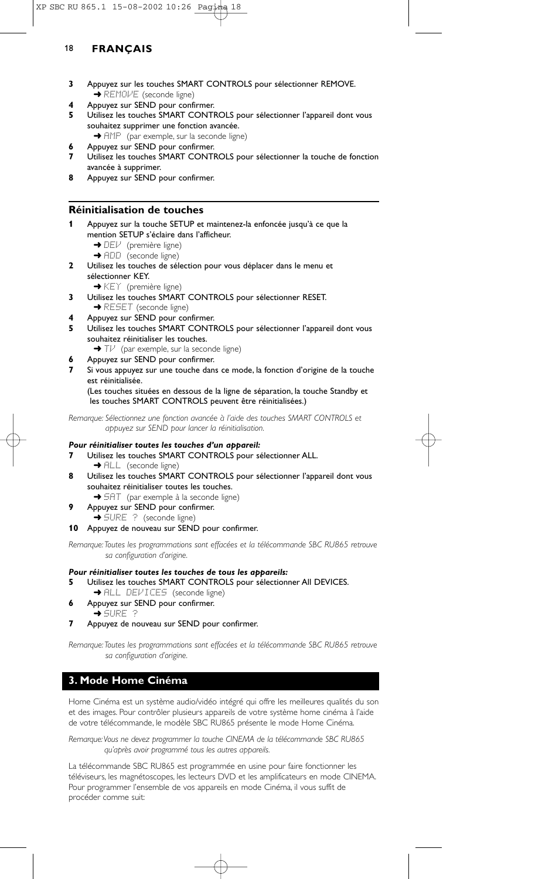**3** Appuyez sur les touches SMART CONTROLS pour sélectionner REMOVE.
➜ REMOVE (seconde ligne)

**4** Appuyez sur SEND pour confirmer.

**5** Utilisez les touches SMART CONTROLS pour sélectionner l'appareil dont vous souhaitez supprimer une fonction avancée.
➜ AMP (par exemple, sur la seconde ligne)

**6** Appuyez sur SEND pour confirmer.

**7** Utilisez les touches SMART CONTROLS pour sélectionner la touche de fonction avancée à supprimer.

**8** Appuyez sur SEND pour confirmer.

## Réinitialisation de touches

**1** Appuyez sur la touche SETUP et maintenez-la enfoncée jusqu'à ce que la mention SETUP s'éclaire dans l'afficheur.
➜ DEV (première ligne)
➜ ADD (seconde ligne)

**2** Utilisez les touches de sélection pour vous déplacer dans le menu et sélectionner KEY.
➜ KEY (première ligne)

**3** Utilisez les touches SMART CONTROLS pour sélectionner RESET.
➜ RESET (seconde ligne)

**4** Appuyez sur SEND pour confirmer.

**5** Utilisez les touches SMART CONTROLS pour sélectionner l'appareil dont vous souhaitez réinitialiser les touches.
➜ TV (par exemple, sur la seconde ligne)

**6** Appuyez sur SEND pour confirmer.

**7** Si vous appuyez sur une touche dans ce mode, la fonction d'origine de la touche est réinitialisée.
(Les touches situées en dessous de la ligne de séparation, la touche Standby et les touches SMART CONTROLS peuvent être réinitialisées.)

*Remarque: Sélectionnez une fonction avancée à l'aide des touches SMART CONTROLS et appuyez sur SEND pour lancer la réinitialisation.*

***Pour réinitialiser toutes les touches d'un appareil:***

**7** Utilisez les touches SMART CONTROLS pour sélectionner ALL.
➜ ALL (seconde ligne)

**8** Utilisez les touches SMART CONTROLS pour sélectionner l'appareil dont vous souhaitez réinitialiser toutes les touches.
➜ SAT (par exemple à la seconde ligne)

**9** Appuyez sur SEND pour confirmer.
➜ SURE ? (seconde ligne)

**10** Appuyez de nouveau sur SEND pour confirmer.

*Remarque: Toutes les programmations sont effacées et la télécommande SBC RU865 retrouve sa configuration d'origine.*

***Pour réinitialiser toutes les touches de tous les appareils:***

**5** Utilisez les touches SMART CONTROLS pour sélectionner All DEVICES.
➜ ALL DEVICES (seconde ligne)

**6** Appuyez sur SEND pour confirmer.
➜ SURE ?

**7** Appuyez de nouveau sur SEND pour confirmer.

*Remarque: Toutes les programmations sont effacées et la télécommande SBC RU865 retrouve sa configuration d'origine.*

## 3. Mode Home Cinéma

Home Cinéma est un système audio/vidéo intégré qui offre les meilleures qualités du son et des images. Pour contrôler plusieurs appareils de votre système home cinéma à l'aide de votre télécommande, le modèle SBC RU865 présente le mode Home Cinéma.

*Remarque: Vous ne devez programmer la touche CINEMA de la télécommande SBC RU865 qu'après avoir programmé tous les autres appareils.*

La télécommande SBC RU865 est programmée en usine pour faire fonctionner les téléviseurs, les magnétoscopes, les lecteurs DVD et les amplificateurs en mode CINEMA. Pour programmer l'ensemble de vos appareils en mode Cinéma, il vous suffit de procéder comme suit: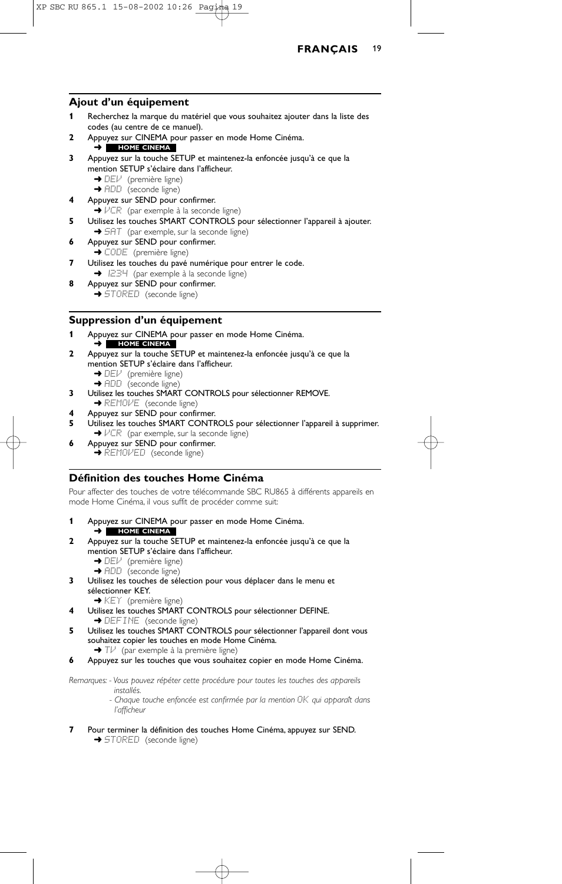## Ajout d'un équipement

**1** Recherchez la marque du matériel que vous souhaitez ajouter dans la liste des codes (au centre de ce manuel).

**2** Appuyez sur CINEMA pour passer en mode Home Cinéma.
➜ **HOME CINEMA**

**3** Appuyez sur la touche SETUP et maintenez-la enfoncée jusqu'à ce que la mention SETUP s'éclaire dans l'afficheur.
➜ DEV (première ligne)
➜ ADD (seconde ligne)

**4** Appuyez sur SEND pour confirmer.
➜ VCR (par exemple à la seconde ligne)

**5** Utilisez les touches SMART CONTROLS pour sélectionner l'appareil à ajouter.
➜ SAT (par exemple, sur la seconde ligne)

**6** Appuyez sur SEND pour confirmer.
➜ CODE (première ligne)

**7** Utilisez les touches du pavé numérique pour entrer le code.
➜ 1234 (par exemple à la seconde ligne)

**8** Appuyez sur SEND pour confirmer.
➜ STORED (seconde ligne)

## Suppression d'un équipement

**1** Appuyez sur CINEMA pour passer en mode Home Cinéma.
➜ **HOME CINEMA**

**2** Appuyez sur la touche SETUP et maintenez-la enfoncée jusqu'à ce que la mention SETUP s'éclaire dans l'afficheur.
➜ DEV (première ligne)
➜ ADD (seconde ligne)

**3** Utilisez les touches SMART CONTROLS pour sélectionner REMOVE.
➜ REMOVE (seconde ligne)

**4** Appuyez sur SEND pour confirmer.

**5** Utilisez les touches SMART CONTROLS pour sélectionner l'appareil à supprimer.
➜ VCR (par exemple, sur la seconde ligne)

**6** Appuyez sur SEND pour confirmer.
➜ REMOVED (seconde ligne)

## Définition des touches Home Cinéma

Pour affecter des touches de votre télécommande SBC RU865 à différents appareils en mode Home Cinéma, il vous suffit de procéder comme suit:

**1** Appuyez sur CINEMA pour passer en mode Home Cinéma.
➜ **HOME CINEMA**

**2** Appuyez sur la touche SETUP et maintenez-la enfoncée jusqu'à ce que la mention SETUP s'éclaire dans l'afficheur.
➜ DEV (première ligne)
➜ ADD (seconde ligne)

**3** Utilisez les touches de sélection pour vous déplacer dans le menu et sélectionner KEY.
➜ KEY (première ligne)

**4** Utilisez les touches SMART CONTROLS pour sélectionner DEFINE.
➜ DEFINE (seconde ligne)

**5** Utilisez les touches SMART CONTROLS pour sélectionner l'appareil dont vous souhaitez copier les touches en mode Home Cinéma.
➜ TV (par exemple à la première ligne)

**6** Appuyez sur les touches que vous souhaitez copier en mode Home Cinéma.

*Remarques: - Vous pouvez répéter cette procédure pour toutes les touches des appareils installés.*
*- Chaque touche enfoncée est confirmée par la mention OK qui apparaît dans l'afficheur*

**7** Pour terminer la définition des touches Home Cinéma, appuyez sur SEND.
➜ STORED (seconde ligne)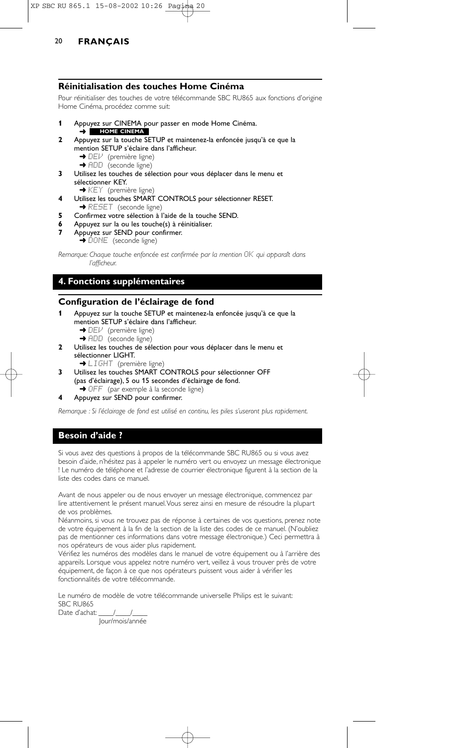### Réinitialisation des touches Home Cinéma

Pour réinitialiser des touches de votre télécommande SBC RU865 aux fonctions d'origine Home Cinéma, procédez comme suit:

1. Appuyez sur CINEMA pour passer en mode Home Cinéma.
   ➜ HOME CINEMA
2. Appuyez sur la touche SETUP et maintenez-la enfoncée jusqu'à ce que la mention SETUP s'éclaire dans l'afficheur.
   ➜ DEV (première ligne)
   ➜ ADD (seconde ligne)
3. Utilisez les touches de sélection pour vous déplacer dans le menu et sélectionner KEY.
   ➜ KEY (première ligne)
4. Utilisez les touches SMART CONTROLS pour sélectionner RESET.
   ➜ RESET (seconde ligne)
5. Confirmez votre sélection à l'aide de la touche SEND.
6. Appuyez sur la ou les touche(s) à réinitialiser.
7. Appuyez sur SEND pour confirmer.
   ➜ DONE (seconde ligne)

*Remarque: Chaque touche enfoncée est confirmée par la mention OK qui apparaît dans l'afficheur.*

## 4. Fonctions supplémentaires

### Configuration de l'éclairage de fond

1. Appuyez sur la touche SETUP et maintenez-la enfoncée jusqu'à ce que la mention SETUP s'éclaire dans l'afficheur.
   ➜ DEV (première ligne)
   ➜ ADD (seconde ligne)
2. Utilisez les touches de sélection pour vous déplacer dans le menu et sélectionner LIGHT.
   ➜ LIGHT (première ligne)
3. Utilisez les touches SMART CONTROLS pour sélectionner OFF (pas d'éclairage), 5 ou 15 secondes d'éclairage de fond.
   ➜ OFF (par exemple à la seconde ligne)
4. Appuyez sur SEND pour confirmer.

*Remarque : Si l'éclairage de fond est utilisé en continu, les piles s'useront plus rapidement.*

## Besoin d'aide ?

Si vous avez des questions à propos de la télécommande SBC RU865 ou si vous avez besoin d'aide, n'hésitez pas à appeler le numéro vert ou envoyez un message électronique ! Le numéro de téléphone et l'adresse de courrier électronique figurent à la section de la liste des codes dans ce manuel.

Avant de nous appeler ou de nous envoyer un message électronique, commencez par lire attentivement le présent manuel.Vous serez ainsi en mesure de résoudre la plupart de vos problèmes.
Néanmoins, si vous ne trouvez pas de réponse à certaines de vos questions, prenez note de votre équipement à la fin de la section de la liste des codes de ce manuel. (N'oubliez pas de mentionner ces informations dans votre message électronique.) Ceci permettra à nos opérateurs de vous aider plus rapidement.
Vérifiez les numéros des modèles dans le manuel de votre équipement ou à l'arrière des appareils. Lorsque vous appelez notre numéro vert, veillez à vous trouver près de votre équipement, de façon à ce que nos opérateurs puissent vous aider à vérifier les fonctionnalités de votre télécommande.

Le numéro de modèle de votre télécommande universelle Philips est le suivant:
SBC RU865
Date d'achat: ____/____/____
Jour/mois/année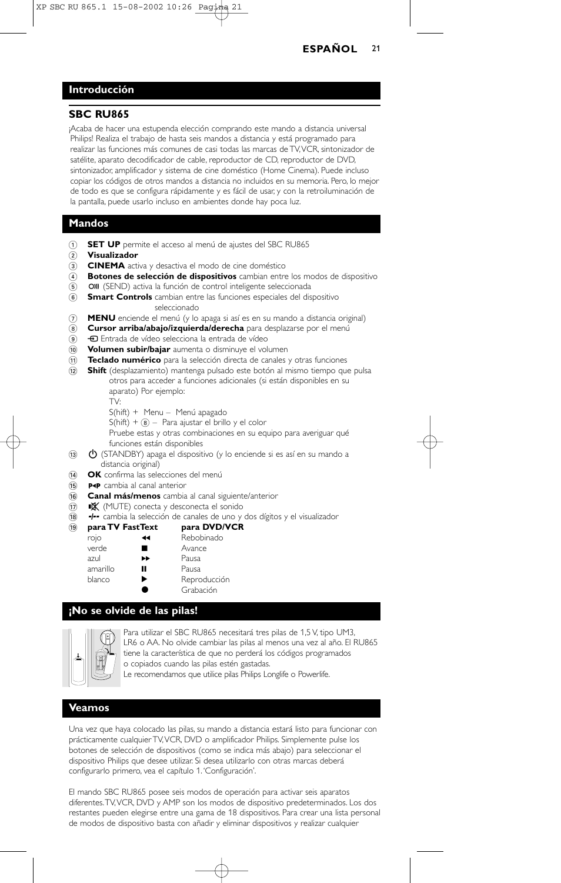## Introducción

### SBC RU865

¡Acaba de hacer una estupenda elección comprando este mando a distancia universal Philips! Realiza el trabajo de hasta seis mandos a distancia y está programado para realizar las funciones más comunes de casi todas las marcas de TV, VCR, sintonizador de satélite, aparato decodificador de cable, reproductor de CD, reproductor de DVD, sintonizador, amplificador y sistema de cine doméstico (Home Cinema). Puede incluso copiar los códigos de otros mandos a distancia no incluidos en su memoria. Pero, lo mejor de todo es que se configura rápidamente y es fácil de usar, y con la retroiluminación de la pantalla, puede usarlo incluso en ambientes donde hay poca luz.

## Mandos

1. **SET UP** permite el acceso al menú de ajustes del SBC RU865
2. **Visualizador**
3. **CINEMA** activa y desactiva el modo de cine doméstico
4. **Botones de selección de dispositivos** cambian entre los modos de dispositivo
5. (SEND) activa la función de control inteligente seleccionada
6. **Smart Controls** cambian entre las funciones especiales del dispositivo seleccionado
7. **MENU** enciende el menú (y lo apaga si así es en su mando a distancia original)
8. **Cursor arriba/abajo/izquierda/derecha** para desplazarse por el menú
9. Entrada de vídeo selecciona la entrada de vídeo
10. **Volumen subir/bajar** aumenta o disminuye el volumen
11. **Teclado numérico** para la selección directa de canales y otras funciones
12. **Shift** (desplazamiento) mantenga pulsado este botón al mismo tiempo que pulsa otros para acceder a funciones adicionales (si están disponibles en su aparato) Por ejemplo:
    TV:
    S(hift) + Menu – Menú apagado
    S(hift) + 8 – Para ajustar el brillo y el color
    Pruebe estas y otras combinaciones en su equipo para averiguar qué funciones están disponibles
13. (STANDBY) apaga el dispositivo (y lo enciende si es así en su mando a distancia original)
14. **OK** confirma las selecciones del menú
15. P◄P cambia al canal anterior
16. **Canal más/menos** cambia al canal siguiente/anterior
17. (MUTE) conecta y desconecta el sonido
18. -/-- cambia la selección de canales de uno y dos dígitos y el visualizador
19. 

| para TV FastText | | para DVD/VCR |
|---|---|---|
| rojo | ◄◄ | Rebobinado |
| verde | ■ | Avance |
| azul | ►► | Pausa |
| amarillo | ❚❚ | Pausa |
| blanco | ► | Reproducción |
| | ● | Grabación |

## ¡No se olvide de las pilas!

Para utilizar el SBC RU865 necesitará tres pilas de 1,5 V, tipo UM3, LR6 o AA. No olvide cambiar las pilas al menos una vez al año. El RU865 tiene la característica de que no perderá los códigos programados o copiados cuando las pilas estén gastadas.
Le recomendamos que utilice pilas Philips Longlife o Powerlife.

## Veamos

Una vez que haya colocado las pilas, su mando a distancia estará listo para funcionar con prácticamente cualquier TV, VCR, DVD o amplificador Philips. Simplemente pulse los botones de selección de dispositivos (como se indica más abajo) para seleccionar el dispositivo Philips que desee utilizar. Si desea utilizarlo con otras marcas deberá configurarlo primero, vea el capítulo 1. 'Configuración'.

El mando SBC RU865 posee seis modos de operación para activar seis aparatos diferentes. TV, VCR, DVD y AMP son los modos de dispositivo predeterminados. Los dos restantes pueden elegirse entre una gama de 18 dispositivos. Para crear una lista personal de modos de dispositivo basta con añadir y eliminar dispositivos y realizar cualquier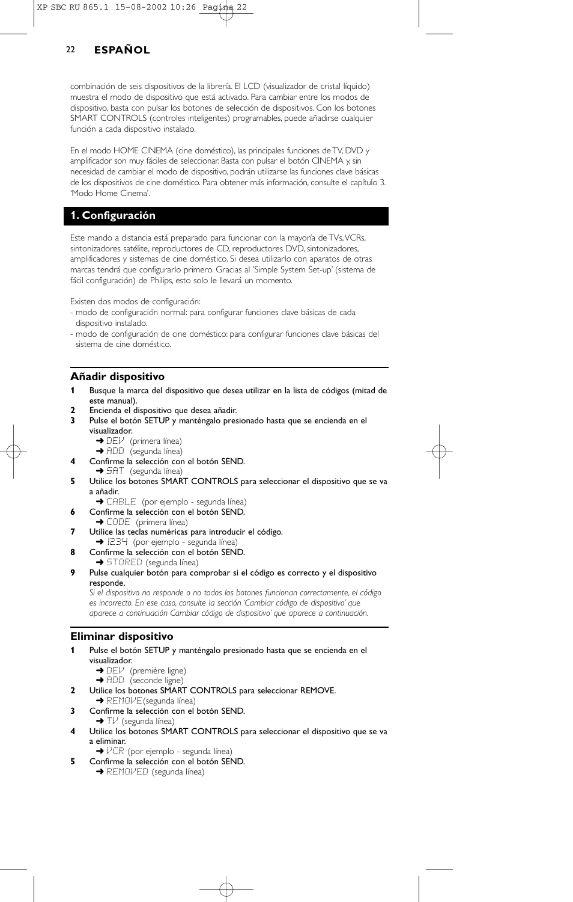combinación de seis dispositivos de la librería. El LCD (visualizador de cristal líquido) muestra el modo de dispositivo que está activado. Para cambiar entre los modos de dispositivo, basta con pulsar los botones de selección de dispositivos. Con los botones SMART CONTROLS (controles inteligentes) programables, puede añadirse cualquier función a cada dispositivo instalado.

En el modo HOME CINEMA (cine doméstico), las principales funciones de TV, DVD y amplificador son muy fáciles de seleccionar. Basta con pulsar el botón CINEMA y, sin necesidad de cambiar el modo de dispositivo, podrán utilizarse las funciones clave básicas de los dispositivos de cine doméstico. Para obtener más información, consulte el capítulo 3. 'Modo Home Cinema'.

## 1. Configuración

Este mando a distancia está preparado para funcionar con la mayoría de TVs, VCRs, sintonizadores satélite, reproductores de CD, reproductores DVD, sintonizadores, amplificadores y sistemas de cine doméstico. Si desea utilizarlo con aparatos de otras marcas tendrá que configurarlo primero. Gracias al 'Simple System Set-up' (sistema de fácil configuración) de Philips, esto solo le llevará un momento.

Existen dos modos de configuración:
- modo de configuración normal: para configurar funciones clave básicas de cada dispositivo instalado.
- modo de configuración de cine doméstico: para configurar funciones clave básicas del sistema de cine doméstico.

### Añadir dispositivo

**1** Busque la marca del dispositivo que desea utilizar en la lista de códigos (mitad de este manual).
**2** Encienda el dispositivo que desea añadir.
**3** Pulse el botón SETUP y manténgalo presionado hasta que se encienda en el visualizador.
➜ DEV (primera línea)
➜ ADD (segunda línea)
**4** Confirme la selección con el botón SEND.
➜ SAT (segunda línea)
**5** Utilice los botones SMART CONTROLS para seleccionar el dispositivo que se va a añadir.
➜ CABLE (por ejemplo - segunda línea)
**6** Confirme la selección con el botón SEND.
➜ CODE (primera línea)
**7** Utilice las teclas numéricas para introducir el código.
➜ 1234 (por ejemplo - segunda línea)
**8** Confirme la selección con el botón SEND.
➜ STORED (segunda línea)
**9** Pulse cualquier botón para comprobar si el código es correcto y el dispositivo responde.
*Si el dispositivo no responde o no todos los botones funcionan correctamente, el código es incorrecto. En ese caso, consulte la sección 'Cambiar código de dispositivo' que aparece a continuación Cambiar código de dispositivo' que aparece a continuación.*

### Eliminar dispositivo

**1** Pulse el botón SETUP y manténgalo presionado hasta que se encienda en el visualizador.
➜ DEV (première ligne)
➜ ADD (seconde ligne)
**2** Utilice los botones SMART CONTROLS para seleccionar REMOVE.
➜ REMOVE (segunda línea)
**3** Confirme la selección con el botón SEND.
➜ TV (segunda línea)
**4** Utilice los botones SMART CONTROLS para seleccionar el dispositivo que se va a eliminar.
➜ VCR (por ejemplo - segunda línea)
**5** Confirme la selección con el botón SEND.
➜ REMOVED (segunda línea)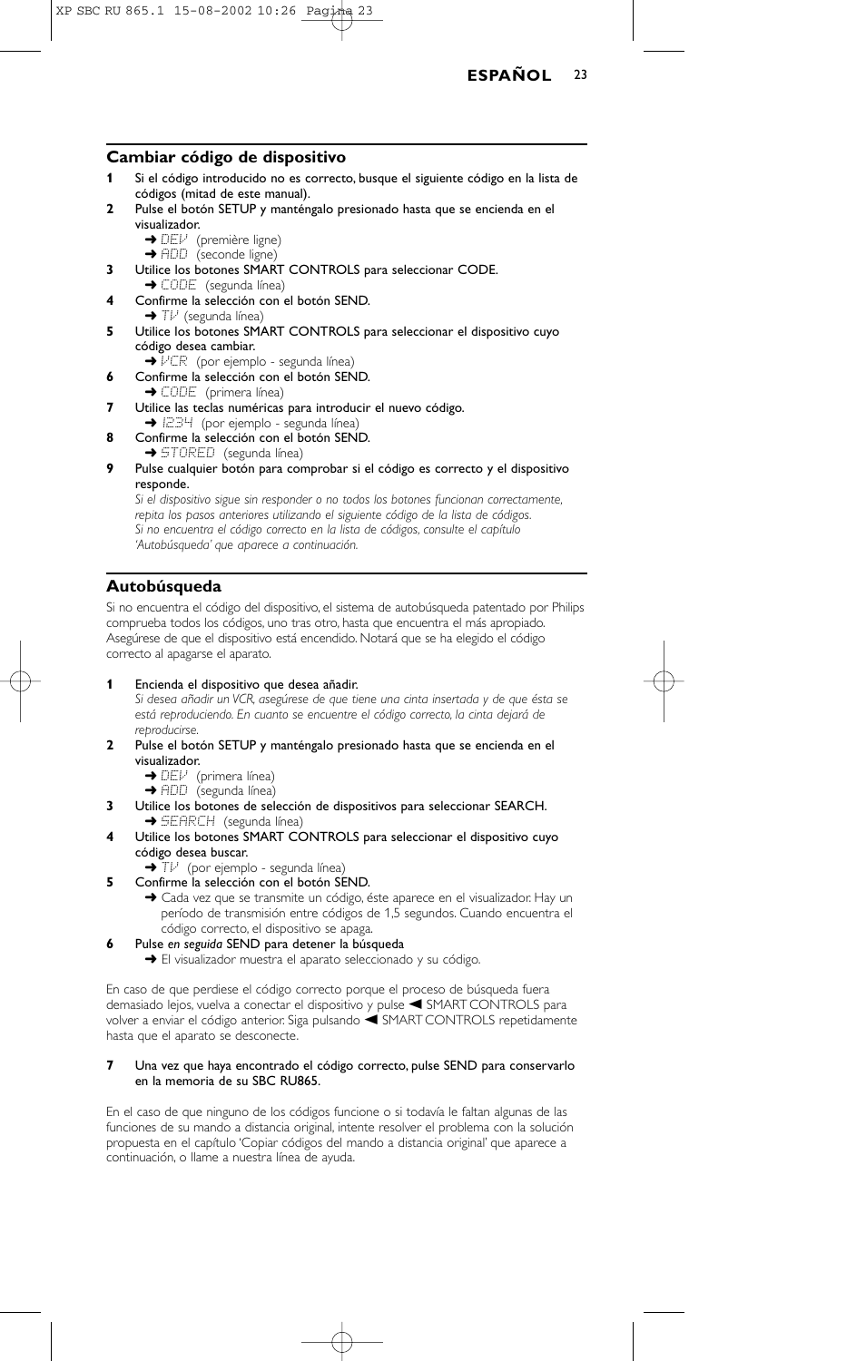## Cambiar código de dispositivo

**1** Si el código introducido no es correcto, busque el siguiente código en la lista de códigos (mitad de este manual).

**2** Pulse el botón SETUP y manténgalo presionado hasta que se encienda en el visualizador.
➜ DEV (première ligne)
➜ ADD (seconde ligne)

**3** Utilice los botones SMART CONTROLS para seleccionar CODE.
➜ CODE (segunda línea)

**4** Confirme la selección con el botón SEND.
➜ TV (segunda línea)

**5** Utilice los botones SMART CONTROLS para seleccionar el dispositivo cuyo código desea cambiar.
➜ VCR (por ejemplo - segunda línea)

**6** Confirme la selección con el botón SEND.
➜ CODE (primera línea)

**7** Utilice las teclas numéricas para introducir el nuevo código.
➜ 1234 (por ejemplo - segunda línea)

**8** Confirme la selección con el botón SEND.
➜ STORED (segunda línea)

**9** Pulse cualquier botón para comprobar si el código es correcto y el dispositivo responde.
*Si el dispositivo sigue sin responder o no todos los botones funcionan correctamente, repita los pasos anteriores utilizando el siguiente código de la lista de códigos.*
*Si no encuentra el código correcto en la lista de códigos, consulte el capítulo 'Autobúsqueda' que aparece a continuación.*

## Autobúsqueda

Si no encuentra el código del dispositivo, el sistema de autobúsqueda patentado por Philips comprueba todos los códigos, uno tras otro, hasta que encuentra el más apropiado. Asegúrese de que el dispositivo está encendido. Notará que se ha elegido el código correcto al apagarse el aparato.

**1** Encienda el dispositivo que desea añadir.
*Si desea añadir un VCR, asegúrese de que tiene una cinta insertada y de que ésta se está reproduciendo. En cuanto se encuentre el código correcto, la cinta dejará de reproducirse.*

**2** Pulse el botón SETUP y manténgalo presionado hasta que se encienda en el visualizador.
➜ DEV (primera línea)
➜ ADD (segunda línea)

**3** Utilice los botones de selección de dispositivos para seleccionar SEARCH.
➜ SEARCH (segunda línea)

**4** Utilice los botones SMART CONTROLS para seleccionar el dispositivo cuyo código desea buscar.
➜ TV (por ejemplo - segunda línea)

**5** Confirme la selección con el botón SEND.
➜ Cada vez que se transmite un código, éste aparece en el visualizador. Hay un período de transmisión entre códigos de 1,5 segundos. Cuando encuentra el código correcto, el dispositivo se apaga.

**6** Pulse *en seguida* SEND para detener la búsqueda
➜ El visualizador muestra el aparato seleccionado y su código.

En caso de que perdiese el código correcto porque el proceso de búsqueda fuera demasiado lejos, vuelva a conectar el dispositivo y pulse ◀ SMART CONTROLS para volver a enviar el código anterior. Siga pulsando ◀ SMART CONTROLS repetidamente hasta que el aparato se desconecte.

**7** Una vez que haya encontrado el código correcto, pulse SEND para conservarlo en la memoria de su SBC RU865.

En el caso de que ninguno de los códigos funcione o si todavía le faltan algunas de las funciones de su mando a distancia original, intente resolver el problema con la solución propuesta en el capítulo 'Copiar códigos del mando a distancia original' que aparece a continuación, o llame a nuestra línea de ayuda.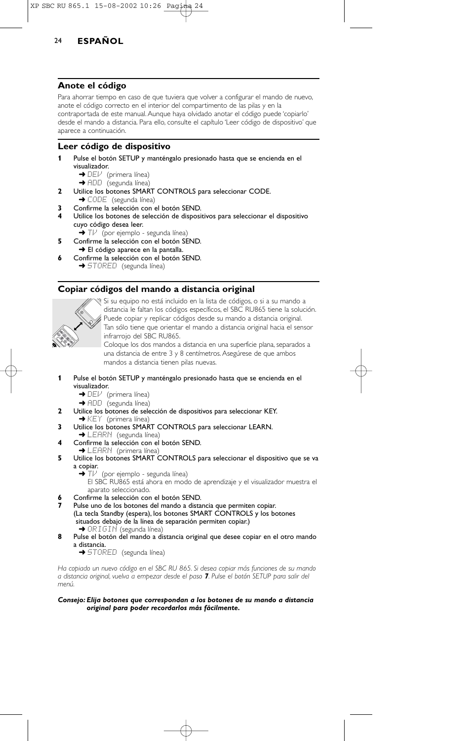## Anote el código

Para ahorrar tiempo en caso de que tuviera que volver a configurar el mando de nuevo, anote el código correcto en el interior del compartimento de las pilas y en la contraportada de este manual. Aunque haya olvidado anotar el código puede 'copiarlo' desde el mando a distancia. Para ello, consulte el capítulo 'Leer código de dispositivo' que aparece a continuación.

## Leer código de dispositivo

**1** Pulse el botón SETUP y manténgalo presionado hasta que se encienda en el visualizador.
   ➜ DEV (primera línea)
   ➜ ADD (segunda línea)

**2** Utilice los botones SMART CONTROLS para seleccionar CODE.
   ➜ CODE (segunda línea)

**3** Confirme la selección con el botón SEND.

**4** Utilice los botones de selección de dispositivos para seleccionar el dispositivo cuyo código desea leer.
   ➜ TV (por ejemplo - segunda línea)

**5** Confirme la selección con el botón SEND.
   ➜ El código aparece en la pantalla.

**6** Confirme la selección con el botón SEND.
   ➜ STORED (segunda línea)

## Copiar códigos del mando a distancia original

Si su equipo no está incluido en la lista de códigos, o si a su mando a distancia le faltan los códigos específicos, el SBC RU865 tiene la solución. Puede copiar y replicar códigos desde su mando a distancia original. Tan sólo tiene que orientar el mando a distancia original hacia el sensor infrarrojo del SBC RU865.
Coloque los dos mandos a distancia en una superficie plana, separados a una distancia de entre 3 y 8 centímetros. Asegúrese de que ambos mandos a distancia tienen pilas nuevas.

**1** Pulse el botón SETUP y manténgalo presionado hasta que se encienda en el visualizador.
   ➜ DEV (primera línea)
   ➜ ADD (segunda línea)

**2** Utilice los botones de selección de dispositivos para seleccionar KEY.
   ➜ KEY (primera línea)

**3** Utilice los botones SMART CONTROLS para seleccionar LEARN.
   ➜ LEARN (segunda línea)

**4** Confirme la selección con el botón SEND.
   ➜ LEARN (primera línea)

**5** Utilice los botones SMART CONTROLS para seleccionar el dispositivo que se va a copiar.
   ➜ TV (por ejemplo - segunda línea)
   El SBC RU865 está ahora en modo de aprendizaje y el visualizador muestra el aparato seleccionado.

**6** Confirme la selección con el botón SEND.

**7** Pulse uno de los botones del mando a distancia que permiten copiar.
   (La tecla Standby (espera), los botones SMART CONTROLS y los botones situados debajo de la línea de separación permiten copiar.)
   ➜ ORIGIN (segunda línea)

**8** Pulse el botón del mando a distancia original que desee copiar en el otro mando a distancia.
   ➜ STORED (segunda línea)

*Ha copiado un nuevo código en el SBC RU 865. Si desea copiar más funciones de su mando a distancia original, vuelva a empezar desde el paso **7**. Pulse el botón SETUP para salir del menú.*

***Consejo:** **Elija botones que correspondan a los botones de su mando a distancia original para poder recordarlos más fácilmente.***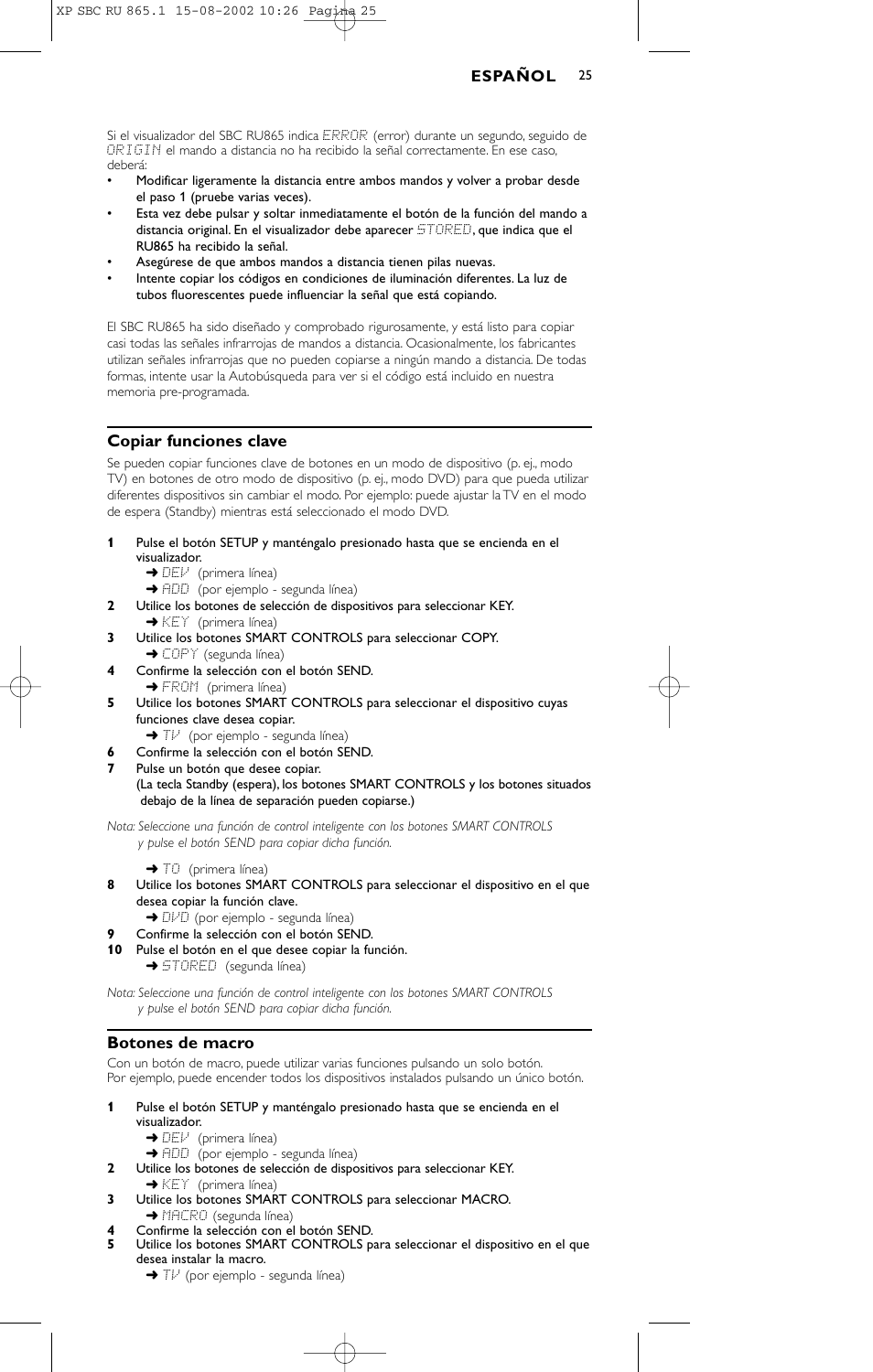Si el visualizador del SBC RU865 indica ERROR (error) durante un segundo, seguido de ORIGIN el mando a distancia no ha recibido la señal correctamente. En ese caso, deberá:

- Modificar ligeramente la distancia entre ambos mandos y volver a probar desde el paso 1 (pruebe varias veces).
- Esta vez debe pulsar y soltar inmediatamente el botón de la función del mando a distancia original. En el visualizador debe aparecer STORED, que indica que el RU865 ha recibido la señal.
- Asegúrese de que ambos mandos a distancia tienen pilas nuevas.
- Intente copiar los códigos en condiciones de iluminación diferentes. La luz de tubos fluorescentes puede influenciar la señal que está copiando.

El SBC RU865 ha sido diseñado y comprobado rigurosamente, y está listo para copiar casi todas las señales infrarrojas de mandos a distancia. Ocasionalmente, los fabricantes utilizan señales infrarrojas que no pueden copiarse a ningún mando a distancia. De todas formas, intente usar la Autobúsqueda para ver si el código está incluido en nuestra memoria pre-programada.

## Copiar funciones clave

Se pueden copiar funciones clave de botones en un modo de dispositivo (p. ej., modo TV) en botones de otro modo de dispositivo (p. ej., modo DVD) para que pueda utilizar diferentes dispositivos sin cambiar el modo. Por ejemplo: puede ajustar la TV en el modo de espera (Standby) mientras está seleccionado el modo DVD.

**1** Pulse el botón SETUP y manténgalo presionado hasta que se encienda en el visualizador.
➜ DEV (primera línea)
➜ ADD (por ejemplo - segunda línea)

**2** Utilice los botones de selección de dispositivos para seleccionar KEY.
➜ KEY (primera línea)

**3** Utilice los botones SMART CONTROLS para seleccionar COPY.
➜ COPY (segunda línea)

**4** Confirme la selección con el botón SEND.
➜ FROM (primera línea)

**5** Utilice los botones SMART CONTROLS para seleccionar el dispositivo cuyas funciones clave desea copiar.
➜ TV (por ejemplo - segunda línea)

**6** Confirme la selección con el botón SEND.

**7** Pulse un botón que desee copiar.
(La tecla Standby (espera), los botones SMART CONTROLS y los botones situados debajo de la línea de separación pueden copiarse.)

*Nota: Seleccione una función de control inteligente con los botones SMART CONTROLS y pulse el botón SEND para copiar dicha función.*

➜ TO (primera línea)

**8** Utilice los botones SMART CONTROLS para seleccionar el dispositivo en el que desea copiar la función clave.
➜ DVD (por ejemplo - segunda línea)

**9** Confirme la selección con el botón SEND.

**10** Pulse el botón en el que desee copiar la función.
➜ STORED (segunda línea)

*Nota: Seleccione una función de control inteligente con los botones SMART CONTROLS y pulse el botón SEND para copiar dicha función.*

## Botones de macro

Con un botón de macro, puede utilizar varias funciones pulsando un solo botón.
Por ejemplo, puede encender todos los dispositivos instalados pulsando un único botón.

**1** Pulse el botón SETUP y manténgalo presionado hasta que se encienda en el visualizador.
➜ DEV (primera línea)
➜ ADD (por ejemplo - segunda línea)

**2** Utilice los botones de selección de dispositivos para seleccionar KEY.
➜ KEY (primera línea)

**3** Utilice los botones SMART CONTROLS para seleccionar MACRO.
➜ MACRO (segunda línea)

**4** Confirme la selección con el botón SEND.

**5** Utilice los botones SMART CONTROLS para seleccionar el dispositivo en el que desea instalar la macro.
➜ TV (por ejemplo - segunda línea)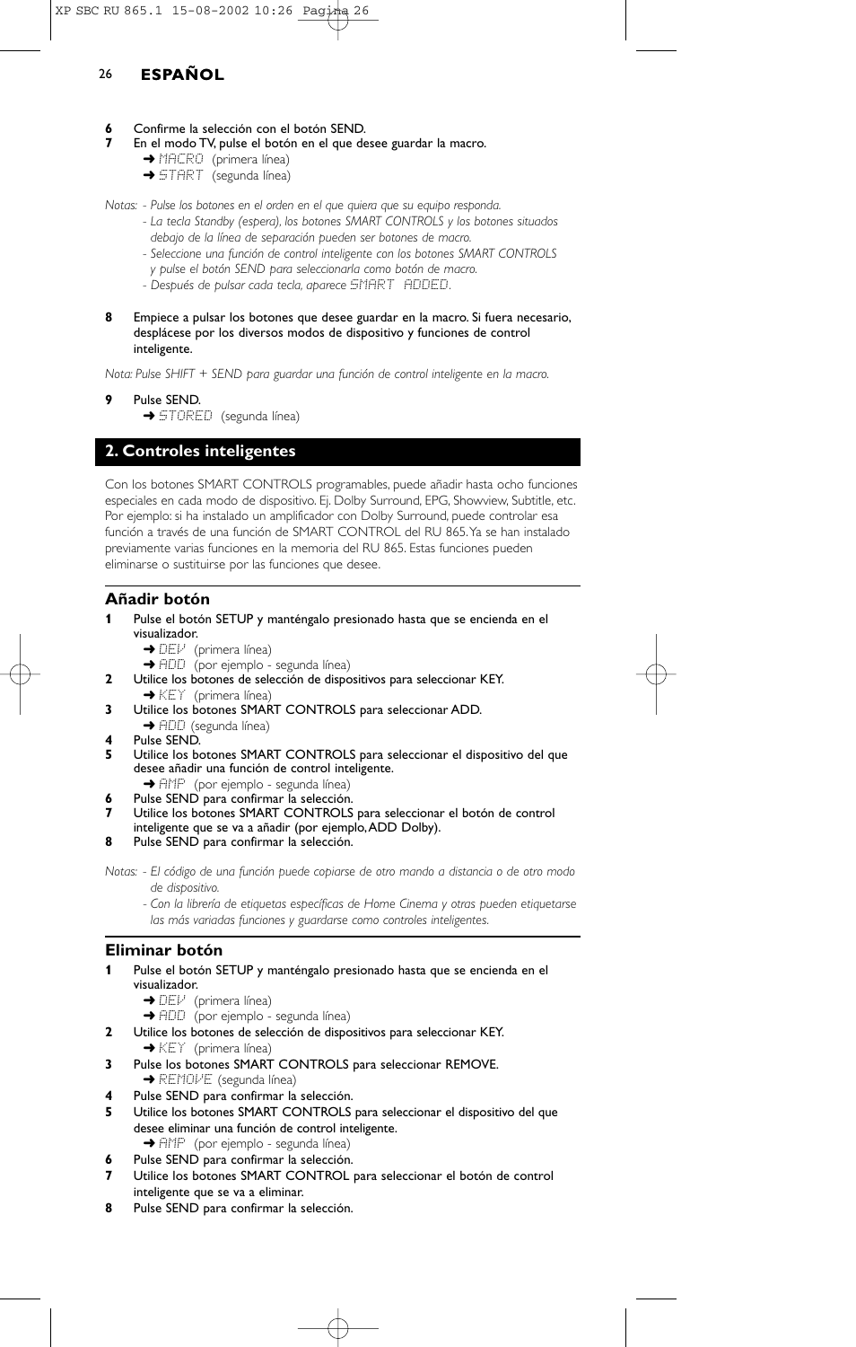**6** Confirme la selección con el botón SEND.

**7** En el modo TV, pulse el botón en el que desee guardar la macro.
- ➜ MACRO (primera línea)
- ➜ START (segunda línea)

*Notas: - Pulse los botones en el orden en el que quiera que su equipo responda.*
*- La tecla Standby (espera), los botones SMART CONTROLS y los botones situados debajo de la línea de separación pueden ser botones de macro.*
*- Seleccione una función de control inteligente con los botones SMART CONTROLS y pulse el botón SEND para seleccionarla como botón de macro.*
*- Después de pulsar cada tecla, aparece SMART ADDED.*

**8** Empiece a pulsar los botones que desee guardar en la macro. Si fuera necesario, desplácese por los diversos modos de dispositivo y funciones de control inteligente.

*Nota: Pulse SHIFT + SEND para guardar una función de control inteligente en la macro.*

**9** Pulse SEND.
- ➜ STORED (segunda línea)

## 2. Controles inteligentes

Con los botones SMART CONTROLS programables, puede añadir hasta ocho funciones especiales en cada modo de dispositivo. Ej. Dolby Surround, EPG, Showview, Subtitle, etc. Por ejemplo: si ha instalado un amplificador con Dolby Surround, puede controlar esa función a través de una función de SMART CONTROL del RU 865. Ya se han instalado previamente varias funciones en la memoria del RU 865. Estas funciones pueden eliminarse o sustituirse por las funciones que desee.

### Añadir botón

**1** Pulse el botón SETUP y manténgalo presionado hasta que se encienda en el visualizador.
- ➜ DEV (primera línea)
- ➜ ADD (por ejemplo - segunda línea)

**2** Utilice los botones de selección de dispositivos para seleccionar KEY.
- ➜ KEY (primera línea)

**3** Utilice los botones SMART CONTROLS para seleccionar ADD.
- ➜ ADD (segunda línea)

**4** Pulse SEND.

**5** Utilice los botones SMART CONTROLS para seleccionar el dispositivo del que desee añadir una función de control inteligente.
- ➜ AMP (por ejemplo - segunda línea)

**6** Pulse SEND para confirmar la selección.

**7** Utilice los botones SMART CONTROLS para seleccionar el botón de control inteligente que se va a añadir (por ejemplo, ADD Dolby).

**8** Pulse SEND para confirmar la selección.

*Notas: - El código de una función puede copiarse de otro mando a distancia o de otro modo de dispositivo.*
*- Con la librería de etiquetas específicas de Home Cinema y otras pueden etiquetarse las más variadas funciones y guardarse como controles inteligentes.*

### Eliminar botón

**1** Pulse el botón SETUP y manténgalo presionado hasta que se encienda en el visualizador.
- ➜ DEV (primera línea)
- ➜ ADD (por ejemplo - segunda línea)

**2** Utilice los botones de selección de dispositivos para seleccionar KEY.
- ➜ KEY (primera línea)

**3** Pulse los botones SMART CONTROLS para seleccionar REMOVE.
- ➜ REMOVE (segunda línea)

**4** Pulse SEND para confirmar la selección.

**5** Utilice los botones SMART CONTROLS para seleccionar el dispositivo del que desee eliminar una función de control inteligente.
- ➜ AMP (por ejemplo - segunda línea)

**6** Pulse SEND para confirmar la selección.

**7** Utilice los botones SMART CONTROL para seleccionar el botón de control inteligente que se va a eliminar.

**8** Pulse SEND para confirmar la selección.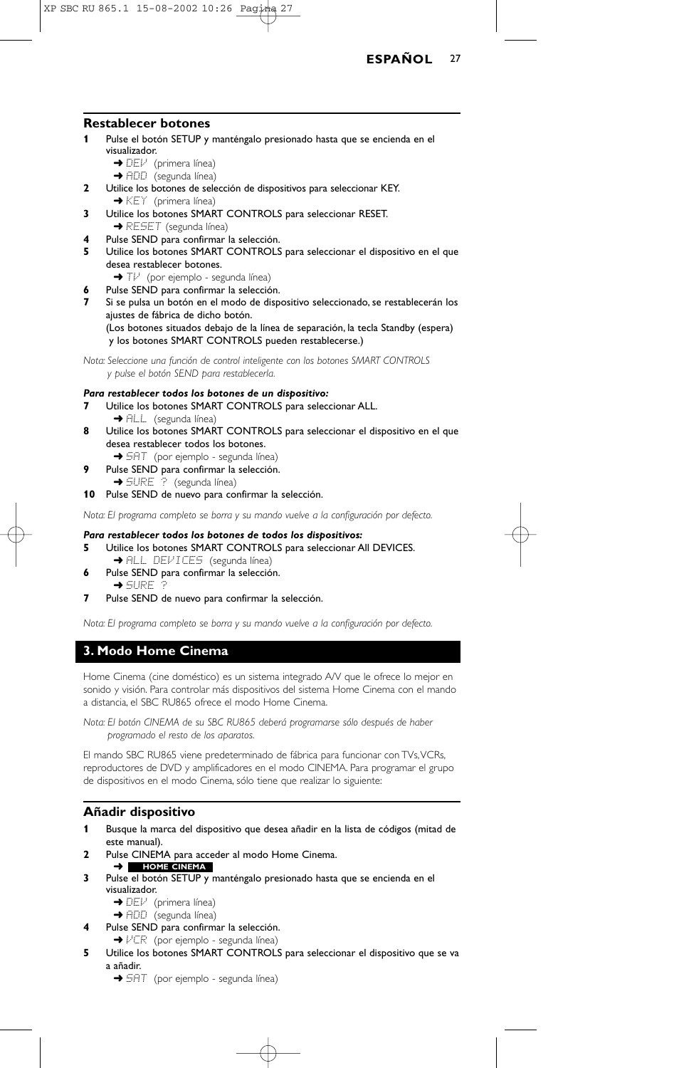## Restablecer botones

**1** Pulse el botón SETUP y manténgalo presionado hasta que se encienda en el visualizador.
 ➜ DEV (primera línea)
 ➜ ADD (segunda línea)

**2** Utilice los botones de selección de dispositivos para seleccionar KEY.
 ➜ KEY (primera línea)

**3** Utilice los botones SMART CONTROLS para seleccionar RESET.
 ➜ RESET (segunda línea)

**4** Pulse SEND para confirmar la selección.

**5** Utilice los botones SMART CONTROLS para seleccionar el dispositivo en el que desea restablecer botones.
 ➜ TV (por ejemplo - segunda línea)

**6** Pulse SEND para confirmar la selección.

**7** Si se pulsa un botón en el modo de dispositivo seleccionado, se restablecerán los ajustes de fábrica de dicho botón.
(Los botones situados debajo de la línea de separación, la tecla Standby (espera) y los botones SMART CONTROLS pueden restablecerse.)

*Nota: Seleccione una función de control inteligente con los botones SMART CONTROLS y pulse el botón SEND para restablecerla.*

***Para restablecer todos los botones de un dispositivo:***

**7** Utilice los botones SMART CONTROLS para seleccionar ALL.
 ➜ ALL (segunda línea)

**8** Utilice los botones SMART CONTROLS para seleccionar el dispositivo en el que desea restablecer todos los botones.
 ➜ SAT (por ejemplo - segunda línea)

**9** Pulse SEND para confirmar la selección.
 ➜ SURE ? (segunda línea)

**10** Pulse SEND de nuevo para confirmar la selección.

*Nota: El programa completo se borra y su mando vuelve a la configuración por defecto.*

***Para restablecer todos los botones de todos los dispositivos:***

**5** Utilice los botones SMART CONTROLS para seleccionar All DEVICES.
 ➜ ALL DEVICES (segunda línea)

**6** Pulse SEND para confirmar la selección.
 ➜ SURE ?

**7** Pulse SEND de nuevo para confirmar la selección.

*Nota: El programa completo se borra y su mando vuelve a la configuración por defecto.*

## 3. Modo Home Cinema

Home Cinema (cine doméstico) es un sistema integrado A/V que le ofrece lo mejor en sonido y visión. Para controlar más dispositivos del sistema Home Cinema con el mando a distancia, el SBC RU865 ofrece el modo Home Cinema.

*Nota: El botón CINEMA de su SBC RU865 deberá programarse sólo después de haber programado el resto de los aparatos.*

El mando SBC RU865 viene predeterminado de fábrica para funcionar con TVs, VCRs, reproductores de DVD y amplificadores en el modo CINEMA. Para programar el grupo de dispositivos en el modo Cinema, sólo tiene que realizar lo siguiente:

## Añadir dispositivo

**1** Busque la marca del dispositivo que desea añadir en la lista de códigos (mitad de este manual).

**2** Pulse CINEMA para acceder al modo Home Cinema.
 ➜ **HOME CINEMA**

**3** Pulse el botón SETUP y manténgalo presionado hasta que se encienda en el visualizador.
 ➜ DEV (primera línea)
 ➜ ADD (segunda línea)

**4** Pulse SEND para confirmar la selección.
 ➜ VCR (por ejemplo - segunda línea)

**5** Utilice los botones SMART CONTROLS para seleccionar el dispositivo que se va a añadir.
 ➜ SAT (por ejemplo - segunda línea)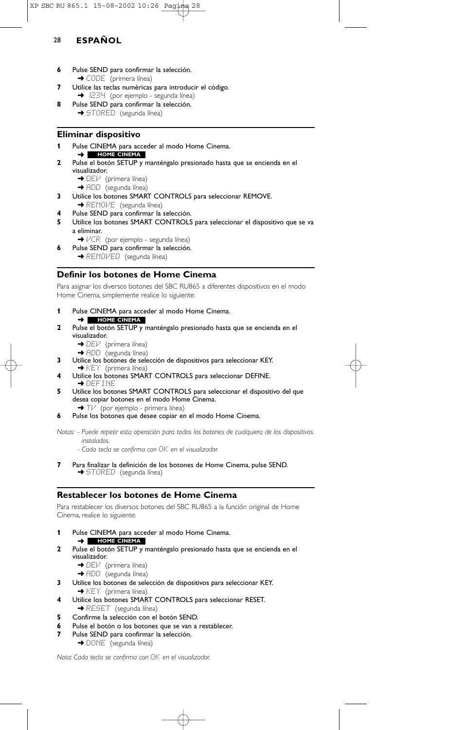**ESPAÑOL**

**6** Pulse SEND para confirmar la selección.
➜ CODE (primera línea)

**7** Utilice las teclas numéricas para introducir el código.
➜ 1234 (por ejemplo - segunda línea)

**8** Pulse SEND para confirmar la selección.
➜ STORED (segunda línea)

## Eliminar dispositivo

**1** Pulse CINEMA para acceder al modo Home Cinema.
➜ **HOME CINEMA**

**2** Pulse el botón SETUP y manténgalo presionado hasta que se encienda en el visualizador.
➜ DEV (primera línea)
➜ ADD (segunda línea)

**3** Utilice los botones SMART CONTROLS para seleccionar REMOVE.
➜ REMOVE (segunda línea)

**4** Pulse SEND para confirmar la selección.

**5** Utilice los botones SMART CONTROLS para seleccionar el dispositivo que se va a eliminar.
➜ VCR (por ejemplo - segunda línea)

**6** Pulse SEND para confirmar la selección.
➜ REMOVED (segunda línea)

## Definir los botones de Home Cinema

Para asignar los diversos botones del SBC RU865 a diferentes dispositivos en el modo Home Cinema, simplemente realice lo siguiente:

**1** Pulse CINEMA para acceder al modo Home Cinema.
➜ **HOME CINEMA**

**2** Pulse el botón SETUP y manténgalo presionado hasta que se encienda en el visualizador.
➜ DEV (primera línea)
➜ ADD (segunda línea)

**3** Utilice los botones de selección de dispositivos para seleccionar KEY.
➜ KEY (primera línea)

**4** Utilice los botones SMART CONTROLS para seleccionar DEFINE.
➜ DEFINE

**5** Utilice los botones SMART CONTROLS para seleccionar el dispositivo del que desea copiar botones en el modo Home Cinema.
➜ TV (por ejemplo - primera línea)

**6** Pulse los botones que desee copiar en el modo Home Cinema.

*Notas: - Puede repetir esta operación para todos los botones de cualquiera de los dispositivos instalados.*
*- Cada tecla se confirma con OK en el visualizador.*

**7** Para finalizar la definición de los botones de Home Cinema, pulse SEND.
➜ STORED (segunda línea)

## Restablecer los botones de Home Cinema

Para restablecer los diversos botones del SBC RU865 a la función original de Home Cinema, realice lo siguiente:

**1** Pulse CINEMA para acceder al modo Home Cinema.
➜ **HOME CINEMA**

**2** Pulse el botón SETUP y manténgalo presionado hasta que se encienda en el visualizador.
➜ DEV (primera línea)
➜ ADD (segunda línea)

**3** Utilice los botones de selección de dispositivos para seleccionar KEY.
➜ KEY (primera línea)

**4** Utilice los botones SMART CONTROLS para seleccionar RESET.
➜ RESET (segunda línea)

**5** Confirme la selección con el botón SEND.

**6** Pulse el botón o los botones que se van a restablecer.

**7** Pulse SEND para confirmar la selección.
➜ DONE (segunda línea)

*Nota: Cada tecla se confirma con OK en el visualizador.*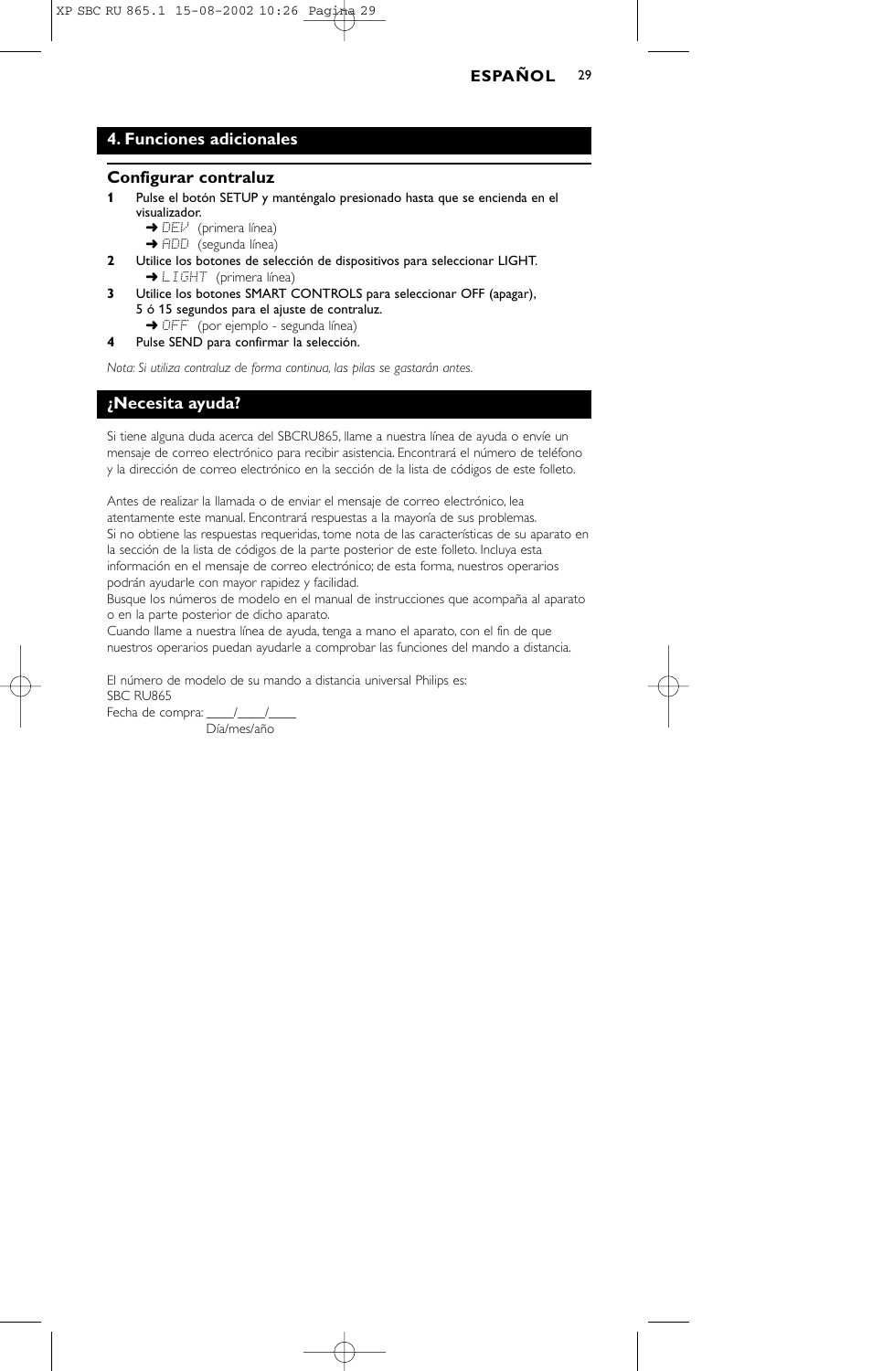## 4. Funciones adicionales

### Configurar contraluz

1. Pulse el botón SETUP y manténgalo presionado hasta que se encienda en el visualizador.
   ➜ DEV (primera línea)
   ➜ ADD (segunda línea)
2. Utilice los botones de selección de dispositivos para seleccionar LIGHT.
   ➜ LIGHT (primera línea)
3. Utilice los botones SMART CONTROLS para seleccionar OFF (apagar), 5 ó 15 segundos para el ajuste de contraluz.
   ➜ OFF (por ejemplo - segunda línea)
4. Pulse SEND para confirmar la selección.

*Nota: Si utiliza contraluz de forma continua, las pilas se gastarán antes.*

## ¿Necesita ayuda?

Si tiene alguna duda acerca del SBCRU865, llame a nuestra línea de ayuda o envíe un mensaje de correo electrónico para recibir asistencia. Encontrará el número de teléfono y la dirección de correo electrónico en la sección de la lista de códigos de este folleto.

Antes de realizar la llamada o de enviar el mensaje de correo electrónico, lea atentamente este manual. Encontrará respuestas a la mayoría de sus problemas.
Si no obtiene las respuestas requeridas, tome nota de las características de su aparato en la sección de la lista de códigos de la parte posterior de este folleto. Incluya esta información en el mensaje de correo electrónico; de esta forma, nuestros operarios podrán ayudarle con mayor rapidez y facilidad.
Busque los números de modelo en el manual de instrucciones que acompaña al aparato o en la parte posterior de dicho aparato.
Cuando llame a nuestra línea de ayuda, tenga a mano el aparato, con el fin de que nuestros operarios puedan ayudarle a comprobar las funciones del mando a distancia.

El número de modelo de su mando a distancia universal Philips es:
SBC RU865
Fecha de compra: ____/____/____
Día/mes/año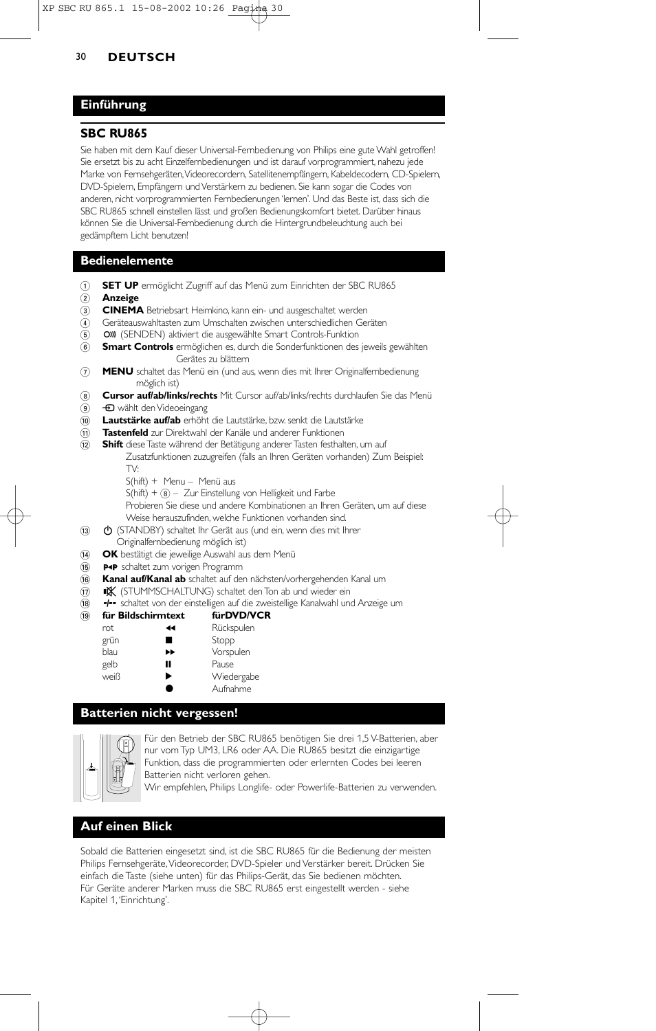## Einführung

### SBC RU865

Sie haben mit dem Kauf dieser Universal-Fernbedienung von Philips eine gute Wahl getroffen! Sie ersetzt bis zu acht Einzelfernbedienungen und ist darauf vorprogrammiert, nahezu jede Marke von Fernsehgeräten, Videorecordern, Satellitenempfängern, Kabeldecodern, CD-Spielern, DVD-Spielern, Empfängern und Verstärkern zu bedienen. Sie kann sogar die Codes von anderen, nicht vorprogrammierten Fernbedienungen 'lernen'. Und das Beste ist, dass sich die SBC RU865 schnell einstellen lässt und großen Bedienungskomfort bietet. Darüber hinaus können Sie die Universal-Fernbedienung durch die Hintergrundbeleuchtung auch bei gedämpftem Licht benutzen!

## Bedienelemente

1. **SET UP** ermöglicht Zugriff auf das Menü zum Einrichten der SBC RU865
2. **Anzeige**
3. **CINEMA** Betriebsart Heimkino, kann ein- und ausgeschaltet werden
4. Geräteauswahltasten zum Umschalten zwischen unterschiedlichen Geräten
5. (SENDEN) aktiviert die ausgewählte Smart Controls-Funktion
6. **Smart Controls** ermöglichen es, durch die Sonderfunktionen des jeweils gewählten Gerätes zu blättern
7. **MENU** schaltet das Menü ein (und aus, wenn dies mit Ihrer Originalfernbedienung möglich ist)
8. **Cursor auf/ab/links/rechts** Mit Cursor auf/ab/links/rechts durchlaufen Sie das Menü
9. wählt den Videoeingang
10. **Lautstärke auf/ab** erhöht die Lautstärke, bzw. senkt die Lautstärke
11. **Tastenfeld** zur Direktwahl der Kanäle und anderer Funktionen
12. **Shift** diese Taste während der Betätigung anderer Tasten festhalten, um auf Zusatzfunktionen zuzugreifen (falls an Ihren Geräten vorhanden) Zum Beispiel:
    TV:
    S(hift) + Menu – Menü aus
    S(hift) + ⑧ – Zur Einstellung von Helligkeit und Farbe
    Probieren Sie diese und andere Kombinationen an Ihren Geräten, um auf diese Weise herauszufinden, welche Funktionen vorhanden sind.
13. (STANDBY) schaltet Ihr Gerät aus (und ein, wenn dies mit Ihrer Originalfernbedienung möglich ist)
14. **OK** bestätigt die jeweilige Auswahl aus dem Menü
15. **P◄P** schaltet zum vorigen Programm
16. **Kanal auf/Kanal ab** schaltet auf den nächsten/vorhergehenden Kanal um
17. (STUMMSCHALTUNG) schaltet den Ton ab und wieder ein
18. **-/--** schaltet von der einstelligen auf die zweistellige Kanalwahl und Anzeige um
19. 

| für Bildschirmtext | | fürDVD/VCR |
|---|---|---|
| rot | ◄◄ | Rückspulen |
| grün | ■ | Stopp |
| blau | ►► | Vorspulen |
| gelb | ❚❚ | Pause |
| weiß | ► | Wiedergabe |
| | ● | Aufnahme |

## Batterien nicht vergessen!

Für den Betrieb der SBC RU865 benötigen Sie drei 1,5 V-Batterien, aber nur vom Typ UM3, LR6 oder AA. Die RU865 besitzt die einzigartige Funktion, dass die programmierten oder erlernten Codes bei leeren Batterien nicht verloren gehen.
Wir empfehlen, Philips Longlife- oder Powerlife-Batterien zu verwenden.

## Auf einen Blick

Sobald die Batterien eingesetzt sind, ist die SBC RU865 für die Bedienung der meisten Philips Fernsehgeräte, Videorecorder, DVD-Spieler und Verstärker bereit. Drücken Sie einfach die Taste (siehe unten) für das Philips-Gerät, das Sie bedienen möchten.
Für Geräte anderer Marken muss die SBC RU865 erst eingestellt werden - siehe Kapitel 1, 'Einrichtung'.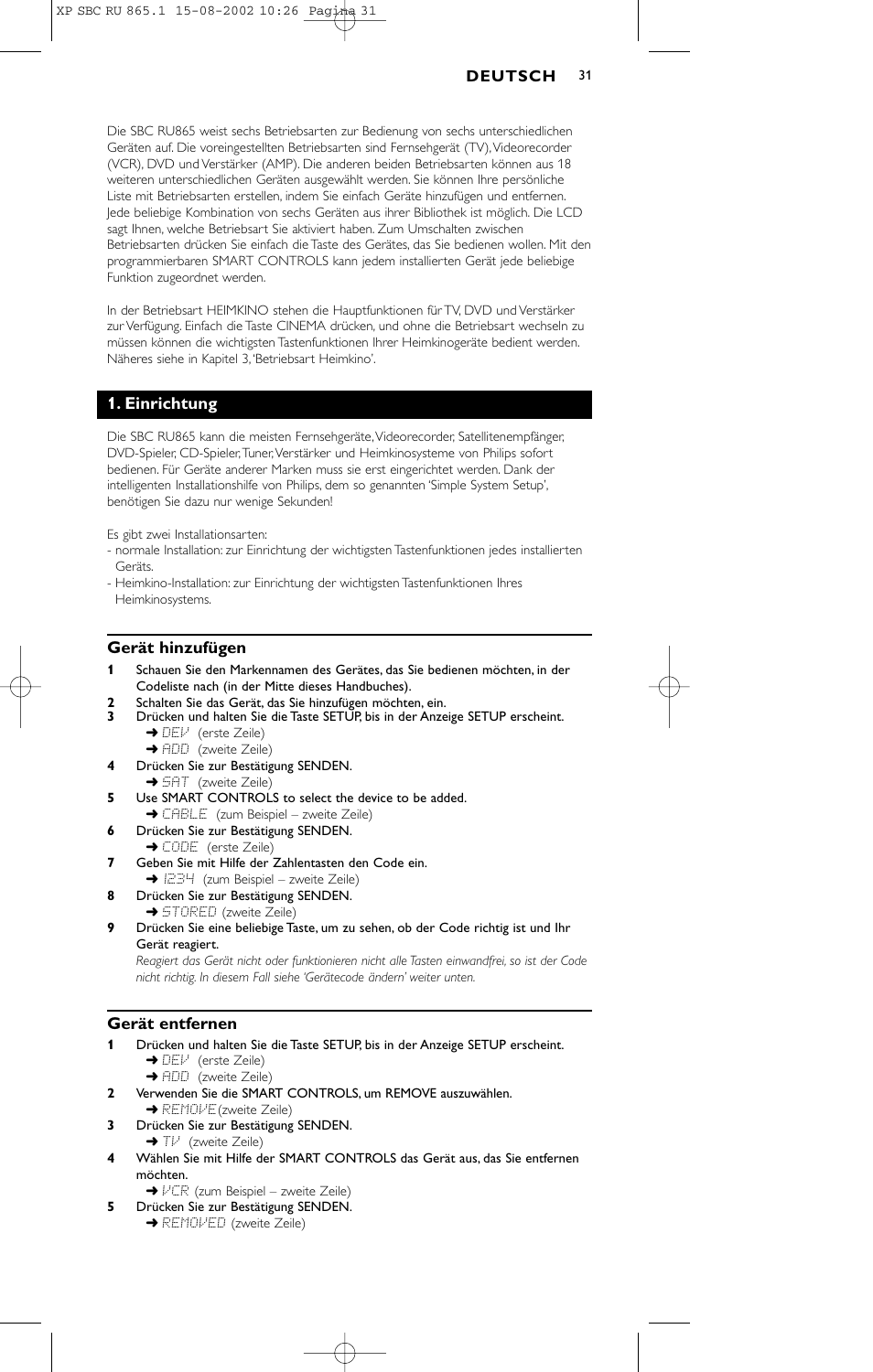Die SBC RU865 weist sechs Betriebsarten zur Bedienung von sechs unterschiedlichen Geräten auf. Die voreingestellten Betriebsarten sind Fernsehgerät (TV), Videorecorder (VCR), DVD und Verstärker (AMP). Die anderen beiden Betriebsarten können aus 18 weiteren unterschiedlichen Geräten ausgewählt werden. Sie können Ihre persönliche Liste mit Betriebsarten erstellen, indem Sie einfach Geräte hinzufügen und entfernen. Jede beliebige Kombination von sechs Geräten aus ihrer Bibliothek ist möglich. Die LCD sagt Ihnen, welche Betriebsart Sie aktiviert haben. Zum Umschalten zwischen Betriebsarten drücken Sie einfach die Taste des Gerätes, das Sie bedienen wollen. Mit den programmierbaren SMART CONTROLS kann jedem installierten Gerät jede beliebige Funktion zugeordnet werden.

In der Betriebsart HEIMKINO stehen die Hauptfunktionen für TV, DVD und Verstärker zur Verfügung. Einfach die Taste CINEMA drücken, und ohne die Betriebsart wechseln zu müssen können die wichtigsten Tastenfunktionen Ihrer Heimkinogeräte bedient werden. Näheres siehe in Kapitel 3, 'Betriebsart Heimkino'.

## 1. Einrichtung

Die SBC RU865 kann die meisten Fernsehgeräte, Videorecorder, Satellitenempfänger, DVD-Spieler, CD-Spieler, Tuner, Verstärker und Heimkinosysteme von Philips sofort bedienen. Für Geräte anderer Marken muss sie erst eingerichtet werden. Dank der intelligenten Installationshilfe von Philips, dem so genannten 'Simple System Setup', benötigen Sie dazu nur wenige Sekunden!

Es gibt zwei Installationsarten:
- normale Installation: zur Einrichtung der wichtigsten Tastenfunktionen jedes installierten Geräts.
- Heimkino-Installation: zur Einrichtung der wichtigsten Tastenfunktionen Ihres Heimkinosystems.

### Gerät hinzufügen

1. Schauen Sie den Markennamen des Gerätes, das Sie bedienen möchten, in der Codeliste nach (in der Mitte dieses Handbuches).
2. Schalten Sie das Gerät, das Sie hinzufügen möchten, ein.
3. Drücken und halten Sie die Taste SETUP, bis in der Anzeige SETUP erscheint.
   ➜ DEV (erste Zeile)
   ➜ ADD (zweite Zeile)
4. Drücken Sie zur Bestätigung SENDEN.
   ➜ SAT (zweite Zeile)
5. Use SMART CONTROLS to select the device to be added.
   ➜ CABLE (zum Beispiel – zweite Zeile)
6. Drücken Sie zur Bestätigung SENDEN.
   ➜ CODE (erste Zeile)
7. Geben Sie mit Hilfe der Zahlentasten den Code ein.
   ➜ 1234 (zum Beispiel – zweite Zeile)
8. Drücken Sie zur Bestätigung SENDEN.
   ➜ STORED (zweite Zeile)
9. Drücken Sie eine beliebige Taste, um zu sehen, ob der Code richtig ist und Ihr Gerät reagiert.
   *Reagiert das Gerät nicht oder funktionieren nicht alle Tasten einwandfrei, so ist der Code nicht richtig. In diesem Fall siehe 'Gerätecode ändern' weiter unten.*

### Gerät entfernen

1. Drücken und halten Sie die Taste SETUP, bis in der Anzeige SETUP erscheint.
   ➜ DEV (erste Zeile)
   ➜ ADD (zweite Zeile)
2. Verwenden Sie die SMART CONTROLS, um REMOVE auszuwählen.
   ➜ REMOVE (zweite Zeile)
3. Drücken Sie zur Bestätigung SENDEN.
   ➜ TV (zweite Zeile)
4. Wählen Sie mit Hilfe der SMART CONTROLS das Gerät aus, das Sie entfernen möchten.
   ➜ VCR (zum Beispiel – zweite Zeile)
5. Drücken Sie zur Bestätigung SENDEN.
   ➜ REMOVED (zweite Zeile)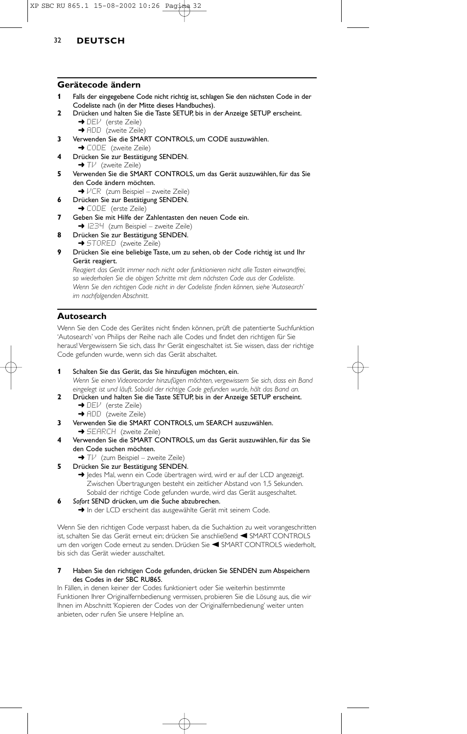## Gerätecode ändern

**1** Falls der eingegebene Code nicht richtig ist, schlagen Sie den nächsten Code in der Codeliste nach (in der Mitte dieses Handbuches).

**2** Drücken und halten Sie die Taste SETUP, bis in der Anzeige SETUP erscheint.
➜ DEV (erste Zeile)
➜ ADD (zweite Zeile)

**3** Verwenden Sie die SMART CONTROLS, um CODE auszuwählen.
➜ CODE (zweite Zeile)

**4** Drücken Sie zur Bestätigung SENDEN.
➜ TV (zweite Zeile)

**5** Verwenden Sie die SMART CONTROLS, um das Gerät auszuwählen, für das Sie den Code ändern möchten.
➜ VCR (zum Beispiel – zweite Zeile)

**6** Drücken Sie zur Bestätigung SENDEN.
➜ CODE (erste Zeile)

**7** Geben Sie mit Hilfe der Zahlentasten den neuen Code ein.
➜ 1234 (zum Beispiel – zweite Zeile)

**8** Drücken Sie zur Bestätigung SENDEN.
➜ STORED (zweite Zeile)

**9** Drücken Sie eine beliebige Taste, um zu sehen, ob der Code richtig ist und Ihr Gerät reagiert.
*Reagiert das Gerät immer noch nicht oder funktionieren nicht alle Tasten einwandfrei, so wiederholen Sie die obigen Schritte mit dem nächsten Code aus der Codeliste. Wenn Sie den richtigen Code nicht in der Codeliste finden können, siehe 'Autosearch' im nachfolgenden Abschnitt.*

## Autosearch

Wenn Sie den Code des Gerätes nicht finden können, prüft die patentierte Suchfunktion 'Autosearch' von Philips der Reihe nach alle Codes und findet den richtigen für Sie heraus! Vergewissern Sie sich, dass Ihr Gerät eingeschaltet ist. Sie wissen, dass der richtige Code gefunden wurde, wenn sich das Gerät abschaltet.

**1** Schalten Sie das Gerät, das Sie hinzufügen möchten, ein.
*Wenn Sie einen Videorecorder hinzufügen möchten, vergewissern Sie sich, dass ein Band eingelegt ist und läuft. Sobald der richtige Code gefunden wurde, hält das Band an.*

**2** Drücken und halten Sie die Taste SETUP, bis in der Anzeige SETUP erscheint.
➜ DEV (erste Zeile)
➜ ADD (zweite Zeile)

**3** Verwenden Sie die SMART CONTROLS, um SEARCH auszuwählen.
➜ SEARCH (zweite Zeile)

**4** Verwenden Sie die SMART CONTROLS, um das Gerät auszuwählen, für das Sie den Code suchen möchten.
➜ TV (zum Beispiel – zweite Zeile)

**5** Drücken Sie zur Bestätigung SENDEN.
➜ Jedes Mal, wenn ein Code übertragen wird, wird er auf der LCD angezeigt. Zwischen Übertragungen besteht ein zeitlicher Abstand von 1,5 Sekunden. Sobald der richtige Code gefunden wurde, wird das Gerät ausgeschaltet.

**6** *Sofort* SEND drücken, um die Suche abzubrechen.
➜ In der LCD erscheint das ausgewählte Gerät mit seinem Code.

Wenn Sie den richtigen Code verpasst haben, da die Suchaktion zu weit vorangeschritten ist, schalten Sie das Gerät erneut ein; drücken Sie anschließend ◀ SMART CONTROLS um den vorigen Code erneut zu senden. Drücken Sie ◀ SMART CONTROLS wiederholt, bis sich das Gerät wieder ausschaltet.

**7** **Haben Sie den richtigen Code gefunden, drücken Sie SENDEN zum Abspeichern des Codes in der SBC RU865.**

In Fällen, in denen keiner der Codes funktioniert oder Sie weiterhin bestimmte Funktionen Ihrer Originalfernbedienung vermissen, probieren Sie die Lösung aus, die wir Ihnen im Abschnitt 'Kopieren der Codes von der Originalfernbedienung' weiter unten anbieten, oder rufen Sie unsere Helpline an.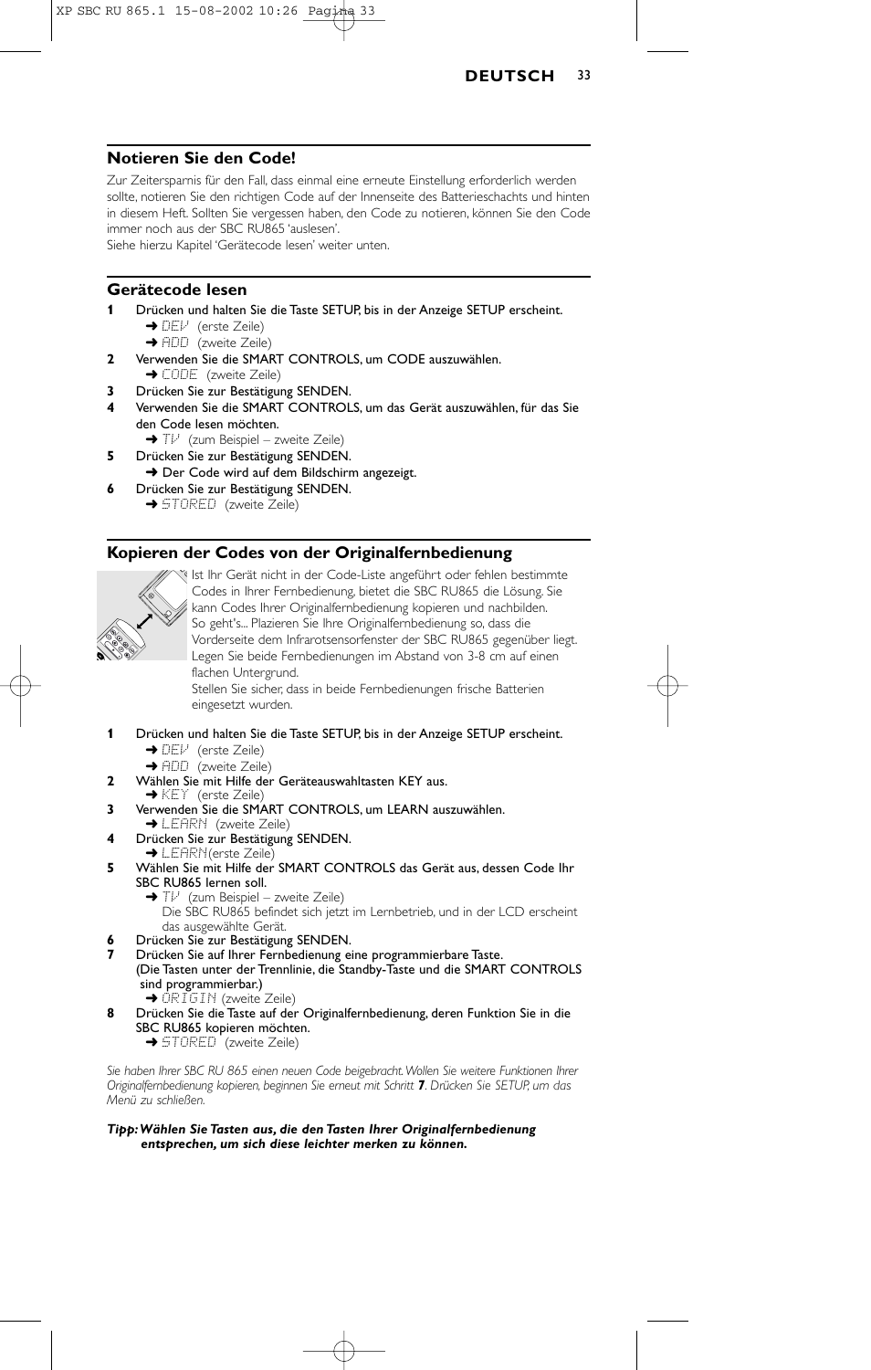## Notieren Sie den Code!

Zur Zeitersparnis für den Fall, dass einmal eine erneute Einstellung erforderlich werden sollte, notieren Sie den richtigen Code auf der Innenseite des Batterieschachts und hinten in diesem Heft. Sollten Sie vergessen haben, den Code zu notieren, können Sie den Code immer noch aus der SBC RU865 'auslesen'.
Siehe hierzu Kapitel 'Gerätecode lesen' weiter unten.

## Gerätecode lesen

**1** Drücken und halten Sie die Taste SETUP, bis in der Anzeige SETUP erscheint.
➜ DEV (erste Zeile)
➜ ADD (zweite Zeile)

**2** Verwenden Sie die SMART CONTROLS, um CODE auszuwählen.
➜ CODE (zweite Zeile)

**3** Drücken Sie zur Bestätigung SENDEN.

**4** Verwenden Sie die SMART CONTROLS, um das Gerät auszuwählen, für das Sie den Code lesen möchten.
➜ TV (zum Beispiel – zweite Zeile)

**5** Drücken Sie zur Bestätigung SENDEN.
➜ Der Code wird auf dem Bildschirm angezeigt.

**6** Drücken Sie zur Bestätigung SENDEN.
➜ STORED (zweite Zeile)

## Kopieren der Codes von der Originalfernbedienung

Ist Ihr Gerät nicht in der Code-Liste angeführt oder fehlen bestimmte Codes in Ihrer Fernbedienung, bietet die SBC RU865 die Lösung. Sie kann Codes Ihrer Originalfernbedienung kopieren und nachbilden. So geht's... Plazieren Sie Ihre Originalfernbedienung so, dass die Vorderseite dem Infrarotsensorfenster der SBC RU865 gegenüber liegt. Legen Sie beide Fernbedienungen im Abstand von 3-8 cm auf einen flachen Untergrund.
Stellen Sie sicher, dass in beide Fernbedienungen frische Batterien eingesetzt wurden.

**1** Drücken und halten Sie die Taste SETUP, bis in der Anzeige SETUP erscheint.
➜ DEV (erste Zeile)
➜ ADD (zweite Zeile)

**2** Wählen Sie mit Hilfe der Geräteauswahltasten KEY aus.
➜ KEY (erste Zeile)

**3** Verwenden Sie die SMART CONTROLS, um LEARN auszuwählen.
➜ LEARN (zweite Zeile)

**4** Drücken Sie zur Bestätigung SENDEN.
➜ LEARN(erste Zeile)

**5** Wählen Sie mit Hilfe der SMART CONTROLS das Gerät aus, dessen Code Ihr SBC RU865 lernen soll.
➜ TV (zum Beispiel – zweite Zeile)
Die SBC RU865 befindet sich jetzt im Lernbetrieb, und in der LCD erscheint das ausgewählte Gerät.

**6** Drücken Sie zur Bestätigung SENDEN.

**7** Drücken Sie auf Ihrer Fernbedienung eine programmierbare Taste.
(Die Tasten unter der Trennlinie, die Standby-Taste und die SMART CONTROLS sind programmierbar.)
➜ ORIGIN (zweite Zeile)

**8** Drücken Sie die Taste auf der Originalfernbedienung, deren Funktion Sie in die SBC RU865 kopieren möchten.
➜ STORED (zweite Zeile)

*Sie haben Ihrer SBC RU 865 einen neuen Code beigebracht. Wollen Sie weitere Funktionen Ihrer Originalfernbedienung kopieren, beginnen Sie erneut mit Schritt **7**. Drücken Sie SETUP, um das Menü zu schließen.*

***Tipp: Wählen Sie Tasten aus, die den Tasten Ihrer Originalfernbedienung entsprechen, um sich diese leichter merken zu können.***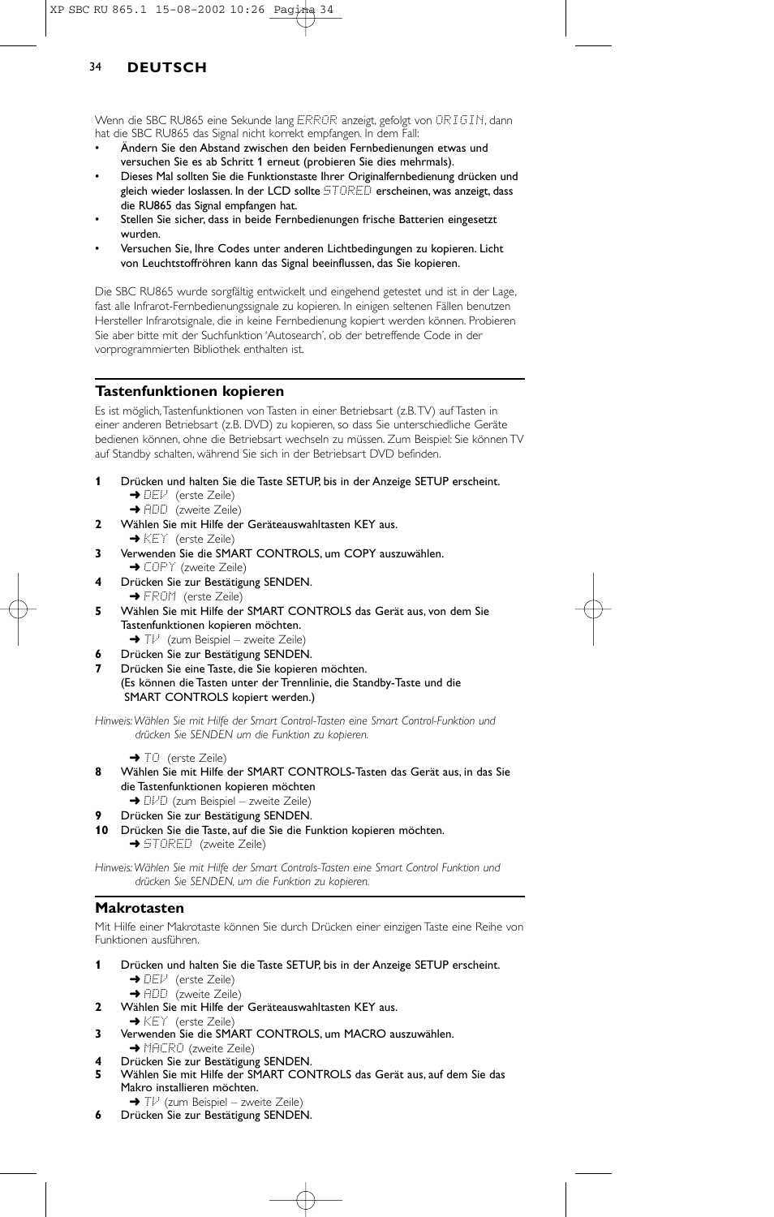Wenn die SBC RU865 eine Sekunde lang ERROR anzeigt, gefolgt von ORIGIN, dann hat die SBC RU865 das Signal nicht korrekt empfangen. In dem Fall:

- Ändern Sie den Abstand zwischen den beiden Fernbedienungen etwas und versuchen Sie es ab Schritt 1 erneut (probieren Sie dies mehrmals).
- Dieses Mal sollten Sie die Funktionstaste Ihrer Originalfernbedienung drücken und gleich wieder loslassen. In der LCD sollte STORED erscheinen, was anzeigt, dass die RU865 das Signal empfangen hat.
- Stellen Sie sicher, dass in beide Fernbedienungen frische Batterien eingesetzt wurden.
- Versuchen Sie, Ihre Codes unter anderen Lichtbedingungen zu kopieren. Licht von Leuchtstoffröhren kann das Signal beeinflussen, das Sie kopieren.

Die SBC RU865 wurde sorgfältig entwickelt und eingehend getestet und ist in der Lage, fast alle Infrarot-Fernbedienungssignale zu kopieren. In einigen seltenen Fällen benutzen Hersteller Infrarotsignale, die in keine Fernbedienung kopiert werden können. Probieren Sie aber bitte mit der Suchfunktion 'Autosearch', ob der betreffende Code in der vorprogrammierten Bibliothek enthalten ist.

## Tastenfunktionen kopieren

Es ist möglich, Tastenfunktionen von Tasten in einer Betriebsart (z.B. TV) auf Tasten in einer anderen Betriebsart (z.B. DVD) zu kopieren, so dass Sie unterschiedliche Geräte bedienen können, ohne die Betriebsart wechseln zu müssen. Zum Beispiel: Sie können TV auf Standby schalten, während Sie sich in der Betriebsart DVD befinden.

**1** Drücken und halten Sie die Taste SETUP, bis in der Anzeige SETUP erscheint.
➜ DEV (erste Zeile)
➜ ADD (zweite Zeile)

**2** Wählen Sie mit Hilfe der Geräteauswahltasten KEY aus.
➜ KEY (erste Zeile)

**3** Verwenden Sie die SMART CONTROLS, um COPY auszuwählen.
➜ COPY (zweite Zeile)

**4** Drücken Sie zur Bestätigung SENDEN.
➜ FROM (erste Zeile)

**5** Wählen Sie mit Hilfe der SMART CONTROLS das Gerät aus, von dem Sie Tastenfunktionen kopieren möchten.
➜ TV (zum Beispiel – zweite Zeile)

**6** Drücken Sie zur Bestätigung SENDEN.

**7** Drücken Sie eine Taste, die Sie kopieren möchten.
(Es können die Tasten unter der Trennlinie, die Standby-Taste und die SMART CONTROLS kopiert werden.)

*Hinweis: Wählen Sie mit Hilfe der Smart Control-Tasten eine Smart Control-Funktion und drücken Sie SENDEN um die Funktion zu kopieren.*

➜ TO (erste Zeile)

**8** Wählen Sie mit Hilfe der SMART CONTROLS-Tasten das Gerät aus, in das Sie die Tastenfunktionen kopieren möchten
➜ DVD (zum Beispiel – zweite Zeile)

**9** Drücken Sie zur Bestätigung SENDEN.

**10** Drücken Sie die Taste, auf die Sie die Funktion kopieren möchten.
➜ STORED (zweite Zeile)

*Hinweis: Wählen Sie mit Hilfe der Smart Controls-Tasten eine Smart Control Funktion und drücken Sie SENDEN, um die Funktion zu kopieren.*

## Makrotasten

Mit Hilfe einer Makrotaste können Sie durch Drücken einer einzigen Taste eine Reihe von Funktionen ausführen.

**1** Drücken und halten Sie die Taste SETUP, bis in der Anzeige SETUP erscheint.
➜ DEV (erste Zeile)
➜ ADD (zweite Zeile)

**2** Wählen Sie mit Hilfe der Geräteauswahltasten KEY aus.
➜ KEY (erste Zeile)

**3** Verwenden Sie die SMART CONTROLS, um MACRO auszuwählen.
➜ MACRO (zweite Zeile)

**4** Drücken Sie zur Bestätigung SENDEN.

**5** Wählen Sie mit Hilfe der SMART CONTROLS das Gerät aus, auf dem Sie das Makro installieren möchten.
➜ TV (zum Beispiel – zweite Zeile)

**6** Drücken Sie zur Bestätigung SENDEN.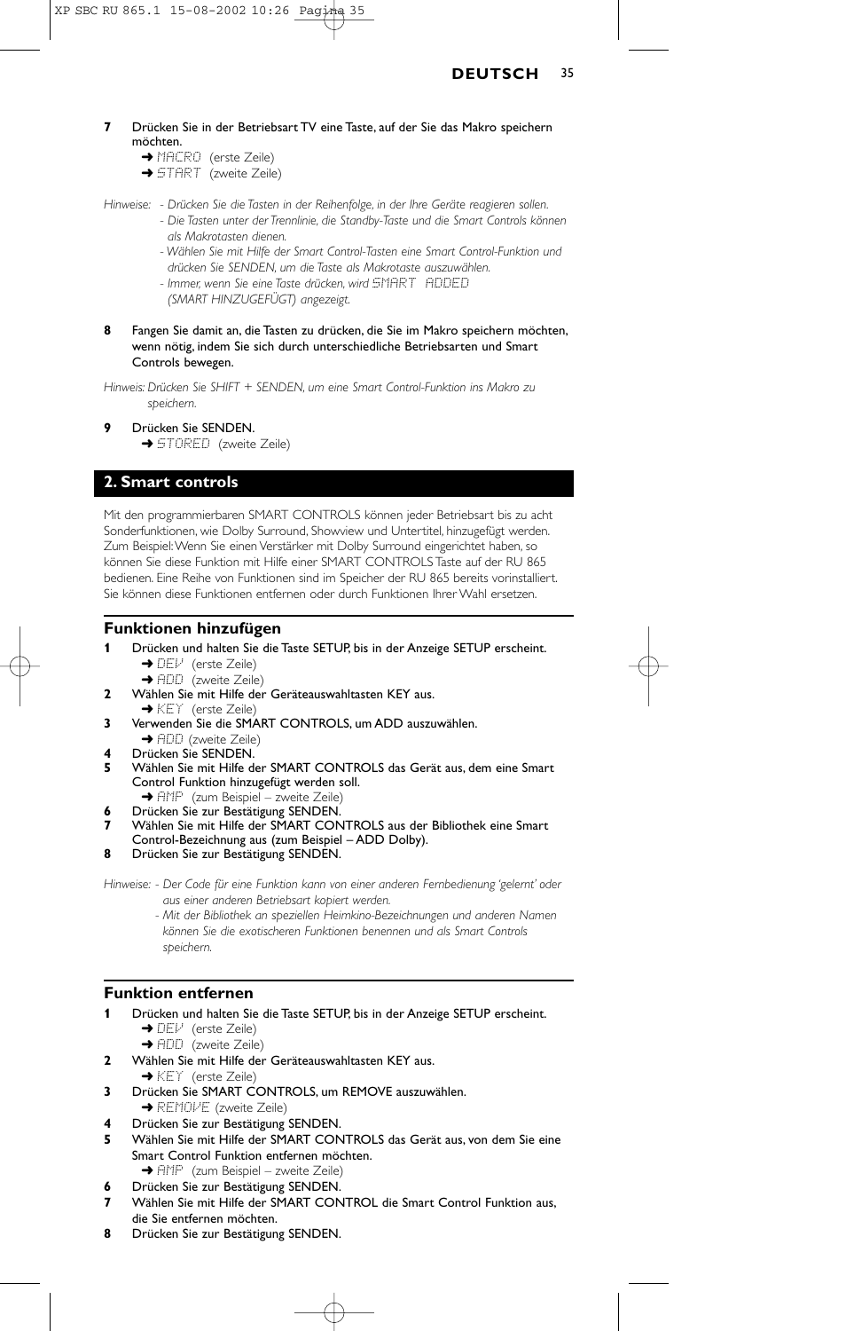**7** Drücken Sie in der Betriebsart TV eine Taste, auf der Sie das Makro speichern möchten.
➜ MACRO (erste Zeile)
➜ START (zweite Zeile)

*Hinweise: - Drücken Sie die Tasten in der Reihenfolge, in der Ihre Geräte reagieren sollen.*
*- Die Tasten unter der Trennlinie, die Standby-Taste und die Smart Controls können als Makrotasten dienen.*
*- Wählen Sie mit Hilfe der Smart Control-Tasten eine Smart Control-Funktion und drücken Sie SENDEN, um die Taste als Makrotaste auszuwählen.*
*- Immer, wenn Sie eine Taste drücken, wird SMART ADDED (SMART HINZUGEFÜGT) angezeigt.*

**8** Fangen Sie damit an, die Tasten zu drücken, die Sie im Makro speichern möchten, wenn nötig, indem Sie sich durch unterschiedliche Betriebsarten und Smart Controls bewegen.

*Hinweis: Drücken Sie SHIFT + SENDEN, um eine Smart Control-Funktion ins Makro zu speichern.*

**9** Drücken Sie SENDEN.
➜ STORED (zweite Zeile)

## 2. Smart controls

Mit den programmierbaren SMART CONTROLS können jeder Betriebsart bis zu acht Sonderfunktionen, wie Dolby Surround, Showview und Untertitel, hinzugefügt werden. Zum Beispiel: Wenn Sie einen Verstärker mit Dolby Surround eingerichtet haben, so können Sie diese Funktion mit Hilfe einer SMART CONTROLS Taste auf der RU 865 bedienen. Eine Reihe von Funktionen sind im Speicher der RU 865 bereits vorinstalliert. Sie können diese Funktionen entfernen oder durch Funktionen Ihrer Wahl ersetzen.

### Funktionen hinzufügen

**1** Drücken und halten Sie die Taste SETUP, bis in der Anzeige SETUP erscheint.
➜ DEV (erste Zeile)
➜ ADD (zweite Zeile)
**2** Wählen Sie mit Hilfe der Geräteauswahltasten KEY aus.
➜ KEY (erste Zeile)
**3** Verwenden Sie die SMART CONTROLS, um ADD auszuwählen.
➜ ADD (zweite Zeile)
**4** Drücken Sie SENDEN.
**5** Wählen Sie mit Hilfe der SMART CONTROLS das Gerät aus, dem eine Smart Control Funktion hinzugefügt werden soll.
➜ AMP (zum Beispiel – zweite Zeile)
**6** Drücken Sie zur Bestätigung SENDEN.
**7** Wählen Sie mit Hilfe der SMART CONTROLS aus der Bibliothek eine Smart Control-Bezeichnung aus (zum Beispiel – ADD Dolby).
**8** Drücken Sie zur Bestätigung SENDEN.

*Hinweise: - Der Code für eine Funktion kann von einer anderen Fernbedienung 'gelernt' oder aus einer anderen Betriebsart kopiert werden.*
*- Mit der Bibliothek an speziellen Heimkino-Bezeichnungen und anderen Namen können Sie die exotischeren Funktionen benennen und als Smart Controls speichern.*

### Funktion entfernen

**1** Drücken und halten Sie die Taste SETUP, bis in der Anzeige SETUP erscheint.
➜ DEV (erste Zeile)
➜ ADD (zweite Zeile)
**2** Wählen Sie mit Hilfe der Geräteauswahltasten KEY aus.
➜ KEY (erste Zeile)
**3** Drücken Sie SMART CONTROLS, um REMOVE auszuwählen.
➜ REMOVE (zweite Zeile)
**4** Drücken Sie zur Bestätigung SENDEN.
**5** Wählen Sie mit Hilfe der SMART CONTROLS das Gerät aus, von dem Sie eine Smart Control Funktion entfernen möchten.
➜ AMP (zum Beispiel – zweite Zeile)
**6** Drücken Sie zur Bestätigung SENDEN.
**7** Wählen Sie mit Hilfe der SMART CONTROL die Smart Control Funktion aus, die Sie entfernen möchten.
**8** Drücken Sie zur Bestätigung SENDEN.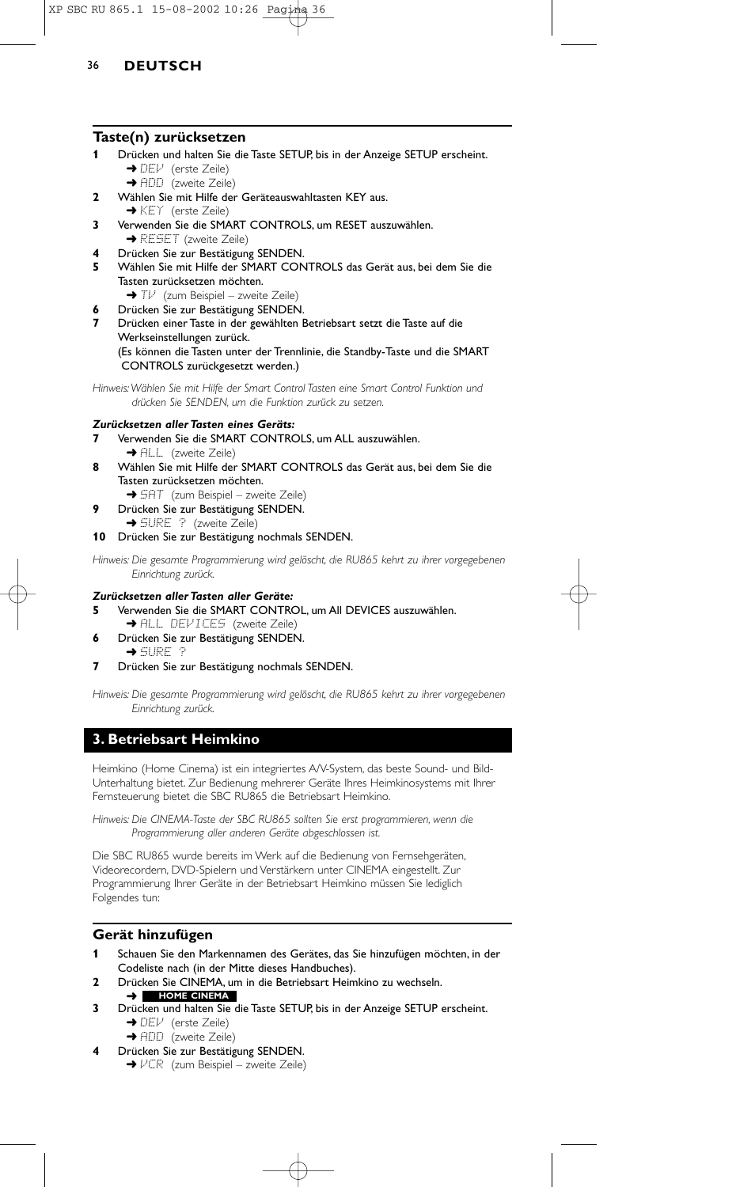## Taste(n) zurücksetzen

**1** Drücken und halten Sie die Taste SETUP, bis in der Anzeige SETUP erscheint.
➜ DEV (erste Zeile)
➜ ADD (zweite Zeile)

**2** Wählen Sie mit Hilfe der Geräteauswahltasten KEY aus.
➜ KEY (erste Zeile)

**3** Verwenden Sie die SMART CONTROLS, um RESET auszuwählen.
➜ RESET (zweite Zeile)

**4** Drücken Sie zur Bestätigung SENDEN.

**5** Wählen Sie mit Hilfe der SMART CONTROLS das Gerät aus, bei dem Sie die Tasten zurücksetzen möchten.
➜ TV (zum Beispiel – zweite Zeile)

**6** Drücken Sie zur Bestätigung SENDEN.

**7** Drücken einer Taste in der gewählten Betriebsart setzt die Taste auf die Werkseinstellungen zurück.
(Es können die Tasten unter der Trennlinie, die Standby-Taste und die SMART CONTROLS zurückgesetzt werden.)

*Hinweis: Wählen Sie mit Hilfe der Smart Control Tasten eine Smart Control Funktion und drücken Sie SENDEN, um die Funktion zurück zu setzen.*

***Zurücksetzen aller Tasten eines Geräts:***

**7** Verwenden Sie die SMART CONTROLS, um ALL auszuwählen.
➜ ALL (zweite Zeile)

**8** Wählen Sie mit Hilfe der SMART CONTROLS das Gerät aus, bei dem Sie die Tasten zurücksetzen möchten.
➜ SAT (zum Beispiel – zweite Zeile)

**9** Drücken Sie zur Bestätigung SENDEN.
➜ SURE ? (zweite Zeile)

**10** Drücken Sie zur Bestätigung nochmals SENDEN.

*Hinweis: Die gesamte Programmierung wird gelöscht, die RU865 kehrt zu ihrer vorgegebenen Einrichtung zurück.*

***Zurücksetzen aller Tasten aller Geräte:***

**5** Verwenden Sie die SMART CONTROL, um All DEVICES auszuwählen.
➜ ALL DEVICES (zweite Zeile)

**6** Drücken Sie zur Bestätigung SENDEN.
➜ SURE ?

**7** Drücken Sie zur Bestätigung nochmals SENDEN.

*Hinweis: Die gesamte Programmierung wird gelöscht, die RU865 kehrt zu ihrer vorgegebenen Einrichtung zurück.*

## 3. Betriebsart Heimkino

Heimkino (Home Cinema) ist ein integriertes A/V-System, das beste Sound- und Bild-Unterhaltung bietet. Zur Bedienung mehrerer Geräte Ihres Heimkinosystems mit Ihrer Fernsteuerung bietet die SBC RU865 die Betriebsart Heimkino.

*Hinweis: Die CINEMA-Taste der SBC RU865 sollten Sie erst programmieren, wenn die Programmierung aller anderen Geräte abgeschlossen ist.*

Die SBC RU865 wurde bereits im Werk auf die Bedienung von Fernsehgeräten, Videorecordern, DVD-Spielern und Verstärkern unter CINEMA eingestellt. Zur Programmierung Ihrer Geräte in der Betriebsart Heimkino müssen Sie lediglich Folgendes tun:

## Gerät hinzufügen

**1** Schauen Sie den Markennamen des Gerätes, das Sie hinzufügen möchten, in der Codeliste nach (in der Mitte dieses Handbuches).

**2** Drücken Sie CINEMA, um in die Betriebsart Heimkino zu wechseln.
➜ **HOME CINEMA**

**3** Drücken und halten Sie die Taste SETUP, bis in der Anzeige SETUP erscheint.
➜ DEV (erste Zeile)
➜ ADD (zweite Zeile)

**4** Drücken Sie zur Bestätigung SENDEN.
➜ VCR (zum Beispiel – zweite Zeile)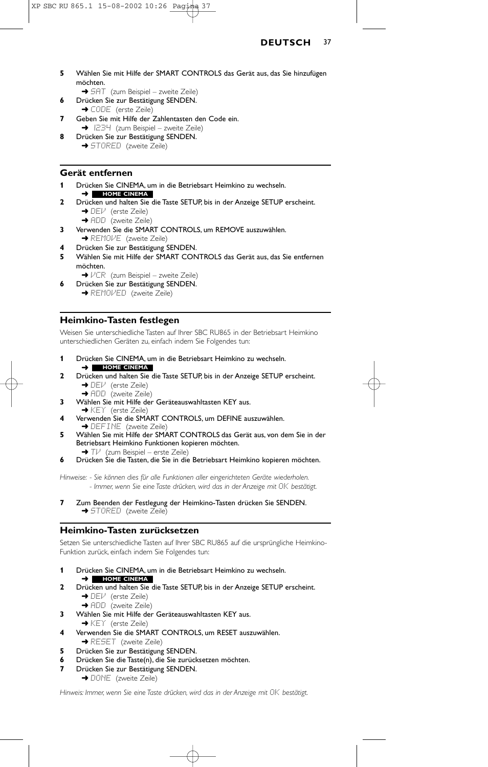**5** Wählen Sie mit Hilfe der SMART CONTROLS das Gerät aus, das Sie hinzufügen möchten.
➜ SAT (zum Beispiel – zweite Zeile)

**6** Drücken Sie zur Bestätigung SENDEN.
➜ CODE (erste Zeile)

**7** Geben Sie mit Hilfe der Zahlentasten den Code ein.
➜ 1234 (zum Beispiel – zweite Zeile)

**8** Drücken Sie zur Bestätigung SENDEN.
➜ STORED (zweite Zeile)

## Gerät entfernen

**1** Drücken Sie CINEMA, um in die Betriebsart Heimkino zu wechseln.
➜ **HOME CINEMA**

**2** Drücken und halten Sie die Taste SETUP, bis in der Anzeige SETUP erscheint.
➜ DEV (erste Zeile)
➜ ADD (zweite Zeile)

**3** Verwenden Sie die SMART CONTROLS, um REMOVE auszuwählen.
➜ REMOVE (zweite Zeile)

**4** Drücken Sie zur Bestätigung SENDEN.

**5** Wählen Sie mit Hilfe der SMART CONTROLS das Gerät aus, das Sie entfernen möchten.
➜ VCR (zum Beispiel – zweite Zeile)

**6** Drücken Sie zur Bestätigung SENDEN.
➜ REMOVED (zweite Zeile)

## Heimkino-Tasten festlegen

Weisen Sie unterschiedliche Tasten auf Ihrer SBC RU865 in der Betriebsart Heimkino unterschiedlichen Geräten zu, einfach indem Sie Folgendes tun:

**1** Drücken Sie CINEMA, um in die Betriebsart Heimkino zu wechseln.
➜ **HOME CINEMA**

**2** Drücken und halten Sie die Taste SETUP, bis in der Anzeige SETUP erscheint.
➜ DEV (erste Zeile)
➜ ADD (zweite Zeile)

**3** Wählen Sie mit Hilfe der Geräteauswahltasten KEY aus.
➜ KEY (erste Zeile)

**4** Verwenden Sie die SMART CONTROLS, um DEFINE auszuwählen.
➜ DEFINE (zweite Zeile)

**5** Wählen Sie mit Hilfe der SMART CONTROLS das Gerät aus, von dem Sie in der Betriebsart Heimkino Funktionen kopieren möchten.
➜ TV (zum Beispiel – erste Zeile)

**6** Drücken Sie die Tasten, die Sie in die Betriebsart Heimkino kopieren möchten.

*Hinweise: - Sie können dies für alle Funktionen aller eingerichteten Geräte wiederholen.*
*- Immer, wenn Sie eine Taste drücken, wird das in der Anzeige mit OK bestätigt.*

**7** Zum Beenden der Festlegung der Heimkino-Tasten drücken Sie SENDEN.
➜ STORED (zweite Zeile)

## Heimkino-Tasten zurücksetzen

Setzen Sie unterschiedliche Tasten auf Ihrer SBC RU865 auf die ursprüngliche Heimkino-Funktion zurück, einfach indem Sie Folgendes tun:

**1** Drücken Sie CINEMA, um in die Betriebsart Heimkino zu wechseln.
➜ **HOME CINEMA**

**2** Drücken und halten Sie die Taste SETUP, bis in der Anzeige SETUP erscheint.
➜ DEV (erste Zeile)
➜ ADD (zweite Zeile)

**3** Wählen Sie mit Hilfe der Geräteauswahltasten KEY aus.
➜ KEY (erste Zeile)

**4** Verwenden Sie die SMART CONTROLS, um RESET auszuwählen.
➜ RESET (zweite Zeile)

**5** Drücken Sie zur Bestätigung SENDEN.

**6** Drücken Sie die Taste(n), die Sie zurücksetzen möchten.

**7** Drücken Sie zur Bestätigung SENDEN.
➜ DONE (zweite Zeile)

*Hinweis: Immer, wenn Sie eine Taste drücken, wird das in der Anzeige mit OK bestätigt.*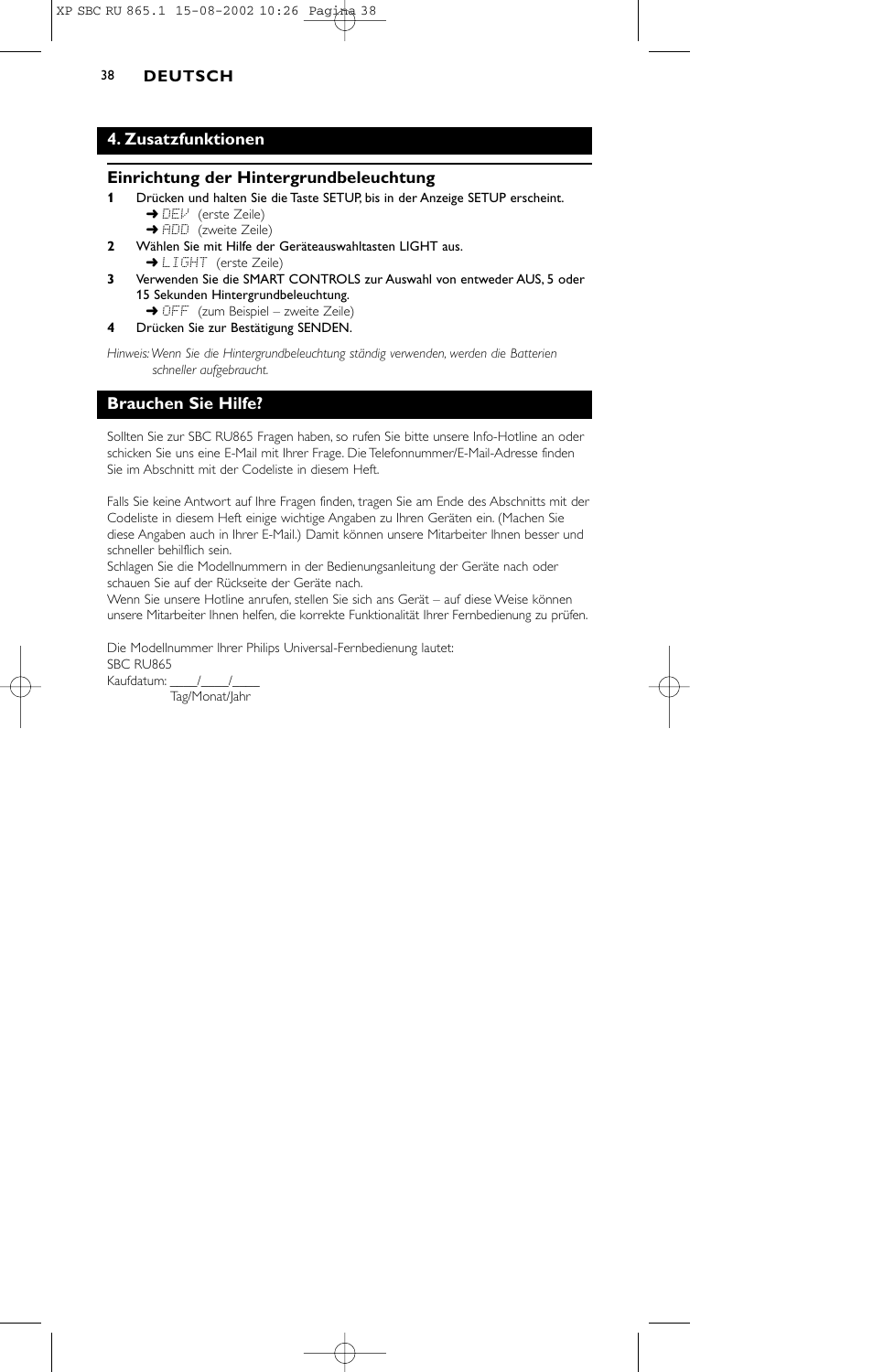## 4. Zusatzfunktionen

### Einrichtung der Hintergrundbeleuchtung

**1** Drücken und halten Sie die Taste SETUP, bis in der Anzeige SETUP erscheint.
 ➜ DEV (erste Zeile)
 ➜ ADD (zweite Zeile)

**2** Wählen Sie mit Hilfe der Geräteauswahltasten LIGHT aus.
 ➜ LIGHT (erste Zeile)

**3** Verwenden Sie die SMART CONTROLS zur Auswahl von entweder AUS, 5 oder 15 Sekunden Hintergrundbeleuchtung.
 ➜ OFF (zum Beispiel – zweite Zeile)

**4** Drücken Sie zur Bestätigung SENDEN.

*Hinweis: Wenn Sie die Hintergrundbeleuchtung ständig verwenden, werden die Batterien schneller aufgebraucht.*

## Brauchen Sie Hilfe?

Sollten Sie zur SBC RU865 Fragen haben, so rufen Sie bitte unsere Info-Hotline an oder schicken Sie uns eine E-Mail mit Ihrer Frage. Die Telefonnummer/E-Mail-Adresse finden Sie im Abschnitt mit der Codeliste in diesem Heft.

Falls Sie keine Antwort auf Ihre Fragen finden, tragen Sie am Ende des Abschnitts mit der Codeliste in diesem Heft einige wichtige Angaben zu Ihren Geräten ein. (Machen Sie diese Angaben auch in Ihrer E-Mail.) Damit können unsere Mitarbeiter Ihnen besser und schneller behilflich sein.
Schlagen Sie die Modellnummern in der Bedienungsanleitung der Geräte nach oder schauen Sie auf der Rückseite der Geräte nach.
Wenn Sie unsere Hotline anrufen, stellen Sie sich ans Gerät – auf diese Weise können unsere Mitarbeiter Ihnen helfen, die korrekte Funktionalität Ihrer Fernbedienung zu prüfen.

Die Modellnummer Ihrer Philips Universal-Fernbedienung lautet:
SBC RU865
Kaufdatum: ____/____/____
Tag/Monat/Jahr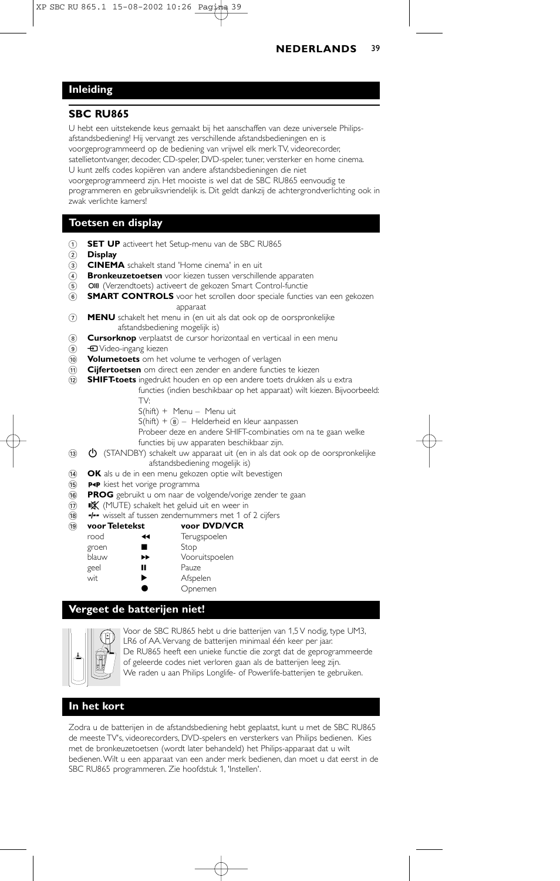## Inleiding

### SBC RU865

U hebt een uitstekende keus gemaakt bij het aanschaffen van deze universele Philips-afstandsbediening! Hij vervangt zes verschillende afstandsbedieningen en is voorgeprogrammeerd op de bediening van vrijwel elk merk TV, videorecorder, satellietontvanger, decoder, CD-speler, DVD-speler, tuner, versterker en home cinema. U kunt zelfs codes kopiëren van andere afstandsbedieningen die niet voorgeprogrammeerd zijn. Het mooiste is wel dat de SBC RU865 eenvoudig te programmeren en gebruiksvriendelijk is. Dit geldt dankzij de achtergrondverlichting ook in zwak verlichte kamers!

## Toetsen en display

1. **SET UP** activeert het Setup-menu van de SBC RU865
2. **Display**
3. **CINEMA** schakelt stand 'Home cinema' in en uit
4. **Bronkeuzetoetsen** voor kiezen tussen verschillende apparaten
5. (Verzendtoets) activeert de gekozen Smart Control-functie
6. **SMART CONTROLS** voor het scrollen door speciale functies van een gekozen apparaat
7. **MENU** schakelt het menu in (en uit als dat ook op de oorspronkelijke afstandsbediening mogelijk is)
8. **Cursorknop** verplaatst de cursor horizontaal en verticaal in een menu
9. Video-ingang kiezen
10. **Volumetoets** om het volume te verhogen of verlagen
11. **Cijfertoetsen** om direct een zender en andere functies te kiezen
12. **SHIFT-toets** ingedrukt houden en op een andere toets drukken als u extra functies (indien beschikbaar op het apparaat) wilt kiezen. Bijvoorbeeld: TV:
    S(hift) + Menu – Menu uit
    S(hift) + ⑧ – Helderheid en kleur aanpassen
    Probeer deze en andere SHIFT-combinaties om na te gaan welke functies bij uw apparaten beschikbaar zijn.
13. ⏻ (STANDBY) schakelt uw apparaat uit (en in als dat ook op de oorspronkelijke afstandsbediening mogelijk is)
14. **OK** als u de in een menu gekozen optie wilt bevestigen
15. P◂P kiest het vorige programma
16. **PROG** gebruikt u om naar de volgende/vorige zender te gaan
17. (MUTE) schakelt het geluid uit en weer in
18. -/-- wisselt af tussen zendernummers met 1 of 2 cijfers
19. 

| voor Teletekst | | voor DVD/VCR |
|---|---|---|
| rood | ◂◂ | Terugspoelen |
| groen | ■ | Stop |
| blauw | ▸▸ | Vooruitspoelen |
| geel | ❚❚ | Pauze |
| wit | ▶ | Afspelen |
| | ● | Opnemen |

## Vergeet de batterijen niet!

Voor de SBC RU865 hebt u drie batterijen van 1,5 V nodig, type UM3, LR6 of AA. Vervang de batterijen minimaal één keer per jaar.
De RU865 heeft een unieke functie die zorgt dat de geprogrammeerde of geleerde codes niet verloren gaan als de batterijen leeg zijn.
We raden u aan Philips Longlife- of Powerlife-batterijen te gebruiken.

## In het kort

Zodra u de batterijen in de afstandsbediening hebt geplaatst, kunt u met de SBC RU865 de meeste TV's, videorecorders, DVD-spelers en versterkers van Philips bedienen. Kies met de bronkeuzetoetsen (wordt later behandeld) het Philips-apparaat dat u wilt bedienen. Wilt u een apparaat van een ander merk bedienen, dan moet u dat eerst in de SBC RU865 programmeren. Zie hoofdstuk 1, 'Instellen'.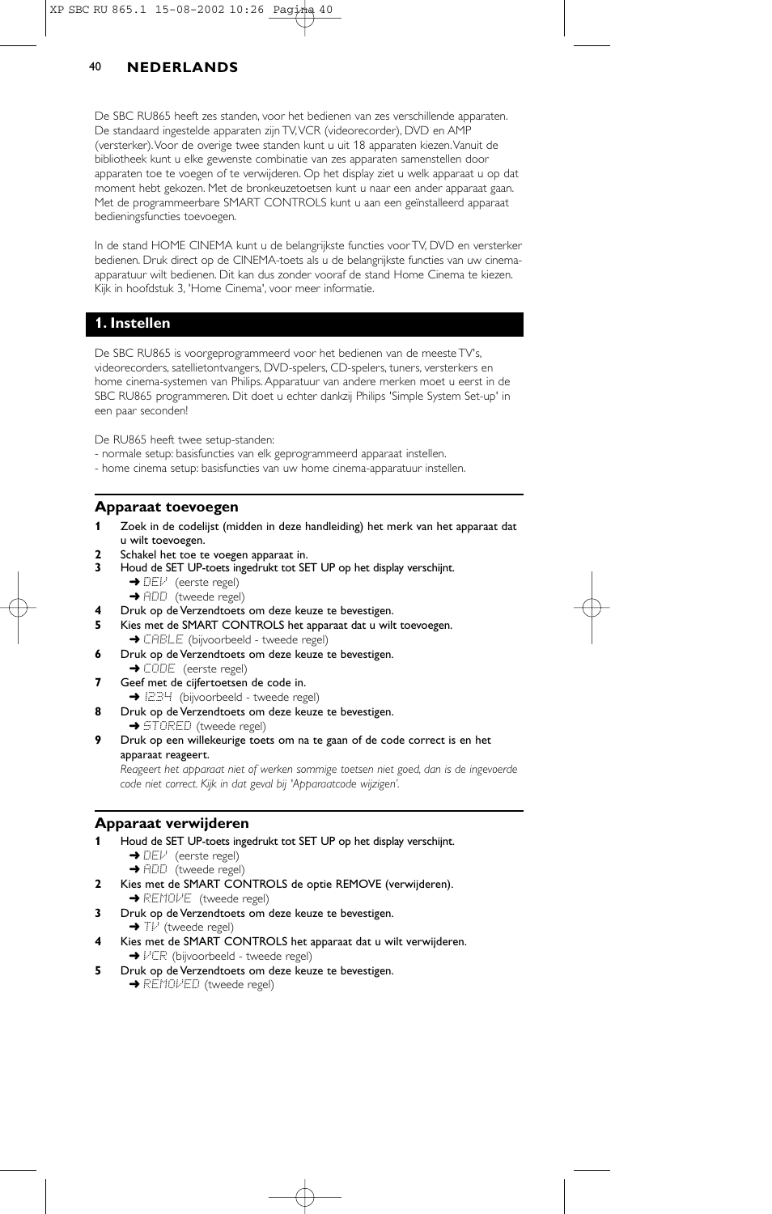## NEDERLANDS

De SBC RU865 heeft zes standen, voor het bedienen van zes verschillende apparaten. De standaard ingestelde apparaten zijn TV, VCR (videorecorder), DVD en AMP (versterker). Voor de overige twee standen kunt u uit 18 apparaten kiezen. Vanuit de bibliotheek kunt u elke gewenste combinatie van zes apparaten samenstellen door apparaten toe te voegen of te verwijderen. Op het display ziet u welk apparaat u op dat moment hebt gekozen. Met de bronkeuzetoetsen kunt u naar een ander apparaat gaan. Met de programmeerbare SMART CONTROLS kunt u aan een geïnstalleerd apparaat bedieningsfuncties toevoegen.

In de stand HOME CINEMA kunt u de belangrijkste functies voor TV, DVD en versterker bedienen. Druk direct op de CINEMA-toets als u de belangrijkste functies van uw cinema-apparatuur wilt bedienen. Dit kan dus zonder vooraf de stand Home Cinema te kiezen. Kijk in hoofdstuk 3, 'Home Cinema', voor meer informatie.

## 1. Instellen

De SBC RU865 is voorgeprogrammeerd voor het bedienen van de meeste TV's, videorecorders, satellietontvangers, DVD-spelers, CD-spelers, tuners, versterkers en home cinema-systemen van Philips. Apparatuur van andere merken moet u eerst in de SBC RU865 programmeren. Dit doet u echter dankzij Philips 'Simple System Set-up' in een paar seconden!

De RU865 heeft twee setup-standen:
- normale setup: basisfuncties van elk geprogrammeerd apparaat instellen.
- home cinema setup: basisfuncties van uw home cinema-apparatuur instellen.

### Apparaat toevoegen

**1** Zoek in de codelijst (midden in deze handleiding) het merk van het apparaat dat u wilt toevoegen.
**2** Schakel het toe te voegen apparaat in.
**3** Houd de SET UP-toets ingedrukt tot SET UP op het display verschijnt.
➜ DEV (eerste regel)
➜ ADD (tweede regel)
**4** Druk op de Verzendtoets om deze keuze te bevestigen.
**5** Kies met de SMART CONTROLS het apparaat dat u wilt toevoegen.
➜ CABLE (bijvoorbeeld - tweede regel)
**6** Druk op de Verzendtoets om deze keuze te bevestigen.
➜ CODE (eerste regel)
**7** Geef met de cijfertoetsen de code in.
➜ 1234 (bijvoorbeeld - tweede regel)
**8** Druk op de Verzendtoets om deze keuze te bevestigen.
➜ STORED (tweede regel)
**9** Druk op een willekeurige toets om na te gaan of de code correct is en het apparaat reageert.
*Reageert het apparaat niet of werken sommige toetsen niet goed, dan is de ingevoerde code niet correct. Kijk in dat geval bij 'Apparaatcode wijzigen'.*

### Apparaat verwijderen

**1** Houd de SET UP-toets ingedrukt tot SET UP op het display verschijnt.
➜ DEV (eerste regel)
➜ ADD (tweede regel)
**2** Kies met de SMART CONTROLS de optie REMOVE (verwijderen).
➜ REMOVE (tweede regel)
**3** Druk op de Verzendtoets om deze keuze te bevestigen.
➜ TV (tweede regel)
**4** Kies met de SMART CONTROLS het apparaat dat u wilt verwijderen.
➜ VCR (bijvoorbeeld - tweede regel)
**5** Druk op de Verzendtoets om deze keuze te bevestigen.
➜ REMOVED (tweede regel)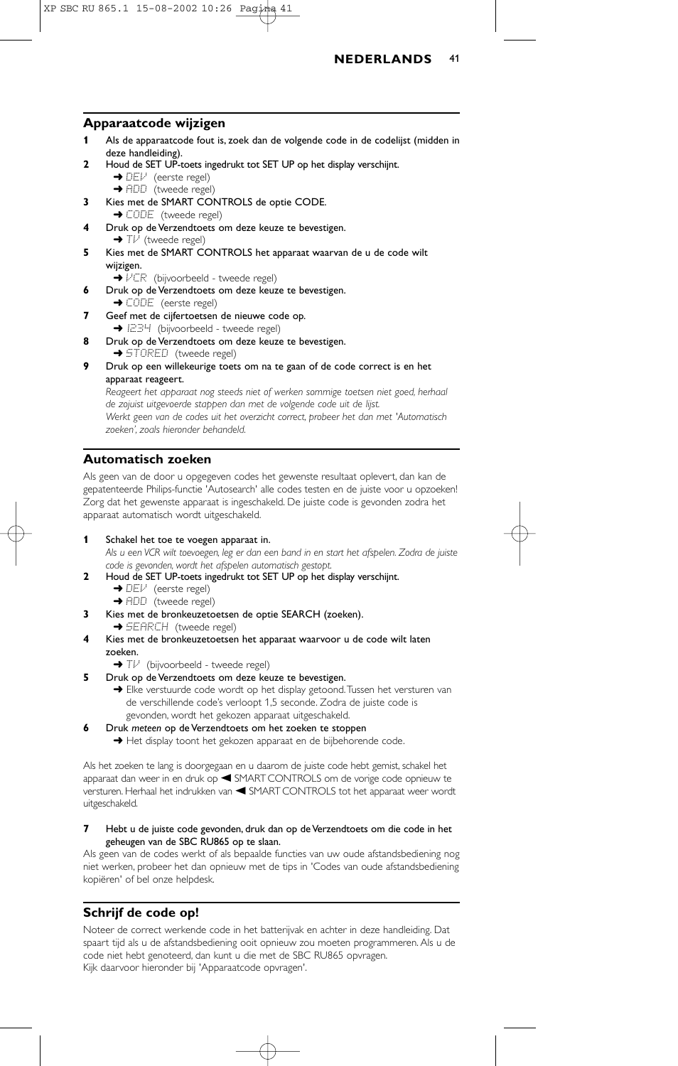## Apparaatcode wijzigen

**1** Als de apparaatcode fout is, zoek dan de volgende code in de codelijst (midden in deze handleiding).

**2** Houd de SET UP-toets ingedrukt tot SET UP op het display verschijnt.
➜ DEV (eerste regel)
➜ ADD (tweede regel)

**3** Kies met de SMART CONTROLS de optie CODE.
➜ CODE (tweede regel)

**4** Druk op de Verzendtoets om deze keuze te bevestigen.
➜ TV (tweede regel)

**5** Kies met de SMART CONTROLS het apparaat waarvan de u de code wilt wijzigen.
➜ VCR (bijvoorbeeld - tweede regel)

**6** Druk op de Verzendtoets om deze keuze te bevestigen.
➜ CODE (eerste regel)

**7** Geef met de cijfertoetsen de nieuwe code op.
➜ 1234 (bijvoorbeeld - tweede regel)

**8** Druk op de Verzendtoets om deze keuze te bevestigen.
➜ STORED (tweede regel)

**9** Druk op een willekeurige toets om na te gaan of de code correct is en het apparaat reageert.
*Reageert het apparaat nog steeds niet of werken sommige toetsen niet goed, herhaal de zojuist uitgevoerde stappen dan met de volgende code uit de lijst.*
*Werkt geen van de codes uit het overzicht correct, probeer het dan met 'Automatisch zoeken', zoals hieronder behandeld.*

## Automatisch zoeken

Als geen van de door u opgegeven codes het gewenste resultaat oplevert, dan kan de gepatenteerde Philips-functie 'Autosearch' alle codes testen en de juiste voor u opzoeken! Zorg dat het gewenste apparaat is ingeschakeld. De juiste code is gevonden zodra het apparaat automatisch wordt uitgeschakeld.

**1** Schakel het toe te voegen apparaat in.
*Als u een VCR wilt toevoegen, leg er dan een band in en start het afspelen. Zodra de juiste code is gevonden, wordt het afspelen automatisch gestopt.*

**2** Houd de SET UP-toets ingedrukt tot SET UP op het display verschijnt.
➜ DEV (eerste regel)
➜ ADD (tweede regel)

**3** Kies met de bronkeuzetoetsen de optie SEARCH (zoeken).
➜ SEARCH (tweede regel)

**4** Kies met de bronkeuzetoetsen het apparaat waarvoor u de code wilt laten zoeken.
➜ TV (bijvoorbeeld - tweede regel)

**5** Druk op de Verzendtoets om deze keuze te bevestigen.
➜ Elke verstuurde code wordt op het display getoond. Tussen het versturen van de verschillende code's verloopt 1,5 seconde. Zodra de juiste code is gevonden, wordt het gekozen apparaat uitgeschakeld.

**6** Druk *meteen* op de Verzendtoets om het zoeken te stoppen
➜ Het display toont het gekozen apparaat en de bijbehorende code.

Als het zoeken te lang is doorgegaan en u daarom de juiste code hebt gemist, schakel het apparaat dan weer in en druk op ◀ SMART CONTROLS om de vorige code opnieuw te versturen. Herhaal het indrukken van ◀ SMART CONTROLS tot het apparaat weer wordt uitgeschakeld.

**7** Hebt u de juiste code gevonden, druk dan op de Verzendtoets om die code in het geheugen van de SBC RU865 op te slaan.

Als geen van de codes werkt of als bepaalde functies van uw oude afstandsbediening nog niet werken, probeer het dan opnieuw met de tips in 'Codes van oude afstandsbediening kopiëren' of bel onze helpdesk.

## Schrijf de code op!

Noteer de correct werkende code in het batterijvak en achter in deze handleiding. Dat spaart tijd als u de afstandsbediening ooit opnieuw zou moeten programmeren. Als u de code niet hebt genoteerd, dan kunt u die met de SBC RU865 opvragen.
Kijk daarvoor hieronder bij 'Apparaatcode opvragen'.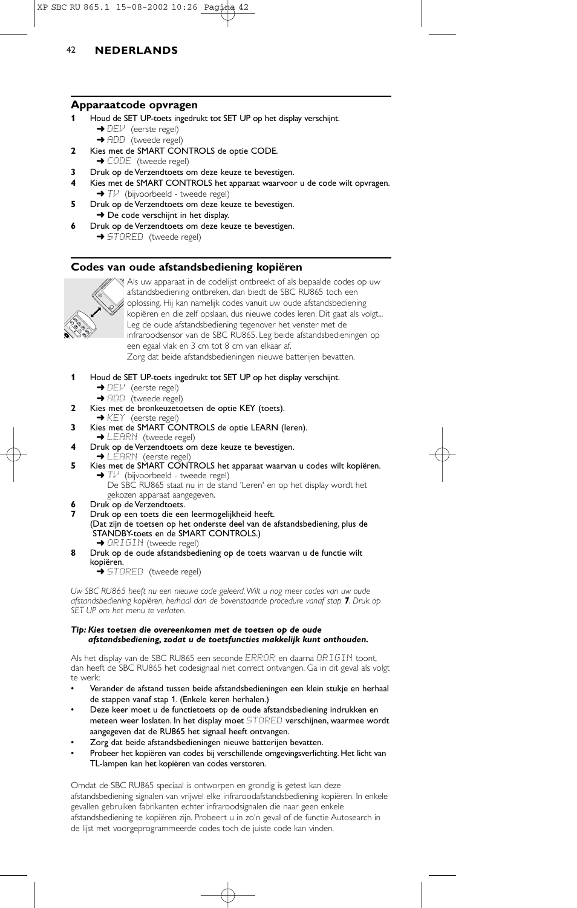## Apparaatcode opvragen

**1** Houd de SET UP-toets ingedrukt tot SET UP op het display verschijnt.
   ➜ DEV (eerste regel)
   ➜ ADD (tweede regel)

**2** Kies met de SMART CONTROLS de optie CODE.
   ➜ CODE (tweede regel)

**3** Druk op de Verzendtoets om deze keuze te bevestigen.

**4** Kies met de SMART CONTROLS het apparaat waarvoor u de code wilt opvragen.
   ➜ TV (bijvoorbeeld - tweede regel)

**5** Druk op de Verzendtoets om deze keuze te bevestigen.
   ➜ De code verschijnt in het display.

**6** Druk op de Verzendtoets om deze keuze te bevestigen.
   ➜ STORED (tweede regel)

## Codes van oude afstandsbediening kopiëren

Als uw apparaat in de codelijst ontbreekt of als bepaalde codes op uw afstandsbediening ontbreken, dan biedt de SBC RU865 toch een oplossing. Hij kan namelijk codes vanuit uw oude afstandsbediening kopiëren en die zelf opslaan, dus nieuwe codes leren. Dit gaat als volgt... Leg de oude afstandsbediening tegenover het venster met de infraroodsensor van de SBC RU865. Leg beide afstandsbedieningen op een egaal vlak en 3 cm tot 8 cm van elkaar af.
Zorg dat beide afstandsbedieningen nieuwe batterijen bevatten.

**1** Houd de SET UP-toets ingedrukt tot SET UP op het display verschijnt.
   ➜ DEV (eerste regel)
   ➜ ADD (tweede regel)

**2** Kies met de bronkeuzetoetsen de optie KEY (toets).
   ➜ KEY (eerste regel)

**3** Kies met de SMART CONTROLS de optie LEARN (leren).
   ➜ LEARN (tweede regel)

**4** Druk op de Verzendtoets om deze keuze te bevestigen.
   ➜ LEARN (eerste regel)

**5** Kies met de SMART CONTROLS het apparaat waarvan u codes wilt kopiëren.
   ➜ TV (bijvoorbeeld - tweede regel)
   De SBC RU865 staat nu in de stand 'Leren' en op het display wordt het gekozen apparaat aangegeven.

**6** Druk op de Verzendtoets.

**7** Druk op een toets die een leermogelijkheid heeft.
(Dat zijn de toetsen op het onderste deel van de afstandsbediening, plus de STANDBY-toets en de SMART CONTROLS.)
   ➜ ORIGIN (tweede regel)

**8** Druk op de oude afstandsbediening op de toets waarvan u de functie wilt kopiëren.
   ➜ STORED (tweede regel)

*Uw SBC RU865 heeft nu een nieuwe code geleerd. Wilt u nog meer codes van uw oude afstandsbediening kopiëren, herhaal dan de bovenstaande procedure vanaf stap **7**. Druk op SET UP om het menu te verlaten.*

***Tip: Kies toetsen die overeenkomen met de toetsen op de oude afstandsbediening, zodat u de toetsfuncties makkelijk kunt onthouden.***

Als het display van de SBC RU865 een seconde ERROR en daarna ORIGIN toont, dan heeft de SBC RU865 het codesignaal niet correct ontvangen. Ga in dit geval als volgt te werk:

- Verander de afstand tussen beide afstandsbedieningen een klein stukje en herhaal de stappen vanaf stap 1. (Enkele keren herhalen.)
- Deze keer moet u de functietoets op de oude afstandsbediening indrukken en meteen weer loslaten. In het display moet STORED verschijnen, waarmee wordt aangegeven dat de RU865 het signaal heeft ontvangen.
- Zorg dat beide afstandsbedieningen nieuwe batterijen bevatten.
- Probeer het kopiëren van codes bij verschillende omgevingsverlichting. Het licht van TL-lampen kan het kopiëren van codes verstoren.

Omdat de SBC RU865 speciaal is ontworpen en grondig is getest kan deze afstandsbediening signalen van vrijwel elke infraroodafstandsbediening kopiëren. In enkele gevallen gebruiken fabrikanten echter infraroodsignalen die naar geen enkele afstandsbediening te kopiëren zijn. Probeert u in zo'n geval of de functie Autosearch in de lijst met voorgeprogrammeerde codes toch de juiste code kan vinden.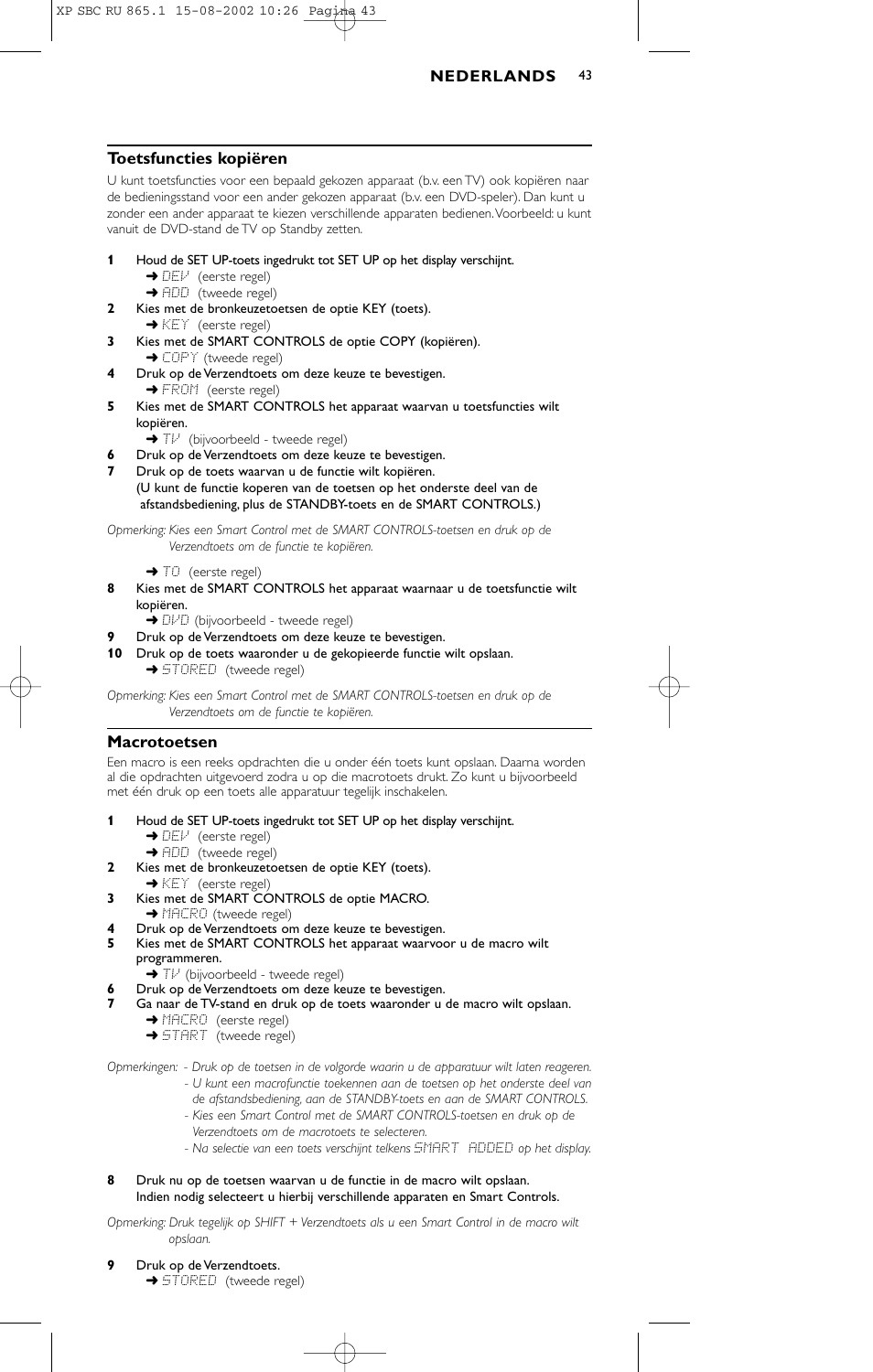## Toetsfuncties kopiëren

U kunt toetsfuncties voor een bepaald gekozen apparaat (b.v. een TV) ook kopiëren naar de bedieningsstand voor een ander gekozen apparaat (b.v. een DVD-speler). Dan kunt u zonder een ander apparaat te kiezen verschillende apparaten bedienen. Voorbeeld: u kunt vanuit de DVD-stand de TV op Standby zetten.

**1** Houd de SET UP-toets ingedrukt tot SET UP op het display verschijnt.
➜ DEV (eerste regel)
➜ ADD (tweede regel)

**2** Kies met de bronkeuzetoetsen de optie KEY (toets).
➜ KEY (eerste regel)

**3** Kies met de SMART CONTROLS de optie COPY (kopiëren).
➜ COPY (tweede regel)

**4** Druk op de Verzendtoets om deze keuze te bevestigen.
➜ FROM (eerste regel)

**5** Kies met de SMART CONTROLS het apparaat waarvan u toetsfuncties wilt kopiëren.
➜ TV (bijvoorbeeld - tweede regel)

**6** Druk op de Verzendtoets om deze keuze te bevestigen.

**7** Druk op de toets waarvan u de functie wilt kopiëren.
(U kunt de functie koperen van de toetsen op het onderste deel van de afstandsbediening, plus de STANDBY-toets en de SMART CONTROLS.)

*Opmerking: Kies een Smart Control met de SMART CONTROLS-toetsen en druk op de Verzendtoets om de functie te kopiëren.*

➜ TO (eerste regel)

**8** Kies met de SMART CONTROLS het apparaat waarnaar u de toetsfunctie wilt kopiëren.
➜ DVD (bijvoorbeeld - tweede regel)

**9** Druk op de Verzendtoets om deze keuze te bevestigen.

**10** Druk op de toets waaronder u de gekopieerde functie wilt opslaan.
➜ STORED (tweede regel)

*Opmerking: Kies een Smart Control met de SMART CONTROLS-toetsen en druk op de Verzendtoets om de functie te kopiëren.*

## Macrotoetsen

Een macro is een reeks opdrachten die u onder één toets kunt opslaan. Daarna worden al die opdrachten uitgevoerd zodra u op die macrotoets drukt. Zo kunt u bijvoorbeeld met één druk op een toets alle apparatuur tegelijk inschakelen.

**1** Houd de SET UP-toets ingedrukt tot SET UP op het display verschijnt.
➜ DEV (eerste regel)
➜ ADD (tweede regel)

**2** Kies met de bronkeuzetoetsen de optie KEY (toets).
➜ KEY (eerste regel)

**3** Kies met de SMART CONTROLS de optie MACRO.
➜ MACRO (tweede regel)

**4** Druk op de Verzendtoets om deze keuze te bevestigen.

**5** Kies met de SMART CONTROLS het apparaat waarvoor u de macro wilt programmeren.
➜ TV (bijvoorbeeld - tweede regel)

**6** Druk op de Verzendtoets om deze keuze te bevestigen.

**7** Ga naar de TV-stand en druk op de toets waaronder u de macro wilt opslaan.
➜ MACRO (eerste regel)
➜ START (tweede regel)

*Opmerkingen:*
- *Druk op de toetsen in de volgorde waarin u de apparatuur wilt laten reageren.*
- *U kunt een macrofunctie toekennen aan de toetsen op het onderste deel van de afstandsbediening, aan de STANDBY-toets en aan de SMART CONTROLS.*
- *Kies een Smart Control met de SMART CONTROLS-toetsen en druk op de Verzendtoets om de macrotoets te selecteren.*
- *Na selectie van een toets verschijnt telkens SMART ADDED op het display.*

**8** Druk nu op de toetsen waarvan u de functie in de macro wilt opslaan.
Indien nodig selecteert u hierbij verschillende apparaten en Smart Controls.

*Opmerking: Druk tegelijk op SHIFT + Verzendtoets als u een Smart Control in de macro wilt opslaan.*

**9** Druk op de Verzendtoets.
➜ STORED (tweede regel)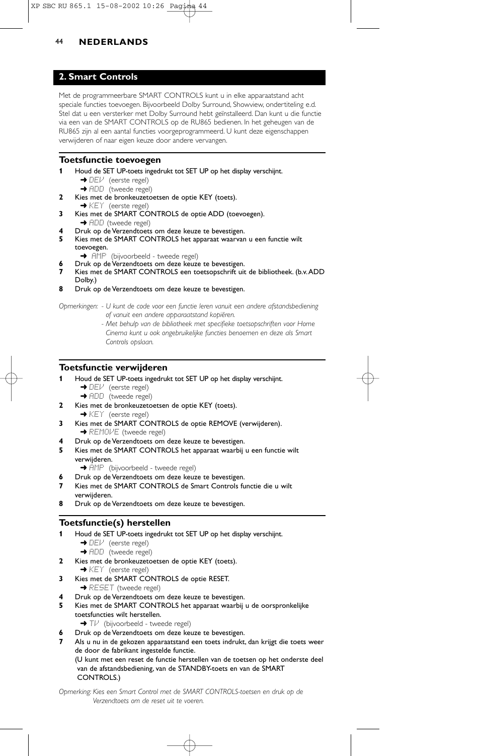## 2. Smart Controls

Met de programmeerbare SMART CONTROLS kunt u in elke apparaatstand acht speciale functies toevoegen. Bijvoorbeeld Dolby Surround, Showview, ondertiteling e.d. Stel dat u een versterker met Dolby Surround hebt geïnstalleerd. Dan kunt u die functie via een van de SMART CONTROLS op de RU865 bedienen. In het geheugen van de RU865 zijn al een aantal functies voorgeprogrammeerd. U kunt deze eigenschappen verwijderen of naar eigen keuze door andere vervangen.

### Toetsfunctie toevoegen

1. Houd de SET UP-toets ingedrukt tot SET UP op het display verschijnt.
   ➜ DEV (eerste regel)
   ➜ ADD (tweede regel)
2. Kies met de bronkeuzetoetsen de optie KEY (toets).
   ➜ KEY (eerste regel)
3. Kies met de SMART CONTROLS de optie ADD (toevoegen).
   ➜ ADD (tweede regel)
4. Druk op de Verzendtoets om deze keuze te bevestigen.
5. Kies met de SMART CONTROLS het apparaat waarvan u een functie wilt toevoegen.
   ➜ AMP (bijvoorbeeld - tweede regel)
6. Druk op de Verzendtoets om deze keuze te bevestigen.
7. Kies met de SMART CONTROLS een toetsopschrift uit de bibliotheek. (b.v. ADD Dolby.)
8. Druk op de Verzendtoets om deze keuze te bevestigen.

*Opmerkingen: - U kunt de code voor een functie leren vanuit een andere afstandsbediening of vanuit een andere apparaatstand kopiëren.*
*- Met behulp van de bibliotheek met specifieke toetsopschriften voor Home Cinema kunt u ook ongebruikelijke functies benoemen en deze als Smart Controls opslaan.*

### Toetsfunctie verwijderen

1. Houd de SET UP-toets ingedrukt tot SET UP op het display verschijnt.
   ➜ DEV (eerste regel)
   ➜ ADD (tweede regel)
2. Kies met de bronkeuzetoetsen de optie KEY (toets).
   ➜ KEY (eerste regel)
3. Kies met de SMART CONTROLS de optie REMOVE (verwijderen).
   ➜ REMOVE (tweede regel)
4. Druk op de Verzendtoets om deze keuze te bevestigen.
5. Kies met de SMART CONTROLS het apparaat waarbij u een functie wilt verwijderen.
   ➜ AMP (bijvoorbeeld - tweede regel)
6. Druk op de Verzendtoets om deze keuze te bevestigen.
7. Kies met de SMART CONTROLS de Smart Controls functie die u wilt verwijderen.
8. Druk op de Verzendtoets om deze keuze te bevestigen.

### Toetsfunctie(s) herstellen

1. Houd de SET UP-toets ingedrukt tot SET UP op het display verschijnt.
   ➜ DEV (eerste regel)
   ➜ ADD (tweede regel)
2. Kies met de bronkeuzetoetsen de optie KEY (toets).
   ➜ KEY (eerste regel)
3. Kies met de SMART CONTROLS de optie RESET.
   ➜ RESET (tweede regel)
4. Druk op de Verzendtoets om deze keuze te bevestigen.
5. Kies met de SMART CONTROLS het apparaat waarbij u de oorspronkelijke toetsfuncties wilt herstellen.
   ➜ TV (bijvoorbeeld - tweede regel)
6. Druk op de Verzendtoets om deze keuze te bevestigen.
7. Als u nu in de gekozen apparaatstand een toets indrukt, dan krijgt die toets weer de door de fabrikant ingestelde functie.
   (U kunt met een reset de functie herstellen van de toetsen op het onderste deel van de afstandsbediening, van de STANDBY-toets en van de SMART CONTROLS.)

*Opmerking: Kies een Smart Control met de SMART CONTROLS-toetsen en druk op de Verzendtoets om de reset uit te voeren.*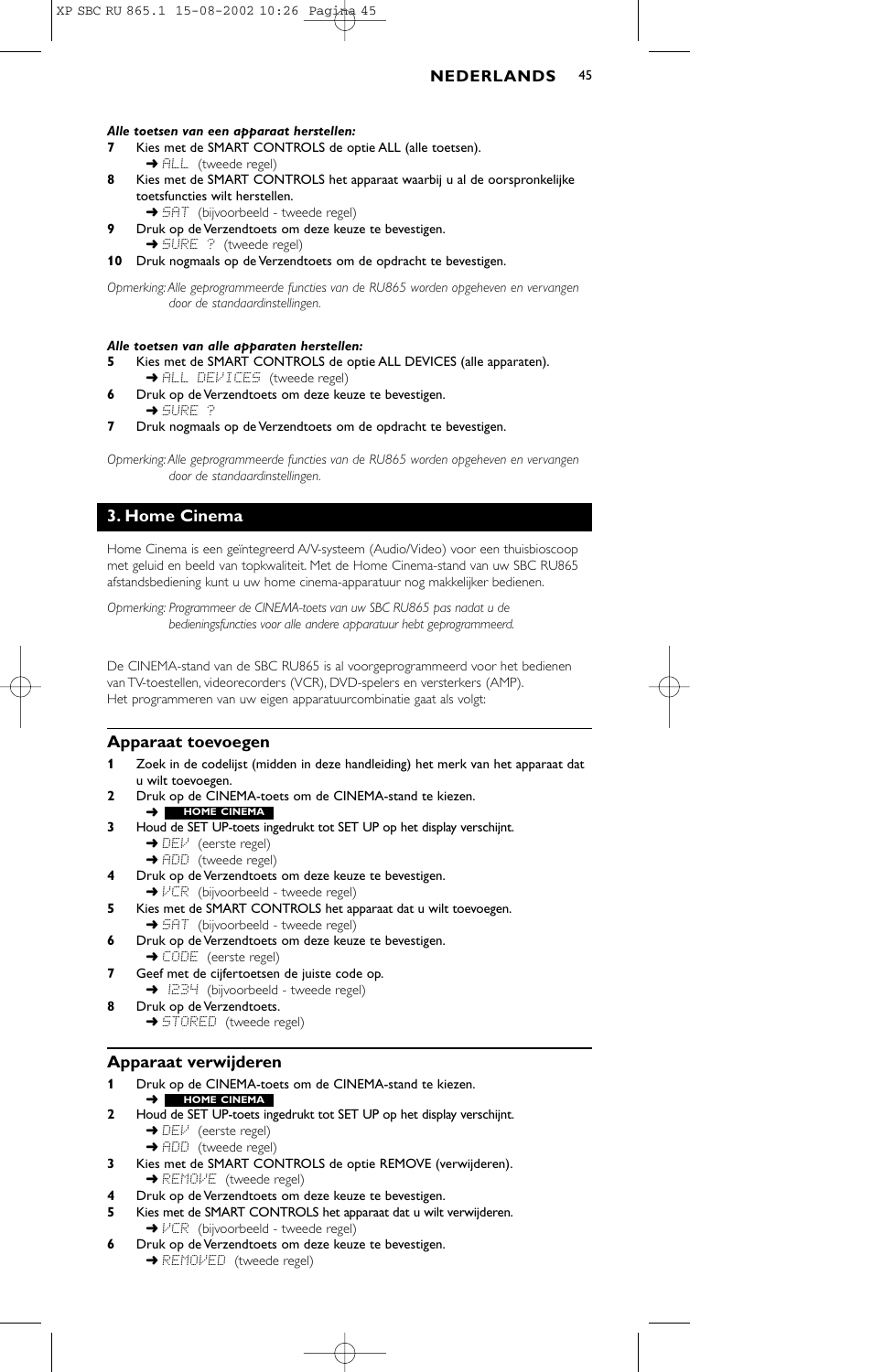***Alle toetsen van een apparaat herstellen:***

**7** Kies met de SMART CONTROLS de optie ALL (alle toetsen).
➜ ALL (tweede regel)

**8** Kies met de SMART CONTROLS het apparaat waarbij u al de oorspronkelijke toetsfuncties wilt herstellen.
➜ SAT (bijvoorbeeld - tweede regel)

**9** Druk op de Verzendtoets om deze keuze te bevestigen.
➜ SURE ? (tweede regel)

**10** Druk nogmaals op de Verzendtoets om de opdracht te bevestigen.

*Opmerking: Alle geprogrammeerde functies van de RU865 worden opgeheven en vervangen door de standaardinstellingen.*

***Alle toetsen van alle apparaten herstellen:***

**5** Kies met de SMART CONTROLS de optie ALL DEVICES (alle apparaten).
➜ ALL DEVICES (tweede regel)

**6** Druk op de Verzendtoets om deze keuze te bevestigen.
➜ SURE ?

**7** Druk nogmaals op de Verzendtoets om de opdracht te bevestigen.

*Opmerking: Alle geprogrammeerde functies van de RU865 worden opgeheven en vervangen door de standaardinstellingen.*

## 3. Home Cinema

Home Cinema is een geïntegreerd A/V-systeem (Audio/Video) voor een thuisbioscoop met geluid en beeld van topkwaliteit. Met de Home Cinema-stand van uw SBC RU865 afstandsbediening kunt u uw home cinema-apparatuur nog makkelijker bedienen.

*Opmerking: Programmeer de CINEMA-toets van uw SBC RU865 pas nadat u de bedieningsfuncties voor alle andere apparatuur hebt geprogrammeerd.*

De CINEMA-stand van de SBC RU865 is al voorgeprogrammeerd voor het bedienen van TV-toestellen, videorecorders (VCR), DVD-spelers en versterkers (AMP).
Het programmeren van uw eigen apparatuurcombinatie gaat als volgt:

### Apparaat toevoegen

**1** Zoek in de codelijst (midden in deze handleiding) het merk van het apparaat dat u wilt toevoegen.

**2** Druk op de CINEMA-toets om de CINEMA-stand te kiezen.
➜ **HOME CINEMA**

**3** Houd de SET UP-toets ingedrukt tot SET UP op het display verschijnt.
➜ DEV (eerste regel)
➜ ADD (tweede regel)

**4** Druk op de Verzendtoets om deze keuze te bevestigen.
➜ VCR (bijvoorbeeld - tweede regel)

**5** Kies met de SMART CONTROLS het apparaat dat u wilt toevoegen.
➜ SAT (bijvoorbeeld - tweede regel)

**6** Druk op de Verzendtoets om deze keuze te bevestigen.
➜ CODE (eerste regel)

**7** Geef met de cijfertoetsen de juiste code op.
➜ 1234 (bijvoorbeeld - tweede regel)

**8** Druk op de Verzendtoets.
➜ STORED (tweede regel)

### Apparaat verwijderen

**1** Druk op de CINEMA-toets om de CINEMA-stand te kiezen.
➜ **HOME CINEMA**

**2** Houd de SET UP-toets ingedrukt tot SET UP op het display verschijnt.
➜ DEV (eerste regel)
➜ ADD (tweede regel)

**3** Kies met de SMART CONTROLS de optie REMOVE (verwijderen).
➜ REMOVE (tweede regel)

**4** Druk op de Verzendtoets om deze keuze te bevestigen.

**5** Kies met de SMART CONTROLS het apparaat dat u wilt verwijderen.
➜ VCR (bijvoorbeeld - tweede regel)

**6** Druk op de Verzendtoets om deze keuze te bevestigen.
➜ REMOVED (tweede regel)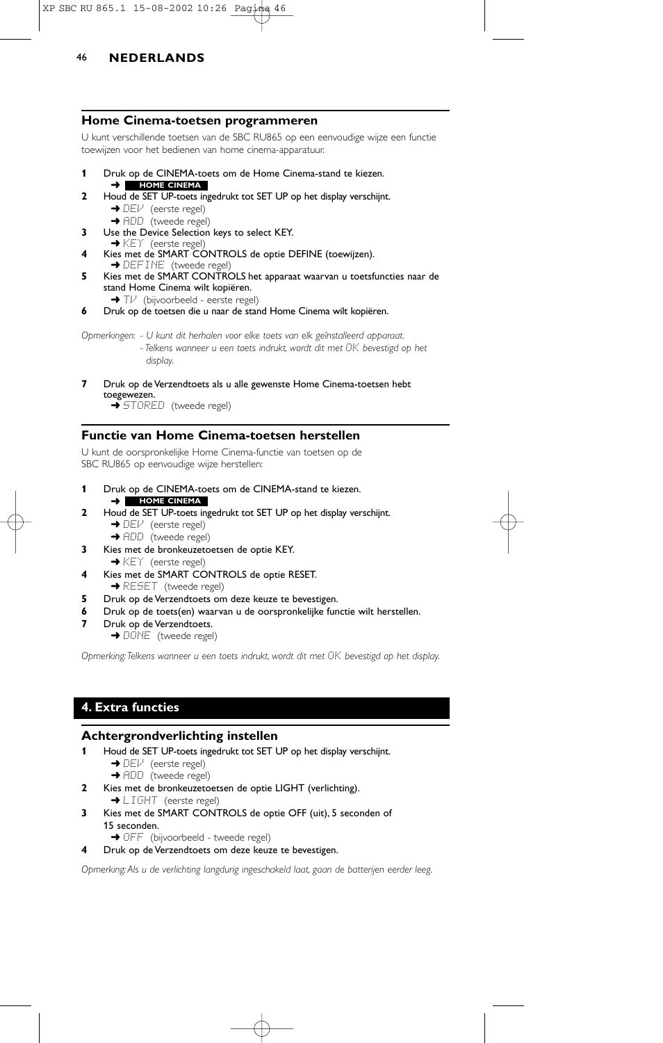## Home Cinema-toetsen programmeren

U kunt verschillende toetsen van de SBC RU865 op een eenvoudige wijze een functie toewijzen voor het bedienen van home cinema-apparatuur.

1. Druk op de CINEMA-toets om de Home Cinema-stand te kiezen.
   ➜ **HOME CINEMA**
2. Houd de SET UP-toets ingedrukt tot SET UP op het display verschijnt.
   ➜ DEV (eerste regel)
   ➜ ADD (tweede regel)
3. Use the Device Selection keys to select KEY.
   ➜ KEY (eerste regel)
4. Kies met de SMART CONTROLS de optie DEFINE (toewijzen).
   ➜ DEFINE (tweede regel)
5. Kies met de SMART CONTROLS het apparaat waarvan u toetsfuncties naar de stand Home Cinema wilt kopiëren.
   ➜ TV (bijvoorbeeld - eerste regel)
6. Druk op de toetsen die u naar de stand Home Cinema wilt kopiëren.

*Opmerkingen: - U kunt dit herhalen voor elke toets van elk geïnstalleerd apparaat.*
*- Telkens wanneer u een toets indrukt, wordt dit met OK bevestigd op het display.*

7. Druk op de Verzendtoets als u alle gewenste Home Cinema-toetsen hebt toegewezen.
   ➜ STORED (tweede regel)

## Functie van Home Cinema-toetsen herstellen

U kunt de oorspronkelijke Home Cinema-functie van toetsen op de SBC RU865 op eenvoudige wijze herstellen:

1. Druk op de CINEMA-toets om de CINEMA-stand te kiezen.
   ➜ **HOME CINEMA**
2. Houd de SET UP-toets ingedrukt tot SET UP op het display verschijnt.
   ➜ DEV (eerste regel)
   ➜ ADD (tweede regel)
3. Kies met de bronkeuzetoetsen de optie KEY.
   ➜ KEY (eerste regel)
4. Kies met de SMART CONTROLS de optie RESET.
   ➜ RESET (tweede regel)
5. Druk op de Verzendtoets om deze keuze te bevestigen.
6. Druk op de toets(en) waarvan u de oorspronkelijke functie wilt herstellen.
7. Druk op de Verzendtoets.
   ➜ DONE (tweede regel)

*Opmerking: Telkens wanneer u een toets indrukt, wordt dit met OK bevestigd op het display.*

# 4. Extra functies

## Achtergrondverlichting instellen

1. Houd de SET UP-toets ingedrukt tot SET UP op het display verschijnt.
   ➜ DEV (eerste regel)
   ➜ ADD (tweede regel)
2. Kies met de bronkeuzetoetsen de optie LIGHT (verlichting).
   ➜ LIGHT (eerste regel)
3. Kies met de SMART CONTROLS de optie OFF (uit), 5 seconden of 15 seconden.
   ➜ OFF (bijvoorbeeld - tweede regel)
4. Druk op de Verzendtoets om deze keuze te bevestigen.

*Opmerking: Als u de verlichting langdurig ingeschakeld laat, gaan de batterijen eerder leeg.*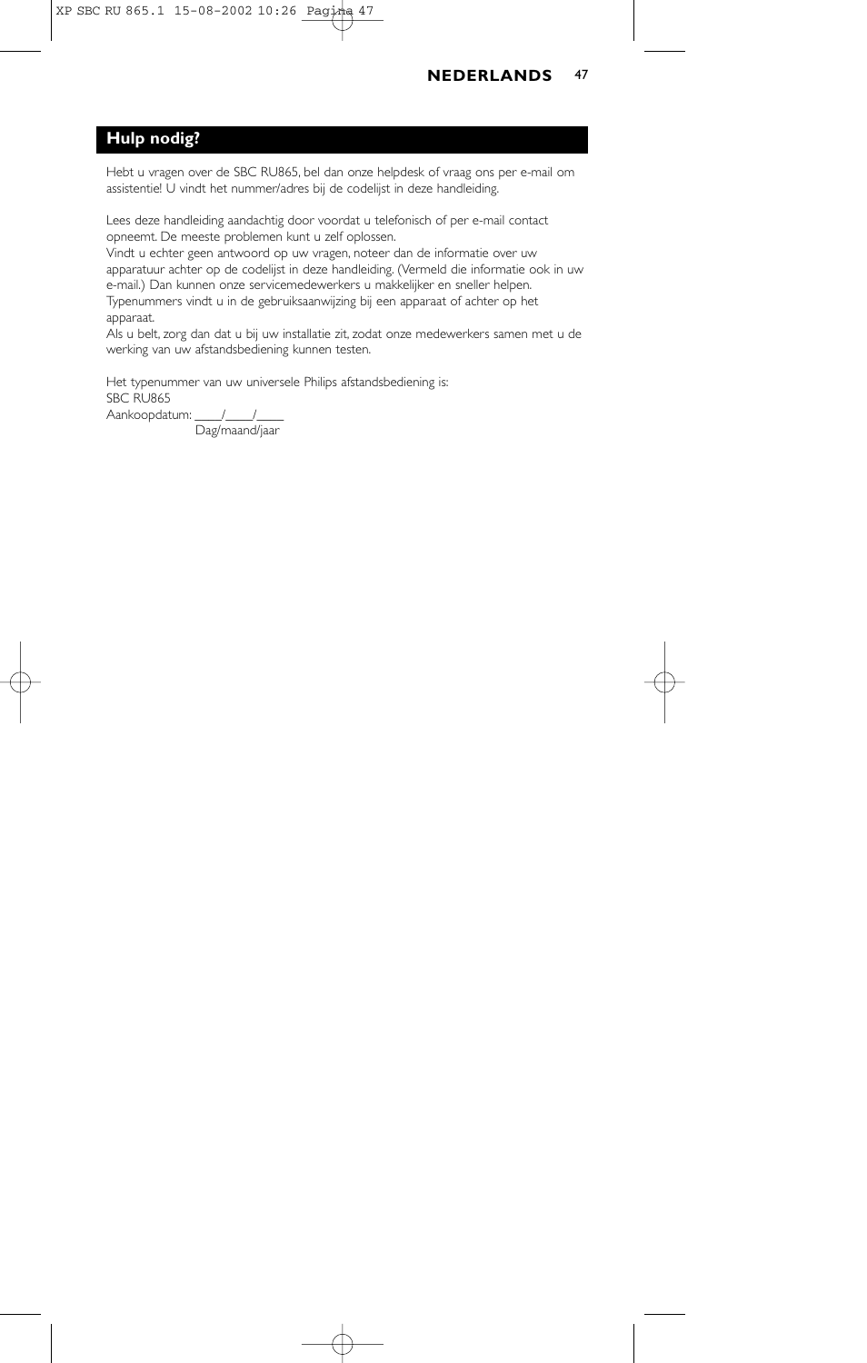## Hulp nodig?

Hebt u vragen over de SBC RU865, bel dan onze helpdesk of vraag ons per e-mail om assistentie! U vindt het nummer/adres bij de codelijst in deze handleiding.

Lees deze handleiding aandachtig door voordat u telefonisch of per e-mail contact opneemt. De meeste problemen kunt u zelf oplossen.
Vindt u echter geen antwoord op uw vragen, noteer dan de informatie over uw apparatuur achter op de codelijst in deze handleiding. (Vermeld die informatie ook in uw e-mail.) Dan kunnen onze servicemedewerkers u makkelijker en sneller helpen.
Typenummers vindt u in de gebruiksaanwijzing bij een apparaat of achter op het apparaat.
Als u belt, zorg dan dat u bij uw installatie zit, zodat onze medewerkers samen met u de werking van uw afstandsbediening kunnen testen.

Het typenummer van uw universele Philips afstandsbediening is:
SBC RU865
Aankoopdatum: ____/____/____
Dag/maand/jaar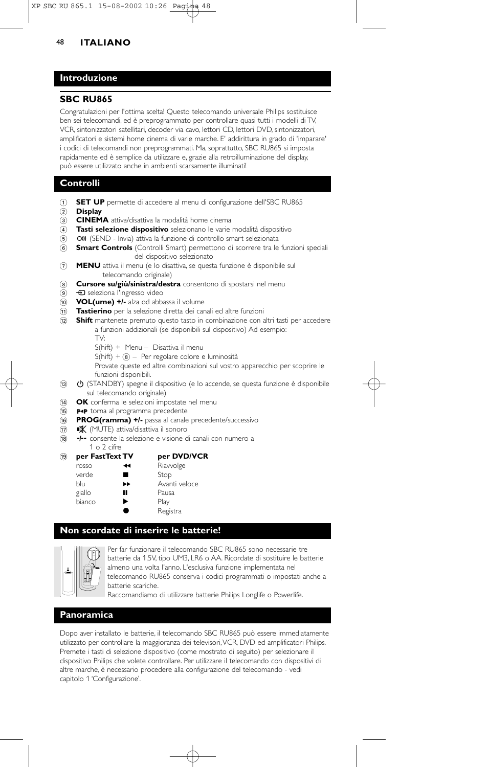## Introduzione

### SBC RU865

Congratulazioni per l'ottima scelta! Questo telecomando universale Philips sostituisce ben sei telecomandi, ed è preprogrammato per controllare quasi tutti i modelli di TV, VCR, sintonizzatori satellitari, decoder via cavo, lettori CD, lettori DVD, sintonizzatori, amplificatori e sistemi home cinema di varie marche. E' addirittura in grado di 'imparare' i codici di telecomandi non preprogrammati. Ma, soprattutto, SBC RU865 si imposta rapidamente ed è semplice da utilizzare e, grazie alla retroilluminazione del display, può essere utilizzato anche in ambienti scarsamente illuminati!

## Controlli

1. **SET UP** permette di accedere al menu di configurazione dell'SBC RU865
2. **Display**
3. **CINEMA** attiva/disattiva la modalità home cinema
4. **Tasti selezione dispositivo** selezionano le varie modalità dispositivo
5. (SEND - Invia) attiva la funzione di controllo smart selezionata
6. **Smart Controls** (Controlli Smart) permettono di scorrere tra le funzioni speciali del dispositivo selezionato
7. **MENU** attiva il menu (e lo disattiva, se questa funzione è disponibile sul telecomando originale)
8. **Cursore su/giù/sinistra/destra** consentono di spostarsi nel menu
9. seleziona l'ingresso video
10. **VOL(ume) +/-** alza od abbassa il volume
11. **Tastierino** per la selezione diretta dei canali ed altre funzioni
12. **Shift** mantenete premuto questo tasto in combinazione con altri tasti per accedere a funzioni addizionali (se disponibili sul dispositivo) Ad esempio:
    TV:
    S(hift) + Menu – Disattiva il menu
    S(hift) + 8 – Per regolare colore e luminosità
    Provate queste ed altre combinazioni sul vostro apparecchio per scoprire le funzioni disponibili.
13. (STANDBY) spegne il dispositivo (e lo accende, se questa funzione è disponibile sul telecomando originale)
14. **OK** conferma le selezioni impostate nel menu
15. torna al programma precedente
16. **PROG(ramma) +/-** passa al canale precedente/successivo
17. (MUTE) attiva/disattiva il sonoro
18. **-/--** consente la selezione e visione di canali con numero a 1 o 2 cifre
19. 

| per FastText TV | | per DVD/VCR |
|---|---|---|
| rosso | ◀◀ | Riavvolge |
| verde | ■ | Stop |
| blu | ▶▶ | Avanti veloce |
| giallo | ❚❚ | Pausa |
| bianco | ▶ | Play |
| | ● | Registra |

## Non scordate di inserire le batterie!

Per far funzionare il telecomando SBC RU865 sono necessarie tre batterie da 1,5V, tipo UM3, LR6 o AA. Ricordate di sostituire le batterie almeno una volta l'anno. L'esclusiva funzione implementata nel telecomando RU865 conserva i codici programmati o impostati anche a batterie scariche.
Raccomandiamo di utilizzare batterie Philips Longlife o Powerlife.

## Panoramica

Dopo aver installato le batterie, il telecomando SBC RU865 può essere immediatamente utilizzato per controllare la maggioranza dei televisori, VCR, DVD ed amplificatori Philips. Premete i tasti di selezione dispositivo (come mostrato di seguito) per selezionare il dispositivo Philips che volete controllare. Per utilizzare il telecomando con dispositivi di altre marche, è necessario procedere alla configurazione del telecomando - vedi capitolo 1 'Configurazione'.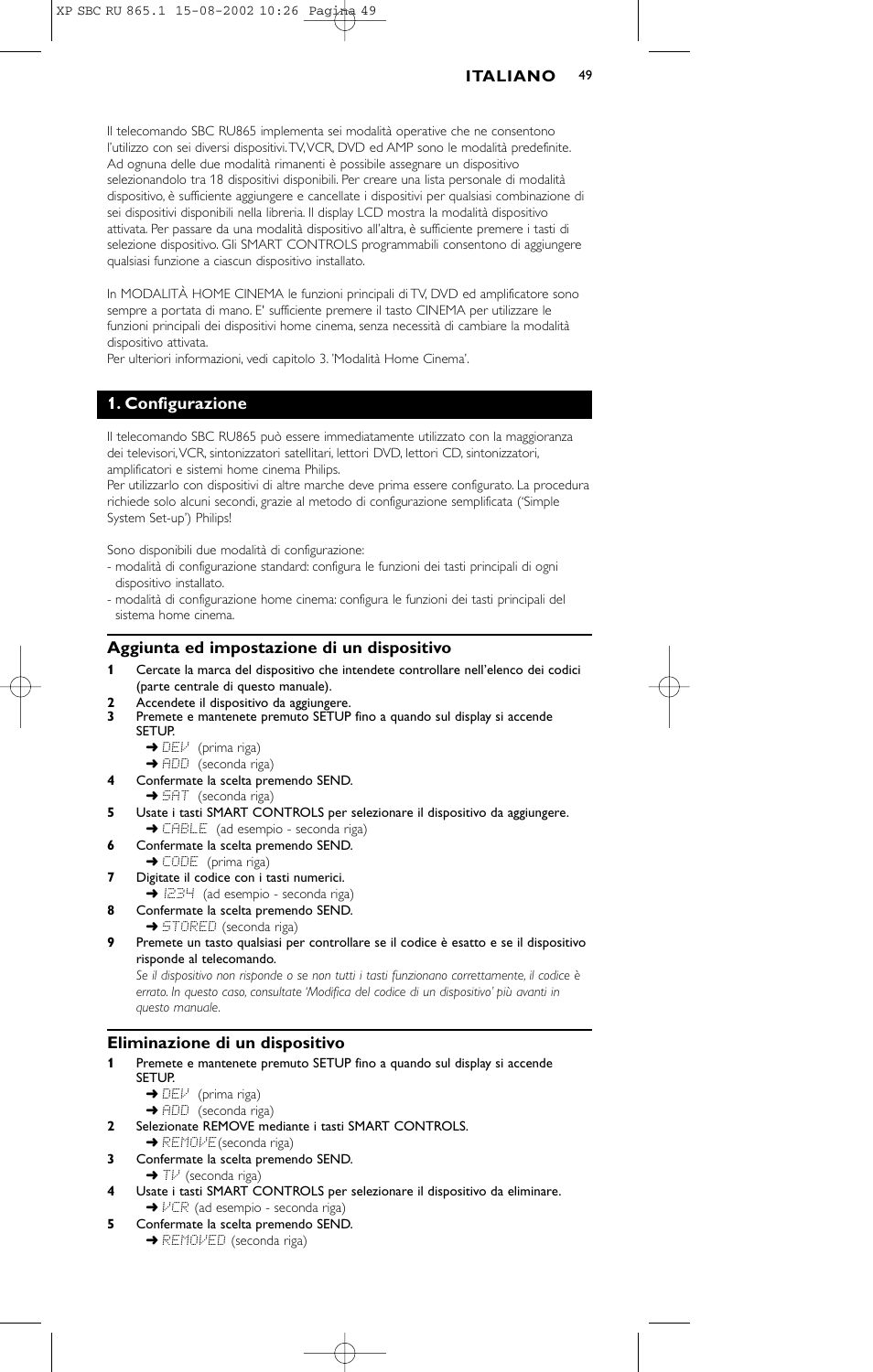Il telecomando SBC RU865 implementa sei modalità operative che ne consentono l'utilizzo con sei diversi dispositivi. TV, VCR, DVD ed AMP sono le modalità predefinite. Ad ognuna delle due modalità rimanenti è possibile assegnare un dispositivo selezionandolo tra 18 dispositivi disponibili. Per creare una lista personale di modalità dispositivo, è sufficiente aggiungere e cancellate i dispositivi per qualsiasi combinazione di sei dispositivi disponibili nella libreria. Il display LCD mostra la modalità dispositivo attivata. Per passare da una modalità dispositivo all'altra, è sufficiente premere i tasti di selezione dispositivo. Gli SMART CONTROLS programmabili consentono di aggiungere qualsiasi funzione a ciascun dispositivo installato.

In MODALITÀ HOME CINEMA le funzioni principali di TV, DVD ed amplificatore sono sempre a portata di mano. E' sufficiente premere il tasto CINEMA per utilizzare le funzioni principali dei dispositivi home cinema, senza necessità di cambiare la modalità dispositivo attivata.
Per ulteriori informazioni, vedi capitolo 3. 'Modalità Home Cinema'.

## 1. Configurazione

Il telecomando SBC RU865 può essere immediatamente utilizzato con la maggioranza dei televisori, VCR, sintonizzatori satellitari, lettori DVD, lettori CD, sintonizzatori, amplificatori e sistemi home cinema Philips.
Per utilizzarlo con dispositivi di altre marche deve prima essere configurato. La procedura richiede solo alcuni secondi, grazie al metodo di configurazione semplificata ('Simple System Set-up') Philips!

Sono disponibili due modalità di configurazione:
- modalità di configurazione standard: configura le funzioni dei tasti principali di ogni dispositivo installato.
- modalità di configurazione home cinema: configura le funzioni dei tasti principali del sistema home cinema.

### Aggiunta ed impostazione di un dispositivo

**1** Cercate la marca del dispositivo che intendete controllare nell'elenco dei codici (parte centrale di questo manuale).
**2** Accendete il dispositivo da aggiungere.
**3** Premete e mantenete premuto SETUP fino a quando sul display si accende SETUP.
➜ DEV (prima riga)
➜ ADD (seconda riga)
**4** Confermate la scelta premendo SEND.
➜ SAT (seconda riga)
**5** Usate i tasti SMART CONTROLS per selezionare il dispositivo da aggiungere.
➜ CABLE (ad esempio - seconda riga)
**6** Confermate la scelta premendo SEND.
➜ CODE (prima riga)
**7** Digitate il codice con i tasti numerici.
➜ 1234 (ad esempio - seconda riga)
**8** Confermate la scelta premendo SEND.
➜ STORED (seconda riga)
**9** Premete un tasto qualsiasi per controllare se il codice è esatto e se il dispositivo risponde al telecomando.
*Se il dispositivo non risponde o se non tutti i tasti funzionano correttamente, il codice è errato. In questo caso, consultate 'Modifica del codice di un dispositivo' più avanti in questo manuale.*

### Eliminazione di un dispositivo

**1** Premete e mantenete premuto SETUP fino a quando sul display si accende SETUP.
➜ DEV (prima riga)
➜ ADD (seconda riga)
**2** Selezionate REMOVE mediante i tasti SMART CONTROLS.
➜ REMOVE (seconda riga)
**3** Confermate la scelta premendo SEND.
➜ TV (seconda riga)
**4** Usate i tasti SMART CONTROLS per selezionare il dispositivo da eliminare.
➜ VCR (ad esempio - seconda riga)
**5** Confermate la scelta premendo SEND.
➜ REMOVED (seconda riga)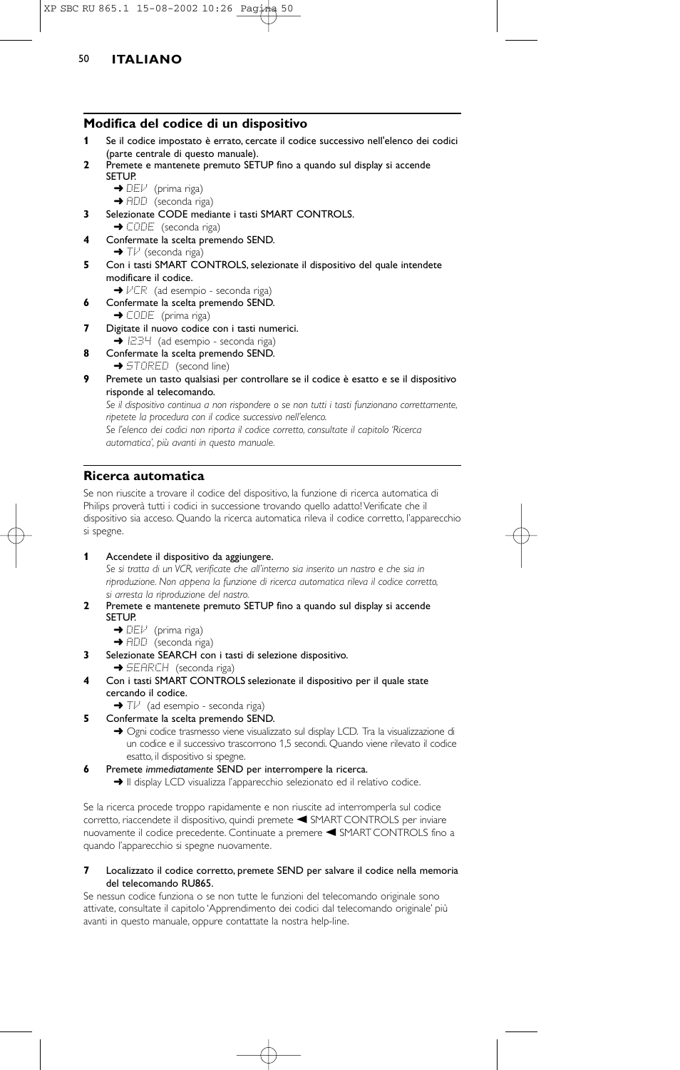## Modifica del codice di un dispositivo

**1** Se il codice impostato è errato, cercate il codice successivo nell'elenco dei codici (parte centrale di questo manuale).

**2** Premete e mantenete premuto SETUP fino a quando sul display si accende SETUP.
➜ DEV (prima riga)
➜ ADD (seconda riga)

**3** Selezionate CODE mediante i tasti SMART CONTROLS.
➜ CODE (seconda riga)

**4** Confermate la scelta premendo SEND.
➜ TV (seconda riga)

**5** Con i tasti SMART CONTROLS, selezionate il dispositivo del quale intendete modificare il codice.
➜ VCR (ad esempio - seconda riga)

**6** Confermate la scelta premendo SEND.
➜ CODE (prima riga)

**7** Digitate il nuovo codice con i tasti numerici.
➜ 1234 (ad esempio - seconda riga)

**8** Confermate la scelta premendo SEND.
➜ STORED (second line)

**9** Premete un tasto qualsiasi per controllare se il codice è esatto e se il dispositivo risponde al telecomando.
*Se il dispositivo continua a non rispondere o se non tutti i tasti funzionano correttamente, ripetete la procedura con il codice successivo nell'elenco.*
*Se l'elenco dei codici non riporta il codice corretto, consultate il capitolo 'Ricerca automatica', più avanti in questo manuale.*

## Ricerca automatica

Se non riuscite a trovare il codice del dispositivo, la funzione di ricerca automatica di Philips proverà tutti i codici in successione trovando quello adatto! Verificate che il dispositivo sia acceso. Quando la ricerca automatica rileva il codice corretto, l'apparecchio si spegne.

**1** Accendete il dispositivo da aggiungere.
*Se si tratta di un VCR, verificate che all'interno sia inserito un nastro e che sia in riproduzione. Non appena la funzione di ricerca automatica rileva il codice corretto, si arresta la riproduzione del nastro.*

**2** Premete e mantenete premuto SETUP fino a quando sul display si accende SETUP.
➜ DEV (prima riga)
➜ ADD (seconda riga)

**3** Selezionate SEARCH con i tasti di selezione dispositivo.
➜ SEARCH (seconda riga)

**4** Con i tasti SMART CONTROLS selezionate il dispositivo per il quale state cercando il codice.
➜ TV (ad esempio - seconda riga)

**5** Confermate la scelta premendo SEND.
➜ Ogni codice trasmesso viene visualizzato sul display LCD. Tra la visualizzazione di un codice e il successivo trascorrono 1,5 secondi. Quando viene rilevato il codice esatto, il dispositivo si spegne.

**6** Premete *immediatamente* SEND per interrompere la ricerca.
➜ Il display LCD visualizza l'apparecchio selezionato ed il relativo codice.

Se la ricerca procede troppo rapidamente e non riuscite ad interromperla sul codice corretto, riaccendete il dispositivo, quindi premete ◄ SMART CONTROLS per inviare nuovamente il codice precedente. Continuate a premere ◄ SMART CONTROLS fino a quando l'apparecchio si spegne nuovamente.

**7** **Localizzato il codice corretto, premete SEND per salvare il codice nella memoria del telecomando RU865.**

Se nessun codice funziona o se non tutte le funzioni del telecomando originale sono attivate, consultate il capitolo 'Apprendimento dei codici dal telecomando originale' più avanti in questo manuale, oppure contattate la nostra help-line.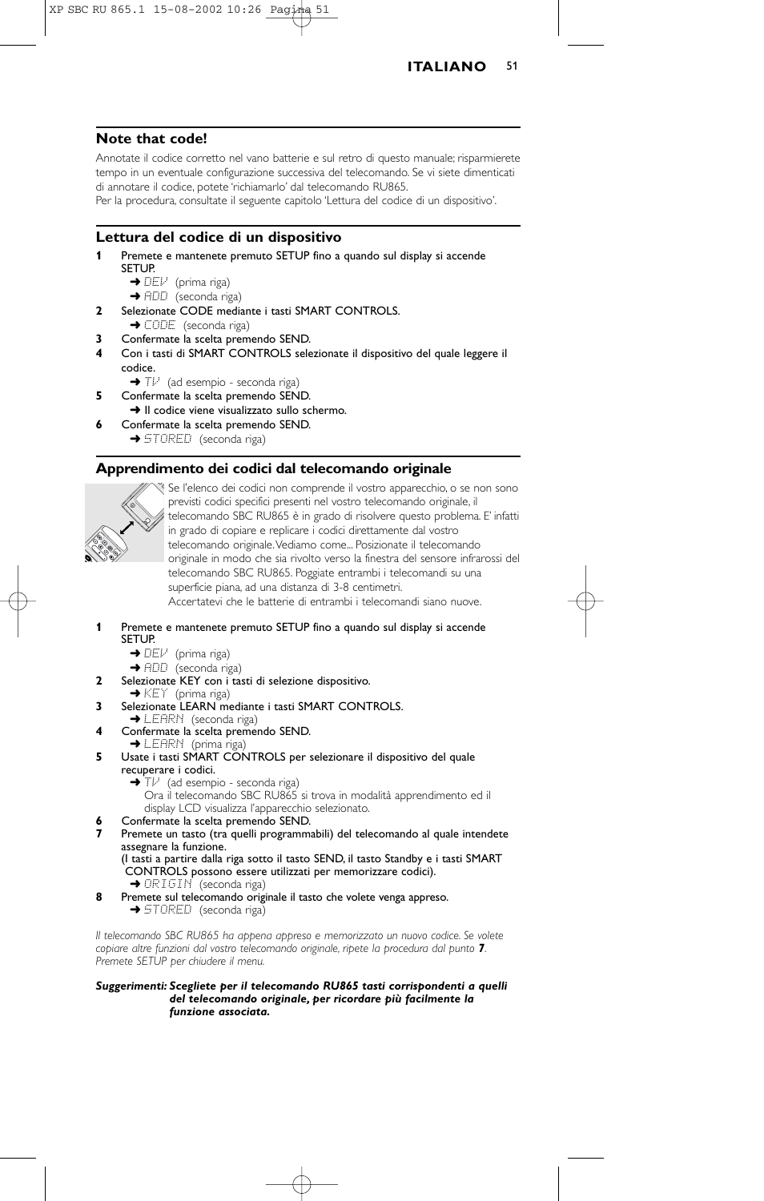## Note that code!

Annotate il codice corretto nel vano batterie e sul retro di questo manuale; risparmierete tempo in un eventuale configurazione successiva del telecomando. Se vi siete dimenticati di annotare il codice, potete 'richiamarlo' dal telecomando RU865.
Per la procedura, consultate il seguente capitolo 'Lettura del codice di un dispositivo'.

## Lettura del codice di un dispositivo

**1** Premete e mantenete premuto SETUP fino a quando sul display si accende SETUP.
➜ DEV (prima riga)
➜ ADD (seconda riga)

**2** Selezionate CODE mediante i tasti SMART CONTROLS.
➜ CODE (seconda riga)

**3** Confermate la scelta premendo SEND.

**4** Con i tasti di SMART CONTROLS selezionate il dispositivo del quale leggere il codice.
➜ TV (ad esempio - seconda riga)

**5** Confermate la scelta premendo SEND.
➜ Il codice viene visualizzato sullo schermo.

**6** Confermate la scelta premendo SEND.
➜ STORED (seconda riga)

## Apprendimento dei codici dal telecomando originale

Se l'elenco dei codici non comprende il vostro apparecchio, o se non sono previsti codici specifici presenti nel vostro telecomando originale, il telecomando SBC RU865 è in grado di risolvere questo problema. E' infatti in grado di copiare e replicare i codici direttamente dal vostro telecomando originale. Vediamo come... Posizionate il telecomando originale in modo che sia rivolto verso la finestra del sensore infrarossi del telecomando SBC RU865. Poggiate entrambi i telecomandi su una superficie piana, ad una distanza di 3-8 centimetri.
Accertatevi che le batterie di entrambi i telecomandi siano nuove.

**1** Premete e mantenete premuto SETUP fino a quando sul display si accende SETUP.
➜ DEV (prima riga)
➜ ADD (seconda riga)

**2** Selezionate KEY con i tasti di selezione dispositivo.
➜ KEY (prima riga)

**3** Selezionate LEARN mediante i tasti SMART CONTROLS.
➜ LEARN (seconda riga)

**4** Confermate la scelta premendo SEND.
➜ LEARN (prima riga)

**5** Usate i tasti SMART CONTROLS per selezionare il dispositivo del quale recuperare i codici.
➜ TV (ad esempio - seconda riga)
Ora il telecomando SBC RU865 si trova in modalità apprendimento ed il display LCD visualizza l'apparecchio selezionato.

**6** Confermate la scelta premendo SEND.

**7** Premete un tasto (tra quelli programmabili) del telecomando al quale intendete assegnare la funzione.
(I tasti a partire dalla riga sotto il tasto SEND, il tasto Standby e i tasti SMART CONTROLS possono essere utilizzati per memorizzare codici).
➜ ORIGIN (seconda riga)

**8** Premete sul telecomando originale il tasto che volete venga appreso.
➜ STORED (seconda riga)

*Il telecomando SBC RU865 ha appena appreso e memorizzato un nuovo codice. Se volete copiare altre funzioni dal vostro telecomando originale, ripete la procedura dal punto **7**. Premete SETUP per chiudere il menu.*

***Suggerimenti:** **Scegliete per il telecomando RU865 tasti corrispondenti a quelli del telecomando originale, per ricordare più facilmente la funzione associata.***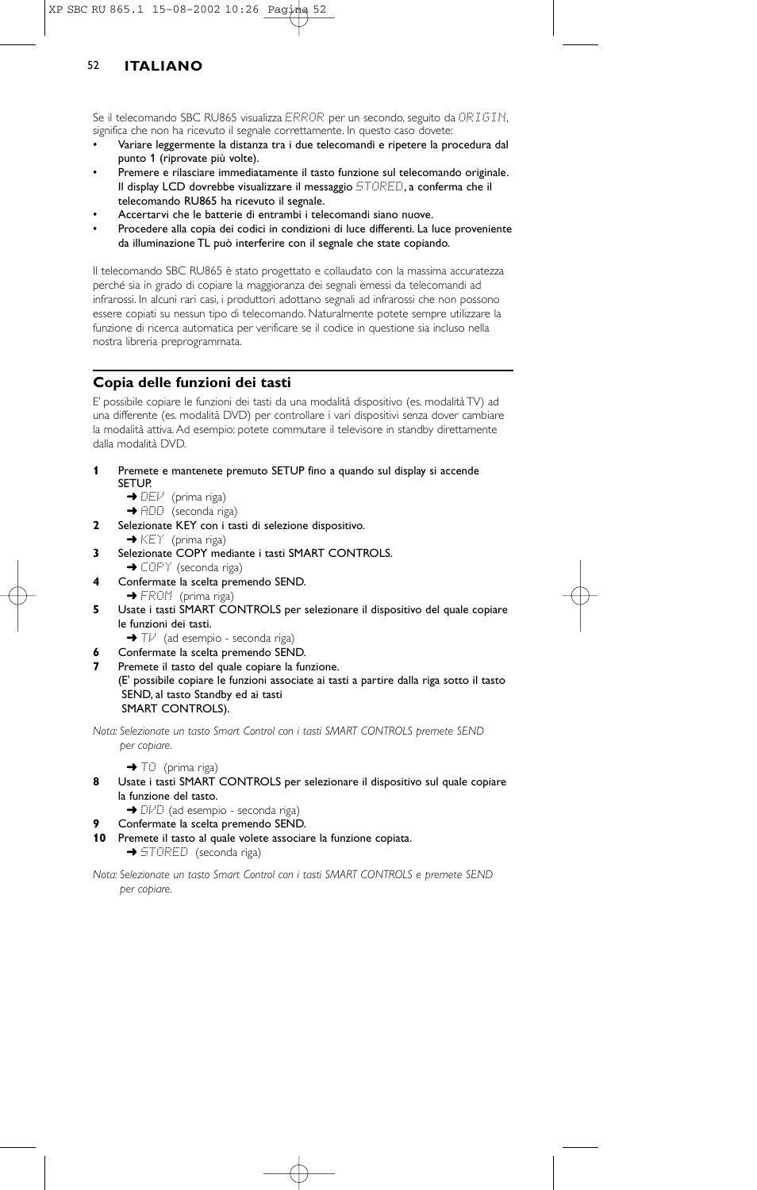Se il telecomando SBC RU865 visualizza ERROR per un secondo, seguito da ORIGIN, significa che non ha ricevuto il segnale correttamente. In questo caso dovete:

- Variare leggermente la distanza tra i due telecomandi e ripetere la procedura dal punto 1 (riprovate più volte).
- Premere e rilasciare immediatamente il tasto funzione sul telecomando originale. Il display LCD dovrebbe visualizzare il messaggio STORED, a conferma che il telecomando RU865 ha ricevuto il segnale.
- Accertarvi che le batterie di entrambi i telecomandi siano nuove.
- Procedere alla copia dei codici in condizioni di luce differenti. La luce proveniente da illuminazione TL può interferire con il segnale che state copiando.

Il telecomando SBC RU865 è stato progettato e collaudato con la massima accuratezza perché sia in grado di copiare la maggioranza dei segnali emessi da telecomandi ad infrarossi. In alcuni rari casi, i produttori adottano segnali ad infrarossi che non possono essere copiati su nessun tipo di telecomando. Naturalmente potete sempre utilizzare la funzione di ricerca automatica per verificare se il codice in questione sia incluso nella nostra libreria preprogrammata.

## Copia delle funzioni dei tasti

E' possibile copiare le funzioni dei tasti da una modalità dispositivo (es. modalità TV) ad una differente (es. modalità DVD) per controllare i vari dispositivi senza dover cambiare la modalità attiva. Ad esempio: potete commutare il televisore in standby direttamente dalla modalità DVD.

**1** Premete e mantenete premuto SETUP fino a quando sul display si accende SETUP.
   ➜ DEV (prima riga)
   ➜ ADD (seconda riga)

**2** Selezionate KEY con i tasti di selezione dispositivo.
   ➜ KEY (prima riga)

**3** Selezionate COPY mediante i tasti SMART CONTROLS.
   ➜ COPY (seconda riga)

**4** Confermate la scelta premendo SEND.
   ➜ FROM (prima riga)

**5** Usate i tasti SMART CONTROLS per selezionare il dispositivo del quale copiare le funzioni dei tasti.
   ➜ TV (ad esempio - seconda riga)

**6** Confermate la scelta premendo SEND.

**7** Premete il tasto del quale copiare la funzione.
(E' possibile copiare le funzioni associate ai tasti a partire dalla riga sotto il tasto SEND, al tasto Standby ed ai tasti SMART CONTROLS).

*Nota: Selezionate un tasto Smart Control con i tasti SMART CONTROLS premete SEND per copiare.*

   ➜ TO (prima riga)

**8** Usate i tasti SMART CONTROLS per selezionare il dispositivo sul quale copiare la funzione del tasto.
   ➜ DVD (ad esempio - seconda riga)

**9** Confermate la scelta premendo SEND.

**10** Premete il tasto al quale volete associare la funzione copiata.
   ➜ STORED (seconda riga)

*Nota: Selezionate un tasto Smart Control con i tasti SMART CONTROLS e premete SEND per copiare.*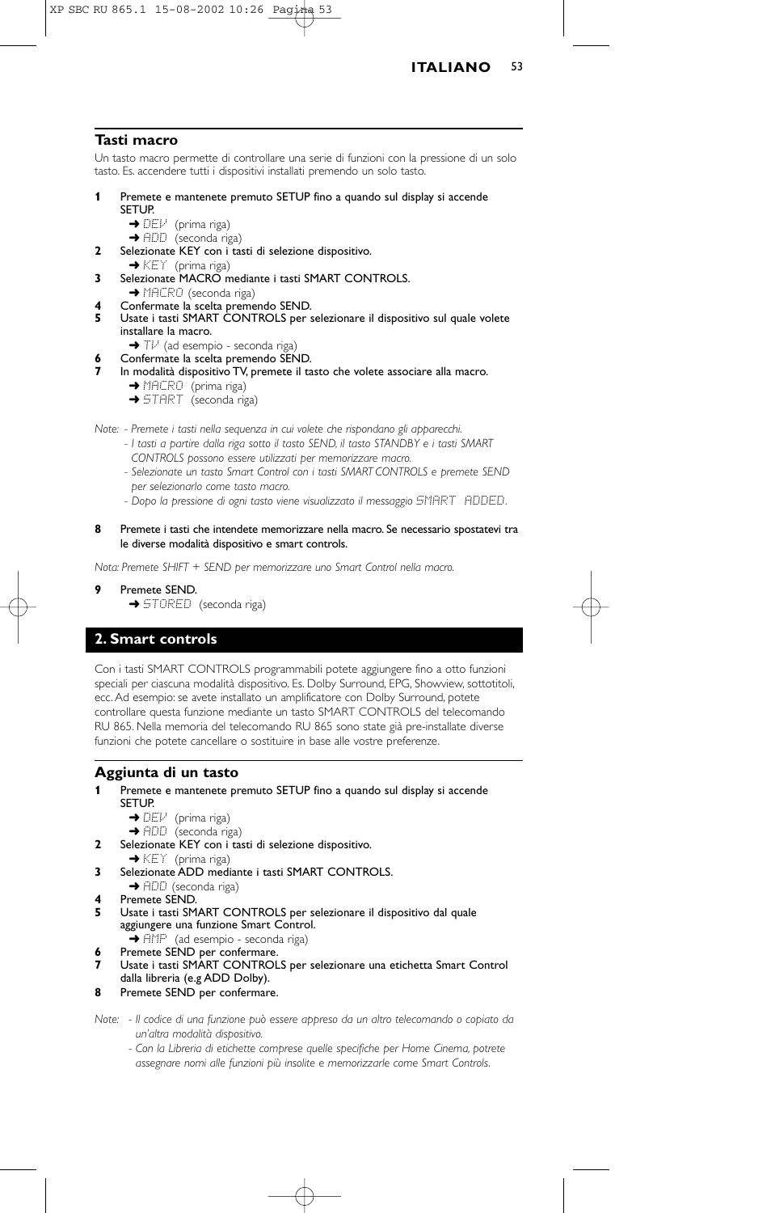## Tasti macro

Un tasto macro permette di controllare una serie di funzioni con la pressione di un solo tasto. Es. accendere tutti i dispositivi installati premendo un solo tasto.

**1** Premete e mantenete premuto SETUP fino a quando sul display si accende SETUP.
   ➜ DEV (prima riga)
   ➜ ADD (seconda riga)
**2** Selezionate KEY con i tasti di selezione dispositivo.
   ➜ KEY (prima riga)
**3** Selezionate MACRO mediante i tasti SMART CONTROLS.
   ➜ MACRO (seconda riga)
**4** Confermate la scelta premendo SEND.
**5** Usate i tasti SMART CONTROLS per selezionare il dispositivo sul quale volete installare la macro.
   ➜ TV (ad esempio - seconda riga)
**6** Confermate la scelta premendo SEND.
**7** In modalità dispositivo TV, premete il tasto che volete associare alla macro.
   ➜ MACRO (prima riga)
   ➜ START (seconda riga)

*Note: - Premete i tasti nella sequenza in cui volete che rispondano gli apparecchi.*
*- I tasti a partire dalla riga sotto il tasto SEND, il tasto STANDBY e i tasti SMART CONTROLS possono essere utilizzati per memorizzare macro.*
*- Selezionate un tasto Smart Control con i tasti SMART CONTROLS e premete SEND per selezionarlo come tasto macro.*
*- Dopo la pressione di ogni tasto viene visualizzato il messaggio SMART ADDED.*

**8** Premete i tasti che intendete memorizzare nella macro. Se necessario spostatevi tra le diverse modalità dispositivo e smart controls.

*Nota: Premete SHIFT + SEND per memorizzare uno Smart Control nella macro.*

**9** Premete SEND.
   ➜ STORED (seconda riga)

## 2. Smart controls

Con i tasti SMART CONTROLS programmabili potete aggiungere fino a otto funzioni speciali per ciascuna modalità dispositivo. Es. Dolby Surround, EPG, Showview, sottotitoli, ecc. Ad esempio: se avete installato un amplificatore con Dolby Surround, potete controllare questa funzione mediante un tasto SMART CONTROLS del telecomando RU 865. Nella memoria del telecomando RU 865 sono state già pre-installate diverse funzioni che potete cancellare o sostituire in base alle vostre preferenze.

## Aggiunta di un tasto

**1** Premete e mantenete premuto SETUP fino a quando sul display si accende SETUP.
   ➜ DEV (prima riga)
   ➜ ADD (seconda riga)
**2** Selezionate KEY con i tasti di selezione dispositivo.
   ➜ KEY (prima riga)
**3** Selezionate ADD mediante i tasti SMART CONTROLS.
   ➜ ADD (seconda riga)
**4** Premete SEND.
**5** Usate i tasti SMART CONTROLS per selezionare il dispositivo dal quale aggiungere una funzione Smart Control.
   ➜ AMP (ad esempio - seconda riga)
**6** Premete SEND per confermare.
**7** Usate i tasti SMART CONTROLS per selezionare una etichetta Smart Control dalla libreria (e.g ADD Dolby).
**8** Premete SEND per confermare.

*Note: - Il codice di una funzione può essere appreso da un altro telecomando o copiato da un'altra modalità dispositivo.*
*- Con la Libreria di etichette comprese quelle specifiche per Home Cinema, potrete assegnare nomi alle funzioni più insolite e memorizzarle come Smart Controls.*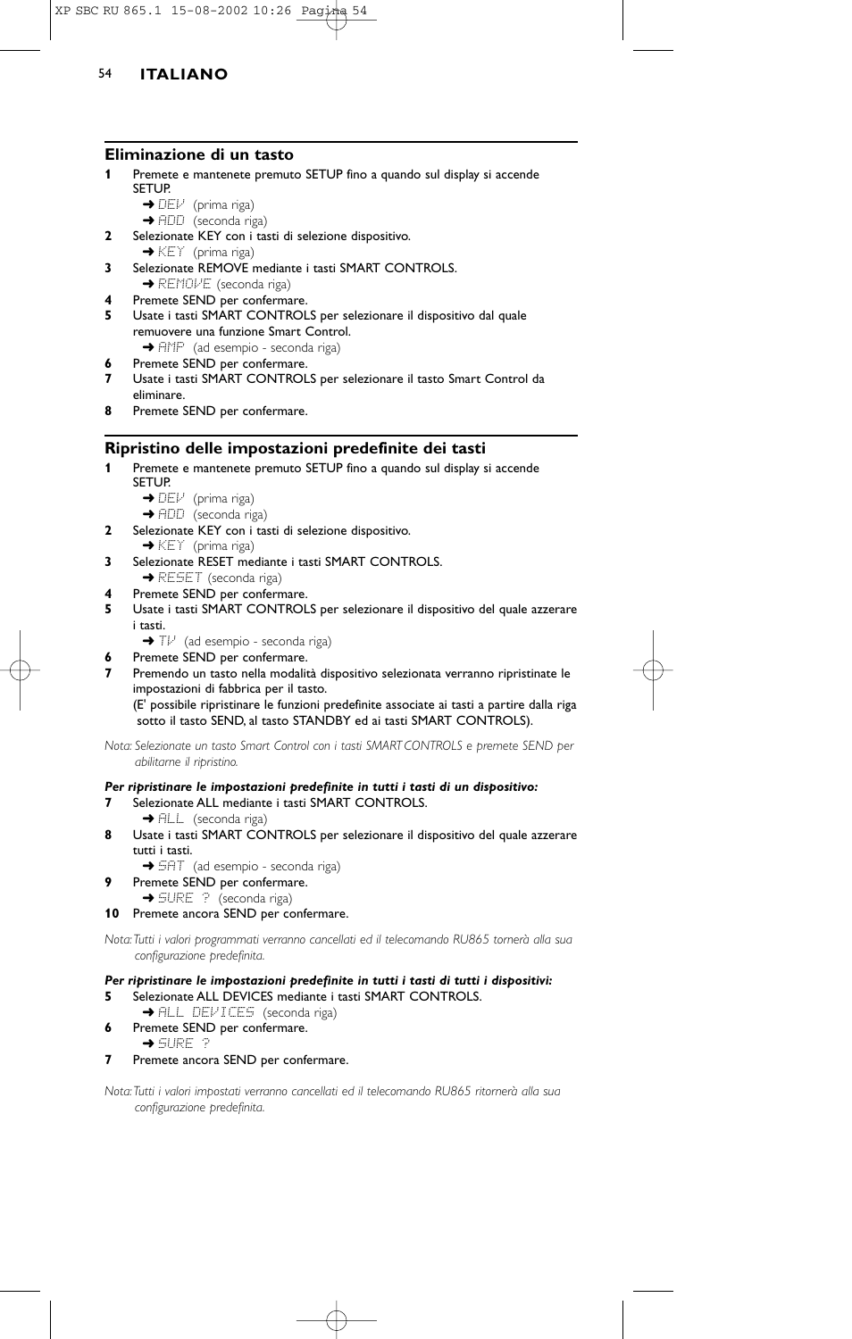## Eliminazione di un tasto

**1** Premete e mantenete premuto SETUP fino a quando sul display si accende SETUP.
➜ DEV (prima riga)
➜ ADD (seconda riga)

**2** Selezionate KEY con i tasti di selezione dispositivo.
➜ KEY (prima riga)

**3** Selezionate REMOVE mediante i tasti SMART CONTROLS.
➜ REMOVE (seconda riga)

**4** Premete SEND per confermare.

**5** Usate i tasti SMART CONTROLS per selezionare il dispositivo dal quale remuovere una funzione Smart Control.
➜ AMP (ad esempio - seconda riga)

**6** Premete SEND per confermare.

**7** Usate i tasti SMART CONTROLS per selezionare il tasto Smart Control da eliminare.

**8** Premete SEND per confermare.

## Ripristino delle impostazioni predefinite dei tasti

**1** Premete e mantenete premuto SETUP fino a quando sul display si accende SETUP.
➜ DEV (prima riga)
➜ ADD (seconda riga)

**2** Selezionate KEY con i tasti di selezione dispositivo.
➜ KEY (prima riga)

**3** Selezionate RESET mediante i tasti SMART CONTROLS.
➜ RESET (seconda riga)

**4** Premete SEND per confermare.

**5** Usate i tasti SMART CONTROLS per selezionare il dispositivo del quale azzerare i tasti.
➜ TV (ad esempio - seconda riga)

**6** Premete SEND per confermare.

**7** Premendo un tasto nella modalità dispositivo selezionata verranno ripristinate le impostazioni di fabbrica per il tasto.
(E' possibile ripristinare le funzioni predefinite associate ai tasti a partire dalla riga sotto il tasto SEND, al tasto STANDBY ed ai tasti SMART CONTROLS).

*Nota: Selezionate un tasto Smart Control con i tasti SMART CONTROLS e premete SEND per abilitarne il ripristino.*

***Per ripristinare le impostazioni predefinite in tutti i tasti di un dispositivo:***

**7** Selezionate ALL mediante i tasti SMART CONTROLS.
➜ ALL (seconda riga)

**8** Usate i tasti SMART CONTROLS per selezionare il dispositivo del quale azzerare tutti i tasti.
➜ SAT (ad esempio - seconda riga)

**9** Premete SEND per confermare.
➜ SURE ? (seconda riga)

**10** Premete ancora SEND per confermare.

*Nota: Tutti i valori programmati verranno cancellati ed il telecomando RU865 tornerà alla sua configurazione predefinita.*

***Per ripristinare le impostazioni predefinite in tutti i tasti di tutti i dispositivi:***

**5** Selezionate ALL DEVICES mediante i tasti SMART CONTROLS.
➜ ALL DEVICES (seconda riga)

**6** Premete SEND per confermare.
➜ SURE ?

**7** Premete ancora SEND per confermare.

*Nota: Tutti i valori impostati verranno cancellati ed il telecomando RU865 ritornerà alla sua configurazione predefinita.*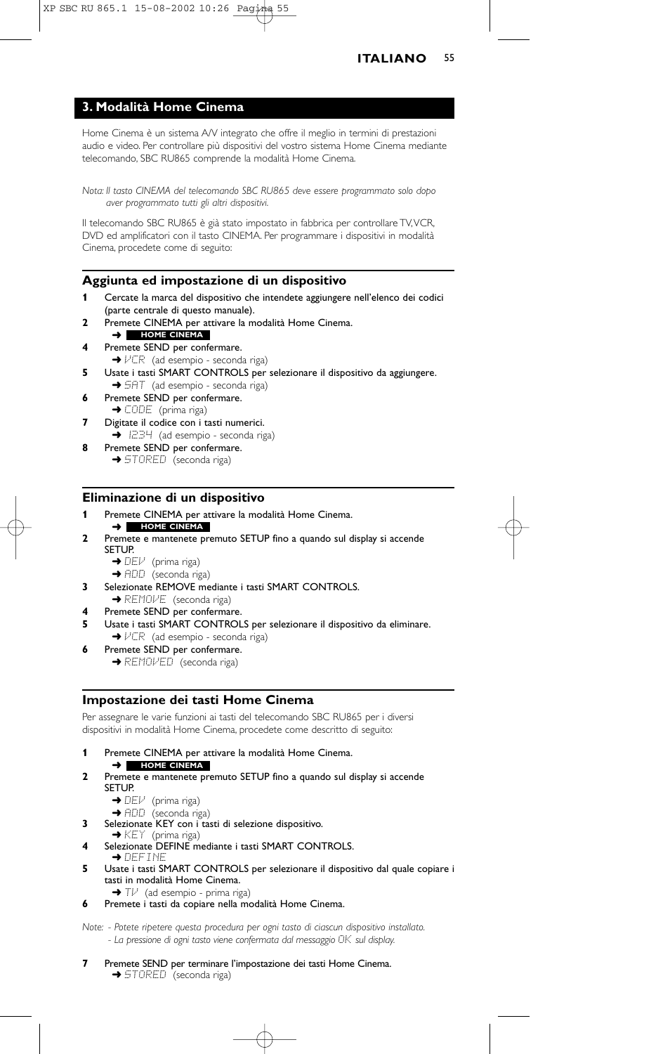## 3. Modalità Home Cinema

Home Cinema è un sistema A/V integrato che offre il meglio in termini di prestazioni audio e video. Per controllare più dispositivi del vostro sistema Home Cinema mediante telecomando, SBC RU865 comprende la modalità Home Cinema.

*Nota: Il tasto CINEMA del telecomando SBC RU865 deve essere programmato solo dopo aver programmato tutti gli altri dispositivi.*

Il telecomando SBC RU865 è già stato impostato in fabbrica per controllare TV, VCR, DVD ed amplificatori con il tasto CINEMA. Per programmare i dispositivi in modalità Cinema, procedete come di seguito:

### Aggiunta ed impostazione di un dispositivo

**1** Cercate la marca del dispositivo che intendete aggiungere nell'elenco dei codici (parte centrale di questo manuale).

**2** Premete CINEMA per attivare la modalità Home Cinema.
➜ **HOME CINEMA**

**4** Premete SEND per confermare.
➜ VCR (ad esempio - seconda riga)

**5** Usate i tasti SMART CONTROLS per selezionare il dispositivo da aggiungere.
➜ SAT (ad esempio - seconda riga)

**6** Premete SEND per confermare.
➜ CODE (prima riga)

**7** Digitate il codice con i tasti numerici.
➜ 1234 (ad esempio - seconda riga)

**8** Premete SEND per confermare.
➜ STORED (seconda riga)

### Eliminazione di un dispositivo

**1** Premete CINEMA per attivare la modalità Home Cinema.
➜ **HOME CINEMA**

**2** Premete e mantenete premuto SETUP fino a quando sul display si accende SETUP.
➜ DEV (prima riga)
➜ ADD (seconda riga)

**3** Selezionate REMOVE mediante i tasti SMART CONTROLS.
➜ REMOVE (seconda riga)

**4** Premete SEND per confermare.

**5** Usate i tasti SMART CONTROLS per selezionare il dispositivo da eliminare.
➜ VCR (ad esempio - seconda riga)

**6** Premete SEND per confermare.
➜ REMOVED (seconda riga)

### Impostazione dei tasti Home Cinema

Per assegnare le varie funzioni ai tasti del telecomando SBC RU865 per i diversi dispositivi in modalità Home Cinema, procedete come descritto di seguito:

**1** Premete CINEMA per attivare la modalità Home Cinema.
➜ **HOME CINEMA**

**2** Premete e mantenete premuto SETUP fino a quando sul display si accende SETUP.
➜ DEV (prima riga)
➜ ADD (seconda riga)

**3** Selezionate KEY con i tasti di selezione dispositivo.
➜ KEY (prima riga)

**4** Selezionate DEFINE mediante i tasti SMART CONTROLS.
➜ DEFINE

**5** Usate i tasti SMART CONTROLS per selezionare il dispositivo dal quale copiare i tasti in modalità Home Cinema.
➜ TV (ad esempio - prima riga)

**6** Premete i tasti da copiare nella modalità Home Cinema.

*Note: - Potete ripetere questa procedura per ogni tasto di ciascun dispositivo installato.*
*- La pressione di ogni tasto viene confermata dal messaggio OK sul display.*

**7** Premete SEND per terminare l'impostazione dei tasti Home Cinema.
➜ STORED (seconda riga)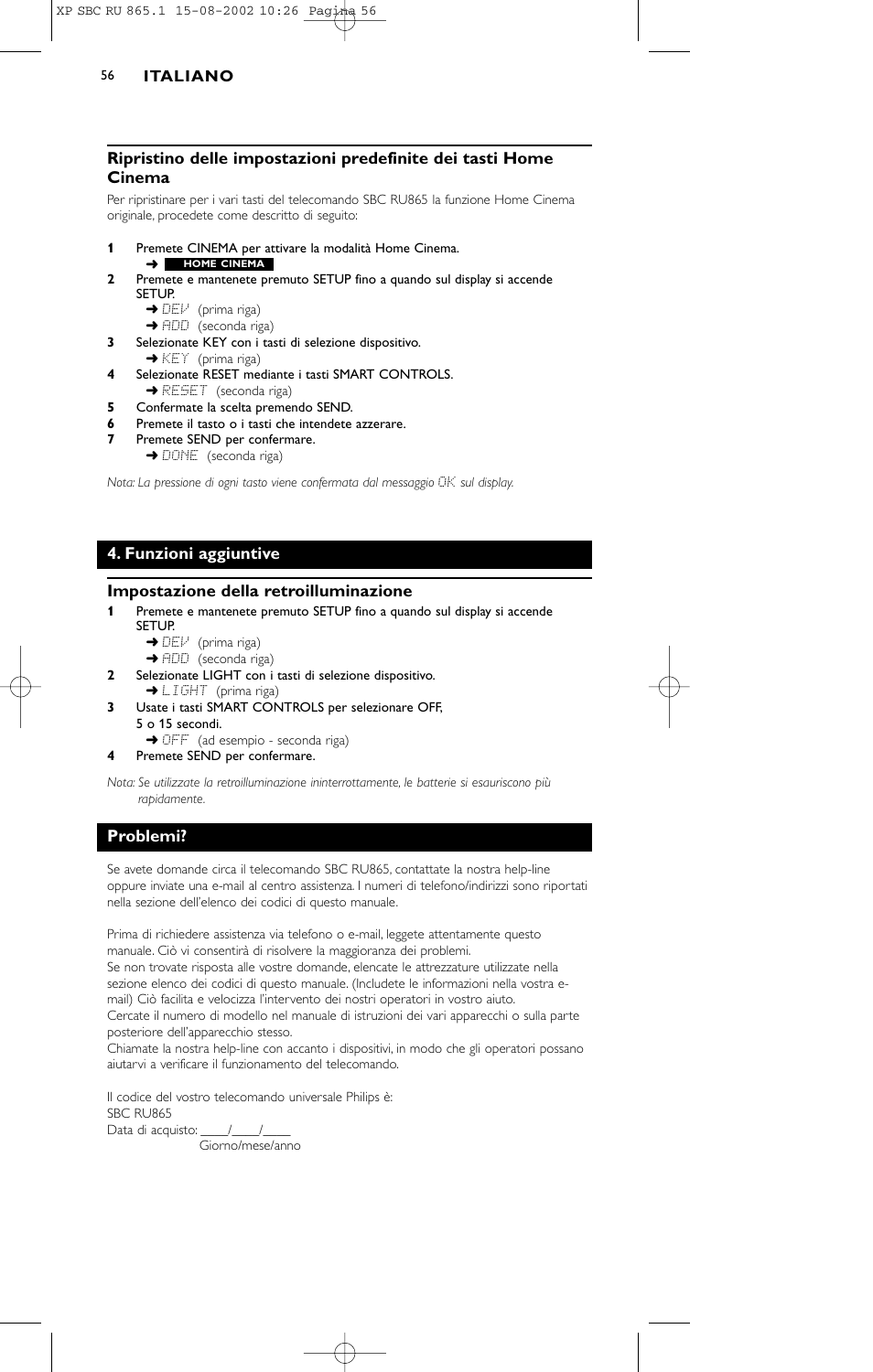## Ripristino delle impostazioni predefinite dei tasti Home Cinema

Per ripristinare per i vari tasti del telecomando SBC RU865 la funzione Home Cinema originale, procedete come descritto di seguito:

1. Premete CINEMA per attivare la modalità Home Cinema.
   ➜ **HOME CINEMA**
2. Premete e mantenete premuto SETUP fino a quando sul display si accende SETUP.
   ➜ DEV (prima riga)
   ➜ ADD (seconda riga)
3. Selezionate KEY con i tasti di selezione dispositivo.
   ➜ KEY (prima riga)
4. Selezionate RESET mediante i tasti SMART CONTROLS.
   ➜ RESET (seconda riga)
5. Confermate la scelta premendo SEND.
6. Premete il tasto o i tasti che intendete azzerare.
7. Premete SEND per confermare.
   ➜ DONE (seconda riga)

*Nota: La pressione di ogni tasto viene confermata dal messaggio OK sul display.*

## 4. Funzioni aggiuntive

### Impostazione della retroilluminazione

1. Premete e mantenete premuto SETUP fino a quando sul display si accende SETUP.
   ➜ DEV (prima riga)
   ➜ ADD (seconda riga)
2. Selezionate LIGHT con i tasti di selezione dispositivo.
   ➜ LIGHT (prima riga)
3. Usate i tasti SMART CONTROLS per selezionare OFF, 5 o 15 secondi.
   ➜ OFF (ad esempio - seconda riga)
4. Premete SEND per confermare.

*Nota: Se utilizzate la retroilluminazione ininterrottamente, le batterie si esauriscono più rapidamente.*

## Problemi?

Se avete domande circa il telecomando SBC RU865, contattate la nostra help-line oppure inviate una e-mail al centro assistenza. I numeri di telefono/indirizzi sono riportati nella sezione dell'elenco dei codici di questo manuale.

Prima di richiedere assistenza via telefono o e-mail, leggete attentamente questo manuale. Ciò vi consentirà di risolvere la maggioranza dei problemi.
Se non trovate risposta alle vostre domande, elencate le attrezzature utilizzate nella sezione elenco dei codici di questo manuale. (Includete le informazioni nella vostra e-mail) Ciò facilita e velocizza l'intervento dei nostri operatori in vostro aiuto.
Cercate il numero di modello nel manuale di istruzioni dei vari apparecchi o sulla parte posteriore dell'apparecchio stesso.
Chiamate la nostra help-line con accanto i dispositivi, in modo che gli operatori possano aiutarvi a verificare il funzionamento del telecomando.

Il codice del vostro telecomando universale Philips è:
SBC RU865
Data di acquisto: ____/____/____
Giorno/mese/anno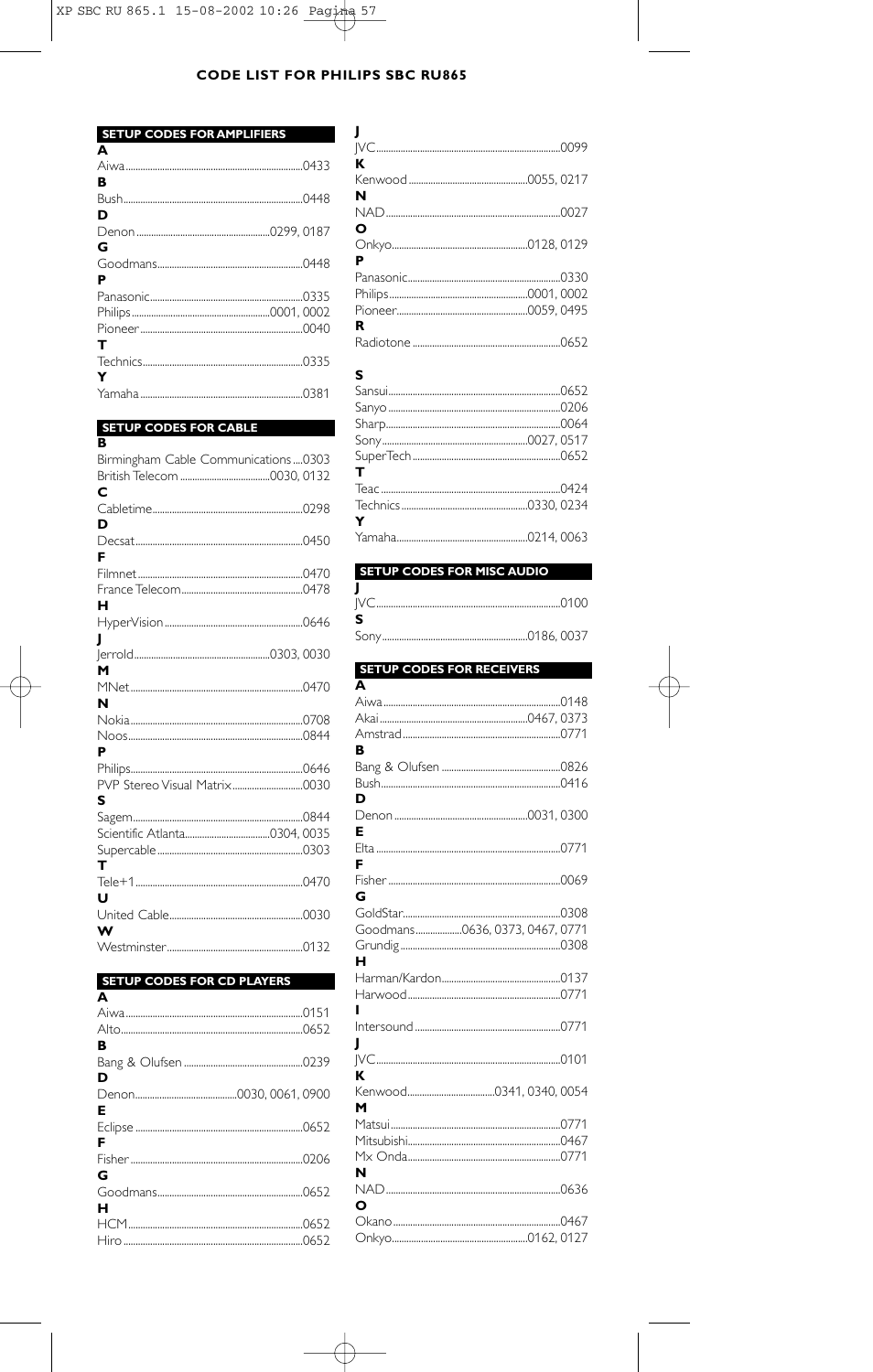## CODE LIST FOR PHILIPS SBC RU865

### SETUP CODES FOR AMPLIFIERS

**A**
Aiwa ........ 0433

**B**
Bush ........ 0448

**D**
Denon ........ 0299, 0187

**G**
Goodmans ........ 0448

**P**
Panasonic ........ 0335
Philips ........ 0001, 0002
Pioneer ........ 0040

**T**
Technics ........ 0335

**Y**
Yamaha ........ 0381

### SETUP CODES FOR CABLE

**B**
Birmingham Cable Communications ........ 0303
British Telecom ........ 0030, 0132

**C**
Cabletime ........ 0298

**D**
Decsat ........ 0450

**F**
Filmnet ........ 0470
France Telecom ........ 0478

**H**
HyperVision ........ 0646

**J**
Jerrold ........ 0303, 0030

**M**
MNet ........ 0470

**N**
Nokia ........ 0708
Noos ........ 0844

**P**
Philips ........ 0646
PVP Stereo Visual Matrix ........ 0030

**S**
Sagem ........ 0844
Scientific Atlanta ........ 0304, 0035
Supercable ........ 0303

**T**
Tele+1 ........ 0470

**U**
United Cable ........ 0030

**W**
Westminster ........ 0132

### SETUP CODES FOR CD PLAYERS

**A**
Aiwa ........ 0151
Alto ........ 0652

**B**
Bang & Olufsen ........ 0239

**D**
Denon ........ 0030, 0061, 0900

**E**
Eclipse ........ 0652

**F**
Fisher ........ 0206

**G**
Goodmans ........ 0652

**H**
HCM ........ 0652
Hiro ........ 0652

**J**
JVC ........ 0099

**K**
Kenwood ........ 0055, 0217

**N**
NAD ........ 0027

**O**
Onkyo ........ 0128, 0129

**P**
Panasonic ........ 0330
Philips ........ 0001, 0002
Pioneer ........ 0059, 0495

**R**
Radiotone ........ 0652

**S**
Sansui ........ 0652
Sanyo ........ 0206
Sharp ........ 0064
Sony ........ 0027, 0517
SuperTech ........ 0652

**T**
Teac ........ 0424
Technics ........ 0330, 0234

**Y**
Yamaha ........ 0214, 0063

### SETUP CODES FOR MISC AUDIO

**J**
JVC ........ 0100

**S**
Sony ........ 0186, 0037

### SETUP CODES FOR RECEIVERS

**A**
Aiwa ........ 0148
Akai ........ 0467, 0373
Amstrad ........ 0771

**B**
Bang & Olufsen ........ 0826
Bush ........ 0416

**D**
Denon ........ 0031, 0300

**E**
Elta ........ 0771

**F**
Fisher ........ 0069

**G**
GoldStar ........ 0308
Goodmans ........ 0636, 0373, 0467, 0771
Grundig ........ 0308

**H**
Harman/Kardon ........ 0137
Harwood ........ 0771

**I**
Intersound ........ 0771

**J**
JVC ........ 0101

**K**
Kenwood ........ 0341, 0340, 0054

**M**
Matsui ........ 0771
Mitsubishi ........ 0467
Mx Onda ........ 0771

**N**
NAD ........ 0636

**O**
Okano ........ 0467
Onkyo ........ 0162, 0127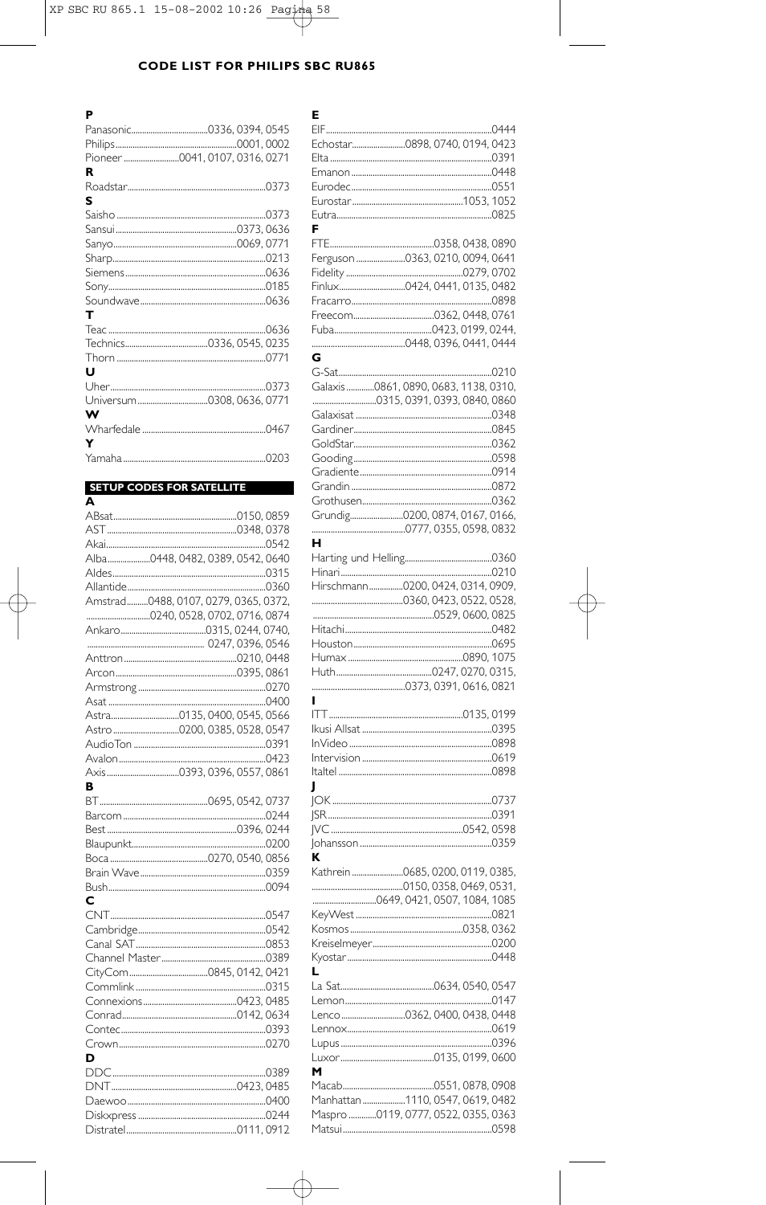## CODE LIST FOR PHILIPS SBC RU865

**P**

Panasonic....0336, 0394, 0545
Philips....0001, 0002
Pioneer....0041, 0107, 0316, 0271

**R**

Roadstar....0373

**S**

Saisho....0373
Sansui....0373, 0636
Sanyo....0069, 0771
Sharp....0213
Siemens....0636
Sony....0185
Soundwave....0636

**T**

Teac....0636
Technics....0336, 0545, 0235
Thorn....0771

**U**

Uher....0373
Universum....0308, 0636, 0771

**W**

Wharfedale....0467

**Y**

Yamaha....0203

### SETUP CODES FOR SATELLITE

**A**

ABsat....0150, 0859
AST....0348, 0378
Akai....0542
Alba....0448, 0482, 0389, 0542, 0640
Aldes....0315
Allantide....0360
Amstrad....0488, 0107, 0279, 0365, 0372, 0240, 0528, 0702, 0716, 0874
Ankaro....0315, 0244, 0740, 0247, 0396, 0546
Anttron....0210, 0448
Arcon....0395, 0861
Armstrong....0270
Asat....0400
Astra....0135, 0400, 0545, 0566
Astro....0200, 0385, 0528, 0547
AudioTon....0391
Avalon....0423
Axis....0393, 0396, 0557, 0861

**B**

BT....0695, 0542, 0737
Barcom....0244
Best....0396, 0244
Blaupunkt....0200
Boca....0270, 0540, 0856
Brain Wave....0359
Bush....0094

**C**

CNT....0547
Cambridge....0542
Canal SAT....0853
Channel Master....0389
CityCom....0845, 0142, 0421
Commlink....0315
Connexions....0423, 0485
Conrad....0142, 0634
Contec....0393
Crown....0270

**D**

DDC....0389
DNT....0423, 0485
Daewoo....0400
Diskxpress....0244
Distratel....0111, 0912

**E**

EIF....0444
Echostar....0898, 0740, 0194, 0423
Elta....0391
Emanon....0448
Eurodec....0551
Eurostar....1053, 1052
Eutra....0825

**F**

FTE....0358, 0438, 0890
Ferguson....0363, 0210, 0094, 0641
Fidelity....0279, 0702
Finlux....0424, 0441, 0135, 0482
Fracarro....0898
Freecom....0362, 0448, 0761
Fuba....0423, 0199, 0244, 0448, 0396, 0441, 0444

**G**

G-Sat....0210
Galaxis....0861, 0890, 0683, 1138, 0310, 0315, 0391, 0393, 0840, 0860
Galaxisat....0348
Gardiner....0845
GoldStar....0362
Gooding....0598
Gradiente....0914
Grandin....0872
Grothusen....0362
Grundig....0200, 0874, 0167, 0166, 0777, 0355, 0598, 0832

**H**

Harting und Helling....0360
Hinari....0210
Hirschmann....0200, 0424, 0314, 0909, 0360, 0423, 0522, 0528, 0529, 0600, 0825
Hitachi....0482
Houston....0695
Humax....0890, 1075
Huth....0247, 0270, 0315, 0373, 0391, 0616, 0821

**I**

ITT....0135, 0199
Ikusi Allsat....0395
InVideo....0898
Intervision....0619
Italtel....0898

**J**

JOK....0737
JSR....0391
JVC....0542, 0598
Johansson....0359

**K**

Kathrein....0685, 0200, 0119, 0385, 0150, 0358, 0469, 0531, 0649, 0421, 0507, 1084, 1085
KeyWest....0821
Kosmos....0358, 0362
Kreiselmeyer....0200
Kyostar....0448

**L**

La Sat....0634, 0540, 0547
Lemon....0147
Lenco....0362, 0400, 0438, 0448
Lennox....0619
Lupus....0396
Luxor....0135, 0199, 0600

**M**

Macab....0551, 0878, 0908
Manhattan....1110, 0547, 0619, 0482
Maspro....0119, 0777, 0522, 0355, 0363
Matsui....0598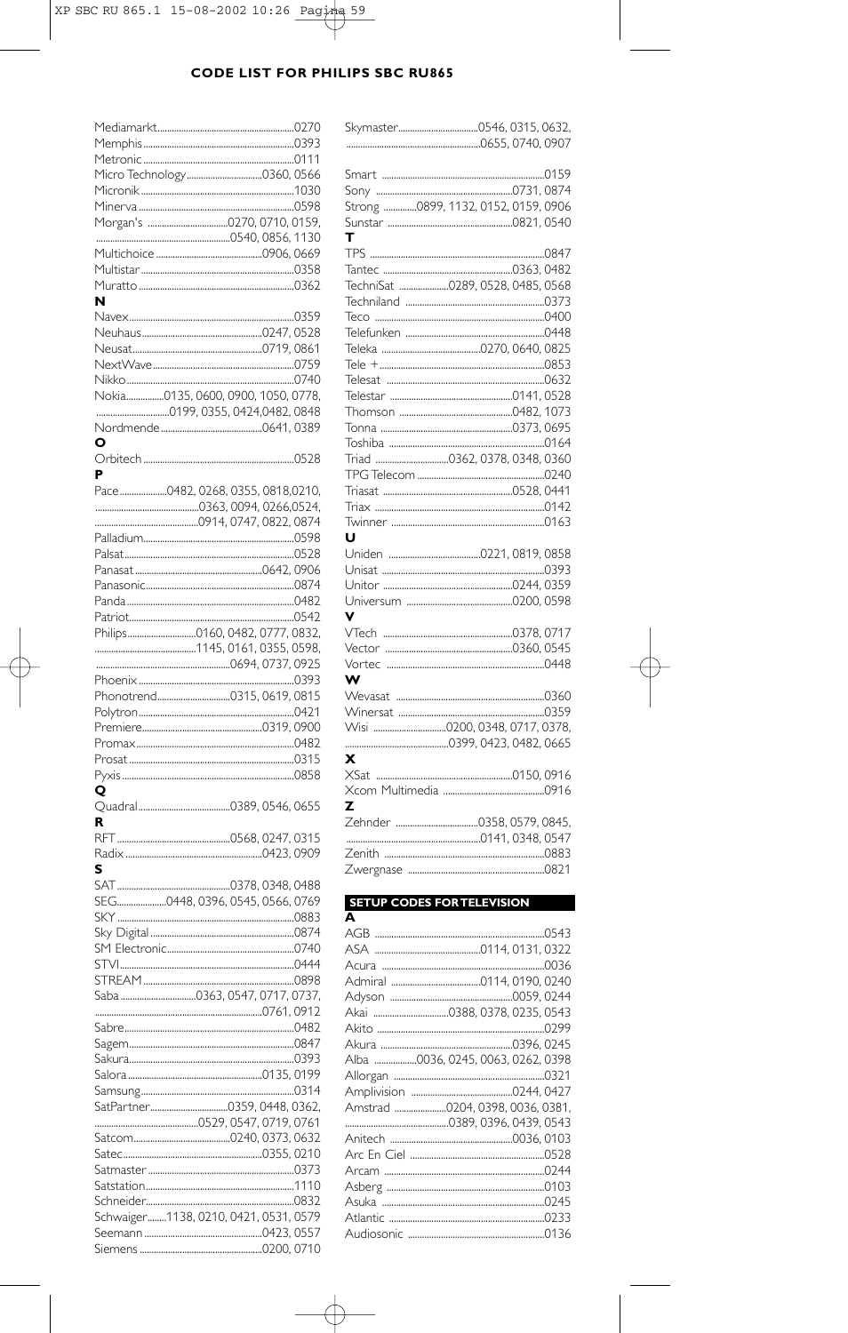## CODE LIST FOR PHILIPS SBC RU865

Mediamarkt....0270
Memphis....0393
Metronic....0111
Micro Technology....0360, 0566
Micronik....1030
Minerva....0598
Morgan's....0270, 0710, 0159, 0540, 0856, 1130
Multichoice....0906, 0669
Multistar....0358
Muratto....0362

**N**

Navex....0359
Neuhaus....0247, 0528
Neusat....0719, 0861
NextWave....0759
Nikko....0740
Nokia....0135, 0600, 0900, 1050, 0778, 0199, 0355, 0424,0482, 0848
Nordmende....0641, 0389

**O**

Orbitech....0528

**P**

Pace....0482, 0268, 0355, 0818,0210, 0363, 0094, 0266,0524, 0914, 0747, 0822, 0874
Palladium....0598
Palsat....0528
Panasat....0642, 0906
Panasonic....0874
Panda....0482
Patriot....0542
Philips....0160, 0482, 0777, 0832, 1145, 0161, 0355, 0598, 0694, 0737, 0925
Phoenix....0393
Phonotrend....0315, 0619, 0815
Polytron....0421
Premiere....0319, 0900
Promax....0482
Prosat....0315
Pyxis....0858

**Q**

Quadral....0389, 0546, 0655

**R**

RFT....0568, 0247, 0315
Radix....0423, 0909

**S**

SAT....0378, 0348, 0488
SEG....0448, 0396, 0545, 0566, 0769
SKY....0883
Sky Digital....0874
SM Electronic....0740
STVI....0444
STREAM....0898
Saba....0363, 0547, 0717, 0737, 0761, 0912
Sabre....0482
Sagem....0847
Sakura....0393
Salora....0135, 0199
Samsung....0314
SatPartner....0359, 0448, 0362, 0529, 0547, 0719, 0761
Satcom....0240, 0373, 0632
Satec....0355, 0210
Satmaster....0373
Satstation....1110
Schneider....0832
Schwaiger....1138, 0210, 0421, 0531, 0579
Seemann....0423, 0557
Siemens....0200, 0710
Skymaster....0546, 0315, 0632, 0655, 0740, 0907
Smart....0159
Sony....0731, 0874
Strong....0899, 1132, 0152, 0159, 0906
Sunstar....0821, 0540

**T**

TPS....0847
Tantec....0363, 0482
TechniSat....0289, 0528, 0485, 0568
Techniland....0373
Teco....0400
Telefunken....0448
Teleka....0270, 0640, 0825
Tele +....0853
Telesat....0632
Telestar....0141, 0528
Thomson....0482, 1073
Tonna....0373, 0695
Toshiba....0164
Triad....0362, 0378, 0348, 0360
TPG Telecom....0240
Triasat....0528, 0441
Triax....0142
Twinner....0163

**U**

Uniden....0221, 0819, 0858
Unisat....0393
Unitor....0244, 0359
Universum....0200, 0598

**V**

VTech....0378, 0717
Vector....0360, 0545
Vortec....0448

**W**

Wevasat....0360
Winersat....0359
Wisi....0200, 0348, 0717, 0378, 0399, 0423, 0482, 0665

**X**

XSat....0150, 0916
Xcom Multimedia....0916

**Z**

Zehnder....0358, 0579, 0845, 0141, 0348, 0547
Zenith....0883
Zwergnase....0821

### SETUP CODES FOR TELEVISION

**A**

AGB....0543
ASA....0114, 0131, 0322
Acura....0036
Admiral....0114, 0190, 0240
Adyson....0059, 0244
Akai....0388, 0378, 0235, 0543
Akito....0299
Akura....0396, 0245
Alba....0036, 0245, 0063, 0262, 0398
Allorgan....0321
Amplivision....0244, 0427
Amstrad....0204, 0398, 0036, 0381, 0389, 0396, 0439, 0543
Anitech....0036, 0103
Arc En Ciel....0528
Arcam....0244
Asberg....0103
Asuka....0245
Atlantic....0233
Audiosonic....0136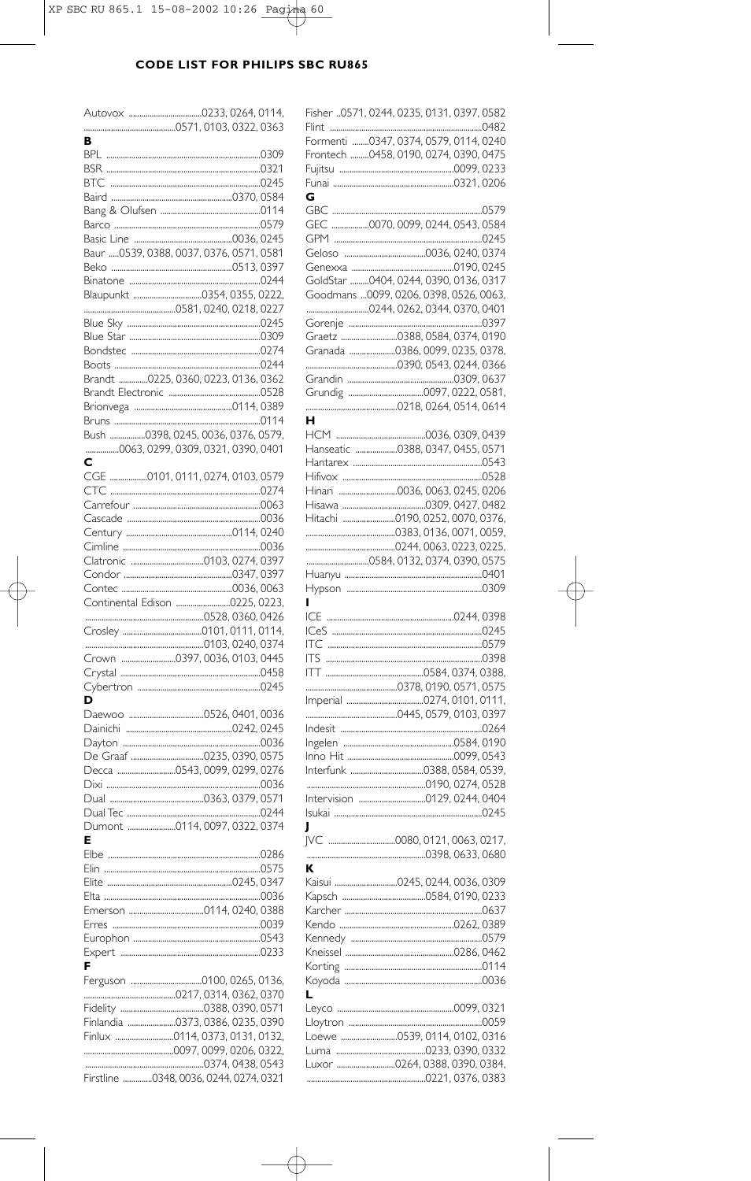## CODE LIST FOR PHILIPS SBC RU865

Autovox ....0233, 0264, 0114, 0571, 0103, 0322, 0363

**B**

BPL ....0309
BSR ....0321
BTC ....0245
Baird ....0370, 0584
Bang & Olufsen ....0114
Barco ....0579
Basic Line ....0036, 0245
Baur ....0539, 0388, 0037, 0376, 0571, 0581
Beko ....0513, 0397
Binatone ....0244
Blaupunkt ....0354, 0355, 0222, 0581, 0240, 0218, 0227
Blue Sky ....0245
Blue Star ....0309
Bondstec ....0274
Boots ....0244
Brandt ....0225, 0360, 0223, 0136, 0362
Brandt Electronic ....0528
Brionvega ....0114, 0389
Bruns ....0114
Bush ....0398, 0245, 0036, 0376, 0579, 0063, 0299, 0309, 0321, 0390, 0401

**C**

CGE ....0101, 0111, 0274, 0103, 0579
CTC ....0274
Carrefour ....0063
Cascade ....0036
Century ....0114, 0240
Cimline ....0036
Clatronic ....0103, 0274, 0397
Condor ....0347, 0397
Contec ....0036, 0063
Continental Edison ....0225, 0223, 0528, 0360, 0426
Crosley ....0101, 0111, 0114, 0103, 0240, 0374
Crown ....0397, 0036, 0103, 0445
Crystal ....0458
Cybertron ....0245

**D**

Daewoo ....0526, 0401, 0036
Dainichi ....0242, 0245
Dayton ....0036
De Graaf ....0235, 0390, 0575
Decca ....0543, 0099, 0299, 0276
Dixi ....0036
Dual ....0363, 0379, 0571
Dual Tec ....0244
Dumont ....0114, 0097, 0322, 0374

**E**

Elbe ....0286
Elin ....0575
Elite ....0245, 0347
Elta ....0036
Emerson ....0114, 0240, 0388
Erres ....0039
Europhon ....0543
Expert ....0233

**F**

Ferguson ....0100, 0265, 0136, 0217, 0314, 0362, 0370
Fidelity ....0388, 0390, 0571
Finlandia ....0373, 0386, 0235, 0390
Finlux ....0114, 0373, 0131, 0132, 0097, 0099, 0206, 0322, 0374, 0438, 0543
Firstline ....0348, 0036, 0244, 0274, 0321
Fisher ....0571, 0244, 0235, 0131, 0397, 0582
Flint ....0482
Formenti ....0347, 0374, 0579, 0114, 0240
Frontech ....0458, 0190, 0274, 0390, 0475
Fujitsu ....0099, 0233
Funai ....0321, 0206

**G**

GBC ....0579
GEC ....0070, 0099, 0244, 0543, 0584
GPM ....0245
Geloso ....0036, 0240, 0374
Genexxa ....0190, 0245
GoldStar ....0404, 0244, 0390, 0136, 0317
Goodmans ....0099, 0206, 0398, 0526, 0063, 0244, 0262, 0344, 0370, 0401
Gorenje ....0397
Graetz ....0388, 0584, 0374, 0190
Granada ....0386, 0099, 0235, 0378, 0390, 0543, 0244, 0366
Grandin ....0309, 0637
Grundig ....0097, 0222, 0581, 0218, 0264, 0514, 0614

**H**

HCM ....0036, 0309, 0439
Hanseatic ....0388, 0347, 0455, 0571
Hantarex ....0543
Hifivox ....0528
Hinari ....0036, 0063, 0245, 0206
Hisawa ....0309, 0427, 0482
Hitachi ....0190, 0252, 0070, 0376, 0383, 0136, 0071, 0059, 0244, 0063, 0223, 0225, 0584, 0132, 0374, 0390, 0575
Huanyu ....0401
Hypson ....0309

**I**

ICE ....0244, 0398
ICeS ....0245
ITC ....0579
ITS ....0398
ITT ....0584, 0374, 0388, 0378, 0190, 0571, 0575
Imperial ....0274, 0101, 0111, 0445, 0579, 0103, 0397
Indesit ....0264
Ingelen ....0584, 0190
Inno Hit ....0099, 0543
Interfunk ....0388, 0584, 0539, 0190, 0274, 0528
Intervision ....0129, 0244, 0404
Isukai ....0245

**J**

JVC ....0080, 0121, 0063, 0217, 0398, 0633, 0680

**K**

Kaisui ....0245, 0244, 0036, 0309
Kapsch ....0584, 0190, 0233
Karcher ....0637
Kendo ....0262, 0389
Kennedy ....0579
Kneissel ....0286, 0462
Korting ....0114
Koyoda ....0036

**L**

Leyco ....0099, 0321
Lloytron ....0059
Loewe ....0539, 0114, 0102, 0316
Luma ....0233, 0390, 0332
Luxor ....0264, 0388, 0390, 0384, 0221, 0376, 0383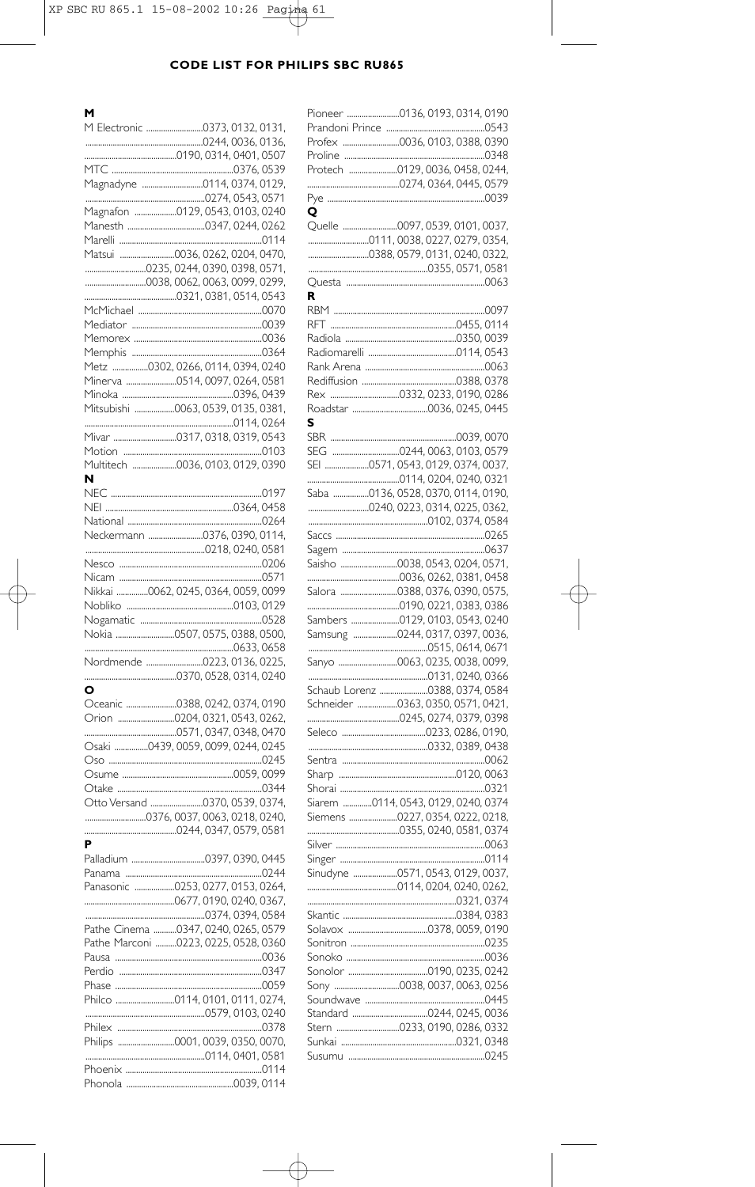**CODE LIST FOR PHILIPS SBC RU865**

**M**

M Electronic ..........0373, 0132, 0131, 0244, 0036, 0136, 0190, 0314, 0401, 0507
MTC ..........0376, 0539
Magnadyne ..........0114, 0374, 0129, 0274, 0543, 0571
Magnafon ..........0129, 0543, 0103, 0240
Manesth ..........0347, 0244, 0262
Marelli ..........0114
Matsui ..........0036, 0262, 0204, 0470, 0235, 0244, 0390, 0398, 0571, 0038, 0062, 0063, 0099, 0299, 0321, 0381, 0514, 0543
McMichael ..........0070
Mediator ..........0039
Memorex ..........0036
Memphis ..........0364
Metz ..........0302, 0266, 0114, 0394, 0240
Minerva ..........0514, 0097, 0264, 0581
Minoka ..........0396, 0439
Mitsubishi ..........0063, 0539, 0135, 0381, 0114, 0264
Mivar ..........0317, 0318, 0319, 0543
Motion ..........0103
Multitech ..........0036, 0103, 0129, 0390

**N**

NEC ..........0197
NEI ..........0364, 0458
National ..........0264
Neckermann ..........0376, 0390, 0114, 0218, 0240, 0581
Nesco ..........0206
Nicam ..........0571
Nikkai ..........0062, 0245, 0364, 0059, 0099
Nobliko ..........0103, 0129
Nogamatic ..........0528
Nokia ..........0507, 0575, 0388, 0500, 0633, 0658
Nordmende ..........0223, 0136, 0225, 0370, 0528, 0314, 0240

**O**

Oceanic ..........0388, 0242, 0374, 0190
Orion ..........0204, 0321, 0543, 0262, 0571, 0347, 0348, 0470
Osaki ..........0439, 0059, 0099, 0244, 0245
Oso ..........0245
Osume ..........0059, 0099
Otake ..........0344
Otto Versand ..........0370, 0539, 0374, 0376, 0037, 0063, 0218, 0240, 0244, 0347, 0579, 0581

**P**

Palladium ..........0397, 0390, 0445
Panama ..........0244
Panasonic ..........0253, 0277, 0153, 0264, 0677, 0190, 0240, 0367, 0374, 0394, 0584
Pathe Cinema ..........0347, 0240, 0265, 0579
Pathe Marconi ..........0223, 0225, 0528, 0360
Pausa ..........0036
Perdio ..........0347
Phase ..........0059
Philco ..........0114, 0101, 0111, 0274, 0579, 0103, 0240
Philex ..........0378
Philips ..........0001, 0039, 0350, 0070, 0114, 0401, 0581
Phoenix ..........0114
Phonola ..........0039, 0114
Pioneer ..........0136, 0193, 0314, 0190
Prandoni Prince ..........0543
Profex ..........0036, 0103, 0388, 0390
Proline ..........0348
Protech ..........0129, 0036, 0458, 0244, 0274, 0364, 0445, 0579
Pye ..........0039

**Q**

Quelle ..........0097, 0539, 0101, 0037, 0111, 0038, 0227, 0279, 0354, 0388, 0579, 0131, 0240, 0322, 0355, 0571, 0581
Questa ..........0063

**R**

RBM ..........0097
RFT ..........0455, 0114
Radiola ..........0350, 0039
Radiomarelli ..........0114, 0543
Rank Arena ..........0063
Rediffusion ..........0388, 0378
Rex ..........0332, 0233, 0190, 0286
Roadstar ..........0036, 0245, 0445

**S**

SBR ..........0039, 0070
SEG ..........0244, 0063, 0103, 0579
SEI ..........0571, 0543, 0129, 0374, 0037, 0114, 0204, 0240, 0321
Saba ..........0136, 0528, 0370, 0114, 0190, 0240, 0223, 0314, 0225, 0362, 0102, 0374, 0584
Saccs ..........0265
Sagem ..........0637
Saisho ..........0038, 0543, 0204, 0571, 0036, 0262, 0381, 0458
Salora ..........0388, 0376, 0390, 0575, 0190, 0221, 0383, 0386
Sambers ..........0129, 0103, 0543, 0240
Samsung ..........0244, 0317, 0397, 0036, 0515, 0614, 0671
Sanyo ..........0063, 0235, 0038, 0099, 0131, 0240, 0366
Schaub Lorenz ..........0388, 0374, 0584
Schneider ..........0363, 0350, 0571, 0421, 0245, 0274, 0379, 0398
Seleco ..........0233, 0286, 0190, 0332, 0389, 0438
Sentra ..........0062
Sharp ..........0120, 0063
Shorai ..........0321
Siarem ..........0114, 0543, 0129, 0240, 0374
Siemens ..........0227, 0354, 0222, 0218, 0355, 0240, 0581, 0374
Silver ..........0063
Singer ..........0114
Sinudyne ..........0571, 0543, 0129, 0037, 0114, 0204, 0240, 0262, 0321, 0374
Skantic ..........0384, 0383
Solavox ..........0378, 0059, 0190
Sonitron ..........0235
Sonoko ..........0036
Sonolor ..........0190, 0235, 0242
Sony ..........0038, 0037, 0063, 0256
Soundwave ..........0445
Standard ..........0244, 0245, 0036
Stern ..........0233, 0190, 0286, 0332
Sunkai ..........0321, 0348
Susumu ..........0245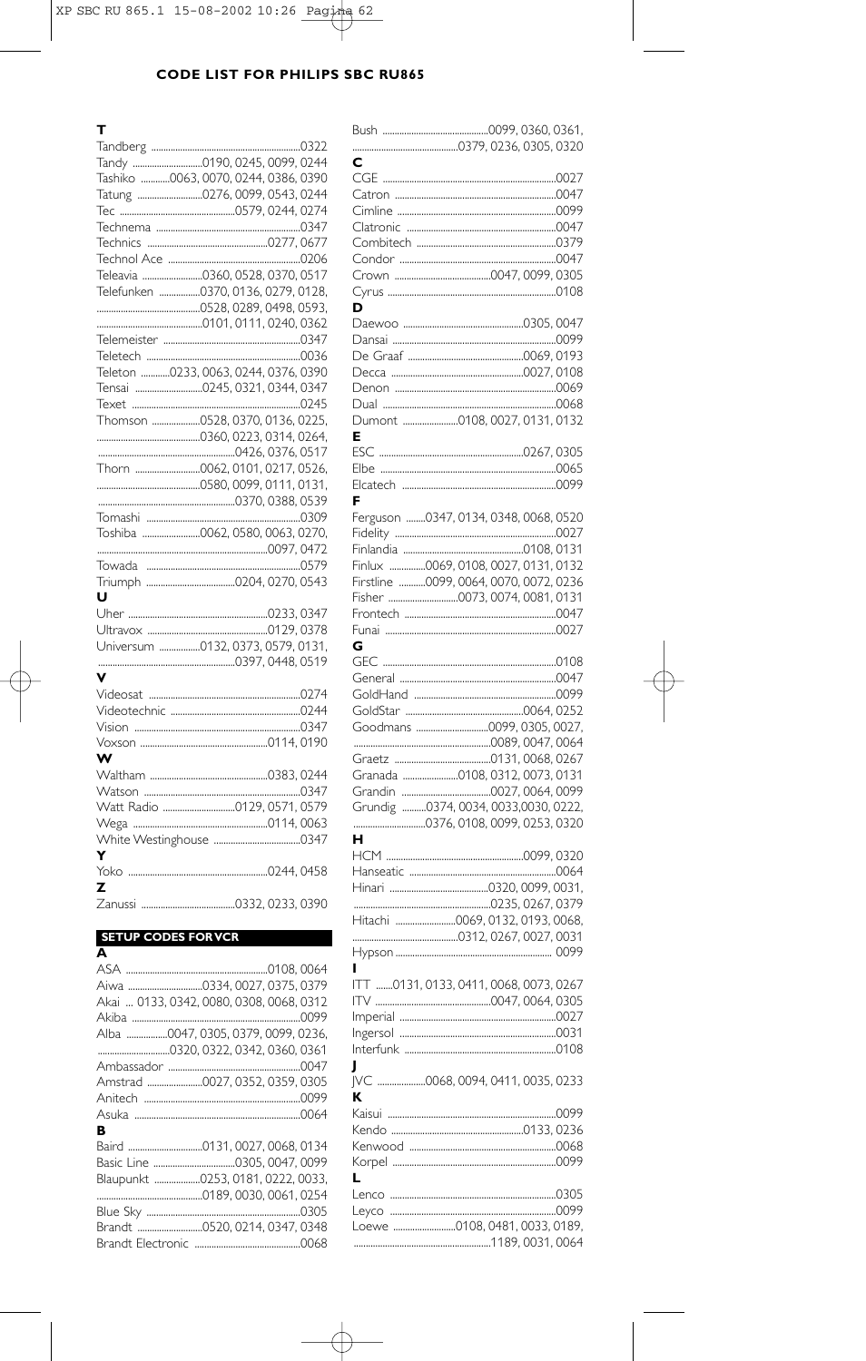**CODE LIST FOR PHILIPS SBC RU865**

**T**

Tandberg ....0322
Tandy ....0190, 0245, 0099, 0244
Tashiko ....0063, 0070, 0244, 0386, 0390
Tatung ....0276, 0099, 0543, 0244
Tec ....0579, 0244, 0274
Technema ....0347
Technics ....0277, 0677
Technol Ace ....0206
Teleavia ....0360, 0528, 0370, 0517
Telefunken ....0370, 0136, 0279, 0128, 0528, 0289, 0498, 0593, 0101, 0111, 0240, 0362
Telemeister ....0347
Teletech ....0036
Teleton ....0233, 0063, 0244, 0376, 0390
Tensai ....0245, 0321, 0344, 0347
Texet ....0245
Thomson ....0528, 0370, 0136, 0225, 0360, 0223, 0314, 0264, 0426, 0376, 0517
Thorn ....0062, 0101, 0217, 0526, 0580, 0099, 0111, 0131, 0370, 0388, 0539
Tomashi ....0309
Toshiba ....0062, 0580, 0063, 0270, 0097, 0472
Towada ....0579
Triumph ....0204, 0270, 0543

**U**

Uher ....0233, 0347
Ultravox ....0129, 0378
Universum ....0132, 0373, 0579, 0131, 0397, 0448, 0519

**V**

Videosat ....0274
Videotechnic ....0244
Vision ....0347
Voxson ....0114, 0190

**W**

Waltham ....0383, 0244
Watson ....0347
Watt Radio ....0129, 0571, 0579
Wega ....0114, 0063
White Westinghouse ....0347

**Y**

Yoko ....0244, 0458

**Z**

Zanussi ....0332, 0233, 0390

## SETUP CODES FOR VCR

**A**

ASA ....0108, 0064
Aiwa ....0334, 0027, 0375, 0379
Akai ... 0133, 0342, 0080, 0308, 0068, 0312
Akiba ....0099
Alba ....0047, 0305, 0379, 0099, 0236, 0320, 0322, 0342, 0360, 0361
Ambassador ....0047
Amstrad ....0027, 0352, 0359, 0305
Anitech ....0099
Asuka ....0064

**B**

Baird ....0131, 0027, 0068, 0134
Basic Line ....0305, 0047, 0099
Blaupunkt ....0253, 0181, 0222, 0033, 0189, 0030, 0061, 0254
Blue Sky ....0305
Brandt ....0520, 0214, 0347, 0348
Brandt Electronic ....0068
Bush ....0099, 0360, 0361, 0379, 0236, 0305, 0320

**C**

CGE ....0027
Catron ....0047
Cimline ....0099
Clatronic ....0047
Combitech ....0379
Condor ....0047
Crown ....0047, 0099, 0305
Cyrus ....0108

**D**

Daewoo ....0305, 0047
Dansai ....0099
De Graaf ....0069, 0193
Decca ....0027, 0108
Denon ....0069
Dual ....0068
Dumont ....0108, 0027, 0131, 0132

**E**

ESC ....0267, 0305
Elbe ....0065
Elcatech ....0099

**F**

Ferguson ....0347, 0134, 0348, 0068, 0520
Fidelity ....0027
Finlandia ....0108, 0131
Finlux ....0069, 0108, 0027, 0131, 0132
Firstline ....0099, 0064, 0070, 0072, 0236
Fisher ....0073, 0074, 0081, 0131
Frontech ....0047
Funai ....0027

**G**

GEC ....0108
General ....0047
GoldHand ....0099
GoldStar ....0064, 0252
Goodmans ....0099, 0305, 0027, 0089, 0047, 0064
Graetz ....0131, 0068, 0267
Granada ....0108, 0312, 0073, 0131
Grandin ....0027, 0064, 0099
Grundig ....0374, 0034, 0033, 0030, 0222, 0376, 0108, 0099, 0253, 0320

**H**

HCM ....0099, 0320
Hanseatic ....0064
Hinari ....0320, 0099, 0031, 0235, 0267, 0379
Hitachi ....0069, 0132, 0193, 0068, 0312, 0267, 0027, 0031
Hypson ....0099

**I**

ITT ....0131, 0133, 0411, 0068, 0073, 0267
ITV ....0047, 0064, 0305
Imperial ....0027
Ingersol ....0031
Interfunk ....0108

**J**

JVC ....0068, 0094, 0411, 0035, 0233

**K**

Kaisui ....0099
Kendo ....0133, 0236
Kenwood ....0068
Korpel ....0099

**L**

Lenco ....0305
Leyco ....0099
Loewe ....0108, 0481, 0033, 0189, 1189, 0031, 0064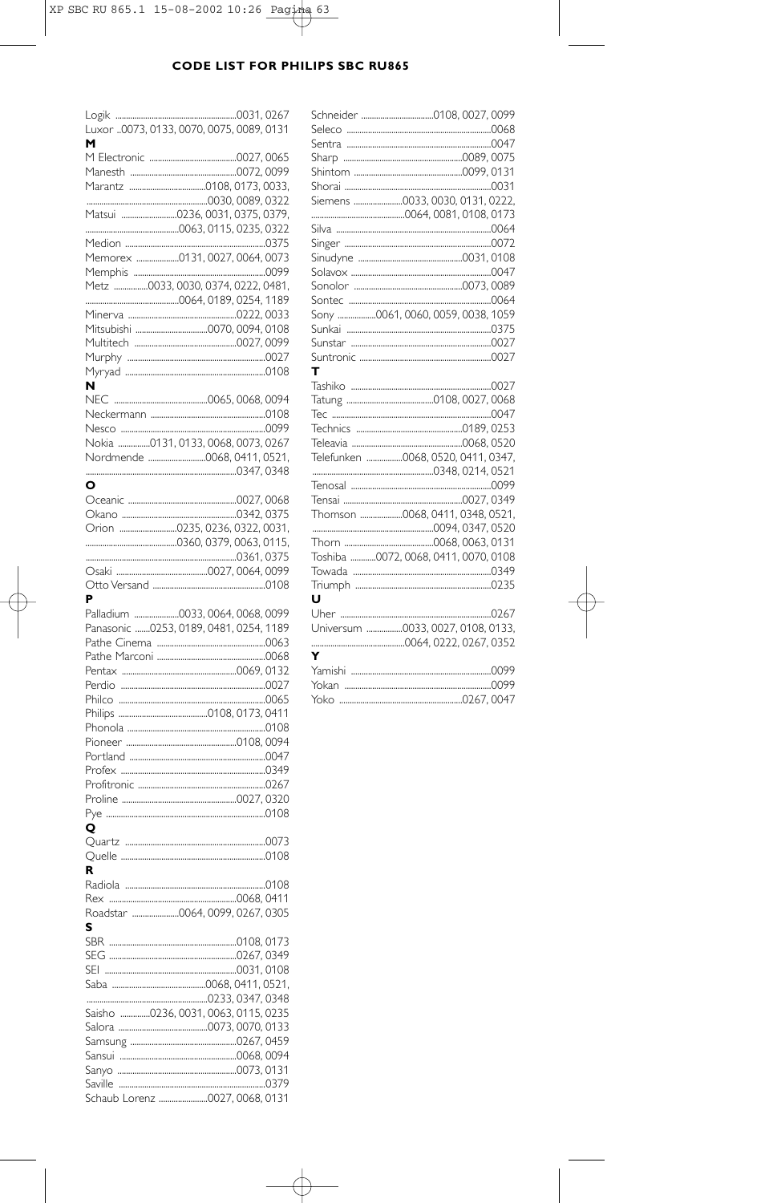## CODE LIST FOR PHILIPS SBC RU865

Logik ..........................................................0031, 0267
Luxor ..0073, 0133, 0070, 0075, 0089, 0131

**M**

M Electronic ..........................................0027, 0065
Manesth ...................................................0072, 0099
Marantz ....................................0108, 0173, 0033,
..........................................................0030, 0089, 0322
Matsui ..........................0236, 0031, 0375, 0379,
............................................0063, 0115, 0235, 0322
Medion ........................................................................0375
Memorex ....................0131, 0027, 0064, 0073
Memphis ....................................................................0099
Metz ...............0033, 0030, 0374, 0222, 0481,
............................................0064, 0189, 0254, 1189
Minerva ....................................................0222, 0033
Mitsubishi ..................................0070, 0094, 0108
Multitech ..................................................0027, 0099
Murphy ........................................................................0027
Myryad ........................................................................0108

**N**

NEC ............................................0065, 0068, 0094
Neckermann ..............................................................0108
Nesco ..........................................................................0099
Nokia ..............0131, 0133, 0068, 0073, 0267
Nordmende ..........................0068, 0411, 0521,
..............................................................................0347, 0348

**O**

Oceanic ......................................................0027, 0068
Okano ........................................................0342, 0375
Orion ..........................0235, 0236, 0322, 0031,
............................................0360, 0379, 0063, 0115,
..............................................................................0361, 0375
Osaki ..........................................0027, 0064, 0099
Otto Versand ..............................................................0108

**P**

Palladium ....................0033, 0064, 0068, 0099
Panasonic .......0253, 0189, 0481, 0254, 1189
Pathe Cinema ..............................................................0063
Pathe Marconi ............................................................0068
Pentax ........................................................0069, 0132
Perdio ..........................................................................0027
Philco ..........................................................................0065
Philips ..........................................0108, 0173, 0411
Phonola ........................................................................0108
Pioneer ......................................................0108, 0094
Portland ........................................................................0047
Profex ..........................................................................0349
Profitronic ....................................................................0267
Proline ........................................................0027, 0320
Pye ................................................................................0108

**Q**

Quartz ..........................................................................0073
Quelle ..........................................................................0108

**R**

Radiola ........................................................................0108
Rex ................................................................0068, 0411
Roadstar .....................0064, 0099, 0267, 0305

**S**

SBR ................................................................0108, 0173
SEG ................................................................0267, 0349
SEI ..................................................................0031, 0108
Saba ............................................0068, 0411, 0521,
..........................................................0233, 0347, 0348
Saisho .............0236, 0031, 0063, 0115, 0235
Salora ..........................................0073, 0070, 0133
Samsung ....................................................0267, 0459
Sansui ........................................................0068, 0094
Sanyo ..........................................................0073, 0131
Saville ..........................................................................0379
Schaub Lorenz ......................0027, 0068, 0131
Schneider ..................................0108, 0027, 0099
Seleco ..........................................................................0068
Sentra ..........................................................................0047
Sharp ..........................................................0089, 0075
Shintom ......................................................0099, 0131
Shorai ..........................................................................0031
Siemens ......................0033, 0030, 0131, 0222,
............................................0064, 0081, 0108, 0173
Silva ..............................................................................0064
Singer ..........................................................................0072
Sinudyne ....................................................0031, 0108
Solavox ........................................................................0047
Sonolor ......................................................0073, 0089
Sontec ..........................................................................0064
Sony ..................0061, 0060, 0059, 0038, 1059
Sunkai ..........................................................................0375
Sunstar ........................................................................0027
Suntronic ....................................................................0027

**T**

Tashiko ........................................................................0027
Tatung ..........................................0108, 0027, 0068
Tec ................................................................................0047
Technics ....................................................0189, 0253
Teleavia ......................................................0068, 0520
Telefunken .................0068, 0520, 0411, 0347,
..........................................................0348, 0214, 0521
Tenosal ........................................................................0099
Tensai ..........................................................0027, 0349
Thomson ....................0068, 0411, 0348, 0521,
..........................................................0094, 0347, 0520
Thorn ..........................................0068, 0063, 0131
Toshiba ............0072, 0068, 0411, 0070, 0108
Towada ........................................................................0349
Triumph ......................................................................0235

**U**

Uher ..............................................................................0267
Universum .................0033, 0027, 0108, 0133,
............................................0064, 0222, 0267, 0352

**Y**

Yamishi ........................................................................0099
Yokan ............................................................................0099
Yoko ..............................................................0267, 0047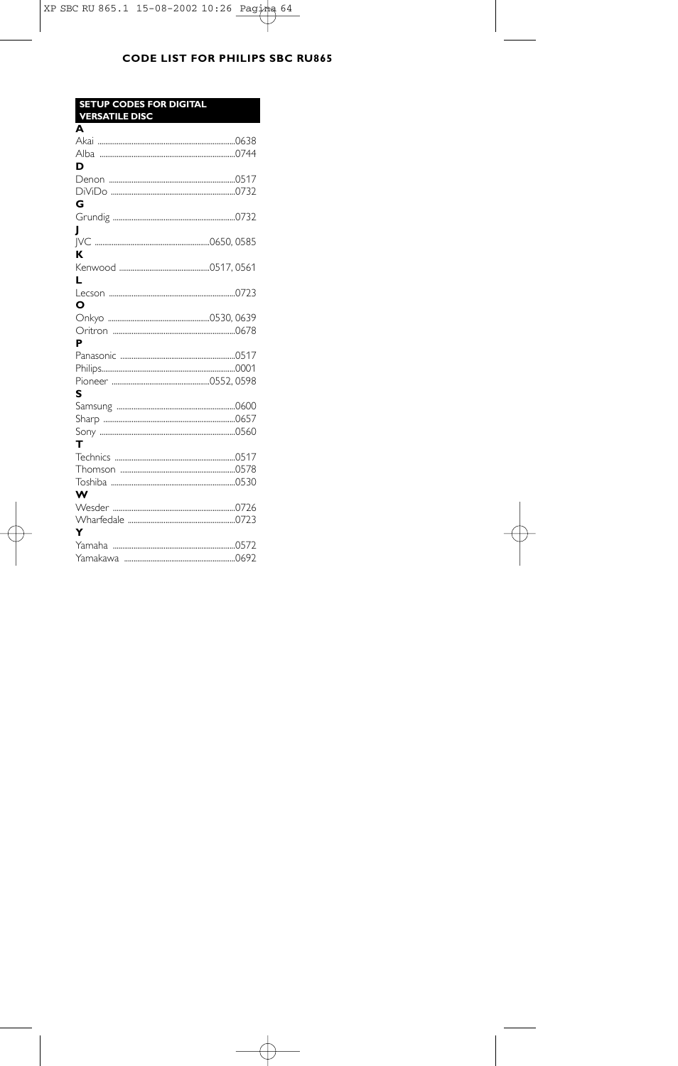## CODE LIST FOR PHILIPS SBC RU865

### SETUP CODES FOR DIGITAL VERSATILE DISC

**A**

Akai ....................0638
Alba ....................0744

**D**

Denon ....................0517
DiViDo ....................0732

**G**

Grundig ....................0732

**J**

JVC ....................0650, 0585

**K**

Kenwood ....................0517, 0561

**L**

Lecson ....................0723

**O**

Onkyo ....................0530, 0639
Oritron ....................0678

**P**

Panasonic ....................0517
Philips....................0001
Pioneer ....................0552, 0598

**S**

Samsung ....................0600
Sharp ....................0657
Sony ....................0560

**T**

Technics ....................0517
Thomson ....................0578
Toshiba ....................0530

**W**

Wesder ....................0726
Wharfedale ....................0723

**Y**

Yamaha ....................0572
Yamakawa ....................0692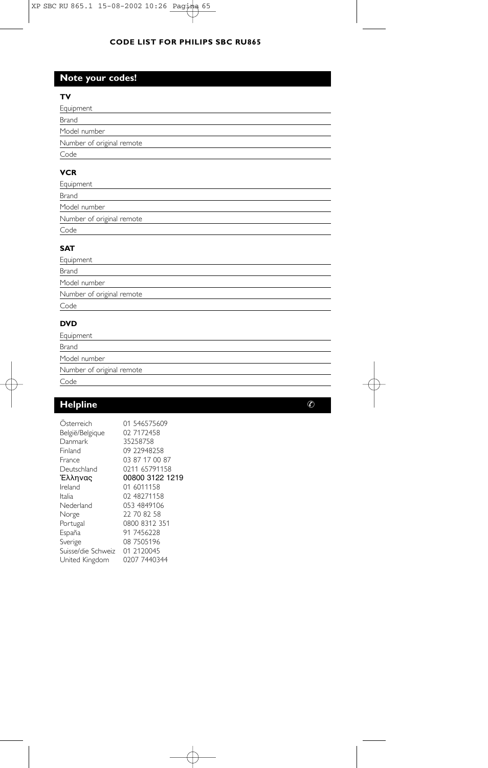**CODE LIST FOR PHILIPS SBC RU865**

## Note your codes!

**TV**

Equipment

Brand

Model number

Number of original remote

Code

**VCR**

Equipment

Brand

Model number

Number of original remote

Code

**SAT**

Equipment

Brand

Model number

Number of original remote

Code

**DVD**

Equipment

Brand

Model number

Number of original remote

Code

## Helpline ✆

| | |
|---|---|
| Österreich | 01 546575609 |
| België/Belgique | 02 7172458 |
| Danmark | 35258758 |
| Finland | 09 22948258 |
| France | 03 87 17 00 87 |
| Deutschland | 0211 65791158 |
| Έλληνας | 00800 3122 1219 |
| Ireland | 01 6011158 |
| Italia | 02 48271158 |
| Nederland | 053 4849106 |
| Norge | 22 70 82 58 |
| Portugal | 0800 8312 351 |
| España | 91 7456228 |
| Sverige | 08 7505196 |
| Suisse/die Schweiz | 01 2120045 |
| United Kingdom | 0207 7440344 |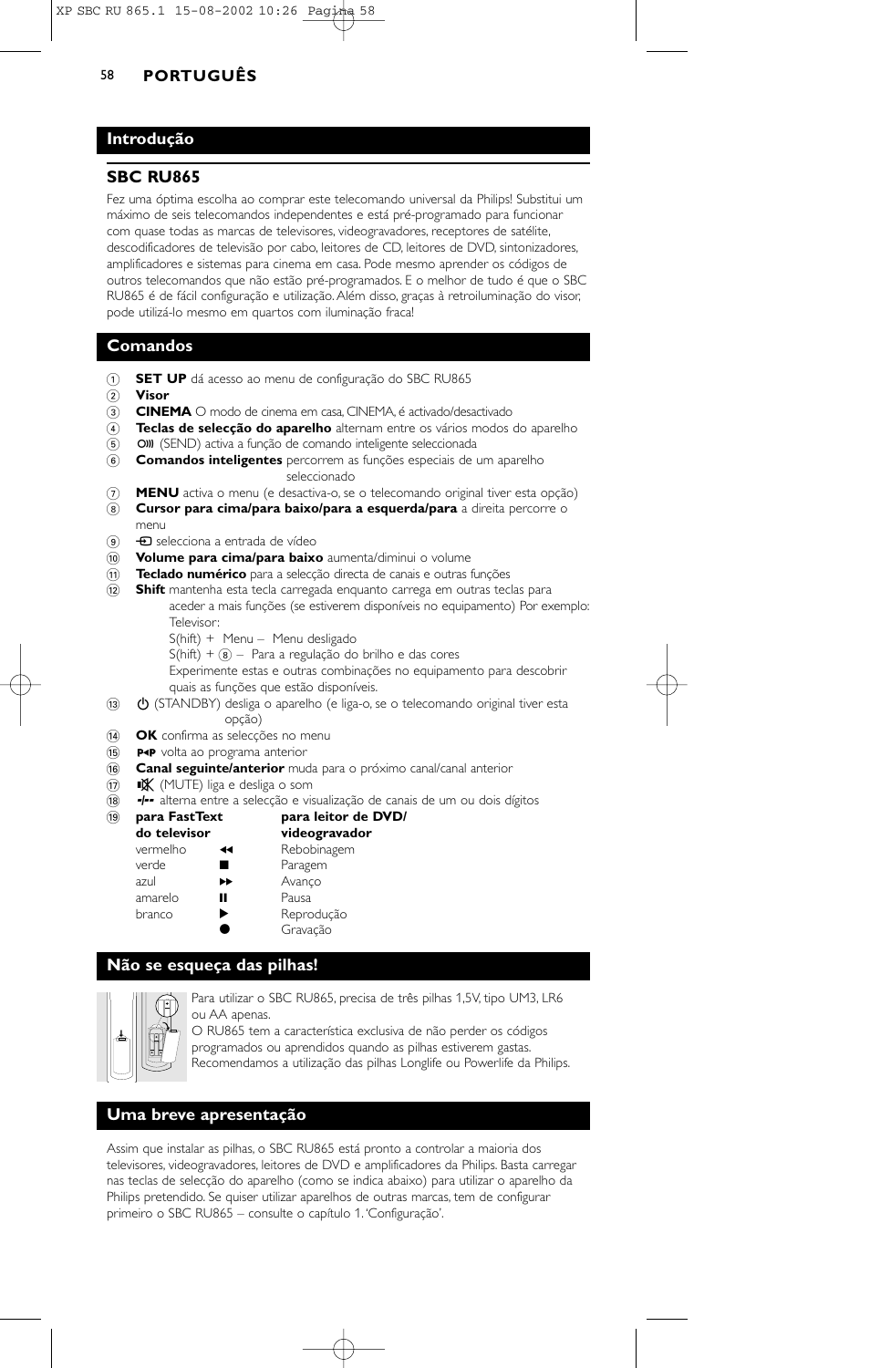## PORTUGUÊS

## Introdução

### SBC RU865

Fez uma óptima escolha ao comprar este telecomando universal da Philips! Substitui um máximo de seis telecomandos independentes e está pré-programado para funcionar com quase todas as marcas de televisores, videogravadores, receptores de satélite, descodificadores de televisão por cabo, leitores de CD, leitores de DVD, sintonizadores, amplificadores e sistemas para cinema em casa. Pode mesmo aprender os códigos de outros telecomandos que não estão pré-programados. E o melhor de tudo é que o SBC RU865 é de fácil configuração e utilização. Além disso, graças à retroiluminação do visor, pode utilizá-lo mesmo em quartos com iluminação fraca!

## Comandos

1. **SET UP** dá acesso ao menu de configuração do SBC RU865
2. **Visor**
3. **CINEMA** O modo de cinema em casa, CINEMA, é activado/desactivado
4. **Teclas de selecção do aparelho** alternam entre os vários modos do aparelho
5. (SEND) activa a função de comando inteligente seleccionada
6. **Comandos inteligentes** percorrem as funções especiais de um aparelho seleccionado
7. **MENU** activa o menu (e desactiva-o, se o telecomando original tiver esta opção)
8. **Cursor para cima/para baixo/para a esquerda/para** a direita percorre o menu
9. selecciona a entrada de vídeo
10. **Volume para cima/para baixo** aumenta/diminui o volume
11. **Teclado numérico** para a selecção directa de canais e outras funções
12. **Shift** mantenha esta tecla carregada enquanto carrega em outras teclas para aceder a mais funções (se estiverem disponíveis no equipamento) Por exemplo: Televisor:
    S(hift) + Menu – Menu desligado
    S(hift) + 8 – Para a regulação do brilho e das cores
    Experimente estas e outras combinações no equipamento para descobrir quais as funções que estão disponíveis.
13. (STANDBY) desliga o aparelho (e liga-o, se o telecomando original tiver esta opção)
14. **OK** confirma as selecções no menu
15. volta ao programa anterior
16. **Canal seguinte/anterior** muda para o próximo canal/canal anterior
17. (MUTE) liga e desliga o som
18. -/-- alterna entre a selecção e visualização de canais de um ou dois dígitos
19. 

| para FastText do televisor | | para leitor de DVD/ videogravador |
|---|---|---|
| vermelho | ◀◀ | Rebobinagem |
| verde | ■ | Paragem |
| azul | ▶▶ | Avanço |
| amarelo | ❚❚ | Pausa |
| branco | ▶ | Reprodução |
| | ● | Gravação |

## Não se esqueça das pilhas!

Para utilizar o SBC RU865, precisa de três pilhas 1,5V, tipo UM3, LR6 ou AA apenas.
O RU865 tem a característica exclusiva de não perder os códigos programados ou aprendidos quando as pilhas estiverem gastas.
Recomendamos a utilização das pilhas Longlife ou Powerlife da Philips.

## Uma breve apresentação

Assim que instalar as pilhas, o SBC RU865 está pronto a controlar a maioria dos televisores, videogravadores, leitores de DVD e amplificadores da Philips. Basta carregar nas teclas de selecção do aparelho (como se indica abaixo) para utilizar o aparelho da Philips pretendido. Se quiser utilizar aparelhos de outras marcas, tem de configurar primeiro o SBC RU865 – consulte o capítulo 1. 'Configuração'.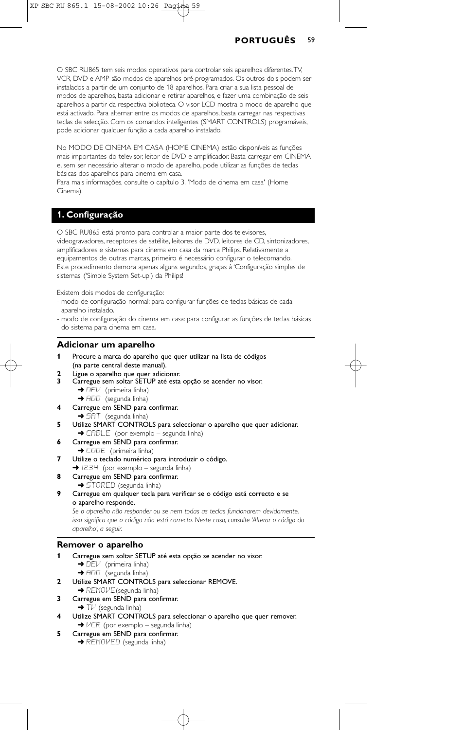O SBC RU865 tem seis modos operativos para controlar seis aparelhos diferentes. TV, VCR, DVD e AMP são modos de aparelhos pré-programados. Os outros dois podem ser instalados a partir de um conjunto de 18 aparelhos. Para criar a sua lista pessoal de modos de aparelhos, basta adicionar e retirar aparelhos, e fazer uma combinação de seis aparelhos a partir da respectiva biblioteca. O visor LCD mostra o modo de aparelho que está activado. Para alternar entre os modos de aparelhos, basta carregar nas respectivas teclas de selecção. Com os comandos inteligentes (SMART CONTROLS) programáveis, pode adicionar qualquer função a cada aparelho instalado.

No MODO DE CINEMA EM CASA (HOME CINEMA) estão disponíveis as funções mais importantes do televisor, leitor de DVD e amplificador. Basta carregar em CINEMA e, sem ser necessário alterar o modo de aparelho, pode utilizar as funções de teclas básicas dos aparelhos para cinema em casa.
Para mais informações, consulte o capítulo 3. 'Modo de cinema em casa' (Home Cinema).

## 1. Configuração

O SBC RU865 está pronto para controlar a maior parte dos televisores, videogravadores, receptores de satélite, leitores de DVD, leitores de CD, sintonizadores, amplificadores e sistemas para cinema em casa da marca Philips. Relativamente a equipamentos de outras marcas, primeiro é necessário configurar o telecomando. Este procedimento demora apenas alguns segundos, graças à 'Configuração simples de sistemas' ('Simple System Set-up') da Philips!

Existem dois modos de configuração:
- modo de configuração normal: para configurar funções de teclas básicas de cada aparelho instalado.
- modo de configuração do cinema em casa: para configurar as funções de teclas básicas do sistema para cinema em casa.

### Adicionar um aparelho

**1** Procure a marca do aparelho que quer utilizar na lista de códigos (na parte central deste manual).
**2** Ligue o aparelho que quer adicionar.
**3** Carregue sem soltar SETUP até esta opção se acender no visor.
➜ DEV (primeira linha)
➜ ADD (segunda linha)
**4** Carregue em SEND para confirmar.
➜ SAT (segunda linha)
**5** Utilize SMART CONTROLS para seleccionar o aparelho que quer adicionar.
➜ CABLE (por exemplo – segunda linha)
**6** Carregue em SEND para confirmar.
➜ CODE (primeira linha)
**7** Utilize o teclado numérico para introduzir o código.
➜ 1234 (por exemplo – segunda linha)
**8** Carregue em SEND para confirmar.
➜ STORED (segunda linha)
**9** Carregue em qualquer tecla para verificar se o código está correcto e se o aparelho responde.
*Se o aparelho não responder ou se nem todas as teclas funcionarem devidamente, isso significa que o código não está correcto. Neste caso, consulte 'Alterar o código do aparelho', a seguir.*

### Remover o aparelho

**1** Carregue sem soltar SETUP até esta opção se acender no visor.
➜ DEV (primeira linha)
➜ ADD (segunda linha)
**2** Utilize SMART CONTROLS para seleccionar REMOVE.
➜ REMOVE (segunda linha)
**3** Carregue em SEND para confirmar.
➜ TV (segunda linha)
**4** Utilize SMART CONTROLS para seleccionar o aparelho que quer remover.
➜ VCR (por exemplo – segunda linha)
**5** Carregue em SEND para confirmar.
➜ REMOVED (segunda linha)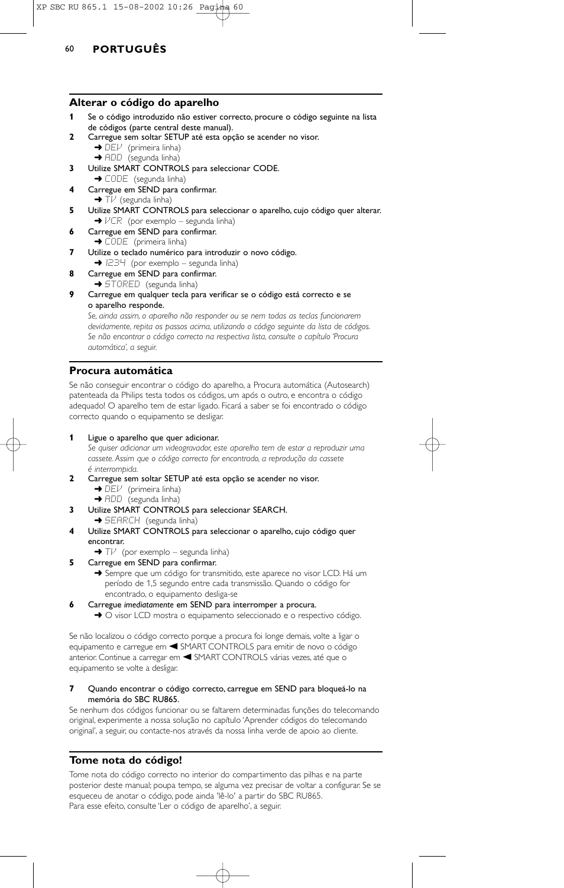## Alterar o código do aparelho

**1** Se o código introduzido não estiver correcto, procure o código seguinte na lista de códigos (parte central deste manual).

**2** Carregue sem soltar SETUP até esta opção se acender no visor.
➜ DEV (primeira linha)
➜ ADD (segunda linha)

**3** Utilize SMART CONTROLS para seleccionar CODE.
➜ CODE (segunda linha)

**4** Carregue em SEND para confirmar.
➜ TV (segunda linha)

**5** Utilize SMART CONTROLS para seleccionar o aparelho, cujo código quer alterar.
➜ VCR (por exemplo – segunda linha)

**6** Carregue em SEND para confirmar.
➜ CODE (primeira linha)

**7** Utilize o teclado numérico para introduzir o novo código.
➜ 1234 (por exemplo – segunda linha)

**8** Carregue em SEND para confirmar.
➜ STORED (segunda linha)

**9** Carregue em qualquer tecla para verificar se o código está correcto e se o aparelho responde.
*Se, ainda assim, o aparelho não responder ou se nem todas as teclas funcionarem devidamente, repita os passos acima, utilizando o código seguinte da lista de códigos. Se não encontrar o código correcto na respectiva lista, consulte o capítulo 'Procura automática', a seguir.*

## Procura automática

Se não conseguir encontrar o código do aparelho, a Procura automática (Autosearch) patenteada da Philips testa todos os códigos, um após o outro, e encontra o código adequado! O aparelho tem de estar ligado. Ficará a saber se foi encontrado o código correcto quando o equipamento se desligar.

**1** Ligue o aparelho que quer adicionar.
*Se quiser adicionar um videogravador, este aparelho tem de estar a reproduzir uma cassete. Assim que o código correcto for encontrado, a reprodução da cassete é interrompida.*

**2** Carregue sem soltar SETUP até esta opção se acender no visor.
➜ DEV (primeira linha)
➜ ADD (segunda linha)

**3** Utilize SMART CONTROLS para seleccionar SEARCH.
➜ SEARCH (segunda linha)

**4** Utilize SMART CONTROLS para seleccionar o aparelho, cujo código quer encontrar.
➜ TV (por exemplo – segunda linha)

**5** Carregue em SEND para confirmar.
➜ Sempre que um código for transmitido, este aparece no visor LCD. Há um período de 1,5 segundo entre cada transmissão. Quando o código for encontrado, o equipamento desliga-se

**6** Carregue *imediatamente* em SEND para interromper a procura.
➜ O visor LCD mostra o equipamento seleccionado e o respectivo código.

Se não localizou o código correcto porque a procura foi longe demais, volte a ligar o equipamento e carregue em ◄ SMART CONTROLS para emitir de novo o código anterior. Continue a carregar em ◄ SMART CONTROLS várias vezes, até que o equipamento se volte a desligar.

**7** Quando encontrar o código correcto, carregue em SEND para bloqueá-lo na memória do SBC RU865.

Se nenhum dos códigos funcionar ou se faltarem determinadas funções do telecomando original, experimente a nossa solução no capítulo 'Aprender códigos do telecomando original', a seguir, ou contacte-nos através da nossa linha verde de apoio ao cliente.

## Tome nota do código!

Tome nota do código correcto no interior do compartimento das pilhas e na parte posterior deste manual; poupa tempo, se alguma vez precisar de voltar a configurar. Se se esqueceu de anotar o código, pode ainda 'lê-lo' a partir do SBC RU865.
Para esse efeito, consulte 'Ler o código de aparelho', a seguir.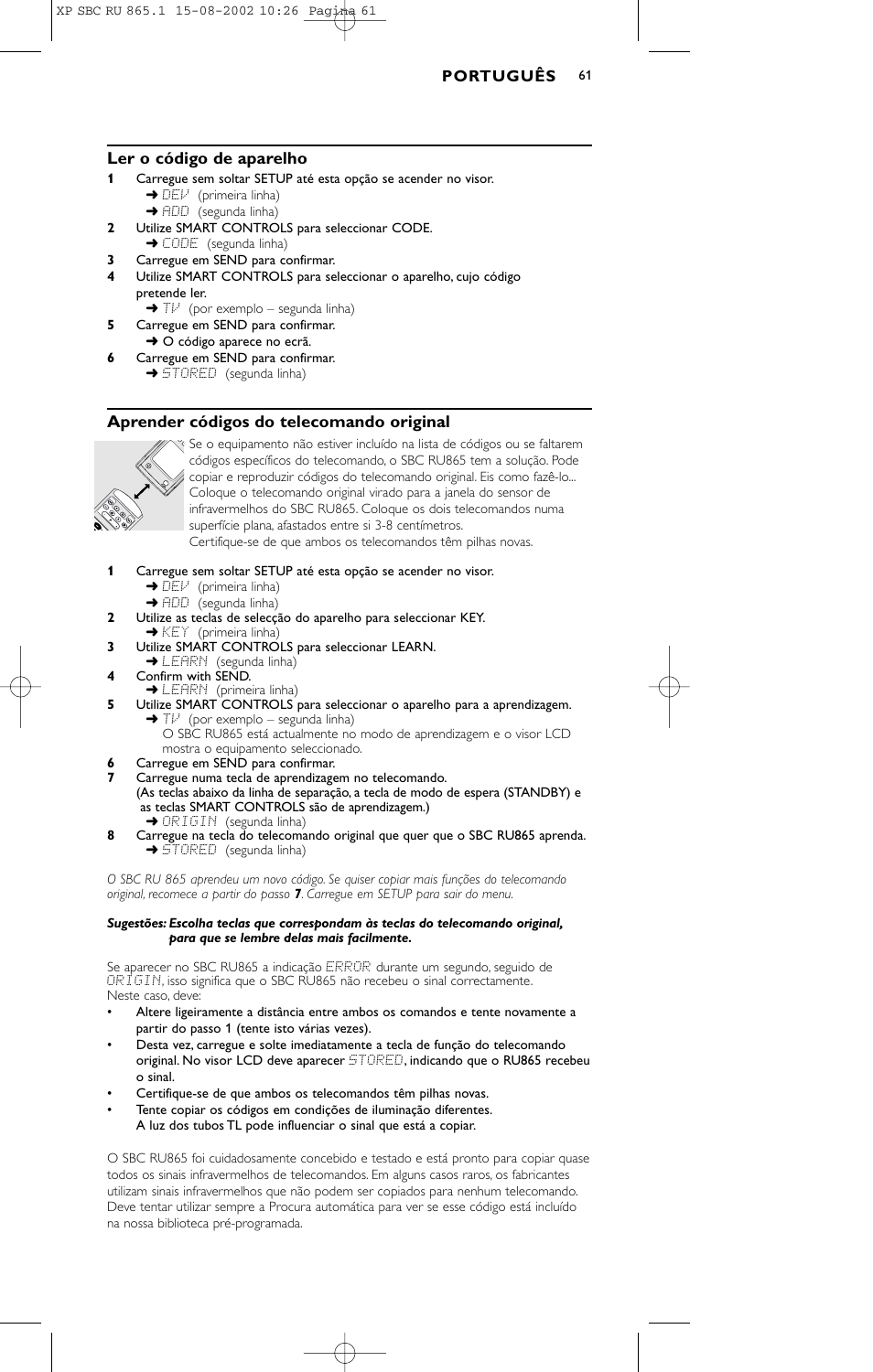## Ler o código de aparelho

**1** Carregue sem soltar SETUP até esta opção se acender no visor.
➜ DEV (primeira linha)
➜ ADD (segunda linha)

**2** Utilize SMART CONTROLS para seleccionar CODE.
➜ CODE (segunda linha)

**3** Carregue em SEND para confirmar.

**4** Utilize SMART CONTROLS para seleccionar o aparelho, cujo código pretende ler.
➜ TV (por exemplo – segunda linha)

**5** Carregue em SEND para confirmar.
➜ O código aparece no ecrã.

**6** Carregue em SEND para confirmar.
➜ STORED (segunda linha)

## Aprender códigos do telecomando original

Se o equipamento não estiver incluído na lista de códigos ou se faltarem códigos específicos do telecomando, o SBC RU865 tem a solução. Pode copiar e reproduzir códigos do telecomando original. Eis como fazê-lo... Coloque o telecomando original virado para a janela do sensor de infravermelhos do SBC RU865. Coloque os dois telecomandos numa superfície plana, afastados entre si 3-8 centímetros.
Certifique-se de que ambos os telecomandos têm pilhas novas.

**1** Carregue sem soltar SETUP até esta opção se acender no visor.
➜ DEV (primeira linha)
➜ ADD (segunda linha)

**2** Utilize as teclas de selecção do aparelho para seleccionar KEY.
➜ KEY (primeira linha)

**3** Utilize SMART CONTROLS para seleccionar LEARN.
➜ LEARN (segunda linha)

**4** Confirm with SEND.
➜ LEARN (primeira linha)

**5** Utilize SMART CONTROLS para seleccionar o aparelho para a aprendizagem.
➜ TV (por exemplo – segunda linha)
O SBC RU865 está actualmente no modo de aprendizagem e o visor LCD mostra o equipamento seleccionado.

**6** Carregue em SEND para confirmar.

**7** Carregue numa tecla de aprendizagem no telecomando.
(As teclas abaixo da linha de separação, a tecla de modo de espera (STANDBY) e as teclas SMART CONTROLS são de aprendizagem.)
➜ ORIGIN (segunda linha)

**8** Carregue na tecla do telecomando original que quer que o SBC RU865 aprenda.
➜ STORED (segunda linha)

*O SBC RU 865 aprendeu um novo código. Se quiser copiar mais funções do telecomando original, recomece a partir do passo **7**. Carregue em SETUP para sair do menu.*

***Sugestões:** **Escolha teclas que correspondam às teclas do telecomando original, para que se lembre delas mais facilmente.***

Se aparecer no SBC RU865 a indicação ERROR durante um segundo, seguido de ORIGIN, isso significa que o SBC RU865 não recebeu o sinal correctamente.
Neste caso, deve:

- Altere ligeiramente a distância entre ambos os comandos e tente novamente a partir do passo 1 (tente isto várias vezes).
- Desta vez, carregue e solte imediatamente a tecla de função do telecomando original. No visor LCD deve aparecer STORED, indicando que o RU865 recebeu o sinal.
- Certifique-se de que ambos os telecomandos têm pilhas novas.
- Tente copiar os códigos em condições de iluminação diferentes.
A luz dos tubos TL pode influenciar o sinal que está a copiar.

O SBC RU865 foi cuidadosamente concebido e testado e está pronto para copiar quase todos os sinais infravermelhos de telecomandos. Em alguns casos raros, os fabricantes utilizam sinais infravermelhos que não podem ser copiados para nenhum telecomando. Deve tentar utilizar sempre a Procura automática para ver se esse código está incluído na nossa biblioteca pré-programada.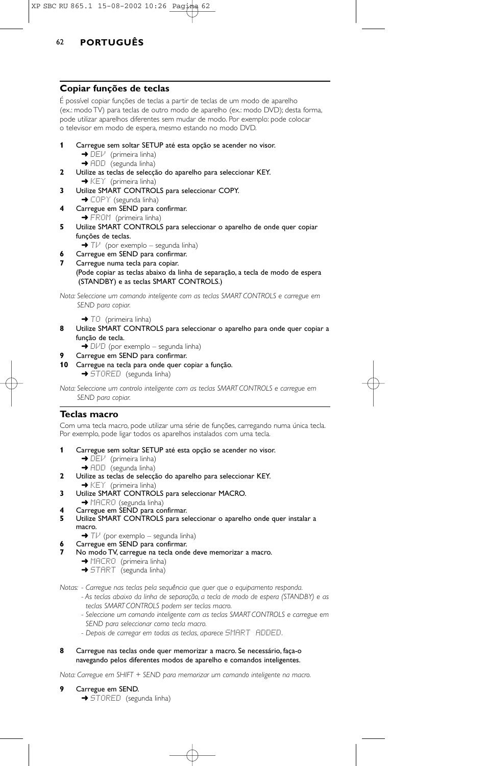## Copiar funções de teclas

É possível copiar funções de teclas a partir de teclas de um modo de aparelho (ex.: modo TV) para teclas de outro modo de aparelho (ex.: modo DVD); desta forma, pode utilizar aparelhos diferentes sem mudar de modo. Por exemplo: pode colocar o televisor em modo de espera, mesmo estando no modo DVD.

**1** Carregue sem soltar SETUP até esta opção se acender no visor.
 ➜ DEV (primeira linha)
 ➜ ADD (segunda linha)

**2** Utilize as teclas de selecção do aparelho para seleccionar KEY.
 ➜ KEY (primeira linha)

**3** Utilize SMART CONTROLS para seleccionar COPY.
 ➜ COPY (segunda linha)

**4** Carregue em SEND para confirmar.
 ➜ FROM (primeira linha)

**5** Utilize SMART CONTROLS para seleccionar o aparelho de onde quer copiar funções de teclas.
 ➜ TV (por exemplo – segunda linha)

**6** Carregue em SEND para confirmar.

**7** Carregue numa tecla para copiar.
(Pode copiar as teclas abaixo da linha de separação, a tecla de modo de espera (STANDBY) e as teclas SMART CONTROLS.)

*Nota: Seleccione um comando inteligente com as teclas SMART CONTROLS e carregue em SEND para copiar.*

 ➜ TO (primeira linha)

**8** Utilize SMART CONTROLS para seleccionar o aparelho para onde quer copiar a função de tecla.
 ➜ DVD (por exemplo – segunda linha)

**9** Carregue em SEND para confirmar.

**10** Carregue na tecla para onde quer copiar a função.
 ➜ STORED (segunda linha)

*Nota: Seleccione um controlo inteligente com as teclas SMART CONTROLS e carregue em SEND para copiar.*

## Teclas macro

Com uma tecla macro, pode utilizar uma série de funções, carregando numa única tecla. Por exemplo, pode ligar todos os aparelhos instalados com uma tecla.

**1** Carregue sem soltar SETUP até esta opção se acender no visor.
 ➜ DEV (primeira linha)
 ➜ ADD (segunda linha)

**2** Utilize as teclas de selecção do aparelho para seleccionar KEY.
 ➜ KEY (primeira linha)

**3** Utilize SMART CONTROLS para seleccionar MACRO.
 ➜ MACRO (segunda linha)

**4** Carregue em SEND para confirmar.

**5** Utilize SMART CONTROLS para seleccionar o aparelho onde quer instalar a macro.
 ➜ TV (por exemplo – segunda linha)

**6** Carregue em SEND para confirmar.

**7** No modo TV, carregue na tecla onde deve memorizar a macro.
 ➜ MACRO (primeira linha)
 ➜ START (segunda linha)

*Notas:*
- *Carregue nas teclas pela sequência que quer que o equipamento responda.*
- *As teclas abaixo da linha de separação, a tecla de modo de espera (STANDBY) e as teclas SMART CONTROLS podem ser teclas macro.*
- *Seleccione um comando inteligente com as teclas SMART CONTROLS e carregue em SEND para seleccionar como tecla macro.*
- *Depois de carregar em todas as teclas, aparece SMART ADDED.*

**8** Carregue nas teclas onde quer memorizar a macro. Se necessário, faça-o navegando pelos diferentes modos de aparelho e comandos inteligentes.

*Nota: Carregue em SHIFT + SEND para memorizar um comando inteligente na macro.*

**9** Carregue em SEND.
 ➜ STORED (segunda linha)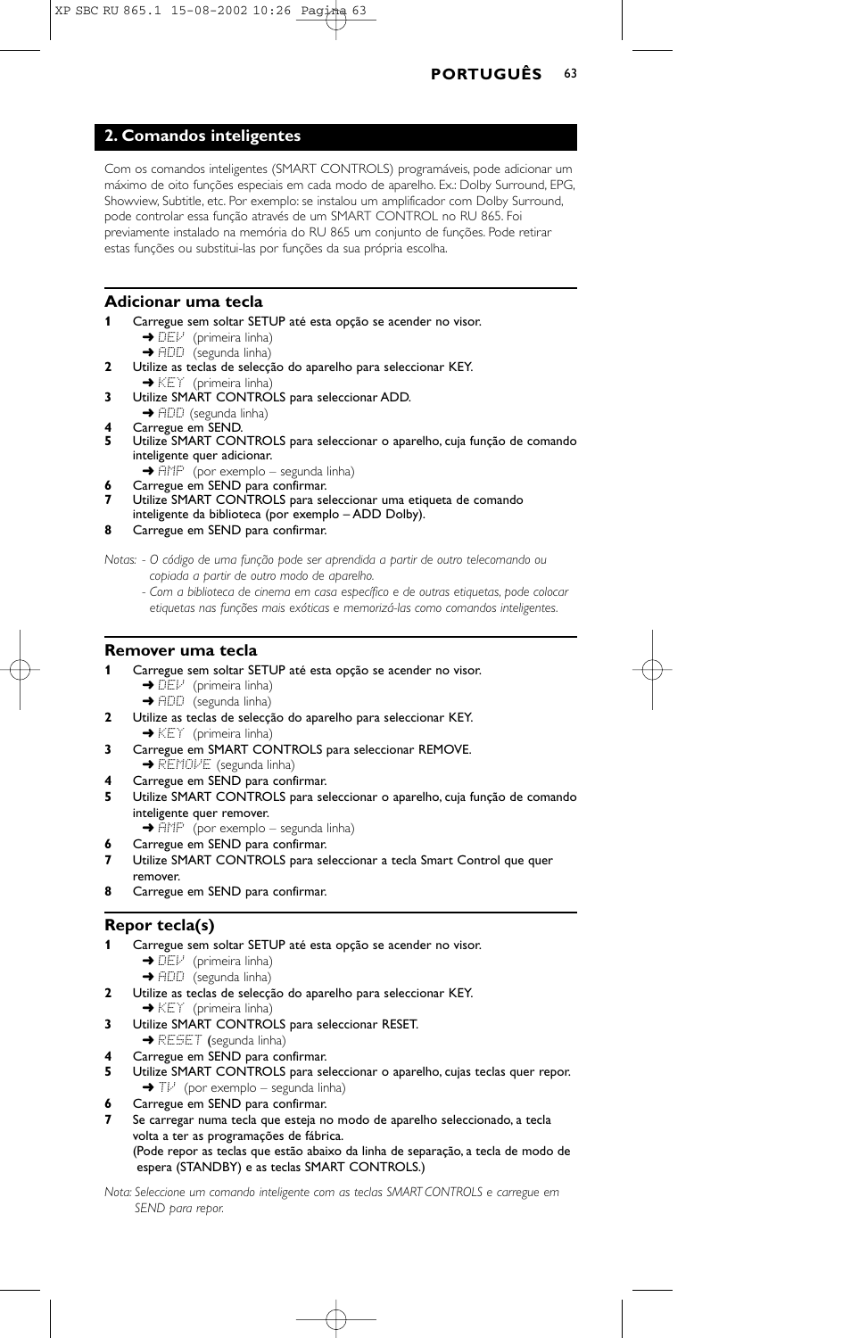## 2. Comandos inteligentes

Com os comandos inteligentes (SMART CONTROLS) programáveis, pode adicionar um máximo de oito funções especiais em cada modo de aparelho. Ex.: Dolby Surround, EPG, Showview, Subtitle, etc. Por exemplo: se instalou um amplificador com Dolby Surround, pode controlar essa função através de um SMART CONTROL no RU 865. Foi previamente instalado na memória do RU 865 um conjunto de funções. Pode retirar estas funções ou substitui-las por funções da sua própria escolha.

### Adicionar uma tecla

**1** Carregue sem soltar SETUP até esta opção se acender no visor.
➜ DEV (primeira linha)
➜ ADD (segunda linha)
**2** Utilize as teclas de selecção do aparelho para seleccionar KEY.
➜ KEY (primeira linha)
**3** Utilize SMART CONTROLS para seleccionar ADD.
➜ ADD (segunda linha)
**4** Carregue em SEND.
**5** Utilize SMART CONTROLS para seleccionar o aparelho, cuja função de comando inteligente quer adicionar.
➜ AMP (por exemplo – segunda linha)
**6** Carregue em SEND para confirmar.
**7** Utilize SMART CONTROLS para seleccionar uma etiqueta de comando inteligente da biblioteca (por exemplo – ADD Dolby).
**8** Carregue em SEND para confirmar.

*Notas: - O código de uma função pode ser aprendida a partir de outro telecomando ou copiada a partir de outro modo de aparelho.*
*- Com a biblioteca de cinema em casa específico e de outras etiquetas, pode colocar etiquetas nas funções mais exóticas e memorizá-las como comandos inteligentes.*

### Remover uma tecla

**1** Carregue sem soltar SETUP até esta opção se acender no visor.
➜ DEV (primeira linha)
➜ ADD (segunda linha)
**2** Utilize as teclas de selecção do aparelho para seleccionar KEY.
➜ KEY (primeira linha)
**3** Carregue em SMART CONTROLS para seleccionar REMOVE.
➜ REMOVE (segunda linha)
**4** Carregue em SEND para confirmar.
**5** Utilize SMART CONTROLS para seleccionar o aparelho, cuja função de comando inteligente quer remover.
➜ AMP (por exemplo – segunda linha)
**6** Carregue em SEND para confirmar.
**7** Utilize SMART CONTROLS para seleccionar a tecla Smart Control que quer remover.
**8** Carregue em SEND para confirmar.

### Repor tecla(s)

**1** Carregue sem soltar SETUP até esta opção se acender no visor.
➜ DEV (primeira linha)
➜ ADD (segunda linha)
**2** Utilize as teclas de selecção do aparelho para seleccionar KEY.
➜ KEY (primeira linha)
**3** Utilize SMART CONTROLS para seleccionar RESET.
➜ RESET (segunda linha)
**4** Carregue em SEND para confirmar.
**5** Utilize SMART CONTROLS para seleccionar o aparelho, cujas teclas quer repor.
➜ TV (por exemplo – segunda linha)
**6** Carregue em SEND para confirmar.
**7** Se carregar numa tecla que esteja no modo de aparelho seleccionado, a tecla volta a ter as programações de fábrica.
(Pode repor as teclas que estão abaixo da linha de separação, a tecla de modo de espera (STANDBY) e as teclas SMART CONTROLS.)

*Nota: Seleccione um comando inteligente com as teclas SMART CONTROLS e carregue em SEND para repor.*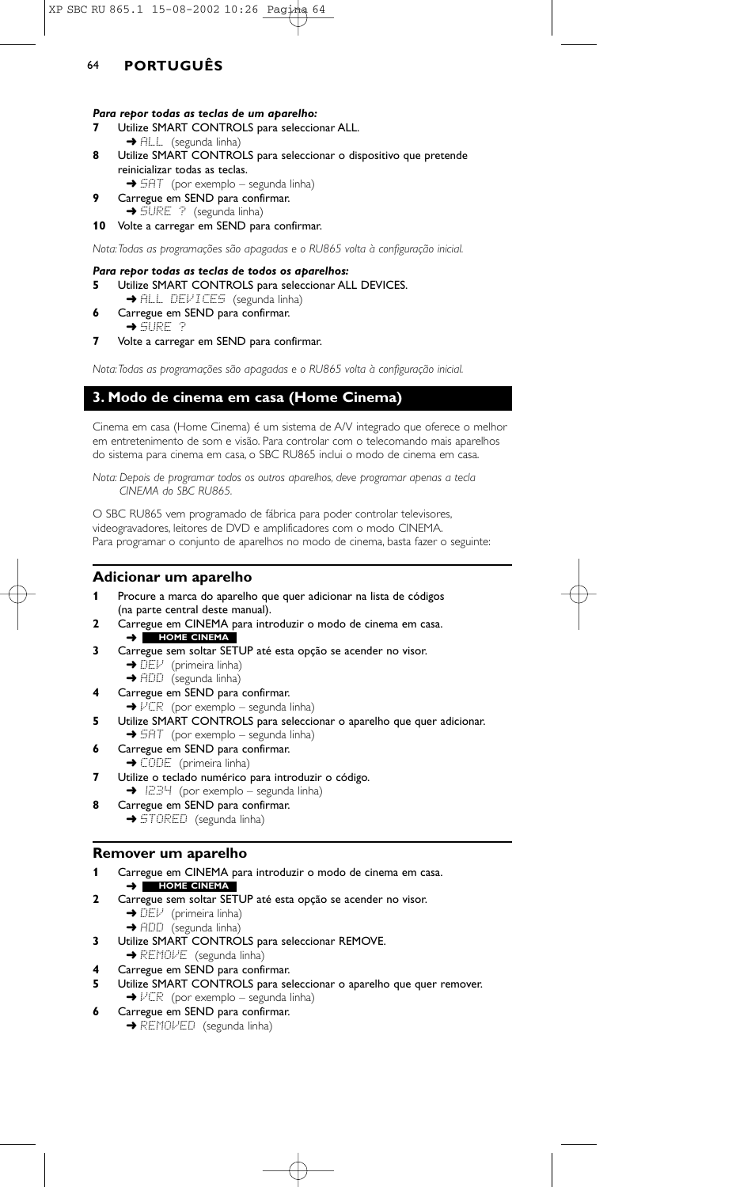*Para repor todas as teclas de um aparelho:*

**7** Utilize SMART CONTROLS para seleccionar ALL.
➜ ALL (segunda linha)

**8** Utilize SMART CONTROLS para seleccionar o dispositivo que pretende reinicializar todas as teclas.
➜ SAT (por exemplo – segunda linha)

**9** Carregue em SEND para confirmar.
➜ SURE ? (segunda linha)

**10** Volte a carregar em SEND para confirmar.

*Nota: Todas as programações são apagadas e o RU865 volta à configuração inicial.*

*Para repor todas as teclas de todos os aparelhos:*

**5** Utilize SMART CONTROLS para seleccionar ALL DEVICES.
➜ ALL DEVICES (segunda linha)

**6** Carregue em SEND para confirmar.
➜ SURE ?

**7** Volte a carregar em SEND para confirmar.

*Nota: Todas as programações são apagadas e o RU865 volta à configuração inicial.*

## 3. Modo de cinema em casa (Home Cinema)

Cinema em casa (Home Cinema) é um sistema de A/V integrado que oferece o melhor em entretenimento de som e visão. Para controlar com o telecomando mais aparelhos do sistema para cinema em casa, o SBC RU865 inclui o modo de cinema em casa.

*Nota: Depois de programar todos os outros aparelhos, deve programar apenas a tecla CINEMA do SBC RU865.*

O SBC RU865 vem programado de fábrica para poder controlar televisores, videogravadores, leitores de DVD e amplificadores com o modo CINEMA.
Para programar o conjunto de aparelhos no modo de cinema, basta fazer o seguinte:

### Adicionar um aparelho

**1** Procure a marca do aparelho que quer adicionar na lista de códigos (na parte central deste manual).

**2** Carregue em CINEMA para introduzir o modo de cinema em casa.
➜ **HOME CINEMA**

**3** Carregue sem soltar SETUP até esta opção se acender no visor.
➜ DEV (primeira linha)
➜ ADD (segunda linha)

**4** Carregue em SEND para confirmar.
➜ VCR (por exemplo – segunda linha)

**5** Utilize SMART CONTROLS para seleccionar o aparelho que quer adicionar.
➜ SAT (por exemplo – segunda linha)

**6** Carregue em SEND para confirmar.
➜ CODE (primeira linha)

**7** Utilize o teclado numérico para introduzir o código.
➜ 1234 (por exemplo – segunda linha)

**8** Carregue em SEND para confirmar.
➜ STORED (segunda linha)

### Remover um aparelho

**1** Carregue em CINEMA para introduzir o modo de cinema em casa.
➜ **HOME CINEMA**

**2** Carregue sem soltar SETUP até esta opção se acender no visor.
➜ DEV (primeira linha)
➜ ADD (segunda linha)

**3** Utilize SMART CONTROLS para seleccionar REMOVE.
➜ REMOVE (segunda linha)

**4** Carregue em SEND para confirmar.

**5** Utilize SMART CONTROLS para seleccionar o aparelho que quer remover.
➜ VCR (por exemplo – segunda linha)

**6** Carregue em SEND para confirmar.
➜ REMOVED (segunda linha)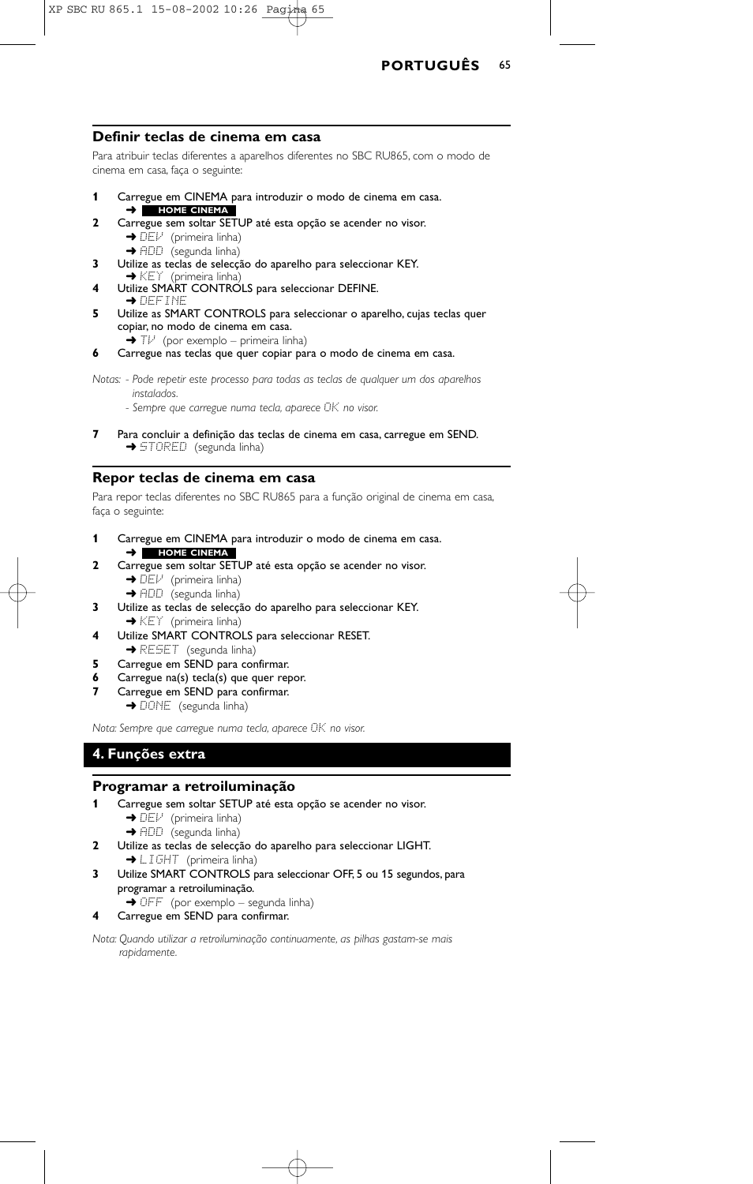## Definir teclas de cinema em casa

Para atribuir teclas diferentes a aparelhos diferentes no SBC RU865, com o modo de cinema em casa, faça o seguinte:

**1** Carregue em CINEMA para introduzir o modo de cinema em casa.
➜ **HOME CINEMA**

**2** Carregue sem soltar SETUP até esta opção se acender no visor.
➜ DEV (primeira linha)
➜ ADD (segunda linha)

**3** Utilize as teclas de selecção do aparelho para seleccionar KEY.
➜ KEY (primeira linha)

**4** Utilize SMART CONTROLS para seleccionar DEFINE.
➜ DEFINE

**5** Utilize as SMART CONTROLS para seleccionar o aparelho, cujas teclas quer copiar, no modo de cinema em casa.
➜ TV (por exemplo – primeira linha)

**6** Carregue nas teclas que quer copiar para o modo de cinema em casa.

*Notas: - Pode repetir este processo para todas as teclas de qualquer um dos aparelhos instalados.*
*- Sempre que carregue numa tecla, aparece OK no visor.*

**7** Para concluir a definição das teclas de cinema em casa, carregue em SEND.
➜ STORED (segunda linha)

## Repor teclas de cinema em casa

Para repor teclas diferentes no SBC RU865 para a função original de cinema em casa, faça o seguinte:

**1** Carregue em CINEMA para introduzir o modo de cinema em casa.
➜ **HOME CINEMA**

**2** Carregue sem soltar SETUP até esta opção se acender no visor.
➜ DEV (primeira linha)
➜ ADD (segunda linha)

**3** Utilize as teclas de selecção do aparelho para seleccionar KEY.
➜ KEY (primeira linha)

**4** Utilize SMART CONTROLS para seleccionar RESET.
➜ RESET (segunda linha)

**5** Carregue em SEND para confirmar.

**6** Carregue na(s) tecla(s) que quer repor.

**7** Carregue em SEND para confirmar.
➜ DONE (segunda linha)

*Nota: Sempre que carregue numa tecla, aparece OK no visor.*

# 4. Funções extra

## Programar a retroiluminação

**1** Carregue sem soltar SETUP até esta opção se acender no visor.
➜ DEV (primeira linha)
➜ ADD (segunda linha)

**2** Utilize as teclas de selecção do aparelho para seleccionar LIGHT.
➜ LIGHT (primeira linha)

**3** Utilize SMART CONTROLS para seleccionar OFF, 5 ou 15 segundos, para programar a retroiluminação.
➜ OFF (por exemplo – segunda linha)

**4** Carregue em SEND para confirmar.

*Nota: Quando utilizar a retroiluminação continuamente, as pilhas gastam-se mais rapidamente.*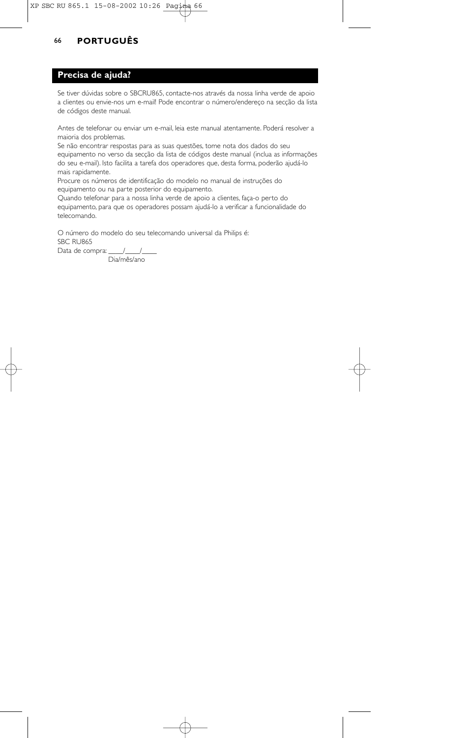## Precisa de ajuda?

Se tiver dúvidas sobre o SBCRU865, contacte-nos através da nossa linha verde de apoio a clientes ou envie-nos um e-mail! Pode encontrar o número/endereço na secção da lista de códigos deste manual.

Antes de telefonar ou enviar um e-mail, leia este manual atentamente. Poderá resolver a maioria dos problemas.
Se não encontrar respostas para as suas questões, tome nota dos dados do seu equipamento no verso da secção da lista de códigos deste manual (inclua as informações do seu e-mail). Isto facilita a tarefa dos operadores que, desta forma, poderão ajudá-lo mais rapidamente.
Procure os números de identificação do modelo no manual de instruções do equipamento ou na parte posterior do equipamento.
Quando telefonar para a nossa linha verde de apoio a clientes, faça-o perto do equipamento, para que os operadores possam ajudá-lo a verificar a funcionalidade do telecomando.

O número do modelo do seu telecomando universal da Philips é:
SBC RU865
Data de compra: ____/____/____
Dia/mês/ano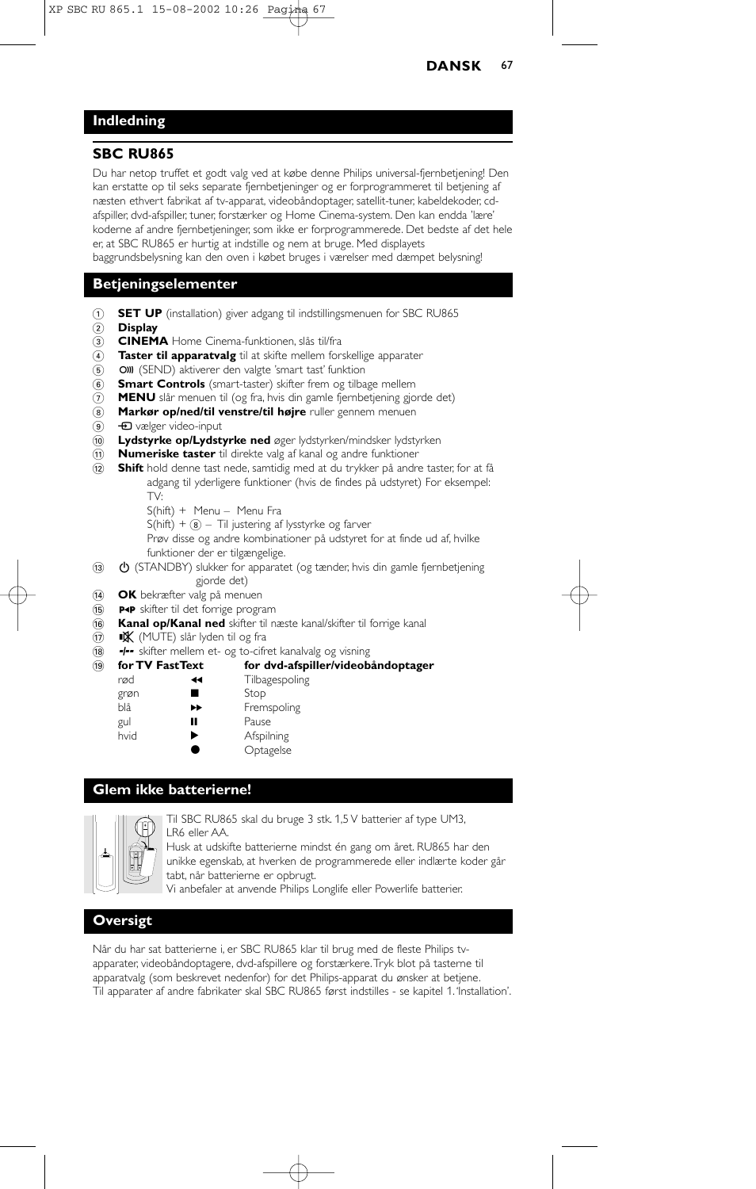## Indledning

### SBC RU865

Du har netop truffet et godt valg ved at købe denne Philips universal-fjernbetjening! Den kan erstatte op til seks separate fjernbetjeninger og er forprogrammeret til betjening af næsten ethvert fabrikat af tv-apparat, videobåndoptager, satellit-tuner, kabeldekoder, cd-afspiller, dvd-afspiller, tuner, forstærker og Home Cinema-system. Den kan endda 'lære' koderne af andre fjernbetjeninger, som ikke er forprogrammerede. Det bedste af det hele er, at SBC RU865 er hurtig at indstille og nem at bruge. Med displayets baggrundsbelysning kan den oven i købet bruges i værelser med dæmpet belysning!

## Betjeningselementer

1. **SET UP** (installation) giver adgang til indstillingsmenuen for SBC RU865
2. **Display**
3. **CINEMA** Home Cinema-funktionen, slås til/fra
4. **Taster til apparatvalg** til at skifte mellem forskellige apparater
5. (SEND) aktiverer den valgte 'smart tast' funktion
6. **Smart Controls** (smart-taster) skifter frem og tilbage mellem
7. **MENU** slår menuen til (og fra, hvis din gamle fjernbetjening gjorde det)
8. **Markør op/ned/til venstre/til højre** ruller gennem menuen
9. vælger video-input
10. **Lydstyrke op/Lydstyrke ned** øger lydstyrken/mindsker lydstyrken
11. **Numeriske taster** til direkte valg af kanal og andre funktioner
12. **Shift** hold denne tast nede, samtidig med at du trykker på andre taster, for at få adgang til yderligere funktioner (hvis de findes på udstyret) For eksempel:
    TV:
    S(hift) + Menu – Menu Fra
    S(hift) + 8 – Til justering af lysstyrke og farver
    Prøv disse og andre kombinationer på udstyret for at finde ud af, hvilke funktioner der er tilgængelige.
13. (STANDBY) slukker for apparatet (og tænder, hvis din gamle fjernbetjening gjorde det)
14. **OK** bekræfter valg på menuen
15. P◄P skifter til det forrige program
16. **Kanal op/Kanal ned** skifter til næste kanal/skifter til forrige kanal
17. (MUTE) slår lyden til og fra
18. -/-- skifter mellem et- og to-cifret kanalvalg og visning
19. 

| for TV FastText | | for dvd-afspiller/videobåndoptager |
|---|---|---|
| rød | ◄◄ | Tilbagespoling |
| grøn | ■ | Stop |
| blå | ►► | Fremspoling |
| gul | ❚❚ | Pause |
| hvid | ► | Afspilning |
| | ● | Optagelse |

## Glem ikke batterierne!

Til SBC RU865 skal du bruge 3 stk. 1,5 V batterier af type UM3, LR6 eller AA.

Husk at udskifte batterierne mindst én gang om året. RU865 har den unikke egenskab, at hverken de programmerede eller indlærte koder går tabt, når batterierne er opbrugt.

Vi anbefaler at anvende Philips Longlife eller Powerlife batterier.

## Oversigt

Når du har sat batterierne i, er SBC RU865 klar til brug med de fleste Philips tv-apparater, videobåndoptagere, dvd-afspillere og forstærkere. Tryk blot på tasterne til apparatvalg (som beskrevet nedenfor) for det Philips-apparat du ønsker at betjene.
Til apparater af andre fabrikater skal SBC RU865 først indstilles - se kapitel 1. 'Installation'.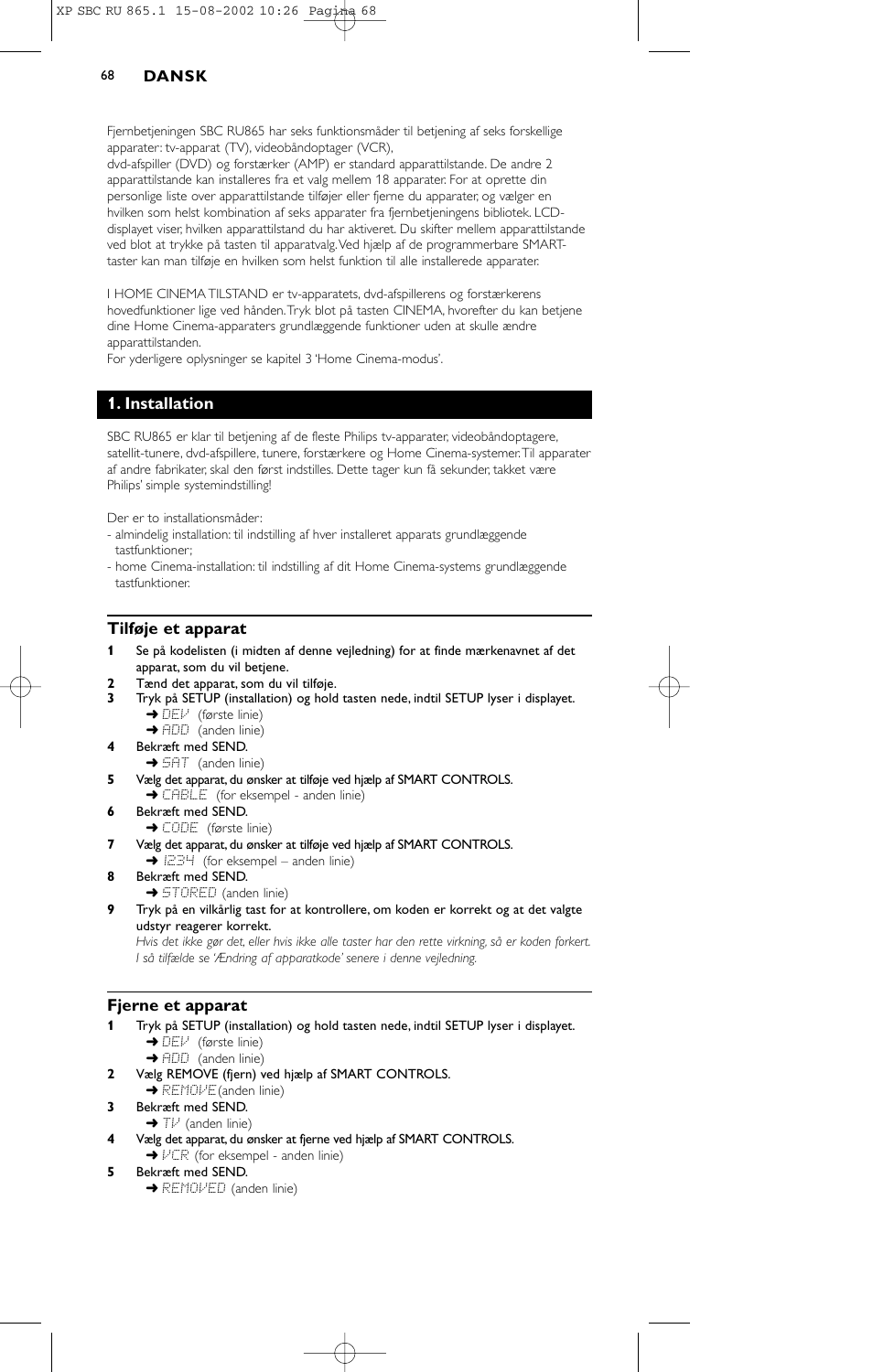Fjernbetjeningen SBC RU865 har seks funktionsmåder til betjening af seks forskellige apparater: tv-apparat (TV), videobåndoptager (VCR), dvd-afspiller (DVD) og forstærker (AMP) er standard apparattilstande. De andre 2 apparattilstande kan installeres fra et valg mellem 18 apparater. For at oprette din personlige liste over apparattilstande tilføjer eller fjerne du apparater, og vælger en hvilken som helst kombination af seks apparater fra fjernbetjeningens bibliotek. LCD-displayet viser, hvilken apparattilstand du har aktiveret. Du skifter mellem apparattilstande ved blot at trykke på tasten til apparatvalg. Ved hjælp af de programmerbare SMART-taster kan man tilføje en hvilken som helst funktion til alle installerede apparater.

I HOME CINEMA TILSTAND er tv-apparatets, dvd-afspillerens og forstærkerens hovedfunktioner lige ved hånden. Tryk blot på tasten CINEMA, hvorefter du kan betjene dine Home Cinema-apparaters grundlæggende funktioner uden at skulle ændre apparattilstanden.
For yderligere oplysninger se kapitel 3 'Home Cinema-modus'.

## 1. Installation

SBC RU865 er klar til betjening af de fleste Philips tv-apparater, videobåndoptagere, satellit-tunere, dvd-afspillere, tunere, forstærkere og Home Cinema-systemer. Til apparater af andre fabrikater, skal den først indstilles. Dette tager kun få sekunder, takket være Philips' simple systemindstilling!

Der er to installationsmåder:
- almindelig installation: til indstilling af hver installeret apparats grundlæggende tastfunktioner;
- home Cinema-installation: til indstilling af dit Home Cinema-systems grundlæggende tastfunktioner.

### Tilføje et apparat

1. Se på kodelisten (i midten af denne vejledning) for at finde mærkenavnet af det apparat, som du vil betjene.
2. Tænd det apparat, som du vil tilføje.
3. Tryk på SETUP (installation) og hold tasten nede, indtil SETUP lyser i displayet.
   ➜ DEV (første linie)
   ➜ ADD (anden linie)
4. Bekræft med SEND.
   ➜ SAT (anden linie)
5. Vælg det apparat, du ønsker at tilføje ved hjælp af SMART CONTROLS.
   ➜ CABLE (for eksempel - anden linie)
6. Bekræft med SEND.
   ➜ CODE (første linie)
7. Vælg det apparat, du ønsker at tilføje ved hjælp af SMART CONTROLS.
   ➜ 1234 (for eksempel – anden linie)
8. Bekræft med SEND.
   ➜ STORED (anden linie)
9. Tryk på en vilkårlig tast for at kontrollere, om koden er korrekt og at det valgte udstyr reagerer korrekt.
   *Hvis det ikke gør det, eller hvis ikke alle taster har den rette virkning, så er koden forkert. I så tilfælde se 'Ændring af apparatkode' senere i denne vejledning.*

### Fjerne et apparat

1. Tryk på SETUP (installation) og hold tasten nede, indtil SETUP lyser i displayet.
   ➜ DEV (første linie)
   ➜ ADD (anden linie)
2. Vælg REMOVE (fjern) ved hjælp af SMART CONTROLS.
   ➜ REMOVE (anden linie)
3. Bekræft med SEND.
   ➜ TV (anden linie)
4. Vælg det apparat, du ønsker at fjerne ved hjælp af SMART CONTROLS.
   ➜ VCR (for eksempel - anden linie)
5. Bekræft med SEND.
   ➜ REMOVED (anden linie)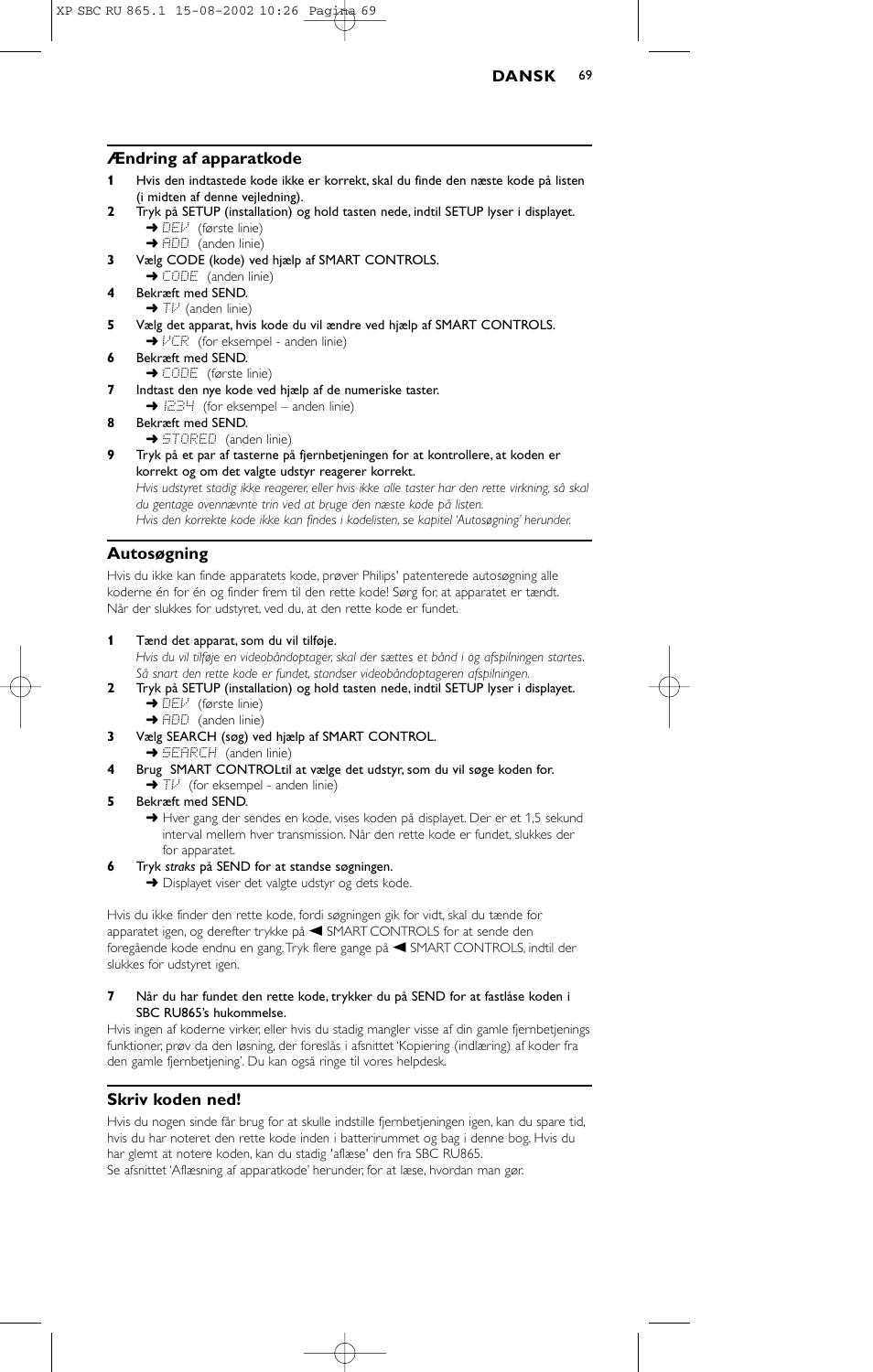## Ændring af apparatkode

**1** Hvis den indtastede kode ikke er korrekt, skal du finde den næste kode på listen (i midten af denne vejledning).

**2** Tryk på SETUP (installation) og hold tasten nede, indtil SETUP lyser i displayet.
➜ DEV (første linie)
➜ ADD (anden linie)

**3** Vælg CODE (kode) ved hjælp af SMART CONTROLS.
➜ CODE (anden linie)

**4** Bekræft med SEND.
➜ TV (anden linie)

**5** Vælg det apparat, hvis kode du vil ændre ved hjælp af SMART CONTROLS.
➜ VCR (for eksempel - anden linie)

**6** Bekræft med SEND.
➜ CODE (første linie)

**7** Indtast den nye kode ved hjælp af de numeriske taster.
➜ 1234 (for eksempel – anden linie)

**8** Bekræft med SEND.
➜ STORED (anden linie)

**9** Tryk på et par af tasterne på fjernbetjeningen for at kontrollere, at koden er korrekt og om det valgte udstyr reagerer korrekt.
*Hvis udstyret stadig ikke reagerer, eller hvis ikke alle taster har den rette virkning, så skal du gentage ovennævnte trin ved at bruge den næste kode på listen.*
*Hvis den korrekte kode ikke kan findes i kodelisten, se kapitel 'Autosøgning' herunder.*

## Autosøgning

Hvis du ikke kan finde apparatets kode, prøver Philips' patenterede autosøgning alle koderne én for én og finder frem til den rette kode! Sørg for, at apparatet er tændt. Når der slukkes for udstyret, ved du, at den rette kode er fundet.

**1** Tænd det apparat, som du vil tilføje.
*Hvis du vil tilføje en videobåndoptager, skal der sættes et bånd i og afspilningen startes. Så snart den rette kode er fundet, standser videobåndoptageren afspilningen.*

**2** Tryk på SETUP (installation) og hold tasten nede, indtil SETUP lyser i displayet.
➜ DEV (første linie)
➜ ADD (anden linie)

**3** Vælg SEARCH (søg) ved hjælp af SMART CONTROL.
➜ SEARCH (anden linie)

**4** Brug SMART CONTROLtil at vælge det udstyr, som du vil søge koden for.
➜ TV (for eksempel - anden linie)

**5** Bekræft med SEND.
➜ Hver gang der sendes en kode, vises koden på displayet. Der er et 1,5 sekund interval mellem hver transmission. Når den rette kode er fundet, slukkes der for apparatet.

**6** Tryk *straks* på SEND for at standse søgningen.
➜ Displayet viser det valgte udstyr og dets kode.

Hvis du ikke finder den rette kode, fordi søgningen gik for vidt, skal du tænde for apparatet igen, og derefter trykke på ◀ SMART CONTROLS for at sende den foregående kode endnu en gang. Tryk flere gange på ◀ SMART CONTROLS, indtil der slukkes for udstyret igen.

**7** Når du har fundet den rette kode, trykker du på SEND for at fastlåse koden i SBC RU865's hukommelse.

Hvis ingen af koderne virker, eller hvis du stadig mangler visse af din gamle fjernbetjenings funktioner, prøv da den løsning, der foreslås i afsnittet 'Kopiering (indlæring) af koder fra den gamle fjernbetjening'. Du kan også ringe til vores helpdesk.

## Skriv koden ned!

Hvis du nogen sinde får brug for at skulle indstille fjernbetjeningen igen, kan du spare tid, hvis du har noteret den rette kode inden i batterirummet og bag i denne bog. Hvis du har glemt at notere koden, kan du stadig 'aflæse' den fra SBC RU865.
Se afsnittet 'Aflæsning af apparatkode' herunder, for at læse, hvordan man gør.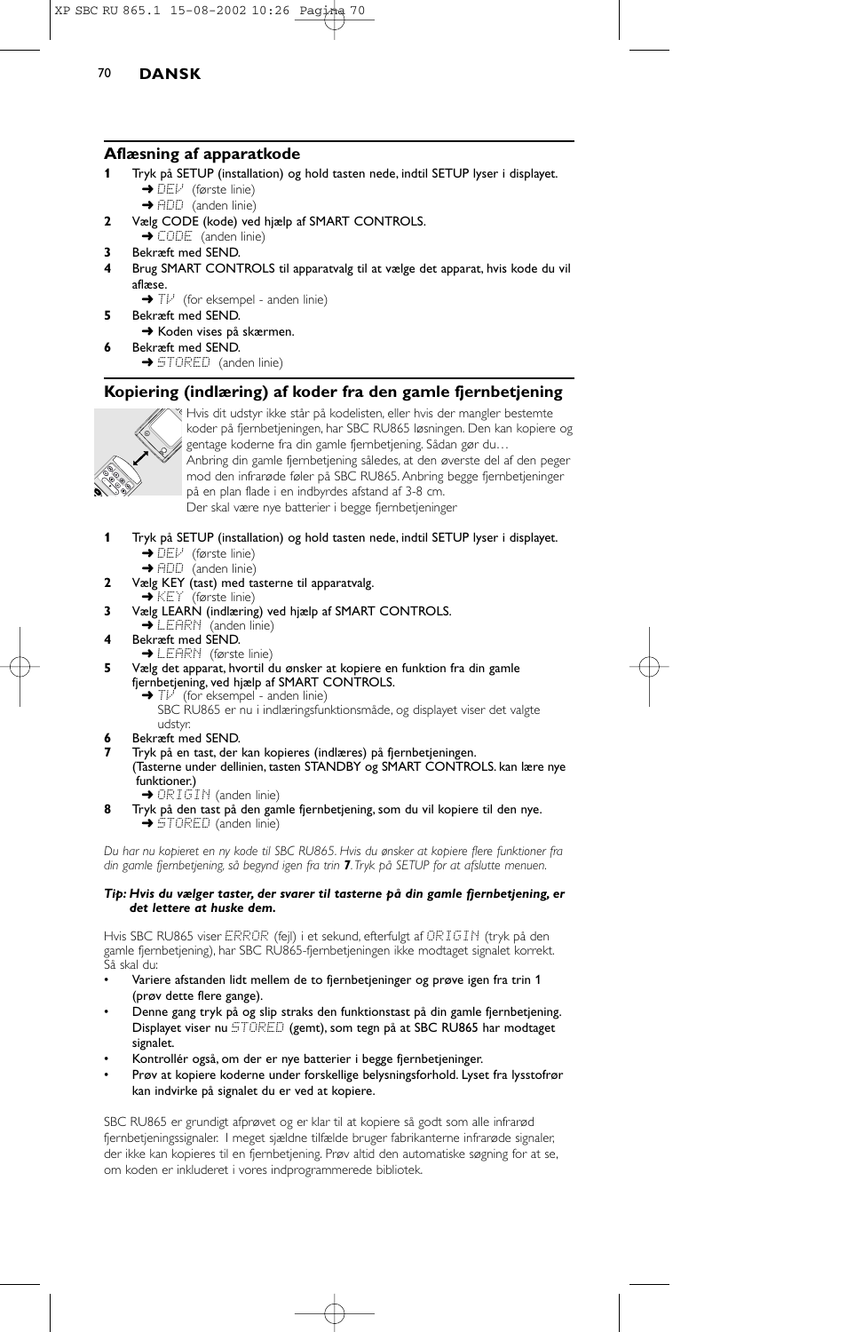## DANSK

### Aflæsning af apparatkode

**1** Tryk på SETUP (installation) og hold tasten nede, indtil SETUP lyser i displayet.
  ➜ DEV (første linie)
  ➜ ADD (anden linie)

**2** Vælg CODE (kode) ved hjælp af SMART CONTROLS.
  ➜ CODE (anden linie)

**3** Bekræft med SEND.

**4** Brug SMART CONTROLS til apparatvalg til at vælge det apparat, hvis kode du vil aflæse.
  ➜ TV (for eksempel - anden linie)

**5** Bekræft med SEND.
  ➜ Koden vises på skærmen.

**6** Bekræft med SEND.
  ➜ STORED (anden linie)

### Kopiering (indlæring) af koder fra den gamle fjernbetjening

Hvis dit udstyr ikke står på kodelisten, eller hvis der mangler bestemte koder på fjernbetjeningen, har SBC RU865 løsningen. Den kan kopiere og gentage koderne fra din gamle fjernbetjening. Sådan gør du…
Anbring din gamle fjernbetjening således, at den øverste del af den peger mod den infrarøde føler på SBC RU865. Anbring begge fjernbetjeninger på en plan flade i en indbyrdes afstand af 3-8 cm.
Der skal være nye batterier i begge fjernbetjeninger

**1** Tryk på SETUP (installation) og hold tasten nede, indtil SETUP lyser i displayet.
  ➜ DEV (første linie)
  ➜ ADD (anden linie)

**2** Vælg KEY (tast) med tasterne til apparatvalg.
  ➜ KEY (første linie)

**3** Vælg LEARN (indlæring) ved hjælp af SMART CONTROLS.
  ➜ LEARN (anden linie)

**4** Bekræft med SEND.
  ➜ LEARN (første linie)

**5** Vælg det apparat, hvortil du ønsker at kopiere en funktion fra din gamle fjernbetjening, ved hjælp af SMART CONTROLS.
  ➜ TV (for eksempel - anden linie)
  SBC RU865 er nu i indlæringsfunktionsmåde, og displayet viser det valgte udstyr.

**6** Bekræft med SEND.

**7** Tryk på en tast, der kan kopieres (indlæres) på fjernbetjeningen.
  (Tasterne under dellinien, tasten STANDBY og SMART CONTROLS. kan lære nye funktioner.)
  ➜ ORIGIN (anden linie)

**8** Tryk på den tast på den gamle fjernbetjening, som du vil kopiere til den nye.
  ➜ STORED (anden linie)

*Du har nu kopieret en ny kode til SBC RU865. Hvis du ønsker at kopiere flere funktioner fra din gamle fjernbetjening, så begynd igen fra trin **7**. Tryk på SETUP for at afslutte menuen.*

***Tip: Hvis du vælger taster, der svarer til tasterne på din gamle fjernbetjening, er det lettere at huske dem.***

Hvis SBC RU865 viser ERROR (fejl) i et sekund, efterfulgt af ORIGIN (tryk på den gamle fjernbetjening), har SBC RU865-fjernbetjeningen ikke modtaget signalet korrekt. Så skal du:

- Variere afstanden lidt mellem de to fjernbetjeninger og prøve igen fra trin 1 (prøv dette flere gange).
- Denne gang tryk på og slip straks den funktionstast på din gamle fjernbetjening. Displayet viser nu STORED (gemt), som tegn på at SBC RU865 har modtaget signalet.
- Kontrollér også, om der er nye batterier i begge fjernbetjeninger.
- Prøv at kopiere koderne under forskellige belysningsforhold. Lyset fra lysstofrør kan indvirke på signalet du er ved at kopiere.

SBC RU865 er grundigt afprøvet og er klar til at kopiere så godt som alle infrarød fjernbetjeningssignaler. I meget sjældne tilfælde bruger fabrikanterne infrarøde signaler, der ikke kan kopieres til en fjernbetjening. Prøv altid den automatiske søgning for at se, om koden er inkluderet i vores indprogrammerede bibliotek.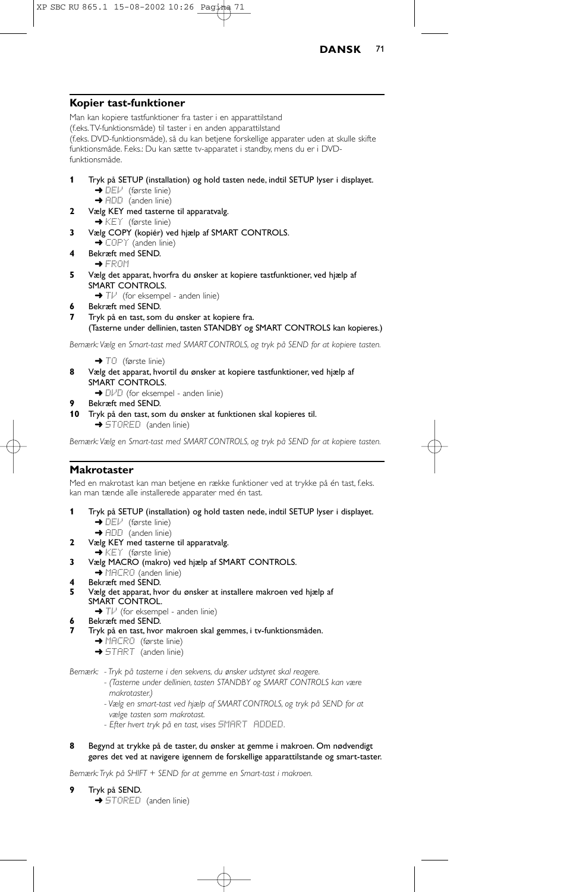## Kopier tast-funktioner

Man kan kopiere tastfunktioner fra taster i en apparattilstand (f.eks. TV-funktionsmåde) til taster i en anden apparattilstand (f.eks. DVD-funktionsmåde), så du kan betjene forskellige apparater uden at skulle skifte funktionsmåde. F.eks.: Du kan sætte tv-apparatet i standby, mens du er i DVD-funktionsmåde.

**1** Tryk på SETUP (installation) og hold tasten nede, indtil SETUP lyser i displayet.
➜ DEV (første linie)
➜ ADD (anden linie)

**2** Vælg KEY med tasterne til apparatvalg.
➜ KEY (første linie)

**3** Vælg COPY (kopiér) ved hjælp af SMART CONTROLS.
➜ COPY (anden linie)

**4** Bekræft med SEND.
➜ FROM

**5** Vælg det apparat, hvorfra du ønsker at kopiere tastfunktioner, ved hjælp af SMART CONTROLS.
➜ TV (for eksempel - anden linie)

**6** Bekræft med SEND.

**7** Tryk på en tast, som du ønsker at kopiere fra. (Tasterne under dellinien, tasten STANDBY og SMART CONTROLS kan kopieres.)

*Bemærk: Vælg en Smart-tast med SMART CONTROLS, og tryk på SEND for at kopiere tasten.*

➜ TO (første linie)

**8** Vælg det apparat, hvortil du ønsker at kopiere tastfunktioner, ved hjælp af SMART CONTROLS.
➜ DVD (for eksempel - anden linie)

**9** Bekræft med SEND.

**10** Tryk på den tast, som du ønsker at funktionen skal kopieres til.
➜ STORED (anden linie)

*Bemærk: Vælg en Smart-tast med SMART CONTROLS, og tryk på SEND for at kopiere tasten.*

## Makrotaster

Med en makrotast kan man betjene en række funktioner ved at trykke på én tast, f.eks. kan man tænde alle installerede apparater med én tast.

**1** Tryk på SETUP (installation) og hold tasten nede, indtil SETUP lyser i displayet.
➜ DEV (første linie)
➜ ADD (anden linie)

**2** Vælg KEY med tasterne til apparatvalg.
➜ KEY (første linie)

**3** Vælg MACRO (makro) ved hjælp af SMART CONTROLS.
➜ MACRO (anden linie)

**4** Bekræft med SEND.

**5** Vælg det apparat, hvor du ønsker at installere makroen ved hjælp af SMART CONTROL.
➜ TV (for eksempel - anden linie)

**6** Bekræft med SEND.

**7** Tryk på en tast, hvor makroen skal gemmes, i tv-funktionsmåden.
➜ MACRO (første linie)
➜ START (anden linie)

*Bemærk:*
- *Tryk på tasterne i den sekvens, du ønsker udstyret skal reagere.*
- *(Tasterne under dellinien, tasten STANDBY og SMART CONTROLS kan være makrotaster.)*
- *Vælg en smart-tast ved hjælp af SMART CONTROLS, og tryk på SEND for at vælge tasten som makrotast.*
- *Efter hvert tryk på en tast, vises SMART ADDED.*

**8** Begynd at trykke på de taster, du ønsker at gemme i makroen. Om nødvendigt gøres det ved at navigere igennem de forskellige apparattilstande og smart-taster.

*Bemærk: Tryk på SHIFT + SEND for at gemme en Smart-tast i makroen.*

**9** Tryk på SEND.
➜ STORED (anden linie)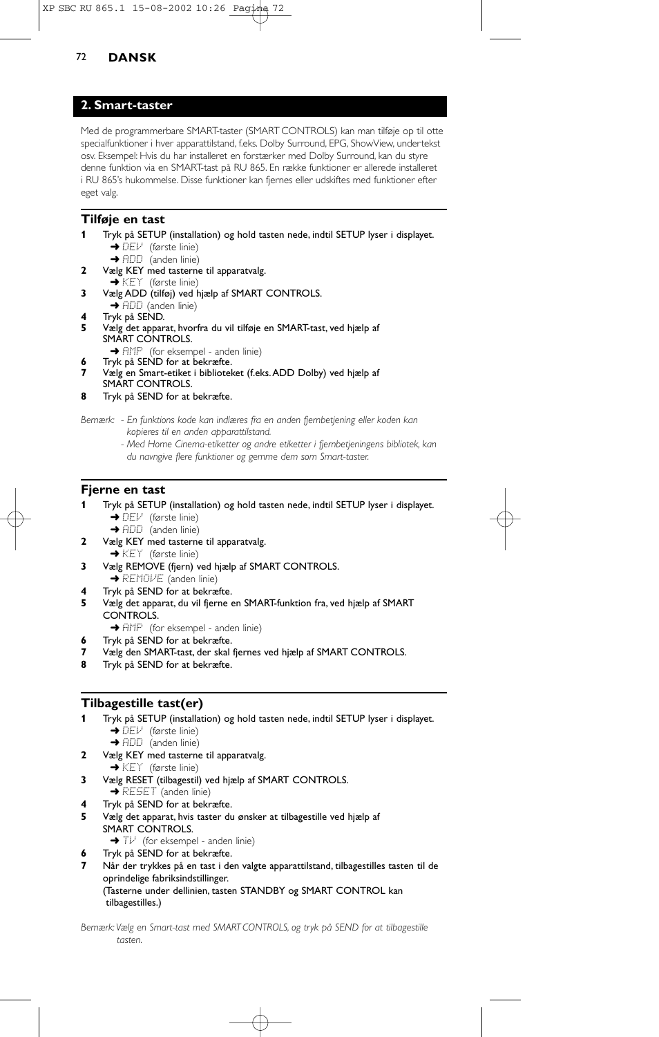## 2. Smart-taster

Med de programmerbare SMART-taster (SMART CONTROLS) kan man tilføje op til otte specialfunktioner i hver apparattilstand, f.eks. Dolby Surround, EPG, ShowView, undertekst osv. Eksempel: Hvis du har installeret en forstærker med Dolby Surround, kan du styre denne funktion via en SMART-tast på RU 865. En række funktioner er allerede installeret i RU 865's hukommelse. Disse funktioner kan fjernes eller udskiftes med funktioner efter eget valg.

### Tilføje en tast

**1** Tryk på SETUP (installation) og hold tasten nede, indtil SETUP lyser i displayet.
➜ DEV (første linie)
➜ ADD (anden linie)

**2** Vælg KEY med tasterne til apparatvalg.
➜ KEY (første linie)

**3** Vælg ADD (tilføj) ved hjælp af SMART CONTROLS.
➜ ADD (anden linie)

**4** Tryk på SEND.

**5** Vælg det apparat, hvorfra du vil tilføje en SMART-tast, ved hjælp af SMART CONTROLS.
➜ AMP (for eksempel - anden linie)

**6** Tryk på SEND for at bekræfte.

**7** Vælg en Smart-etiket i biblioteket (f.eks. ADD Dolby) ved hjælp af SMART CONTROLS.

**8** Tryk på SEND for at bekræfte.

*Bemærk: - En funktions kode kan indlæres fra en anden fjernbetjening eller koden kan kopieres til en anden apparattilstand.*
*- Med Home Cinema-etiketter og andre etiketter i fjernbetjeningens bibliotek, kan du navngive flere funktioner og gemme dem som Smart-taster.*

### Fjerne en tast

**1** Tryk på SETUP (installation) og hold tasten nede, indtil SETUP lyser i displayet.
➜ DEV (første linie)
➜ ADD (anden linie)

**2** Vælg KEY med tasterne til apparatvalg.
➜ KEY (første linie)

**3** Vælg REMOVE (fjern) ved hjælp af SMART CONTROLS.
➜ REMOVE (anden linie)

**4** Tryk på SEND for at bekræfte.

**5** Vælg det apparat, du vil fjerne en SMART-funktion fra, ved hjælp af SMART CONTROLS.
➜ AMP (for eksempel - anden linie)

**6** Tryk på SEND for at bekræfte.

**7** Vælg den SMART-tast, der skal fjernes ved hjælp af SMART CONTROLS.

**8** Tryk på SEND for at bekræfte.

### Tilbagestille tast(er)

**1** Tryk på SETUP (installation) og hold tasten nede, indtil SETUP lyser i displayet.
➜ DEV (første linie)
➜ ADD (anden linie)

**2** Vælg KEY med tasterne til apparatvalg.
➜ KEY (første linie)

**3** Vælg RESET (tilbagestil) ved hjælp af SMART CONTROLS.
➜ RESET (anden linie)

**4** Tryk på SEND for at bekræfte.

**5** Vælg det apparat, hvis taster du ønsker at tilbagestille ved hjælp af SMART CONTROLS.
➜ TV (for eksempel - anden linie)

**6** Tryk på SEND for at bekræfte.

**7** Når der trykkes på en tast i den valgte apparattilstand, tilbagestilles tasten til de oprindelige fabriksindstillinger.
(Tasterne under dellinien, tasten STANDBY og SMART CONTROL kan tilbagestilles.)

*Bemærk: Vælg en Smart-tast med SMART CONTROLS, og tryk på SEND for at tilbagestille tasten.*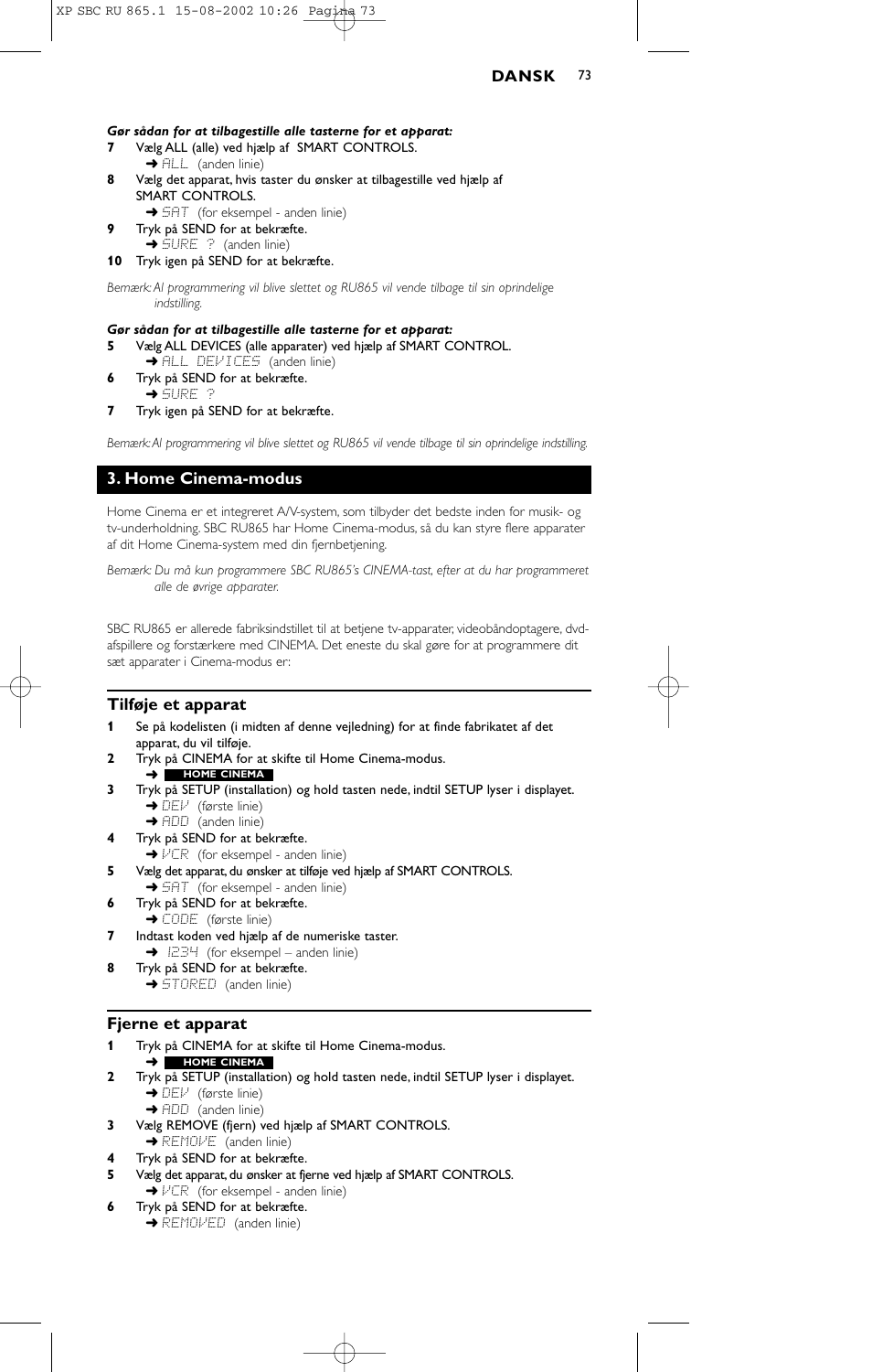***Gør sådan for at tilbagestille alle tasterne for et apparat:***

**7** Vælg ALL (alle) ved hjælp af SMART CONTROLS.
➜ ALL (anden linie)

**8** Vælg det apparat, hvis taster du ønsker at tilbagestille ved hjælp af SMART CONTROLS.
➜ SAT (for eksempel - anden linie)

**9** Tryk på SEND for at bekræfte.
➜ SURE ? (anden linie)

**10** Tryk igen på SEND for at bekræfte.

*Bemærk: Al programmering vil blive slettet og RU865 vil vende tilbage til sin oprindelige indstilling.*

***Gør sådan for at tilbagestille alle tasterne for et apparat:***

**5** Vælg ALL DEVICES (alle apparater) ved hjælp af SMART CONTROL.
➜ ALL DEVICES (anden linie)

**6** Tryk på SEND for at bekræfte.
➜ SURE ?

**7** Tryk igen på SEND for at bekræfte.

*Bemærk: Al programmering vil blive slettet og RU865 vil vende tilbage til sin oprindelige indstilling.*

## 3. Home Cinema-modus

Home Cinema er et integreret A/V-system, som tilbyder det bedste inden for musik- og tv-underholdning. SBC RU865 har Home Cinema-modus, så du kan styre flere apparater af dit Home Cinema-system med din fjernbetjening.

*Bemærk: Du må kun programmere SBC RU865's CINEMA-tast, efter at du har programmeret alle de øvrige apparater.*

SBC RU865 er allerede fabriksindstillet til at betjene tv-apparater, videobåndoptagere, dvd-afspillere og forstærkere med CINEMA. Det eneste du skal gøre for at programmere dit sæt apparater i Cinema-modus er:

### Tilføje et apparat

**1** Se på kodelisten (i midten af denne vejledning) for at finde fabrikatet af det apparat, du vil tilføje.

**2** Tryk på CINEMA for at skifte til Home Cinema-modus.
➜ HOME CINEMA

**3** Tryk på SETUP (installation) og hold tasten nede, indtil SETUP lyser i displayet.
➜ DEV (første linie)
➜ ADD (anden linie)

**4** Tryk på SEND for at bekræfte.
➜ VCR (for eksempel - anden linie)

**5** Vælg det apparat, du ønsker at tilføje ved hjælp af SMART CONTROLS.
➜ SAT (for eksempel - anden linie)

**6** Tryk på SEND for at bekræfte.
➜ CODE (første linie)

**7** Indtast koden ved hjælp af de numeriske taster.
➜ 1234 (for eksempel – anden linie)

**8** Tryk på SEND for at bekræfte.
➜ STORED (anden linie)

### Fjerne et apparat

**1** Tryk på CINEMA for at skifte til Home Cinema-modus.
➜ HOME CINEMA

**2** Tryk på SETUP (installation) og hold tasten nede, indtil SETUP lyser i displayet.
➜ DEV (første linie)
➜ ADD (anden linie)

**3** Vælg REMOVE (fjern) ved hjælp af SMART CONTROLS.
➜ REMOVE (anden linie)

**4** Tryk på SEND for at bekræfte.

**5** Vælg det apparat, du ønsker at fjerne ved hjælp af SMART CONTROLS.
➜ VCR (for eksempel - anden linie)

**6** Tryk på SEND for at bekræfte.
➜ REMOVED (anden linie)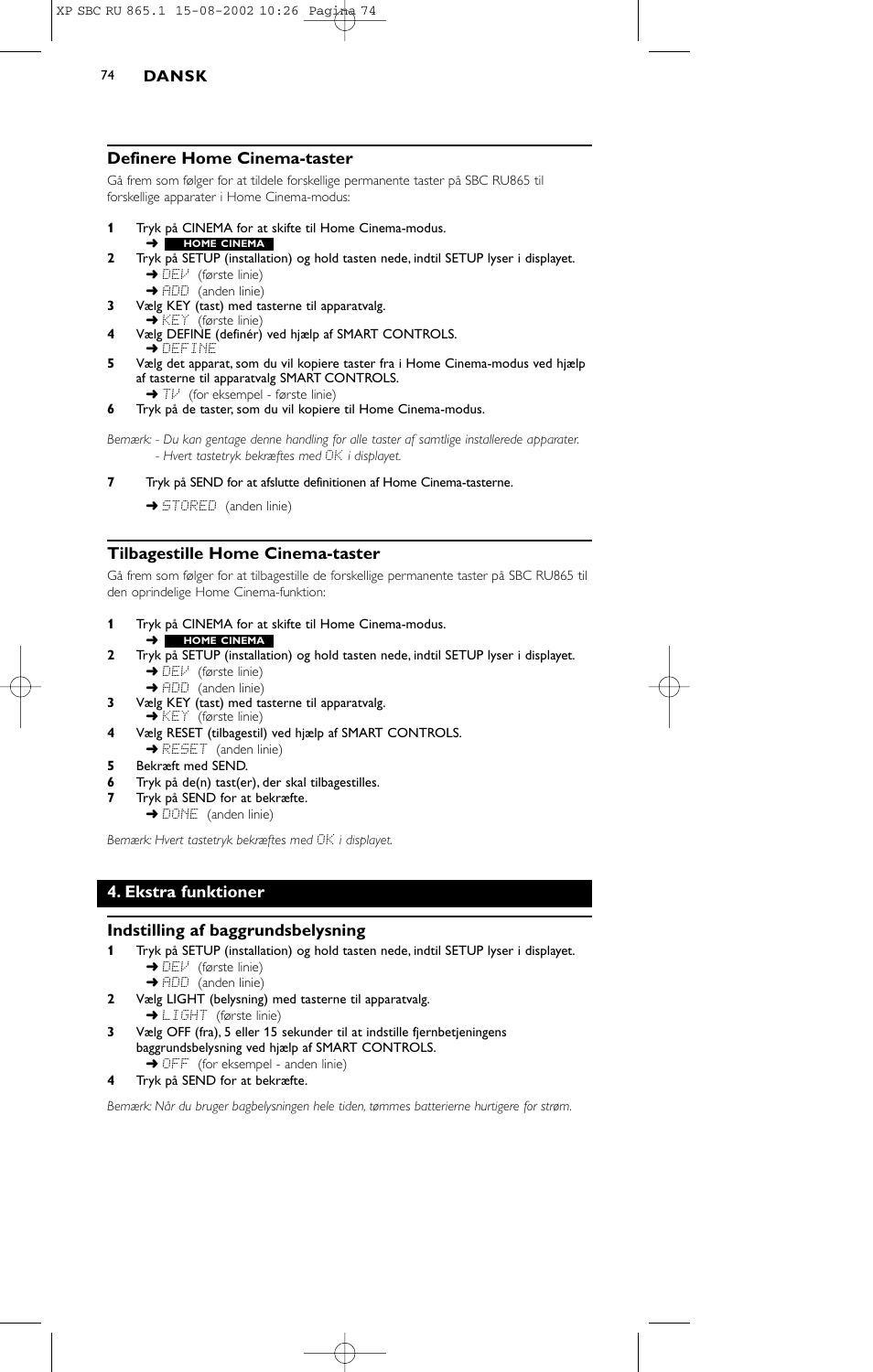## Definere Home Cinema-taster

Gå frem som følger for at tildele forskellige permanente taster på SBC RU865 til forskellige apparater i Home Cinema-modus:

**1** Tryk på CINEMA for at skifte til Home Cinema-modus.
➜ **HOME CINEMA**

**2** Tryk på SETUP (installation) og hold tasten nede, indtil SETUP lyser i displayet.
➜ DEV (første linie)
➜ ADD (anden linie)

**3** Vælg KEY (tast) med tasterne til apparatvalg.
➜ KEY (første linie)

**4** Vælg DEFINE (definér) ved hjælp af SMART CONTROLS.
➜ DEFINE

**5** Vælg det apparat, som du vil kopiere taster fra i Home Cinema-modus ved hjælp af tasterne til apparatvalg SMART CONTROLS.
➜ TV (for eksempel - første linie)

**6** Tryk på de taster, som du vil kopiere til Home Cinema-modus.

*Bemærk: - Du kan gentage denne handling for alle taster af samtlige installerede apparater.*
*- Hvert tastetryk bekræftes med OK i displayet.*

**7** Tryk på SEND for at afslutte definitionen af Home Cinema-tasterne.
➜ STORED (anden linie)

## Tilbagestille Home Cinema-taster

Gå frem som følger for at tilbagestille de forskellige permanente taster på SBC RU865 til den oprindelige Home Cinema-funktion:

**1** Tryk på CINEMA for at skifte til Home Cinema-modus.
➜ **HOME CINEMA**

**2** Tryk på SETUP (installation) og hold tasten nede, indtil SETUP lyser i displayet.
➜ DEV (første linie)
➜ ADD (anden linie)

**3** Vælg KEY (tast) med tasterne til apparatvalg.
➜ KEY (første linie)

**4** Vælg RESET (tilbagestil) ved hjælp af SMART CONTROLS.
➜ RESET (anden linie)

**5** Bekræft med SEND.

**6** Tryk på de(n) tast(er), der skal tilbagestilles.

**7** Tryk på SEND for at bekræfte.
➜ DONE (anden linie)

*Bemærk: Hvert tastetryk bekræftes med OK i displayet.*

# 4. Ekstra funktioner

## Indstilling af baggrundsbelysning

**1** Tryk på SETUP (installation) og hold tasten nede, indtil SETUP lyser i displayet.
➜ DEV (første linie)
➜ ADD (anden linie)

**2** Vælg LIGHT (belysning) med tasterne til apparatvalg.
➜ LIGHT (første linie)

**3** Vælg OFF (fra), 5 eller 15 sekunder til at indstille fjernbetjeningens baggrundsbelysning ved hjælp af SMART CONTROLS.
➜ OFF (for eksempel - anden linie)

**4** Tryk på SEND for at bekræfte.

*Bemærk: Når du bruger bagbelysningen hele tiden, tømmes batterierne hurtigere for strøm.*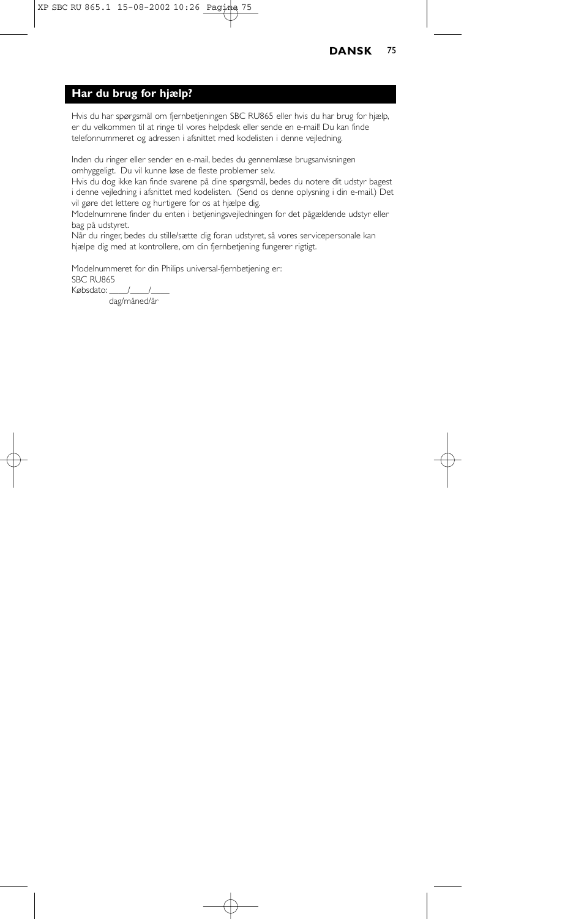## Har du brug for hjælp?

Hvis du har spørgsmål om fjernbetjeningen SBC RU865 eller hvis du har brug for hjælp, er du velkommen til at ringe til vores helpdesk eller sende en e-mail! Du kan finde telefonnummeret og adressen i afsnittet med kodelisten i denne vejledning.

Inden du ringer eller sender en e-mail, bedes du gennemlæse brugsanvisningen omhyggeligt. Du vil kunne løse de fleste problemer selv.
Hvis du dog ikke kan finde svarene på dine spørgsmål, bedes du notere dit udstyr bagest i denne vejledning i afsnittet med kodelisten. (Send os denne oplysning i din e-mail.) Det vil gøre det lettere og hurtigere for os at hjælpe dig.
Modelnumrene finder du enten i betjeningsvejledningen for det pågældende udstyr eller bag på udstyret.
Når du ringer, bedes du stille/sætte dig foran udstyret, så vores servicepersonale kan hjælpe dig med at kontrollere, om din fjernbetjening fungerer rigtigt.

Modelnummeret for din Philips universal-fjernbetjening er:
SBC RU865
Købsdato: ____/____/____
dag/måned/år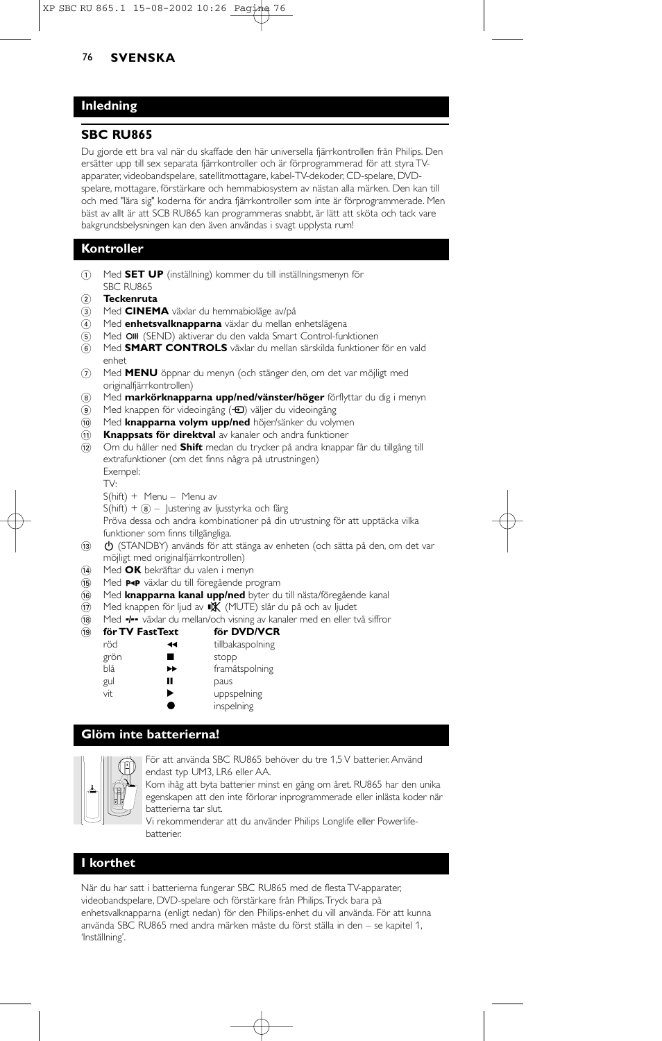## Inledning

### SBC RU865

Du gjorde ett bra val när du skaffade den här universella fjärrkontrollen från Philips. Den ersätter upp till sex separata fjärrkontroller och är förprogrammerad för att styra TV-apparater, videobandspelare, satellitmottagare, kabel-TV-dekoder, CD-spelare, DVD-spelare, mottagare, förstärkare och hemmabiosystem av nästan alla märken. Den kan till och med "lära sig" koderna för andra fjärrkontroller som inte är förprogrammerade. Men bäst av allt är att SCB RU865 kan programmeras snabbt, är lätt att sköta och tack vare bakgrundsbelysningen kan den även användas i svagt upplysta rum!

## Kontroller

1. Med **SET UP** (inställning) kommer du till inställningsmenyn för SBC RU865
2. **Teckenruta**
3. Med **CINEMA** växlar du hemmabioläge av/på
4. Med **enhetsvalknapparna** växlar du mellan enhetslägena
5. Med (SEND) aktiverar du den valda Smart Control-funktionen
6. Med **SMART CONTROLS** växlar du mellan särskilda funktioner för en vald enhet
7. Med **MENU** öppnar du menyn (och stänger den, om det var möjligt med originalfjärrkontrollen)
8. Med **markörknapparna upp/ned/vänster/höger** förflyttar du dig i menyn
9. Med knappen för videoingång () väljer du videoingång
10. Med **knapparna volym upp/ned** höjer/sänker du volymen
11. **Knappsats för direktval** av kanaler och andra funktioner
12. Om du håller ned **Shift** medan du trycker på andra knappar får du tillgång till extrafunktioner (om det finns några på utrustningen)
    Exempel:
    TV:
    S(hift) + Menu – Menu av
    S(hift) + ⑧ – Justering av ljusstyrka och färg
    Pröva dessa och andra kombinationer på din utrustning för att upptäcka vilka funktioner som finns tillgängliga.
13. ⏻ (STANDBY) används för att stänga av enheten (och sätta på den, om det var möjligt med originalfjärrkontrollen)
14. Med **OK** bekräftar du valen i menyn
15. Med **P◂P** växlar du till föregående program
16. Med **knapparna kanal upp/ned** byter du till nästa/föregående kanal
17. Med knappen för ljud av (MUTE) slår du på och av ljudet
18. Med **-/--** växlar du mellan/och visning av kanaler med en eller två siffror
19. 

| för TV FastText | | för DVD/VCR |
|---|---|---|
| röd | ◂◂ | tillbakaspolning |
| grön | ■ | stopp |
| blå | ▸▸ | framåtspolning |
| gul | ❚❚ | paus |
| vit | ▶ | uppspelning |
| | ● | inspelning |

## Glöm inte batterierna!

För att använda SBC RU865 behöver du tre 1,5 V batterier. Använd endast typ UM3, LR6 eller AA.
Kom ihåg att byta batterier minst en gång om året. RU865 har den unika egenskapen att den inte förlorar inprogrammerade eller inlästa koder när batterierna tar slut.
Vi rekommenderar att du använder Philips Longlife eller Powerlife-batterier.

## I korthet

När du har satt i batterierna fungerar SBC RU865 med de flesta TV-apparater, videobandspelare, DVD-spelare och förstärkare från Philips. Tryck bara på enhetsvalknapparna (enligt nedan) för den Philips-enhet du vill använda. För att kunna använda SBC RU865 med andra märken måste du först ställa in den – se kapitel 1, 'Inställning'.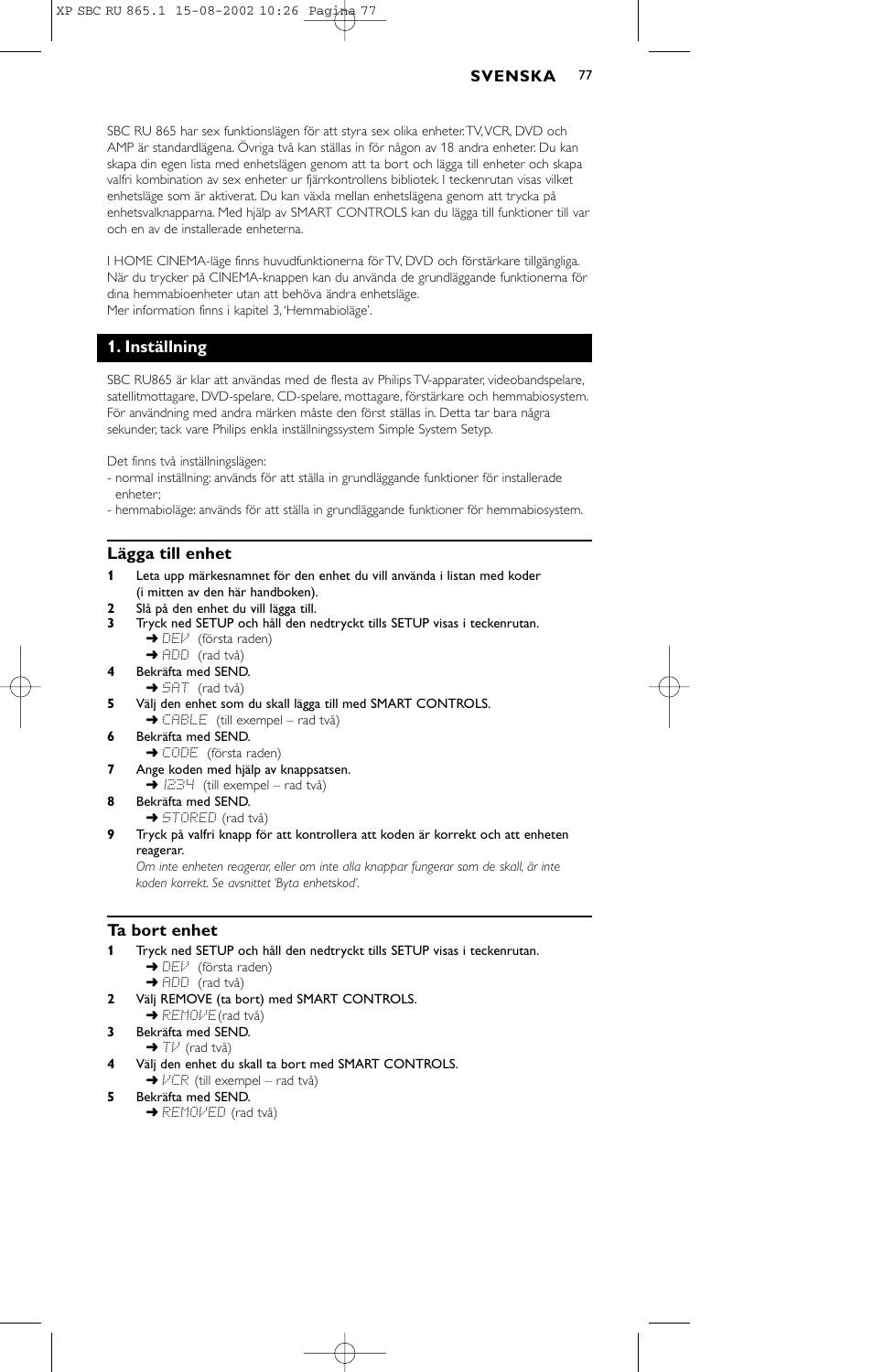SBC RU 865 har sex funktionslägen för att styra sex olika enheter. TV, VCR, DVD och AMP är standardlägena. Övriga två kan ställas in för någon av 18 andra enheter. Du kan skapa din egen lista med enhetslägen genom att ta bort och lägga till enheter och skapa valfri kombination av sex enheter ur fjärrkontrollens bibliotek. I teckenrutan visas vilket enhetsläge som är aktiverat. Du kan växla mellan enhetslägena genom att trycka på enhetsvalknapparna. Med hjälp av SMART CONTROLS kan du lägga till funktioner till var och en av de installerade enheterna.

I HOME CINEMA-läge finns huvudfunktionerna för TV, DVD och förstärkare tillgängliga. När du trycker på CINEMA-knappen kan du använda de grundläggande funktionerna för dina hemmabioenheter utan att behöva ändra enhetsläge.
Mer information finns i kapitel 3, 'Hemmabioläge'.

## 1. Inställning

SBC RU865 är klar att användas med de flesta av Philips TV-apparater, videobandspelare, satellitmottagare, DVD-spelare, CD-spelare, mottagare, förstärkare och hemmabiosystem. För användning med andra märken måste den först ställas in. Detta tar bara några sekunder, tack vare Philips enkla inställningssystem Simple System Setyp.

Det finns två inställningslägen:
- normal inställning: används för att ställa in grundläggande funktioner för installerade enheter;
- hemmabioläge: används för att ställa in grundläggande funktioner för hemmabiosystem.

### Lägga till enhet

**1** Leta upp märkesnamnet för den enhet du vill använda i listan med koder (i mitten av den här handboken).
**2** Slå på den enhet du vill lägga till.
**3** Tryck ned SETUP och håll den nedtryckt tills SETUP visas i teckenrutan.
➜ DEV (första raden)
➜ ADD (rad två)
**4** Bekräfta med SEND.
➜ SAT (rad två)
**5** Välj den enhet som du skall lägga till med SMART CONTROLS.
➜ CABLE (till exempel – rad två)
**6** Bekräfta med SEND.
➜ CODE (första raden)
**7** Ange koden med hjälp av knappsatsen.
➜ 1234 (till exempel – rad två)
**8** Bekräfta med SEND.
➜ STORED (rad två)
**9** Tryck på valfri knapp för att kontrollera att koden är korrekt och att enheten reagerar.
*Om inte enheten reagerar, eller om inte alla knappar fungerar som de skall, är inte koden korrekt. Se avsnittet 'Byta enhetskod'.*

### Ta bort enhet

**1** Tryck ned SETUP och håll den nedtryckt tills SETUP visas i teckenrutan.
➜ DEV (första raden)
➜ ADD (rad två)
**2** Välj REMOVE (ta bort) med SMART CONTROLS.
➜ REMOVE (rad två)
**3** Bekräfta med SEND.
➜ TV (rad två)
**4** Välj den enhet du skall ta bort med SMART CONTROLS.
➜ VCR (till exempel – rad två)
**5** Bekräfta med SEND.
➜ REMOVED (rad två)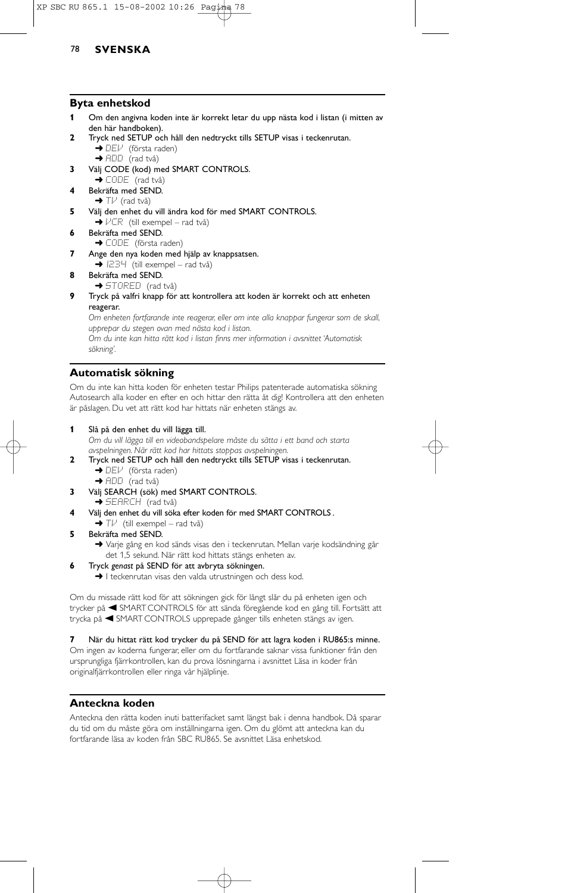## Byta enhetskod

**1** Om den angivna koden inte är korrekt letar du upp nästa kod i listan (i mitten av den här handboken).

**2** Tryck ned SETUP och håll den nedtryckt tills SETUP visas i teckenrutan.
➜ DEV (första raden)
➜ ADD (rad två)

**3** Välj CODE (kod) med SMART CONTROLS.
➜ CODE (rad två)

**4** Bekräfta med SEND.
➜ TV (rad två)

**5** Välj den enhet du vill ändra kod för med SMART CONTROLS.
➜ VCR (till exempel – rad två)

**6** Bekräfta med SEND.
➜ CODE (första raden)

**7** Ange den nya koden med hjälp av knappsatsen.
➜ 1234 (till exempel – rad två)

**8** Bekräfta med SEND.
➜ STORED (rad två)

**9** Tryck på valfri knapp för att kontrollera att koden är korrekt och att enheten reagerar.
*Om enheten fortfarande inte reagerar, eller om inte alla knappar fungerar som de skall, upprepar du stegen ovan med nästa kod i listan.*
*Om du inte kan hitta rätt kod i listan finns mer information i avsnittet 'Automatisk sökning'.*

## Automatisk sökning

Om du inte kan hitta koden för enheten testar Philips patenterade automatiska sökning Autosearch alla koder en efter en och hittar den rätta åt dig! Kontrollera att den enheten är påslagen. Du vet att rätt kod har hittats när enheten stängs av.

**1** Slå på den enhet du vill lägga till.
*Om du vill lägga till en videobandspelare måste du sätta i ett band och starta avspelningen. När rätt kod har hittats stoppas avspelningen.*

**2** Tryck ned SETUP och håll den nedtryckt tills SETUP visas i teckenrutan.
➜ DEV (första raden)
➜ ADD (rad två)

**3** Välj SEARCH (sök) med SMART CONTROLS.
➜ SEARCH (rad två)

**4** Välj den enhet du vill söka efter koden för med SMART CONTROLS .
➜ TV (till exempel – rad två)

**5** Bekräfta med SEND.
➜ Varje gång en kod sänds visas den i teckenrutan. Mellan varje kodsändning går det 1,5 sekund. När rätt kod hittats stängs enheten av.

**6** Tryck *genast* på SEND för att avbryta sökningen.
➜ I teckenrutan visas den valda utrustningen och dess kod.

Om du missade rätt kod för att sökningen gick för långt slår du på enheten igen och trycker på ◀ SMART CONTROLS för att sända föregående kod en gång till. Fortsätt att trycka på ◀ SMART CONTROLS upprepade gånger tills enheten stängs av igen.

**7** När du hittat rätt kod trycker du på SEND för att lagra koden i RU865:s minne.
Om ingen av koderna fungerar, eller om du fortfarande saknar vissa funktioner från den ursprungliga fjärrkontrollen, kan du prova lösningarna i avsnittet Läsa in koder från originalfjärrkontrollen eller ringa vår hjälplinje.

## Anteckna koden

Anteckna den rätta koden inuti batterifacket samt längst bak i denna handbok. Då sparar du tid om du måste göra om inställningarna igen. Om du glömt att anteckna kan du fortfarande läsa av koden från SBC RU865. Se avsnittet Läsa enhetskod.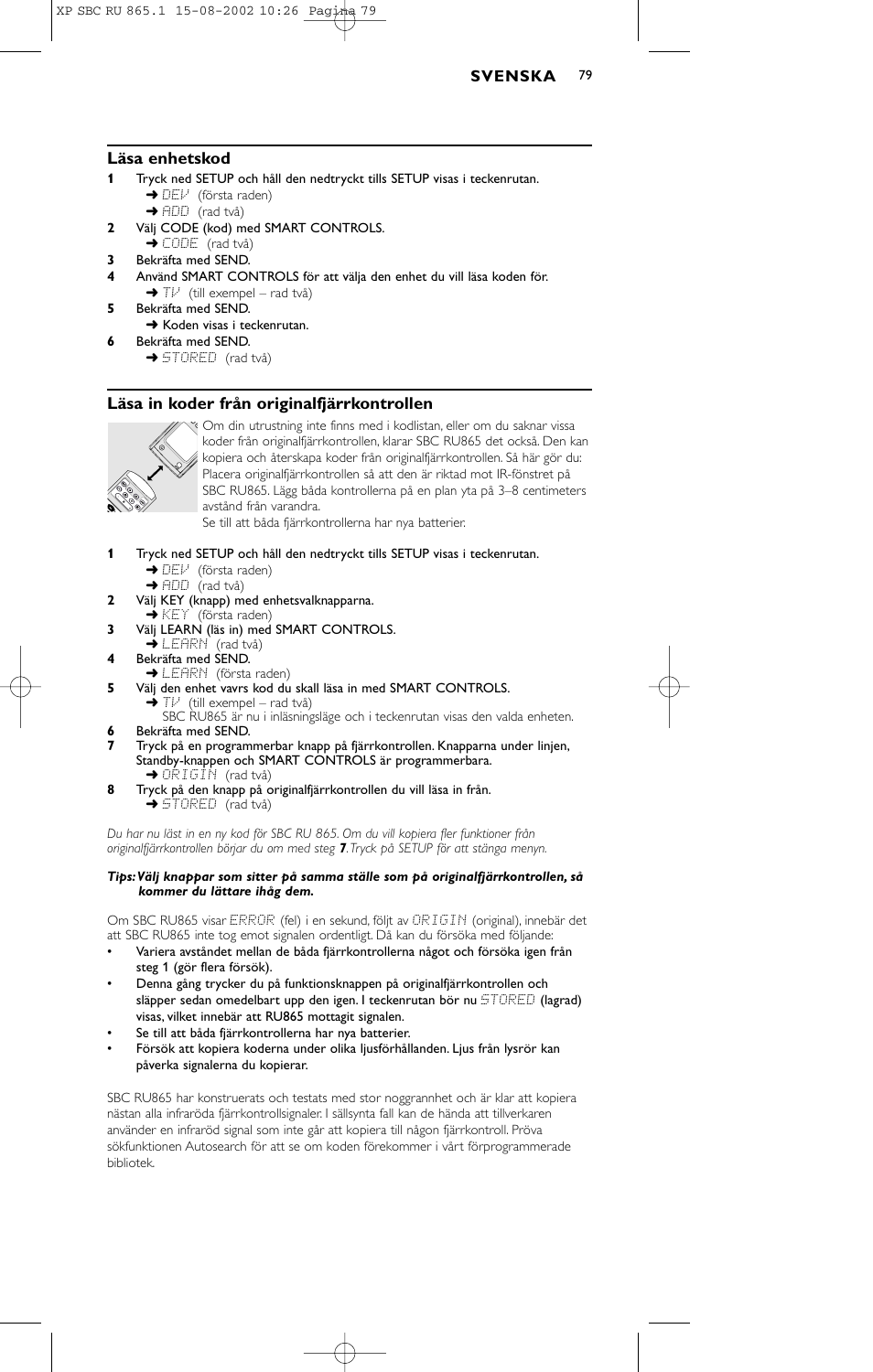## Läsa enhetskod

**1** Tryck ned SETUP och håll den nedtryckt tills SETUP visas i teckenrutan.
   ➜ DEV (första raden)
   ➜ ADD (rad två)

**2** Välj CODE (kod) med SMART CONTROLS.
   ➜ CODE (rad två)

**3** Bekräfta med SEND.

**4** Använd SMART CONTROLS för att välja den enhet du vill läsa koden för.
   ➜ TV (till exempel – rad två)

**5** Bekräfta med SEND.
   ➜ Koden visas i teckenrutan.

**6** Bekräfta med SEND.
   ➜ STORED (rad två)

## Läsa in koder från originalfjärrkontrollen

Om din utrustning inte finns med i kodlistan, eller om du saknar vissa koder från originalfjärrkontrollen, klarar SBC RU865 det också. Den kan kopiera och återskapa koder från originalfjärrkontrollen. Så här gör du: Placera originalfjärrkontrollen så att den är riktad mot IR-fönstret på SBC RU865. Lägg båda kontrollerna på en plan yta på 3–8 centimeters avstånd från varandra.
Se till att båda fjärrkontrollerna har nya batterier.

**1** Tryck ned SETUP och håll den nedtryckt tills SETUP visas i teckenrutan.
   ➜ DEV (första raden)
   ➜ ADD (rad två)

**2** Välj KEY (knapp) med enhetsvalknapparna.
   ➜ KEY (första raden)

**3** Välj LEARN (läs in) med SMART CONTROLS.
   ➜ LEARN (rad två)

**4** Bekräfta med SEND.
   ➜ LEARN (första raden)

**5** Välj den enhet vavrs kod du skall läsa in med SMART CONTROLS.
   ➜ TV (till exempel – rad två)
   SBC RU865 är nu i inläsningsläge och i teckenrutan visas den valda enheten.

**6** Bekräfta med SEND.

**7** Tryck på en programmerbar knapp på fjärrkontrollen. Knapparna under linjen, Standby-knappen och SMART CONTROLS är programmerbara.
   ➜ ORIGIN (rad två)

**8** Tryck på den knapp på originalfjärrkontrollen du vill läsa in från.
   ➜ STORED (rad två)

*Du har nu läst in en ny kod för SBC RU 865. Om du vill kopiera fler funktioner från originalfjärrkontrollen börjar du om med steg **7**. Tryck på SETUP för att stänga menyn.*

***Tips: Välj knappar som sitter på samma ställe som på originalfjärrkontrollen, så kommer du lättare ihåg dem.***

Om SBC RU865 visar ERROR (fel) i en sekund, följt av ORIGIN (original), innebär det att SBC RU865 inte tog emot signalen ordentligt. Då kan du försöka med följande:

- Variera avståndet mellan de båda fjärrkontrollerna något och försöka igen från steg 1 (gör flera försök).
- Denna gång trycker du på funktionsknappen på originalfjärrkontrollen och släpper sedan omedelbart upp den igen. I teckenrutan bör nu STORED (lagrad) visas, vilket innebär att RU865 mottagit signalen.
- Se till att båda fjärrkontrollerna har nya batterier.
- Försök att kopiera koderna under olika ljusförhållanden. Ljus från lysrör kan påverka signalerna du kopierar.

SBC RU865 har konstruerats och testats med stor noggrannhet och är klar att kopiera nästan alla infraröda fjärrkontrollsignaler. I sällsynta fall kan de hända att tillverkaren använder en infraröd signal som inte går att kopiera till någon fjärrkontroll. Pröva sökfunktionen Autosearch för att se om koden förekommer i vårt förprogrammerade bibliotek.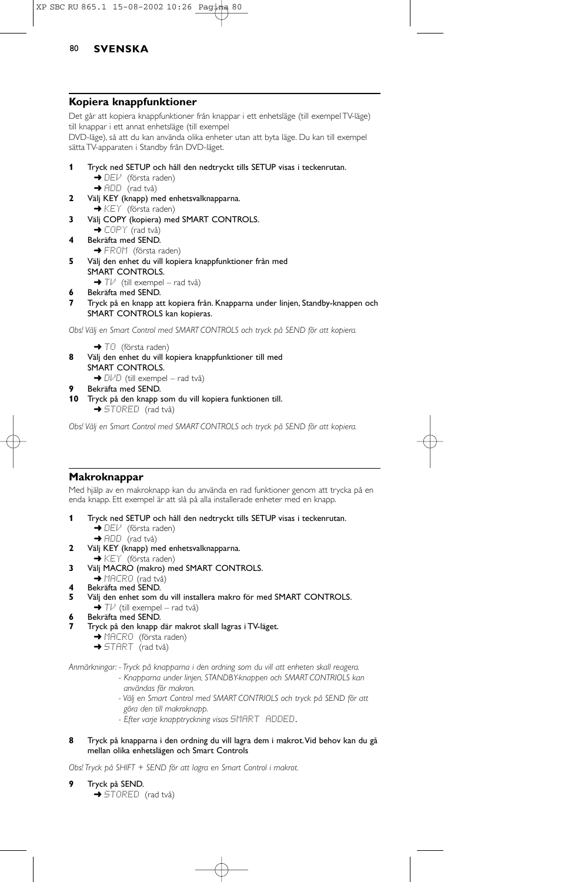## Kopiera knappfunktioner

Det går att kopiera knappfunktioner från knappar i ett enhetsläge (till exempel TV-läge) till knappar i ett annat enhetsläge (till exempel DVD-läge), så att du kan använda olika enheter utan att byta läge. Du kan till exempel sätta TV-apparaten i Standby från DVD-läget.

**1** Tryck ned SETUP och håll den nedtryckt tills SETUP visas i teckenrutan.
➜ DEV (första raden)
➜ ADD (rad två)

**2** Välj KEY (knapp) med enhetsvalknapparna.
➜ KEY (första raden)

**3** Välj COPY (kopiera) med SMART CONTROLS.
➜ COPY (rad två)

**4** Bekräfta med SEND.
➜ FROM (första raden)

**5** Välj den enhet du vill kopiera knappfunktioner från med SMART CONTROLS.
➜ TV (till exempel – rad två)

**6** Bekräfta med SEND.

**7** Tryck på en knapp att kopiera från. Knapparna under linjen, Standby-knappen och SMART CONTROLS kan kopieras.

*Obs! Välj en Smart Control med SMART CONTROLS och tryck på SEND för att kopiera.*

➜ TO (första raden)

**8** Välj den enhet du vill kopiera knappfunktioner till med SMART CONTROLS.
➜ DVD (till exempel – rad två)

**9** Bekräfta med SEND.

**10** Tryck på den knapp som du vill kopiera funktionen till.
➜ STORED (rad två)

*Obs! Välj en Smart Control med SMART CONTROLS och tryck på SEND för att kopiera.*

## Makroknappar

Med hjälp av en makroknapp kan du använda en rad funktioner genom att trycka på en enda knapp. Ett exempel är att slå på alla installerade enheter med en knapp.

**1** Tryck ned SETUP och håll den nedtryckt tills SETUP visas i teckenrutan.
➜ DEV (första raden)
➜ ADD (rad två)

**2** Välj KEY (knapp) med enhetsvalknapparna.
➜ KEY (första raden)

**3** Välj MACRO (makro) med SMART CONTROLS.
➜ MACRO (rad två)

**4** Bekräfta med SEND.

**5** Välj den enhet som du vill installera makro för med SMART CONTROLS.
➜ TV (till exempel – rad två)

**6** Bekräfta med SEND.

**7** Tryck på den knapp där makrot skall lagras i TV-läget.
➜ MACRO (första raden)
➜ START (rad två)

*Anmärkningar: - Tryck på knapparna i den ordning som du vill att enheten skall reagera.*
*- Knapparna under linjen, STANDBY-knappen och SMART CONTRIOLS kan användas för makron.*
*- Välj en Smart Control med SMART CONTRIOLS och tryck på SEND för att göra den till makroknapp.*
*- Efter varje knapptryckning visas SMART ADDED.*

**8** Tryck på knapparna i den ordning du vill lagra dem i makrot. Vid behov kan du gå mellan olika enhetslägen och Smart Controls

*Obs! Tryck på SHIFT + SEND för att lagra en Smart Control i makrot.*

**9** Tryck på SEND.
➜ STORED (rad två)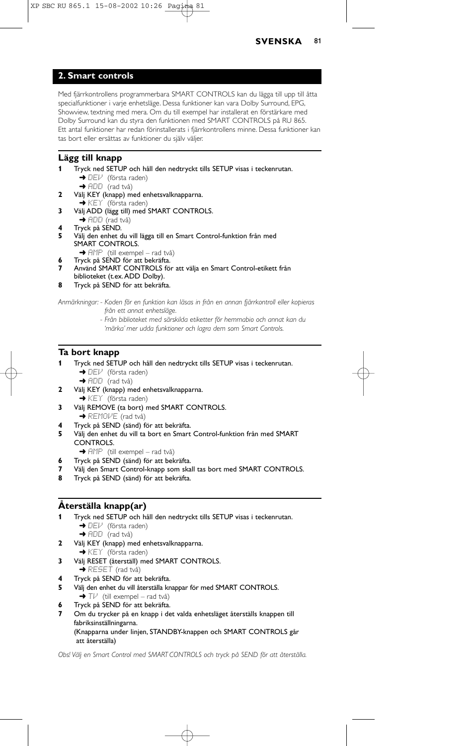## 2. Smart controls

Med fjärrkontrollens programmerbara SMART CONTROLS kan du lägga till upp till åtta specialfunktioner i varje enhetsläge. Dessa funktioner kan vara Dolby Surround, EPG, Showview, textning med mera. Om du till exempel har installerat en förstärkare med Dolby Surround kan du styra den funktionen med SMART CONTROLS på RU 865.
Ett antal funktioner har redan förinstallerats i fjärrkontrollens minne. Dessa funktioner kan tas bort eller ersättas av funktioner du själv väljer.

### Lägg till knapp

1. Tryck ned SETUP och håll den nedtryckt tills SETUP visas i teckenrutan.
   ➜ DEV (första raden)
   ➜ ADD (rad två)
2. Välj KEY (knapp) med enhetsvalknapparna.
   ➜ KEY (första raden)
3. Välj ADD (lägg till) med SMART CONTROLS.
   ➜ ADD (rad två)
4. Tryck på SEND.
5. Välj den enhet du vill lägga till en Smart Control-funktion från med SMART CONTROLS.
   ➜ AMP (till exempel – rad två)
6. Tryck på SEND för att bekräfta.
7. Använd SMART CONTROLS för att välja en Smart Control-etikett från biblioteket (t.ex. ADD Dolby).
8. Tryck på SEND för att bekräfta.

*Anmärkningar: - Koden för en funktion kan läsas in från en annan fjärrkontroll eller kopieras från ett annat enhetsläge.*
*- Från biblioteket med särskilda etiketter för hemmabio och annat kan du 'märka' mer udda funktioner och lagra dem som Smart Controls.*

### Ta bort knapp

1. Tryck ned SETUP och håll den nedtryckt tills SETUP visas i teckenrutan.
   ➜ DEV (första raden)
   ➜ ADD (rad två)
2. Välj KEY (knapp) med enhetsvalknapparna.
   ➜ KEY (första raden)
3. Välj REMOVE (ta bort) med SMART CONTROLS.
   ➜ REMOVE (rad två)
4. Tryck på SEND (sänd) för att bekräfta.
5. Välj den enhet du vill ta bort en Smart Control-funktion från med SMART CONTROLS.
   ➜ AMP (till exempel – rad två)
6. Tryck på SEND (sänd) för att bekräfta.
7. Välj den Smart Control-knapp som skall tas bort med SMART CONTROLS.
8. Tryck på SEND (sänd) för att bekräfta.

### Återställa knapp(ar)

1. Tryck ned SETUP och håll den nedtryckt tills SETUP visas i teckenrutan.
   ➜ DEV (första raden)
   ➜ ADD (rad två)
2. Välj KEY (knapp) med enhetsvalknapparna.
   ➜ KEY (första raden)
3. Välj RESET (återställ) med SMART CONTROLS.
   ➜ RESET (rad två)
4. Tryck på SEND för att bekräfta.
5. Välj den enhet du vill återställa knappar för med SMART CONTROLS.
   ➜ TV (till exempel – rad två)
6. Tryck på SEND för att bekräfta.
7. Om du trycker på en knapp i det valda enhetsläget återställs knappen till fabriksinställningarna.
   (Knapparna under linjen, STANDBY-knappen och SMART CONTROLS går att återställa)

*Obs! Välj en Smart Control med SMART CONTROLS och tryck på SEND för att återställa.*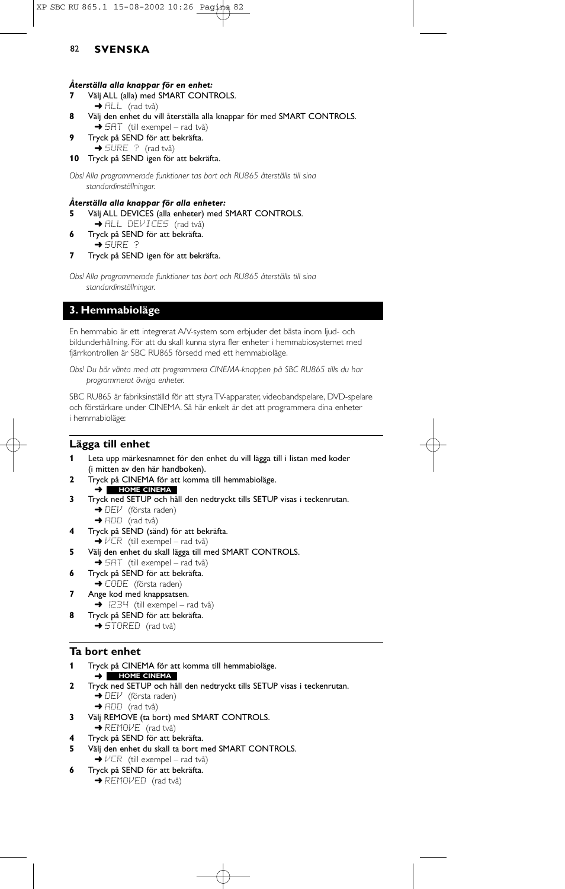***Återställa alla knappar för en enhet:***

**7** Välj ALL (alla) med SMART CONTROLS.
➜ ALL (rad två)

**8** Välj den enhet du vill återställa alla knappar för med SMART CONTROLS.
➜ SAT (till exempel – rad två)

**9** Tryck på SEND för att bekräfta.
➜ SURE ? (rad två)

**10** Tryck på SEND igen för att bekräfta.

*Obs! Alla programmerade funktioner tas bort och RU865 återställs till sina standardinställningar.*

***Återställa alla knappar för alla enheter:***

**5** Välj ALL DEVICES (alla enheter) med SMART CONTROLS.
➜ ALL DEVICES (rad två)

**6** Tryck på SEND för att bekräfta.
➜ SURE ?

**7** Tryck på SEND igen för att bekräfta.

*Obs! Alla programmerade funktioner tas bort och RU865 återställs till sina standardinställningar.*

## 3. Hemmabioläge

En hemmabio är ett integrerat A/V-system som erbjuder det bästa inom ljud- och bildunderhållning. För att du skall kunna styra fler enheter i hemmabiosystemet med fjärrkontrollen är SBC RU865 försedd med ett hemmabioläge.

*Obs! Du bör vänta med att programmera CINEMA-knappen på SBC RU865 tills du har programmerat övriga enheter.*

SBC RU865 är fabriksinställd för att styra TV-apparater, videobandspelare, DVD-spelare och förstärkare under CINEMA. Så här enkelt är det att programmera dina enheter i hemmabioläge:

### Lägga till enhet

**1** Leta upp märkesnamnet för den enhet du vill lägga till i listan med koder (i mitten av den här handboken).

**2** Tryck på CINEMA för att komma till hemmabioläge.
➜ **HOME CINEMA**

**3** Tryck ned SETUP och håll den nedtryckt tills SETUP visas i teckenrutan.
➜ DEV (första raden)
➜ ADD (rad två)

**4** Tryck på SEND (sänd) för att bekräfta.
➜ VCR (till exempel – rad två)

**5** Välj den enhet du skall lägga till med SMART CONTROLS.
➜ SAT (till exempel – rad två)

**6** Tryck på SEND för att bekräfta.
➜ CODE (första raden)

**7** Ange kod med knappsatsen.
➜ 1234 (till exempel – rad två)

**8** Tryck på SEND för att bekräfta.
➜ STORED (rad två)

### Ta bort enhet

**1** Tryck på CINEMA för att komma till hemmabioläge.
➜ **HOME CINEMA**

**2** Tryck ned SETUP och håll den nedtryckt tills SETUP visas i teckenrutan.
➜ DEV (första raden)
➜ ADD (rad två)

**3** Välj REMOVE (ta bort) med SMART CONTROLS.
➜ REMOVE (rad två)

**4** Tryck på SEND för att bekräfta.

**5** Välj den enhet du skall ta bort med SMART CONTROLS.
➜ VCR (till exempel – rad två)

**6** Tryck på SEND för att bekräfta.
➜ REMOVED (rad två)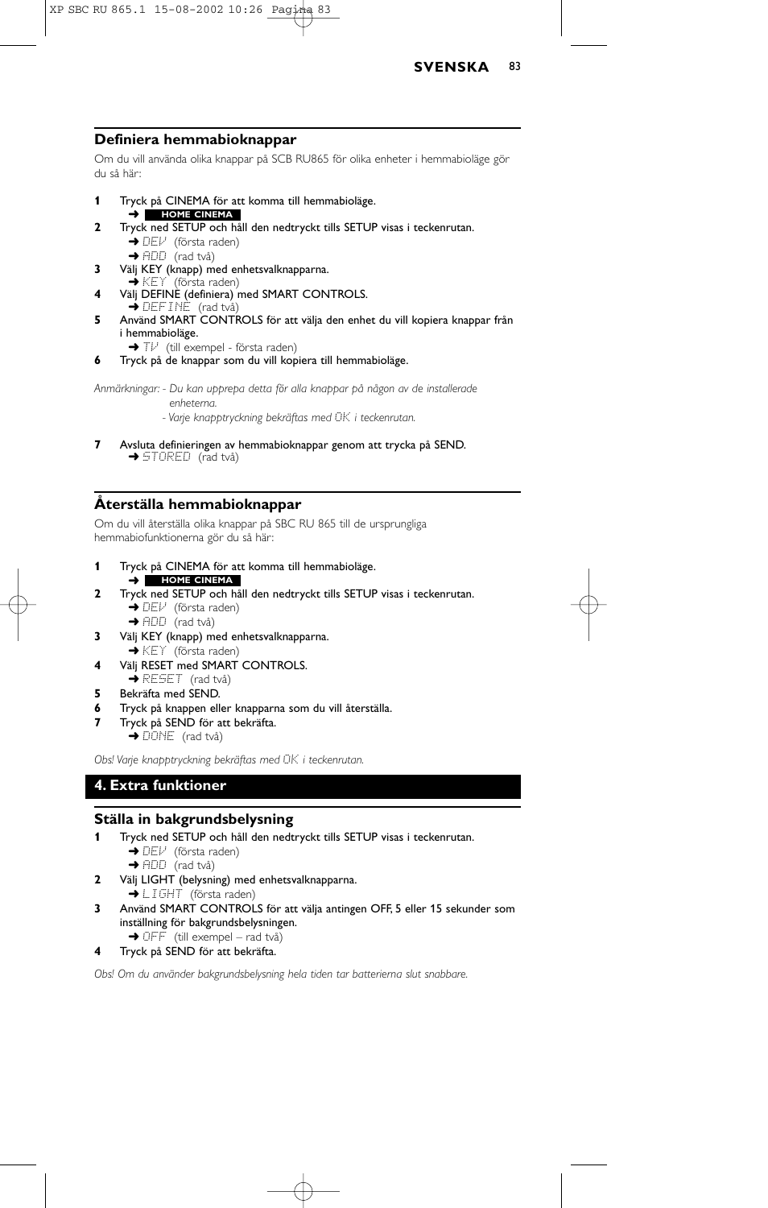## Definiera hemmabioknappar

Om du vill använda olika knappar på SCB RU865 för olika enheter i hemmabioläge gör du så här:

**1** Tryck på CINEMA för att komma till hemmabioläge.
➜ **HOME CINEMA**

**2** Tryck ned SETUP och håll den nedtryckt tills SETUP visas i teckenrutan.
➜ DEV (första raden)
➜ ADD (rad två)

**3** Välj KEY (knapp) med enhetsvalknapparna.
➜ KEY (första raden)

**4** Välj DEFINE (definiera) med SMART CONTROLS.
➜ DEFINE (rad två)

**5** Använd SMART CONTROLS för att välja den enhet du vill kopiera knappar från i hemmabioläge.
➜ TV (till exempel - första raden)

**6** Tryck på de knappar som du vill kopiera till hemmabioläge.

*Anmärkningar: - Du kan upprepa detta för alla knappar på någon av de installerade enheterna.*
*- Varje knapptryckning bekräftas med OK i teckenrutan.*

**7** Avsluta definieringen av hemmabioknappar genom att trycka på SEND.
➜ STORED (rad två)

## Återställa hemmabioknappar

Om du vill återställa olika knappar på SBC RU 865 till de ursprungliga hemmabiofunktionerna gör du så här:

**1** Tryck på CINEMA för att komma till hemmabioläge.
➜ **HOME CINEMA**

**2** Tryck ned SETUP och håll den nedtryckt tills SETUP visas i teckenrutan.
➜ DEV (första raden)
➜ ADD (rad två)

**3** Välj KEY (knapp) med enhetsvalknapparna.
➜ KEY (första raden)

**4** Välj RESET med SMART CONTROLS.
➜ RESET (rad två)

**5** Bekräfta med SEND.

**6** Tryck på knappen eller knapparna som du vill återställa.

**7** Tryck på SEND för att bekräfta.
➜ DONE (rad två)

*Obs! Varje knapptryckning bekräftas med OK i teckenrutan.*

# 4. Extra funktioner

## Ställa in bakgrundsbelysning

**1** Tryck ned SETUP och håll den nedtryckt tills SETUP visas i teckenrutan.
➜ DEV (första raden)
➜ ADD (rad två)

**2** Välj LIGHT (belysning) med enhetsvalknapparna.
➜ LIGHT (första raden)

**3** Använd SMART CONTROLS för att välja antingen OFF, 5 eller 15 sekunder som inställning för bakgrundsbelysningen.
➜ OFF (till exempel – rad två)

**4** Tryck på SEND för att bekräfta.

*Obs! Om du använder bakgrundsbelysning hela tiden tar batterierna slut snabbare.*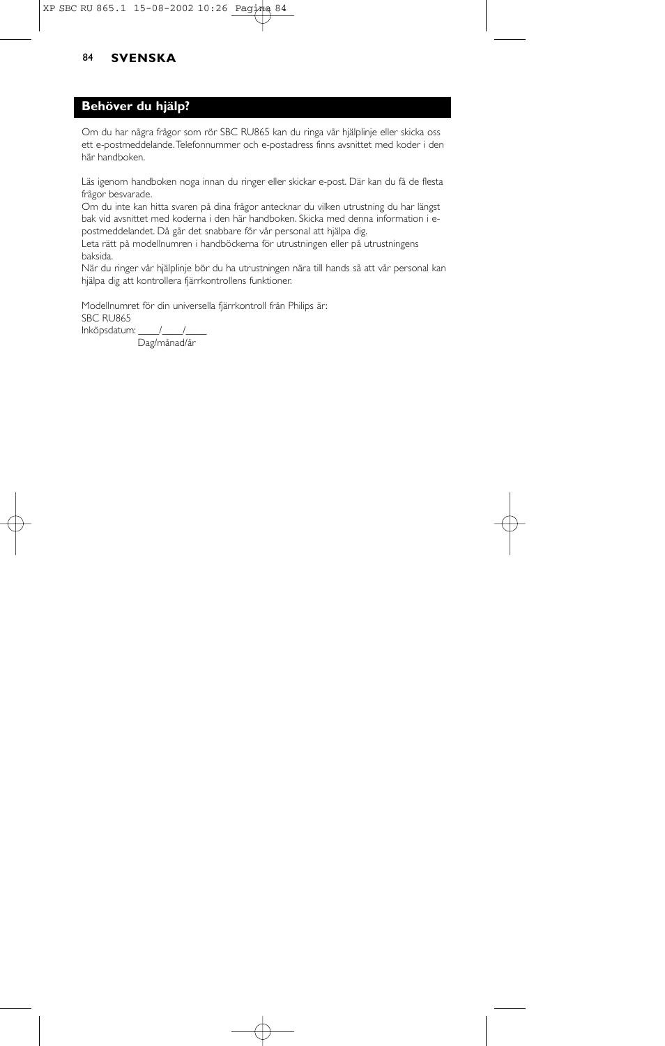## Behöver du hjälp?

Om du har några frågor som rör SBC RU865 kan du ringa vår hjälplinje eller skicka oss ett e-postmeddelande. Telefonnummer och e-postadress finns avsnittet med koder i den här handboken.

Läs igenom handboken noga innan du ringer eller skickar e-post. Där kan du få de flesta frågor besvarade.
Om du inte kan hitta svaren på dina frågor antecknar du vilken utrustning du har längst bak vid avsnittet med koderna i den här handboken. Skicka med denna information i e-postmeddelandet. Då går det snabbare för vår personal att hjälpa dig.
Leta rätt på modellnumren i handböckerna för utrustningen eller på utrustningens baksida.
När du ringer vår hjälplinje bör du ha utrustningen nära till hands så att vår personal kan hjälpa dig att kontrollera fjärrkontrollens funktioner.

Modellnumret för din universella fjärrkontroll från Philips är:
SBC RU865
Inköpsdatum: ____/____/____
Dag/månad/år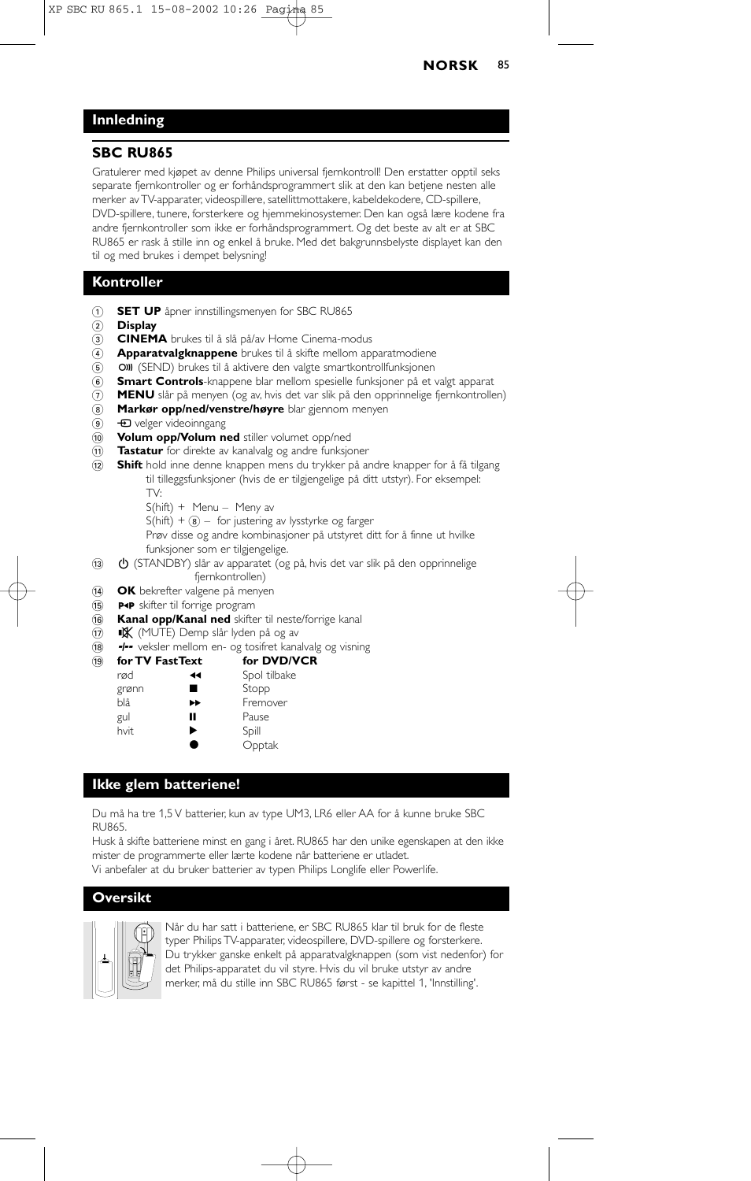## Innledning

### SBC RU865

Gratulerer med kjøpet av denne Philips universal fjernkontroll! Den erstatter opptil seks separate fjernkontroller og er forhåndsprogrammert slik at den kan betjene nesten alle merker av TV-apparater, videospillere, satellittmottakere, kabeldekodere, CD-spillere, DVD-spillere, tunere, forsterkere og hjemmekinosystemer. Den kan også lære kodene fra andre fjernkontroller som ikke er forhåndsprogrammert. Og det beste av alt er at SBC RU865 er rask å stille inn og enkel å bruke. Med det bakgrunnsbelyste displayet kan den til og med brukes i dempet belysning!

## Kontroller

1. **SET UP** åpner innstillingsmenyen for SBC RU865
2. **Display**
3. **CINEMA** brukes til å slå på/av Home Cinema-modus
4. **Apparatvalgknappene** brukes til å skifte mellom apparatmodiene
5. (SEND) brukes til å aktivere den valgte smartkontrollfunksjonen
6. **Smart Controls**-knappene blar mellom spesielle funksjoner på et valgt apparat
7. **MENU** slår på menyen (og av, hvis det var slik på den opprinnelige fjernkontrollen)
8. **Markør opp/ned/venstre/høyre** blar gjennom menyen
9. velger videoinngang
10. **Volum opp/Volum ned** stiller volumet opp/ned
11. **Tastatur** for direkte av kanalvalg og andre funksjoner
12. **Shift** hold inne denne knappen mens du trykker på andre knapper for å få tilgang til tilleggsfunksjoner (hvis de er tilgjengelige på ditt utstyr). For eksempel:
    TV:
    S(hift) + Menu – Meny av
    S(hift) + ⑧ – for justering av lysstyrke og farger
    Prøv disse og andre kombinasjoner på utstyret ditt for å finne ut hvilke funksjoner som er tilgjengelige.
13. (STANDBY) slår av apparatet (og på, hvis det var slik på den opprinnelige fjernkontrollen)
14. **OK** bekrefter valgene på menyen
15. P◂P skifter til forrige program
16. **Kanal opp/Kanal ned** skifter til neste/forrige kanal
17. (MUTE) Demp slår lyden på og av
18. -/-- veksler mellom en- og tosifret kanalvalg og visning
19. 

| for TV FastText | | for DVD/VCR |
|---|---|---|
| rød | ◂◂ | Spol tilbake |
| grønn | ■ | Stopp |
| blå | ▸▸ | Fremover |
| gul | ❚❚ | Pause |
| hvit | ▶ | Spill |
| | ● | Opptak |

## Ikke glem batteriene!

Du må ha tre 1,5 V batterier, kun av type UM3, LR6 eller AA for å kunne bruke SBC RU865.

Husk å skifte batteriene minst en gang i året. RU865 har den unike egenskapen at den ikke mister de programmerte eller lærte kodene når batteriene er utladet.

Vi anbefaler at du bruker batterier av typen Philips Longlife eller Powerlife.

## Oversikt

Når du har satt i batteriene, er SBC RU865 klar til bruk for de fleste typer Philips TV-apparater, videospillere, DVD-spillere og forsterkere. Du trykker ganske enkelt på apparatvalgknappen (som vist nedenfor) for det Philips-apparatet du vil styre. Hvis du vil bruke utstyr av andre merker, må du stille inn SBC RU865 først - se kapittel 1, 'Innstilling'.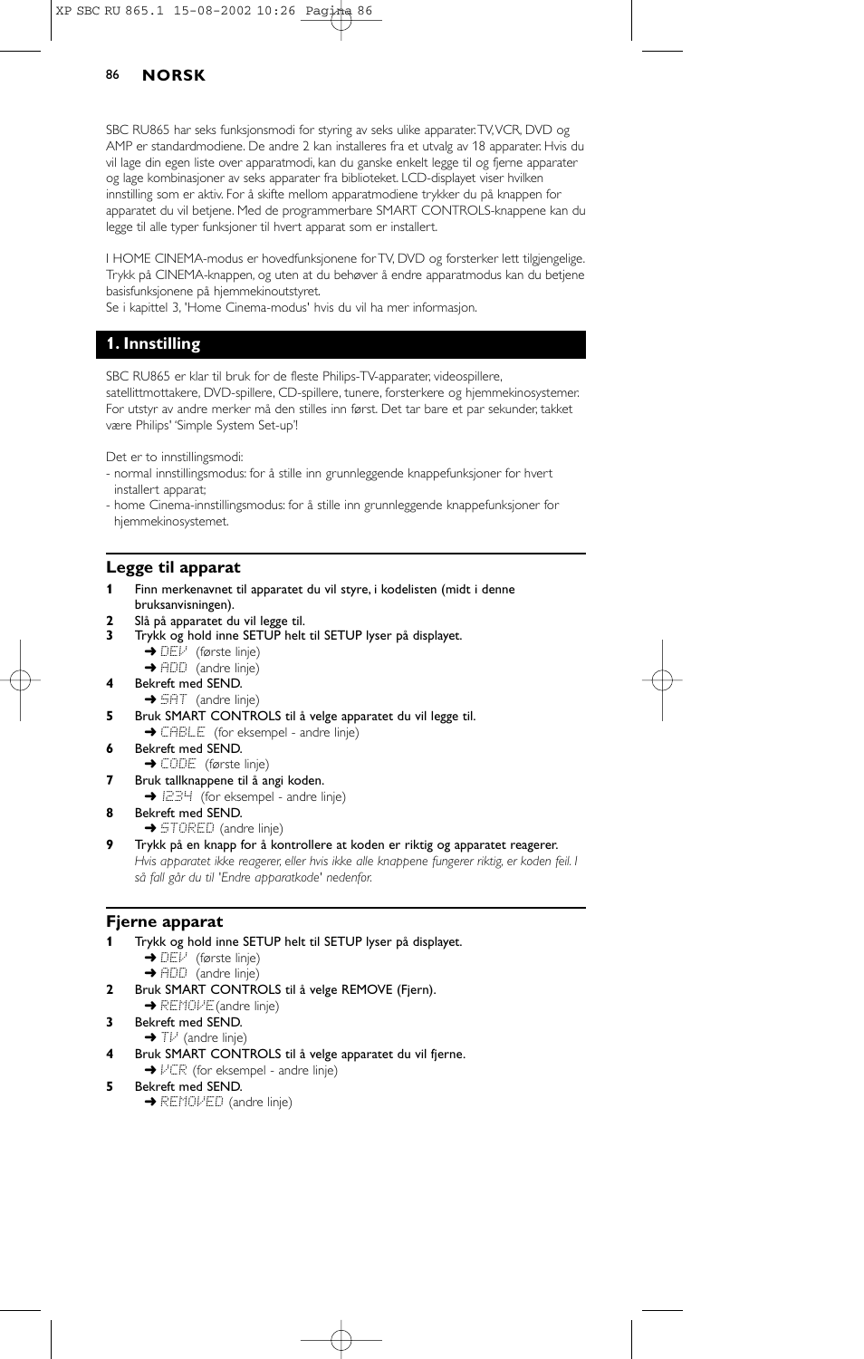SBC RU865 har seks funksjonsmodi for styring av seks ulike apparater. TV, VCR, DVD og AMP er standardmodiene. De andre 2 kan installeres fra et utvalg av 18 apparater. Hvis du vil lage din egen liste over apparatmodi, kan du ganske enkelt legge til og fjerne apparater og lage kombinasjoner av seks apparater fra biblioteket. LCD-displayet viser hvilken innstilling som er aktiv. For å skifte mellom apparatmodiene trykker du på knappen for apparatet du vil betjene. Med de programmerbare SMART CONTROLS-knappene kan du legge til alle typer funksjoner til hvert apparat som er installert.

I HOME CINEMA-modus er hovedfunksjonene for TV, DVD og forsterker lett tilgjengelige. Trykk på CINEMA-knappen, og uten at du behøver å endre apparatmodus kan du betjene basisfunksjonene på hjemmekinoutstyret.
Se i kapittel 3, 'Home Cinema-modus' hvis du vil ha mer informasjon.

## 1. Innstilling

SBC RU865 er klar til bruk for de fleste Philips-TV-apparater, videospillere, satellittmottakere, DVD-spillere, CD-spillere, tunere, forsterkere og hjemmekinosystemer. For utstyr av andre merker må den stilles inn først. Det tar bare et par sekunder, takket være Philips' 'Simple System Set-up'!

Det er to innstillingsmodi:
- normal innstillingsmodus: for å stille inn grunnleggende knappefunksjoner for hvert installert apparat;
- home Cinema-innstillingsmodus: for å stille inn grunnleggende knappefunksjoner for hjemmekinosystemet.

### Legge til apparat

**1** Finn merkenavnet til apparatet du vil styre, i kodelisten (midt i denne bruksanvisningen).
**2** Slå på apparatet du vil legge til.
**3** Trykk og hold inne SETUP helt til SETUP lyser på displayet.
➜ DEV (første linje)
➜ ADD (andre linje)
**4** Bekreft med SEND.
➜ SAT (andre linje)
**5** Bruk SMART CONTROLS til å velge apparatet du vil legge til.
➜ CABLE (for eksempel - andre linje)
**6** Bekreft med SEND.
➜ CODE (første linje)
**7** Bruk tallknappene til å angi koden.
➜ 1234 (for eksempel - andre linje)
**8** Bekreft med SEND.
➜ STORED (andre linje)
**9** Trykk på en knapp for å kontrollere at koden er riktig og apparatet reagerer.
*Hvis apparatet ikke reagerer, eller hvis ikke alle knappene fungerer riktig, er koden feil. I så fall går du til 'Endre apparatkode' nedenfor.*

### Fjerne apparat

**1** Trykk og hold inne SETUP helt til SETUP lyser på displayet.
➜ DEV (første linje)
➜ ADD (andre linje)
**2** Bruk SMART CONTROLS til å velge REMOVE (Fjern).
➜ REMOVE (andre linje)
**3** Bekreft med SEND.
➜ TV (andre linje)
**4** Bruk SMART CONTROLS til å velge apparatet du vil fjerne.
➜ VCR (for eksempel - andre linje)
**5** Bekreft med SEND.
➜ REMOVED (andre linje)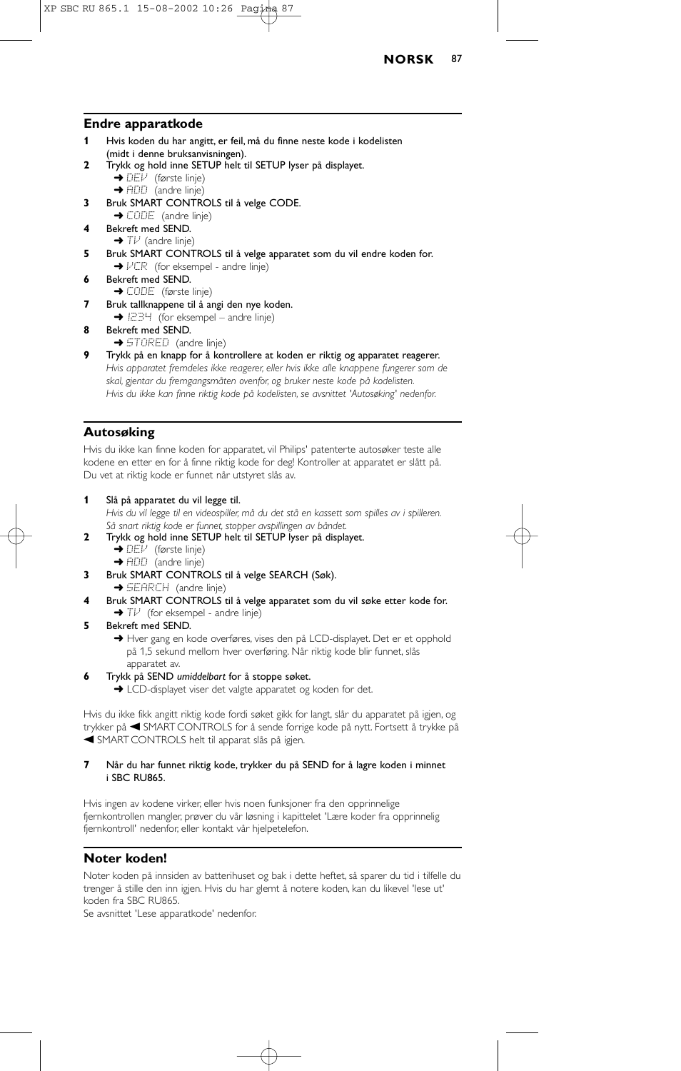## Endre apparatkode

**1** Hvis koden du har angitt, er feil, må du finne neste kode i kodelisten (midt i denne bruksanvisningen).

**2** Trykk og hold inne SETUP helt til SETUP lyser på displayet.
➜ DEV (første linje)
➜ ADD (andre linje)

**3** Bruk SMART CONTROLS til å velge CODE.
➜ CODE (andre linje)

**4** Bekreft med SEND.
➜ TV (andre linje)

**5** Bruk SMART CONTROLS til å velge apparatet som du vil endre koden for.
➜ VCR (for eksempel - andre linje)

**6** Bekreft med SEND.
➜ CODE (første linje)

**7** Bruk tallknappene til å angi den nye koden.
➜ 1234 (for eksempel – andre linje)

**8** Bekreft med SEND.
➜ STORED (andre linje)

**9** Trykk på en knapp for å kontrollere at koden er riktig og apparatet reagerer.
*Hvis apparatet fremdeles ikke reagerer, eller hvis ikke alle knappene fungerer som de skal, gjentar du fremgangsmåten ovenfor, og bruker neste kode på kodelisten.*
*Hvis du ikke kan finne riktig kode på kodelisten, se avsnittet 'Autosøking' nedenfor.*

## Autosøking

Hvis du ikke kan finne koden for apparatet, vil Philips' patenterte autosøker teste alle kodene en etter en for å finne riktig kode for deg! Kontroller at apparatet er slått på. Du vet at riktig kode er funnet når utstyret slås av.

**1** Slå på apparatet du vil legge til.
*Hvis du vil legge til en videospiller, må du det stå en kassett som spilles av i spilleren. Så snart riktig kode er funnet, stopper avspillingen av båndet.*

**2** Trykk og hold inne SETUP helt til SETUP lyser på displayet.
➜ DEV (første linje)
➜ ADD (andre linje)

**3** Bruk SMART CONTROLS til å velge SEARCH (Søk).
➜ SEARCH (andre linje)

**4** Bruk SMART CONTROLS til å velge apparatet som du vil søke etter kode for.
➜ TV (for eksempel - andre linje)

**5** Bekreft med SEND.
➜ Hver gang en kode overføres, vises den på LCD-displayet. Det er et opphold på 1,5 sekund mellom hver overføring. Når riktig kode blir funnet, slås apparatet av.

**6** Trykk på SEND *umiddelbart* for å stoppe søket.
➜ LCD-displayet viser det valgte apparatet og koden for det.

Hvis du ikke fikk angitt riktig kode fordi søket gikk for langt, slår du apparatet på igjen, og trykker på ◀ SMART CONTROLS for å sende forrige kode på nytt. Fortsett å trykke på ◀ SMART CONTROLS helt til apparat slås på igjen.

**7** Når du har funnet riktig kode, trykker du på SEND for å lagre koden i minnet i SBC RU865.

Hvis ingen av kodene virker, eller hvis noen funksjoner fra den opprinnelige fjernkontrollen mangler, prøver du vår løsning i kapittelet 'Lære koder fra opprinnelig fjernkontroll' nedenfor, eller kontakt vår hjelpetelefon.

## Noter koden!

Noter koden på innsiden av batterihuset og bak i dette heftet, så sparer du tid i tilfelle du trenger å stille den inn igjen. Hvis du har glemt å notere koden, kan du likevel 'lese ut' koden fra SBC RU865.
Se avsnittet 'Lese apparatkode' nedenfor.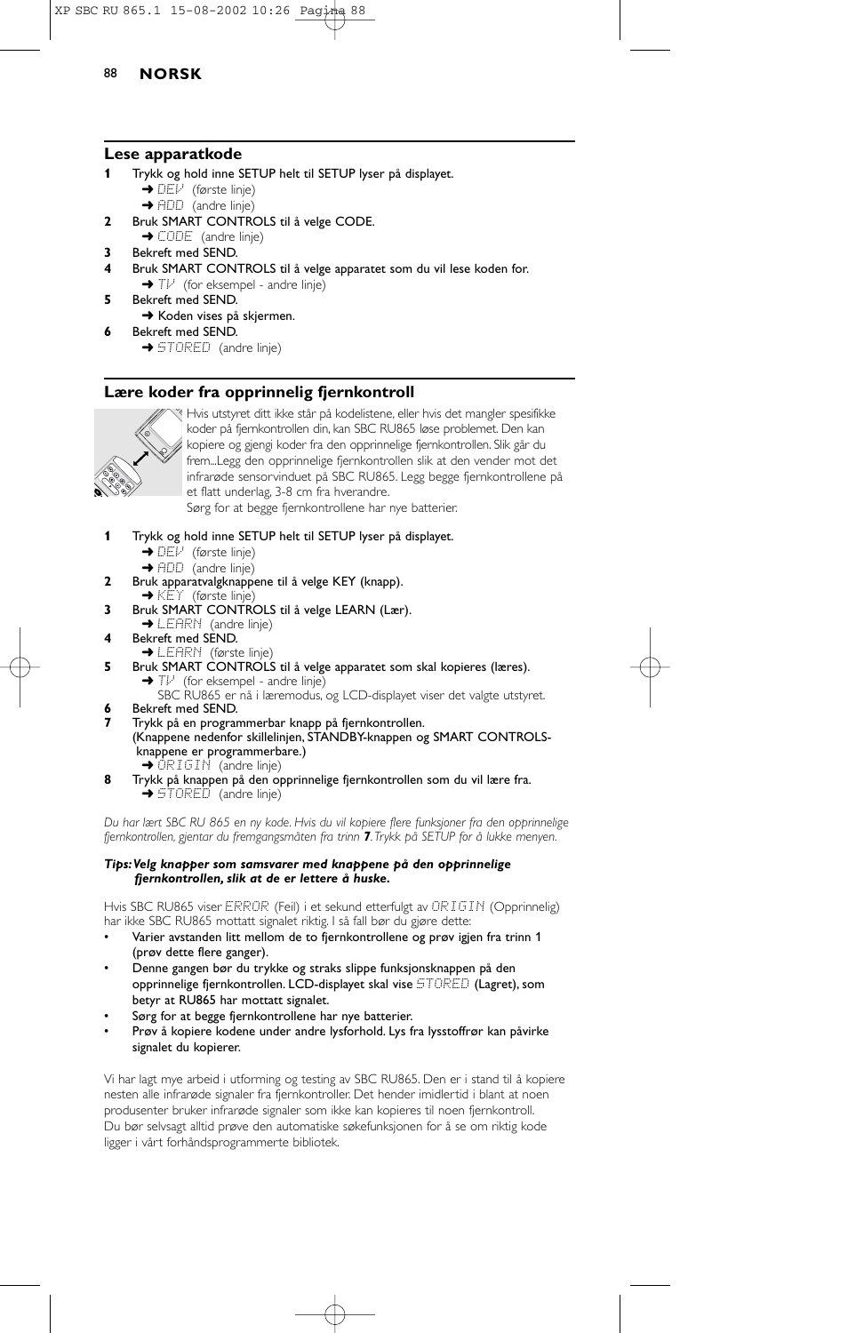## Lese apparatkode

**1** Trykk og hold inne SETUP helt til SETUP lyser på displayet.
 ➜ DEV (første linje)
 ➜ ADD (andre linje)

**2** Bruk SMART CONTROLS til å velge CODE.
 ➜ CODE (andre linje)

**3** Bekreft med SEND.

**4** Bruk SMART CONTROLS til å velge apparatet som du vil lese koden for.
 ➜ TV (for eksempel - andre linje)

**5** Bekreft med SEND.
 ➜ Koden vises på skjermen.

**6** Bekreft med SEND.
 ➜ STORED (andre linje)

## Lære koder fra opprinnelig fjernkontroll

Hvis utstyret ditt ikke står på kodelistene, eller hvis det mangler spesifikke koder på fjernkontrollen din, kan SBC RU865 løse problemet. Den kan kopiere og gjengi koder fra den opprinnelige fjernkontrollen. Slik går du frem...Legg den opprinnelige fjernkontrollen slik at den vender mot det infrarøde sensorvinduet på SBC RU865. Legg begge fjernkontrollene på et flatt underlag, 3-8 cm fra hverandre.
Sørg for at begge fjernkontrollene har nye batterier.

**1** Trykk og hold inne SETUP helt til SETUP lyser på displayet.
 ➜ DEV (første linje)
 ➜ ADD (andre linje)

**2** Bruk apparatvalgknappene til å velge KEY (knapp).
 ➜ KEY (første linje)

**3** Bruk SMART CONTROLS til å velge LEARN (Lær).
 ➜ LEARN (andre linje)

**4** Bekreft med SEND.
 ➜ LEARN (første linje)

**5** Bruk SMART CONTROLS til å velge apparatet som skal kopieres (læres).
 ➜ TV (for eksempel - andre linje)
 SBC RU865 er nå i læremodus, og LCD-displayet viser det valgte utstyret.

**6** Bekreft med SEND.

**7** Trykk på en programmerbar knapp på fjernkontrollen.
 (Knappene nedenfor skillelinjen, STANDBY-knappen og SMART CONTROLS-knappene er programmerbare.)
 ➜ ORIGIN (andre linje)

**8** Trykk på knappen på den opprinnelige fjernkontrollen som du vil lære fra.
 ➜ STORED (andre linje)

*Du har lært SBC RU 865 en ny kode. Hvis du vil kopiere flere funksjoner fra den opprinnelige fjernkontrollen, gjentar du fremgangsmåten fra trinn **7**. Trykk på SETUP for å lukke menyen.*

***Tips: Velg knapper som samsvarer med knappene på den opprinnelige fjernkontrollen, slik at de er lettere å huske.***

Hvis SBC RU865 viser ERROR (Feil) i et sekund etterfulgt av ORIGIN (Opprinnelig) har ikke SBC RU865 mottatt signalet riktig. I så fall bør du gjøre dette:

- Varier avstanden litt mellom de to fjernkontrollene og prøv igjen fra trinn 1 (prøv dette flere ganger).
- Denne gangen bør du trykke og straks slippe funksjonsknappen på den opprinnelige fjernkontrollen. LCD-displayet skal vise STORED (Lagret), som betyr at RU865 har mottatt signalet.
- Sørg for at begge fjernkontrollene har nye batterier.
- Prøv å kopiere kodene under andre lysforhold. Lys fra lysstoffrør kan påvirke signalet du kopierer.

Vi har lagt mye arbeid i utforming og testing av SBC RU865. Den er i stand til å kopiere nesten alle infrarøde signaler fra fjernkontroller. Det hender imidlertid i blant at noen produsenter bruker infrarøde signaler som ikke kan kopieres til noen fjernkontroll.
Du bør selvsagt alltid prøve den automatiske søkefunksjonen for å se om riktig kode ligger i vårt forhåndsprogrammerte bibliotek.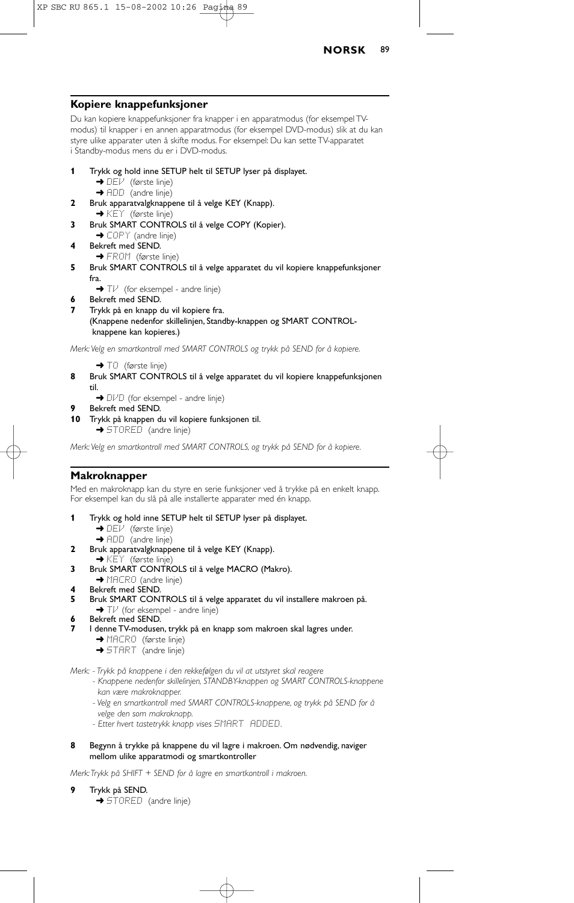## Kopiere knappefunksjoner

Du kan kopiere knappefunksjoner fra knapper i en apparatmodus (for eksempel TV-modus) til knapper i en annen apparatmodus (for eksempel DVD-modus) slik at du kan styre ulike apparater uten å skifte modus. For eksempel: Du kan sette TV-apparatet i Standby-modus mens du er i DVD-modus.

**1** Trykk og hold inne SETUP helt til SETUP lyser på displayet.
➜ DEV (første linje)
➜ ADD (andre linje)

**2** Bruk apparatvalgknappene til å velge KEY (Knapp).
➜ KEY (første linje)

**3** Bruk SMART CONTROLS til å velge COPY (Kopier).
➜ COPY (andre linje)

**4** Bekreft med SEND.
➜ FROM (første linje)

**5** Bruk SMART CONTROLS til å velge apparatet du vil kopiere knappefunksjoner fra.
➜ TV (for eksempel - andre linje)

**6** Bekreft med SEND.

**7** Trykk på en knapp du vil kopiere fra.
(Knappene nedenfor skillelinjen, Standby-knappen og SMART CONTROL-knappene kan kopieres.)

*Merk: Velg en smartkontroll med SMART CONTROLS og trykk på SEND for å kopiere.*

➜ TO (første linje)

**8** Bruk SMART CONTROLS til å velge apparatet du vil kopiere knappefunksjonen til.
➜ DVD (for eksempel - andre linje)

**9** Bekreft med SEND.

**10** Trykk på knappen du vil kopiere funksjonen til.
➜ STORED (andre linje)

*Merk: Velg en smartkontroll med SMART CONTROLS, og trykk på SEND for å kopiere.*

## Makroknapper

Med en makroknapp kan du styre en serie funksjoner ved å trykke på en enkelt knapp. For eksempel kan du slå på alle installerte apparater med én knapp.

**1** Trykk og hold inne SETUP helt til SETUP lyser på displayet.
➜ DEV (første linje)
➜ ADD (andre linje)

**2** Bruk apparatvalgknappene til å velge KEY (Knapp).
➜ KEY (første linje)

**3** Bruk SMART CONTROLS til å velge MACRO (Makro).
➜ MACRO (andre linje)

**4** Bekreft med SEND.

**5** Bruk SMART CONTROLS til å velge apparatet du vil installere makroen på.
➜ TV (for eksempel - andre linje)

**6** Bekreft med SEND.

**7** I denne TV-modusen, trykk på en knapp som makroen skal lagres under.
➜ MACRO (første linje)
➜ START (andre linje)

*Merk: - Trykk på knappene i den rekkefølgen du vil at utstyret skal reagere*
*- Knappene nedenfor skillelinjen, STANDBY-knappen og SMART CONTROLS-knappene kan være makroknapper.*
*- Velg en smartkontroll med SMART CONTROLS-knappene, og trykk på SEND for å velge den som makroknapp.*
*- Etter hvert tastetrykk knapp vises SMART ADDED.*

**8** Begynn å trykke på knappene du vil lagre i makroen. Om nødvendig, naviger mellom ulike apparatmodi og smartkontroller

*Merk: Trykk på SHIFT + SEND for å lagre en smartkontroll i makroen.*

**9** Trykk på SEND.
➜ STORED (andre linje)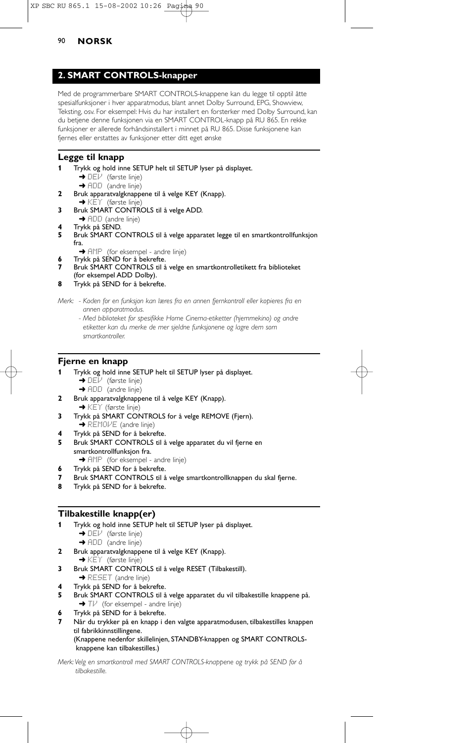## 2. SMART CONTROLS-knapper

Med de programmerbare SMART CONTROLS-knappene kan du legge til opptil åtte spesialfunksjoner i hver apparatmodus, blant annet Dolby Surround, EPG, Showview, Teksting, osv. For eksempel: Hvis du har installert en forsterker med Dolby Surround, kan du betjene denne funksjonen via en SMART CONTROL-knapp på RU 865. En rekke funksjoner er allerede forhåndsinstallert i minnet på RU 865. Disse funksjonene kan fjernes eller erstattes av funksjoner etter ditt eget ønske

### Legge til knapp

**1** Trykk og hold inne SETUP helt til SETUP lyser på displayet.
➜ DEV (første linje)
➜ ADD (andre linje)

**2** Bruk apparatvalgknappene til å velge KEY (Knapp).
➜ KEY (første linje)

**3** Bruk SMART CONTROLS til å velge ADD.
➜ ADD (andre linje)

**4** Trykk på SEND.

**5** Bruk SMART CONTROLS til å velge apparatet legge til en smartkontrollfunksjon fra.
➜ AMP (for eksempel - andre linje)

**6** Trykk på SEND for å bekrefte.

**7** Bruk SMART CONTROLS til å velge en smartkontrolletikett fra biblioteket (for eksempel ADD Dolby).

**8** Trykk på SEND for å bekrefte.

*Merk: - Koden for en funksjon kan læres fra en annen fjernkontroll eller kopieres fra en annen apparatmodus.*
*- Med biblioteket for spesifikke Home Cinema-etiketter (hjemmekino) og andre etiketter kan du merke de mer sjeldne funksjonene og lagre dem som smartkontroller.*

### Fjerne en knapp

**1** Trykk og hold inne SETUP helt til SETUP lyser på displayet.
➜ DEV (første linje)
➜ ADD (andre linje)

**2** Bruk apparatvalgknappene til å velge KEY (Knapp).
➜ KEY (første linje)

**3** Trykk på SMART CONTROLS for å velge REMOVE (Fjern).
➜ REMOVE (andre linje)

**4** Trykk på SEND for å bekrefte.

**5** Bruk SMART CONTROLS til å velge apparatet du vil fjerne en smartkontrollfunksjon fra.
➜ AMP (for eksempel - andre linje)

**6** Trykk på SEND for å bekrefte.

**7** Bruk SMART CONTROLS til å velge smartkontrollknappen du skal fjerne.

**8** Trykk på SEND for å bekrefte.

### Tilbakestille knapp(er)

**1** Trykk og hold inne SETUP helt til SETUP lyser på displayet.
➜ DEV (første linje)
➜ ADD (andre linje)

**2** Bruk apparatvalgknappene til å velge KEY (Knapp).
➜ KEY (første linje)

**3** Bruk SMART CONTROLS til å velge RESET (Tilbakestill).
➜ RESET (andre linje)

**4** Trykk på SEND for å bekrefte.

**5** Bruk SMART CONTROLS til å velge apparatet du vil tilbakestille knappene på.
➜ TV (for eksempel - andre linje)

**6** Trykk på SEND for å bekrefte.

**7** Når du trykker på en knapp i den valgte apparatmodusen, tilbakestilles knappen til fabrikkinnstillingene.
(Knappene nedenfor skillelinjen, STANDBY-knappen og SMART CONTROLS-knappene kan tilbakestilles.)

*Merk: Velg en smartkontroll med SMART CONTROLS-knappene og trykk på SEND for å tilbakestille.*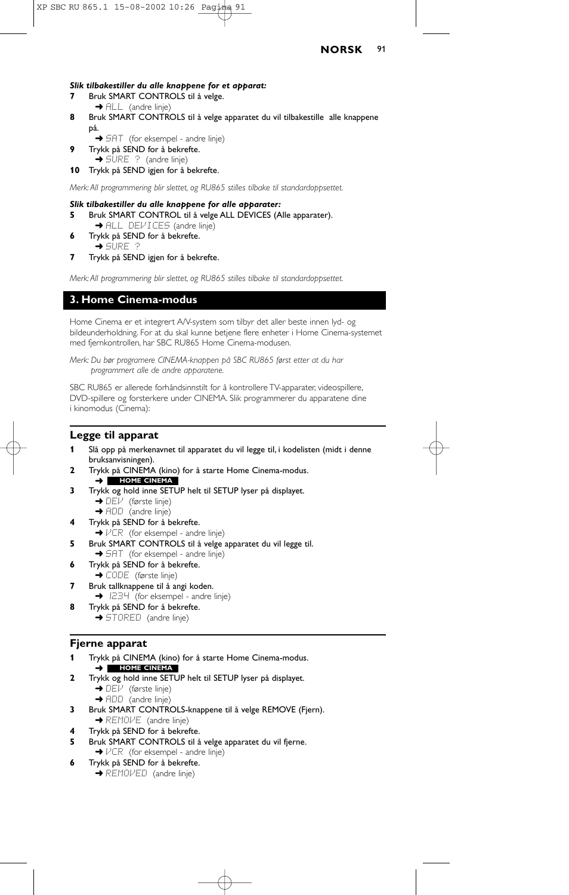***Slik tilbakestiller du alle knappene for et apparat:***

**7** Bruk SMART CONTROLS til å velge.
➜ ALL (andre linje)

**8** Bruk SMART CONTROLS til å velge apparatet du vil tilbakestille alle knappene på.
➜ SAT (for eksempel - andre linje)

**9** Trykk på SEND for å bekrefte.
➜ SURE ? (andre linje)

**10** Trykk på SEND igjen for å bekrefte.

*Merk: All programmering blir slettet, og RU865 stilles tilbake til standardoppsettet.*

***Slik tilbakestiller du alle knappene for alle apparater:***

**5** Bruk SMART CONTROL til å velge ALL DEVICES (Alle apparater).
➜ ALL DEVICES (andre linje)

**6** Trykk på SEND for å bekrefte.
➜ SURE ?

**7** Trykk på SEND igjen for å bekrefte.

*Merk: All programmering blir slettet, og RU865 stilles tilbake til standardoppsettet.*

## 3. Home Cinema-modus

Home Cinema er et integrert A/V-system som tilbyr det aller beste innen lyd- og bildeunderholdning. For at du skal kunne betjene flere enheter i Home Cinema-systemet med fjernkontrollen, har SBC RU865 Home Cinema-modusen.

*Merk: Du bør programere CINEMA-knappen på SBC RU865 først etter at du har programmert alle de andre apparatene.*

SBC RU865 er allerede forhåndsinnstilt for å kontrollere TV-apparater, videospillere, DVD-spillere og forsterkere under CINEMA. Slik programmerer du apparatene dine i kinomodus (Cinema):

### Legge til apparat

**1** Slå opp på merkenavnet til apparatet du vil legge til, i kodelisten (midt i denne bruksanvisningen).

**2** Trykk på CINEMA (kino) for å starte Home Cinema-modus.
➜ **HOME CINEMA**

**3** Trykk og hold inne SETUP helt til SETUP lyser på displayet.
➜ DEV (første linje)
➜ ADD (andre linje)

**4** Trykk på SEND for å bekrefte.
➜ VCR (for eksempel - andre linje)

**5** Bruk SMART CONTROLS til å velge apparatet du vil legge til.
➜ SAT (for eksempel - andre linje)

**6** Trykk på SEND for å bekrefte.
➜ CODE (første linje)

**7** Bruk tallknappene til å angi koden.
➜ 1234 (for eksempel - andre linje)

**8** Trykk på SEND for å bekrefte.
➜ STORED (andre linje)

### Fjerne apparat

**1** Trykk på CINEMA (kino) for å starte Home Cinema-modus.
➜ **HOME CINEMA**

**2** Trykk og hold inne SETUP helt til SETUP lyser på displayet.
➜ DEV (første linje)
➜ ADD (andre linje)

**3** Bruk SMART CONTROLS-knappene til å velge REMOVE (Fjern).
➜ REMOVE (andre linje)

**4** Trykk på SEND for å bekrefte.

**5** Bruk SMART CONTROLS til å velge apparatet du vil fjerne.
➜ VCR (for eksempel - andre linje)

**6** Trykk på SEND for å bekrefte.
➜ REMOVED (andre linje)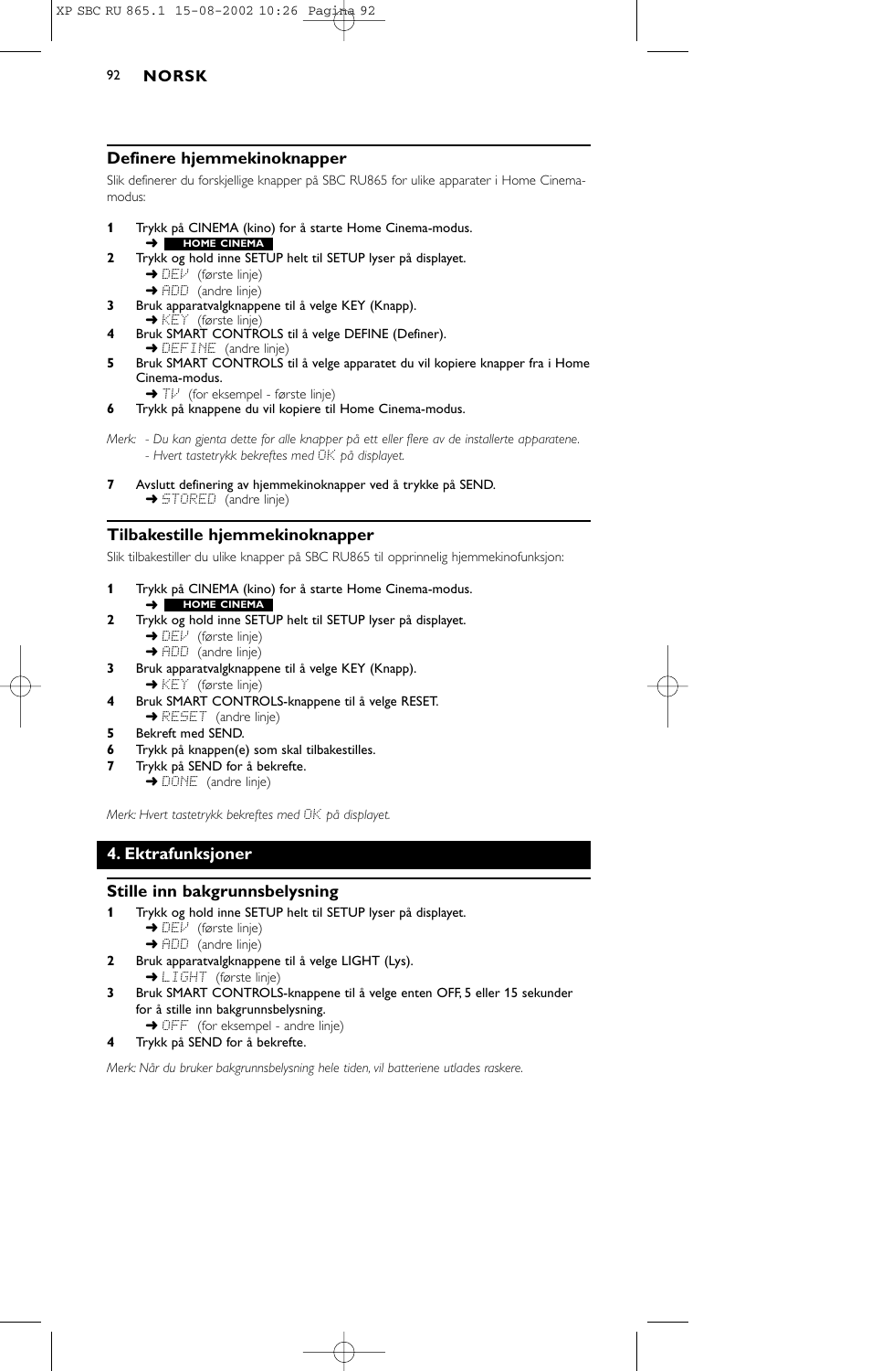## Definere hjemmekinoknapper

Slik definerer du forskjellige knapper på SBC RU865 for ulike apparater i Home Cinema-modus:

**1** Trykk på CINEMA (kino) for å starte Home Cinema-modus.
➜ **HOME CINEMA**

**2** Trykk og hold inne SETUP helt til SETUP lyser på displayet.
➜ DEV (første linje)
➜ ADD (andre linje)

**3** Bruk apparatvalgknappene til å velge KEY (Knapp).
➜ KEY (første linje)

**4** Bruk SMART CONTROLS til å velge DEFINE (Definer).
➜ DEFINE (andre linje)

**5** Bruk SMART CONTROLS til å velge apparatet du vil kopiere knapper fra i Home Cinema-modus.
➜ TV (for eksempel - første linje)

**6** Trykk på knappene du vil kopiere til Home Cinema-modus.

*Merk: - Du kan gjenta dette for alle knapper på ett eller flere av de installerte apparatene.*
*- Hvert tastetrykk bekreftes med OK på displayet.*

**7** Avslutt definering av hjemmekinoknapper ved å trykke på SEND.
➜ STORED (andre linje)

## Tilbakestille hjemmekinoknapper

Slik tilbakestiller du ulike knapper på SBC RU865 til opprinnelig hjemmekinofunksjon:

**1** Trykk på CINEMA (kino) for å starte Home Cinema-modus.
➜ **HOME CINEMA**

**2** Trykk og hold inne SETUP helt til SETUP lyser på displayet.
➜ DEV (første linje)
➜ ADD (andre linje)

**3** Bruk apparatvalgknappene til å velge KEY (Knapp).
➜ KEY (første linje)

**4** Bruk SMART CONTROLS-knappene til å velge RESET.
➜ RESET (andre linje)

**5** Bekreft med SEND.

**6** Trykk på knappen(e) som skal tilbakestilles.

**7** Trykk på SEND for å bekrefte.
➜ DONE (andre linje)

*Merk: Hvert tastetrykk bekreftes med OK på displayet.*

# 4. Ektrafunksjoner

## Stille inn bakgrunnsbelysning

**1** Trykk og hold inne SETUP helt til SETUP lyser på displayet.
➜ DEV (første linje)
➜ ADD (andre linje)

**2** Bruk apparatvalgknappene til å velge LIGHT (Lys).
➜ LIGHT (første linje)

**3** Bruk SMART CONTROLS-knappene til å velge enten OFF, 5 eller 15 sekunder for å stille inn bakgrunnsbelysning.
➜ OFF (for eksempel - andre linje)

**4** Trykk på SEND for å bekrefte.

*Merk: Når du bruker bakgrunnsbelysning hele tiden, vil batteriene utlades raskere.*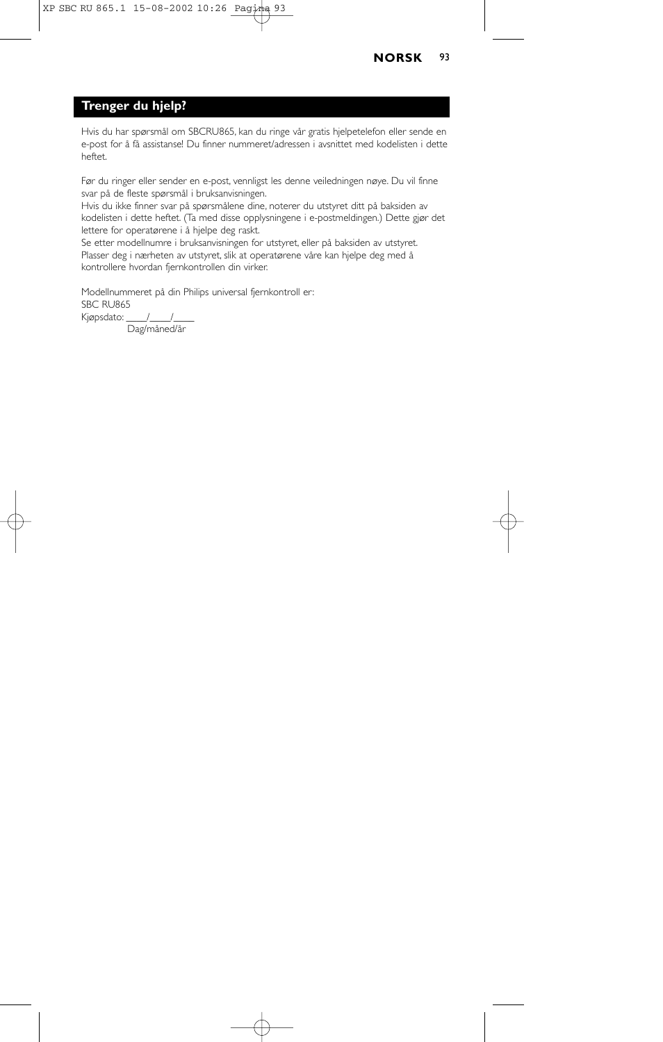## Trenger du hjelp?

Hvis du har spørsmål om SBCRU865, kan du ringe vår gratis hjelpetelefon eller sende en e-post for å få assistanse! Du finner nummeret/adressen i avsnittet med kodelisten i dette heftet.

Før du ringer eller sender en e-post, vennligst les denne veiledningen nøye. Du vil finne svar på de fleste spørsmål i bruksanvisningen.
Hvis du ikke finner svar på spørsmålene dine, noterer du utstyret ditt på baksiden av kodelisten i dette heftet. (Ta med disse opplysningene i e-postmeldingen.) Dette gjør det lettere for operatørene i å hjelpe deg raskt.
Se etter modellnumre i bruksanvisningen for utstyret, eller på baksiden av utstyret.
Plasser deg i nærheten av utstyret, slik at operatørene våre kan hjelpe deg med å kontrollere hvordan fjernkontrollen din virker.

Modellnummeret på din Philips universal fjernkontroll er:
SBC RU865
Kjøpsdato: ____/____/____
Dag/måned/år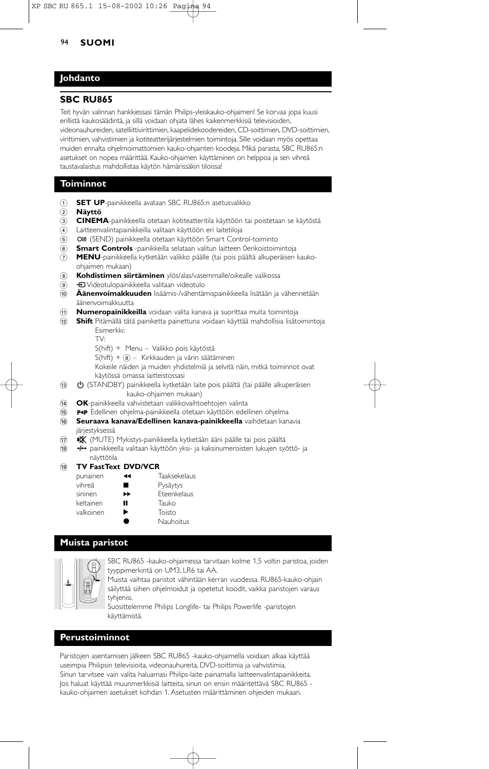## Johdanto

### SBC RU865

Teit hyvän valinnan hankkiessasi tämän Philips-yleiskauko-ohjaimen! Se korvaa jopa kuusi erillistä kaukosäädintä, ja sillä voidaan ohjata lähes kaikenmerkkisiä televisioiden, videonauhureiden, satelliittivirittimien, kaapelidekoodereiden, CD-soittimien, DVD-soittimien, virittimien, vahvistimien ja kotiteatterijärjestelmien toimintoja. Sille voidaan myös opettaa muiden ennalta ohjelmoimattomien kauko-ohjainten koodeja. Mikä parasta, SBC RU865:n asetukset on nopea määrittää. Kauko-ohjaimen käyttäminen on helppoa ja sen vihreä taustavalaistus mahdollistaa käytön hämärissäkin tiloissa!

## Toiminnot

1. **SET UP**-painikkeella avataan SBC RU865:n asetusvalikko
2. **Näyttö**
3. **CINEMA**-painikkeella otetaan kotiteatteritila käyttöön tai poistetaan se käytöstä
4. Laitteenvalintapainikkeilla valitaan käyttöön eri laitetiloja
5. (SEND) painikkeella otetaan käyttöön Smart Control-toiminto
6. **Smart Controls** -painikkeilla selataan valitun laitteen 0erikoistoimintoja
7. **MENU**-painikkeella kytketään valikko päälle (tai pois päältä alkuperäisen kauko-ohjaimen mukaan)
8. **Kohdistimen siirtäminen** ylös/alas/vasemmalle/oikealle valikossa
9. Videotulopainikkeella valitaan videotulo
10. **Äänenvoimakkuuden** lisäämis-/vähentämispainikkeella lisätään ja vähennetään äänenvoimakkuutta
11. **Numeropainikkeilla** voidaan valita kanava ja suorittaa muita toimintoja
12. **Shift** Pitämällä tätä painiketta painettuna voidaan käyttää mahdollisia lisätoimintoja
    Esimerkki:
    TV:
    S(hift) + Menu – Valikko pois käytöstä
    S(hift) + ⑧ – Kirkkauden ja värin säätäminen
    Kokeile näiden ja muiden yhdistelmiä ja selvitä näin, mitkä toiminnot ovat käytössä omassa laitteistossasi
13. (STANDBY) painikkeella kytketään laite pois päältä (tai päälle alkuperäisen kauko-ohjaimen mukaan)
14. **OK**-painikkeella vahvistetaan valikkovaihtoehtojen valinta
15. Edellinen ohjelma-painikkeella otetaan käyttöön edellinen ohjelma
16. **Seuraava kanava/Edellinen kanava-painikkeella** vaihdetaan kanavia järjestyksessä
17. (MUTE) Mykistys-painikkeella kytketään ääni päälle tai pois päältä
18. -/-- painikkeella valitaan käyttöön yksi- ja kaksinumeroisten lukujen syöttö- ja näyttötila
19. **TV FastText DVD/VCR**

| TV FastText | DVD/VCR | |
|---|---|---|
| punainen | ◀◀ | Taaksekelaus |
| vihreä | ■ | Pysäytys |
| sininen | ▶▶ | Eteenkelaus |
| keltainen | ❚❚ | Tauko |
| valkoinen | ▶ | Toisto |
| | ● | Nauhoitus |

## Muista paristot

SBC RU865 -kauko-ohjaimessa tarvitaan kolme 1,5 voltin paristoa, joiden tyyppimerkintä on UM3, LR6 tai AA.
Muista vaihtaa paristot vähintään kerran vuodessa. RU865-kauko-ohjain säilyttää siihen ohjelmoidut ja opetetut koodit, vaikka paristojen varaus tyhjenisi.
Suosittelemme Philips Longlife- tai Philips Powerlife -paristojen käyttämistä.

## Perustoiminnot

Paristojen asentamisen jälkeen SBC RU865 -kauko-ohjaimella voidaan alkaa käyttää useimpia Philipsin televisioita, videonauhureita, DVD-soittimia ja vahvistimia.
Sinun tarvitsee vain valita haluamasi Philips-laite painamalla laitteenvalintapainikkeita.
Jos haluat käyttää muunmerkkisiä laitteita, sinun on ensin määritettävä SBC RU865 -kauko-ohjaimen asetukset kohdan 1. Asetusten määrittäminen ohjeiden mukaan.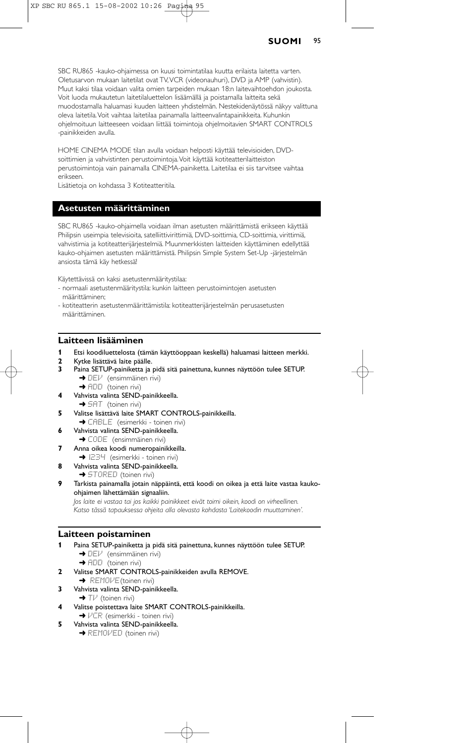SBC RU865 -kauko-ohjaimessa on kuusi toimintatilaa kuutta erilaista laitetta varten. Oletusarvon mukaan laitetilat ovat TV, VCR (videonauhuri), DVD ja AMP (vahvistin). Muut kaksi tilaa voidaan valita omien tarpeiden mukaan 18:n laitevaihtoehdon joukosta. Voit luoda mukautetun laitetilaluettelon lisäämällä ja poistamalla laitteita sekä muodostamalla haluamasi kuuden laitteen yhdistelmän. Nestekidenäytössä näkyy valittuna oleva laitetila. Voit vaihtaa laitetilaa painamalla laitteenvalintapainikkeita. Kuhunkin ohjelmoituun laitteeseen voidaan liittää toimintoja ohjelmoitavien SMART CONTROLS -painikkeiden avulla.

HOME CINEMA MODE tilan avulla voidaan helposti käyttää televisioiden, DVD-soittimien ja vahvistinten perustoimintoja. Voit käyttää kotiteatterilaitteiston perustoimintoja vain painamalla CINEMA-painiketta. Laitetilaa ei siis tarvitse vaihtaa erikseen.
Lisätietoja on kohdassa 3 Kotiteatteritila.

## Asetusten määrittäminen

SBC RU865 -kauko-ohjaimella voidaan ilman asetusten määrittämistä erikseen käyttää Philipsin useimpia televisioita, satelliittivirittimiä, DVD-soittimia, CD-soittimia, virittimiä, vahvistimia ja kotiteatterijärjestelmiä. Muunmerkkisten laitteiden käyttäminen edellyttää kauko-ohjaimen asetusten määrittämistä. Philipsin Simple System Set-Up -järjestelmän ansiosta tämä käy hetkessä!

Käytettävissä on kaksi asetustenmääritystilaa:
- normaali asetustenmääritystila: kunkin laitteen perustoimintojen asetusten määrittäminen;
- kotiteatterin asetustenmäärittämistila: kotiteatterijärjestelmän perusasetusten määrittäminen.

### Laitteen lisääminen

1. Etsi koodiluettelosta (tämän käyttöoppaan keskellä) haluamasi laitteen merkki.
2. Kytke lisättävä laite päälle.
3. Paina SETUP-painiketta ja pidä sitä painettuna, kunnes näyttöön tulee SETUP.
   ➜ DEV (ensimmäinen rivi)
   ➜ ADD (toinen rivi)
4. Vahvista valinta SEND-painikkeella.
   ➜ SAT (toinen rivi)
5. Valitse lisättävä laite SMART CONTROLS-painikkeilla.
   ➜ CABLE (esimerkki - toinen rivi)
6. Vahvista valinta SEND-painikkeella.
   ➜ CODE (ensimmäinen rivi)
7. Anna oikea koodi numeropainikkeilla.
   ➜ 1234 (esimerkki - toinen rivi)
8. Vahvista valinta SEND-painikkeella.
   ➜ STORED (toinen rivi)
9. Tarkista painamalla jotain näppäintä, että koodi on oikea ja että laite vastaa kauko-ohjaimen lähettämään signaaliin.
   *Jos laite ei vastaa tai jos kaikki painikkeet eivät toimi oikein, koodi on virheellinen. Katso tässä tapauksessa ohjeita alla olevasta kohdasta 'Laitekoodin muuttaminen'.*

### Laitteen poistaminen

1. Paina SETUP-painiketta ja pidä sitä painettuna, kunnes näyttöön tulee SETUP.
   ➜ DEV (ensimmäinen rivi)
   ➜ ADD (toinen rivi)
2. Valitse SMART CONTROLS-painikkeiden avulla REMOVE.
   ➜ REMOVE (toinen rivi)
3. Vahvista valinta SEND-painikkeella.
   ➜ TV (toinen rivi)
4. Valitse poistettava laite SMART CONTROLS-painikkeilla.
   ➜ VCR (esimerkki - toinen rivi)
5. Vahvista valinta SEND-painikkeella.
   ➜ REMOVED (toinen rivi)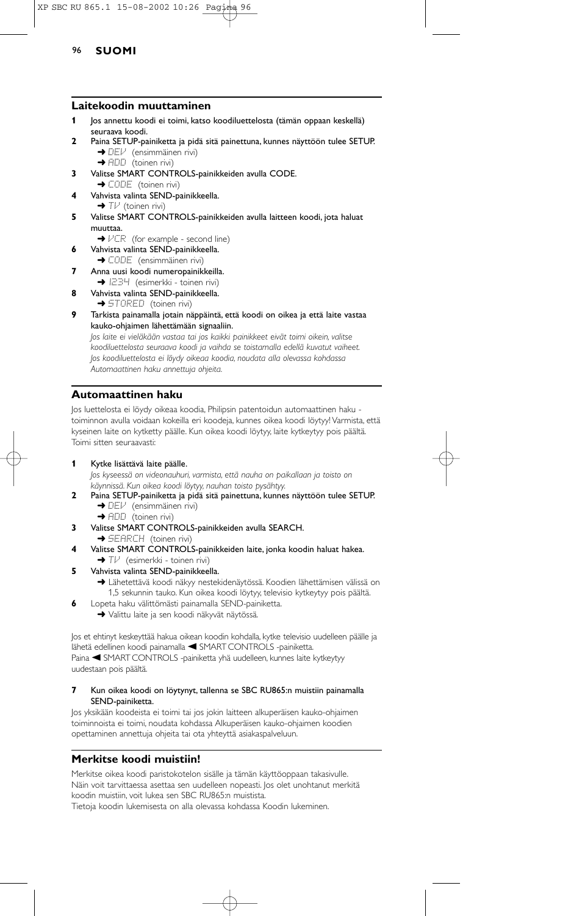## Laitekoodin muuttaminen

**1** Jos annettu koodi ei toimi, katso koodiluettelosta (tämän oppaan keskellä) seuraava koodi.

**2** Paina SETUP-painiketta ja pidä sitä painettuna, kunnes näyttöön tulee SETUP.
➜ DEV (ensimmäinen rivi)
➜ ADD (toinen rivi)

**3** Valitse SMART CONTROLS-painikkeiden avulla CODE.
➜ CODE (toinen rivi)

**4** Vahvista valinta SEND-painikkeella.
➜ TV (toinen rivi)

**5** Valitse SMART CONTROLS-painikkeiden avulla laitteen koodi, jota haluat muuttaa.
➜ VCR (for example - second line)

**6** Vahvista valinta SEND-painikkeella.
➜ CODE (ensimmäinen rivi)

**7** Anna uusi koodi numeropainikkeilla.
➜ 1234 (esimerkki - toinen rivi)

**8** Vahvista valinta SEND-painikkeella.
➜ STORED (toinen rivi)

**9** Tarkista painamalla jotain näppäintä, että koodi on oikea ja että laite vastaa kauko-ohjaimen lähettämään signaaliin.
*Jos laite ei vieläkään vastaa tai jos kaikki painikkeet eivät toimi oikein, valitse koodiluettelosta seuraava koodi ja vaihda se toistamalla edellä kuvatut vaiheet. Jos koodiluettelosta ei löydy oikeaa koodia, noudata alla olevassa kohdassa Automaattinen haku annettuja ohjeita.*

## Automaattinen haku

Jos luettelosta ei löydy oikeaa koodia, Philipsin patentoidun automaattinen haku -toiminnon avulla voidaan kokeilla eri koodeja, kunnes oikea koodi löytyy! Varmista, että kyseinen laite on kytketty päälle. Kun oikea koodi löytyy, laite kytkeytyy pois päältä. Toimi sitten seuraavasti:

**1** Kytke lisättävä laite päälle.
*Jos kyseessä on videonauhuri, varmista, että nauha on paikallaan ja toisto on käynnissä. Kun oikea koodi löytyy, nauhan toisto pysähtyy.*

**2** Paina SETUP-painiketta ja pidä sitä painettuna, kunnes näyttöön tulee SETUP.
➜ DEV (ensimmäinen rivi)
➜ ADD (toinen rivi)

**3** Valitse SMART CONTROLS-painikkeiden avulla SEARCH.
➜ SEARCH (toinen rivi)

**4** Valitse SMART CONTROLS-painikkeiden laite, jonka koodin haluat hakea.
➜ TV (esimerkki - toinen rivi)

**5** Vahvista valinta SEND-painikkeella.
➜ Lähetettävä koodi näkyy nestekidenäytössä. Koodien lähettämisen välissä on 1,5 sekunnin tauko. Kun oikea koodi löytyy, televisio kytkeytyy pois päältä.

**6** Lopeta haku välittömästi painamalla SEND-painiketta.
➜ Valittu laite ja sen koodi näkyvät näytössä.

Jos et ehtinyt keskeyttää hakua oikean koodin kohdalla, kytke televisio uudelleen päälle ja lähetä edellinen koodi painamalla ◄ SMART CONTROLS -painiketta.
Paina ◄ SMART CONTROLS -painiketta yhä uudelleen, kunnes laite kytkeytyy uudestaan pois päältä.

**7 Kun oikea koodi on löytynyt, tallenna se SBC RU865:n muistiin painamalla SEND-painiketta.**

Jos yksikään koodeista ei toimi tai jos jokin laitteen alkuperäisen kauko-ohjaimen toiminnoista ei toimi, noudata kohdassa Alkuperäisen kauko-ohjaimen koodien opettaminen annettuja ohjeita tai ota yhteyttä asiakaspalveluun.

## Merkitse koodi muistiin!

Merkitse oikea koodi paristokotelon sisälle ja tämän käyttöoppaan takasivulle. Näin voit tarvittaessa asettaa sen uudelleen nopeasti. Jos olet unohtanut merkitä koodin muistiin, voit lukea sen SBC RU865:n muistista.
Tietoja koodin lukemisesta on alla olevassa kohdassa Koodin lukeminen.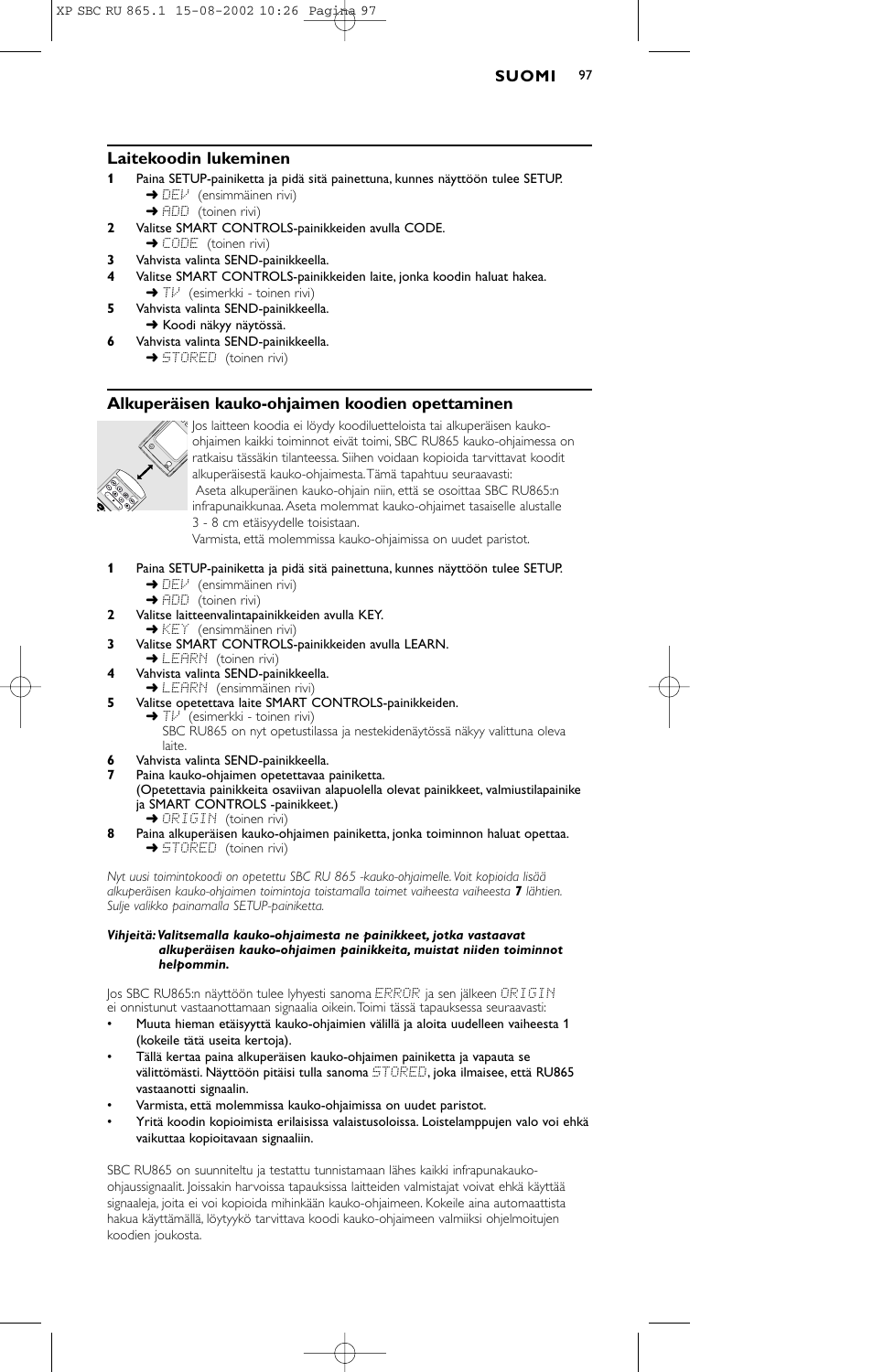## Laitekoodin lukeminen

**1** Paina SETUP-painiketta ja pidä sitä painettuna, kunnes näyttöön tulee SETUP.
➜ DEV (ensimmäinen rivi)
➜ ADD (toinen rivi)

**2** Valitse SMART CONTROLS-painikkeiden avulla CODE.
➜ CODE (toinen rivi)

**3** Vahvista valinta SEND-painikkeella.

**4** Valitse SMART CONTROLS-painikkeiden avulla laite, jonka koodin haluat hakea.
➜ TV (esimerkki - toinen rivi)

**5** Vahvista valinta SEND-painikkeella.
➜ Koodi näkyy näytössä.

**6** Vahvista valinta SEND-painikkeella.
➜ STORED (toinen rivi)

## Alkuperäisen kauko-ohjaimen koodien opettaminen

Jos laitteen koodia ei löydy koodiluetteloista tai alkuperäisen kauko-ohjaimen kaikki toiminnot eivät toimi, SBC RU865 kauko-ohjaimessa on ratkaisu tässäkin tilanteessa. Siihen voidaan kopioida tarvittavat koodit alkuperäisestä kauko-ohjaimesta. Tämä tapahtuu seuraavasti:
Aseta alkuperäinen kauko-ohjain niin, että se osoittaa SBC RU865:n infrapunaikkunaa. Aseta molemmat kauko-ohjaimet tasaiselle alustalle 3 - 8 cm etäisyydelle toisistaan.
Varmista, että molemmissa kauko-ohjaimissa on uudet paristot.

**1** Paina SETUP-painiketta ja pidä sitä painettuna, kunnes näyttöön tulee SETUP.
➜ DEV (ensimmäinen rivi)
➜ ADD (toinen rivi)

**2** Valitse laitteenvalintapainikkeiden avulla KEY.
➜ KEY (ensimmäinen rivi)

**3** Valitse SMART CONTROLS-painikkeiden avulla LEARN.
➜ LEARN (toinen rivi)

**4** Vahvista valinta SEND-painikkeella.
➜ LEARN (ensimmäinen rivi)

**5** Valitse opetettava laite SMART CONTROLS-painikkeiden.
➜ TV (esimerkki - toinen rivi)
SBC RU865 on nyt opetustilassa ja nestekidenäytössä näkyy valittuna oleva laite.

**6** Vahvista valinta SEND-painikkeella.

**7** Paina kauko-ohjaimen opetettavaa painiketta.
(Opetettavia painikkeita osaviivan alapuolella olevat painikkeet, valmiustilapainike ja SMART CONTROLS -painikkeet.)
➜ ORIGIN (toinen rivi)

**8** Paina alkuperäisen kauko-ohjaimen painiketta, jonka toiminnon haluat opettaa.
➜ STORED (toinen rivi)

*Nyt uusi toimintokoodi on opetettu SBC RU 865 -kauko-ohjaimelle. Voit kopioida lisää alkuperäisen kauko-ohjaimen toimintoja toistamalla toimet vaiheesta **7** lähtien. Sulje valikko painamalla SETUP-painiketta.*

***Vihjeitä: Valitsemalla kauko-ohjaimesta ne painikkeet, jotka vastaavat alkuperäisen kauko-ohjaimen painikkeita, muistat niiden toiminnot helpommin.***

Jos SBC RU865:n näyttöön tulee lyhyesti sanoma ERROR ja sen jälkeen ORIGIN ei onnistunut vastaanottamaan signaalia oikein. Toimi tässä tapauksessa seuraavasti:

- Muuta hieman etäisyyttä kauko-ohjaimien välillä ja aloita uudelleen vaiheesta 1 (kokeile tätä useita kertoja).
- Tällä kertaa paina alkuperäisen kauko-ohjaimen painiketta ja vapauta se välittömästi. Näyttöön pitäisi tulla sanoma STORED, joka ilmaisee, että RU865 vastaanotti signaalin.
- Varmista, että molemmissa kauko-ohjaimissa on uudet paristot.
- Yritä koodin kopioimista erilaisissa valaistusoloissa. Loistelamppujen valo voi ehkä vaikuttaa kopioitavaan signaaliin.

SBC RU865 on suunniteltu ja testattu tunnistamaan lähes kaikki infrapunakauko-ohjaussignaalit. Joissakin harvoissa tapauksissa laitteiden valmistajat voivat ehkä käyttää signaaleja, joita ei voi kopioida mihinkään kauko-ohjaimeen. Kokeile aina automaattista hakua käyttämällä, löytyykö tarvittava koodi kauko-ohjaimeen valmiiksi ohjelmoitujen koodien joukosta.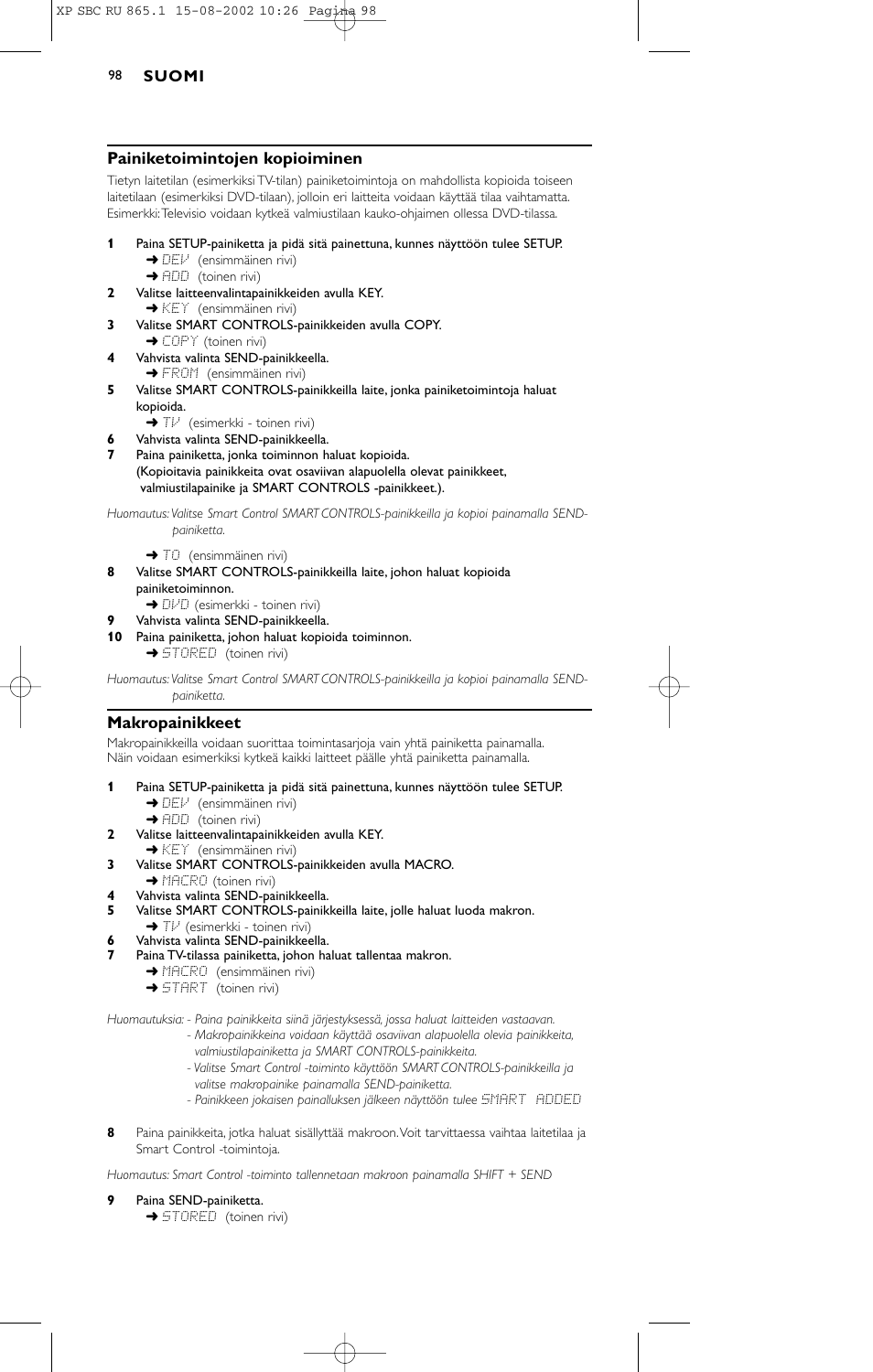## Painiketoimintojen kopioiminen

Tietyn laitetilan (esimerkiksi TV-tilan) painiketoimintoja on mahdollista kopioida toiseen laitetilaan (esimerkiksi DVD-tilaan), jolloin eri laitteita voidaan käyttää tilaa vaihtamatta. Esimerkki: Televisio voidaan kytkeä valmiustilaan kauko-ohjaimen ollessa DVD-tilassa.

**1** Paina SETUP-painiketta ja pidä sitä painettuna, kunnes näyttöön tulee SETUP.
➜ DEV (ensimmäinen rivi)
➜ ADD (toinen rivi)

**2** Valitse laitteenvalintapainikkeiden avulla KEY.
➜ KEY (ensimmäinen rivi)

**3** Valitse SMART CONTROLS-painikkeiden avulla COPY.
➜ COPY (toinen rivi)

**4** Vahvista valinta SEND-painikkeella.
➜ FROM (ensimmäinen rivi)

**5** Valitse SMART CONTROLS-painikkeilla laite, jonka painiketoimintoja haluat kopioida.
➜ TV (esimerkki - toinen rivi)

**6** Vahvista valinta SEND-painikkeella.

**7** Paina painiketta, jonka toiminnon haluat kopioida.
(Kopioitavia painikkeita ovat osaviivan alapuolella olevat painikkeet, valmiustilapainike ja SMART CONTROLS -painikkeet.).

*Huomautus: Valitse Smart Control SMART CONTROLS-painikkeilla ja kopioi painamalla SEND-painiketta.*

➜ TO (ensimmäinen rivi)

**8** Valitse SMART CONTROLS-painikkeilla laite, johon haluat kopioida painiketoiminnon.
➜ DVD (esimerkki - toinen rivi)

**9** Vahvista valinta SEND-painikkeella.

**10** Paina painiketta, johon haluat kopioida toiminnon.
➜ STORED (toinen rivi)

*Huomautus: Valitse Smart Control SMART CONTROLS-painikkeilla ja kopioi painamalla SEND-painiketta.*

## Makropainikkeet

Makropainikkeilla voidaan suorittaa toimintasarjoja vain yhtä painiketta painamalla. Näin voidaan esimerkiksi kytkeä kaikki laitteet päälle yhtä painiketta painamalla.

**1** Paina SETUP-painiketta ja pidä sitä painettuna, kunnes näyttöön tulee SETUP.
➜ DEV (ensimmäinen rivi)
➜ ADD (toinen rivi)

**2** Valitse laitteenvalintapainikkeiden avulla KEY.
➜ KEY (ensimmäinen rivi)

**3** Valitse SMART CONTROLS-painikkeiden avulla MACRO.
➜ MACRO (toinen rivi)

**4** Vahvista valinta SEND-painikkeella.

**5** Valitse SMART CONTROLS-painikkeilla laite, jolle haluat luoda makron.
➜ TV (esimerkki - toinen rivi)

**6** Vahvista valinta SEND-painikkeella.

**7** Paina TV-tilassa painiketta, johon haluat tallentaa makron.
➜ MACRO (ensimmäinen rivi)
➜ START (toinen rivi)

*Huomautuksia: - Paina painikkeita siinä järjestyksessä, jossa haluat laitteiden vastaavan.*
*- Makropainikkeina voidaan käyttää osaviivan alapuolella olevia painikkeita, valmiustilapainiketta ja SMART CONTROLS-painikkeita.*
*- Valitse Smart Control -toiminto käyttöön SMART CONTROLS-painikkeilla ja valitse makropainike painamalla SEND-painiketta.*
*- Painikkeen jokaisen painalluksen jälkeen näyttöön tulee SMART ADDED*

**8** Paina painikkeita, jotka haluat sisällyttää makroon. Voit tarvittaessa vaihtaa laitetilaa ja Smart Control -toimintoja.

*Huomautus: Smart Control -toiminto tallennetaan makroon painamalla SHIFT + SEND*

**9** Paina SEND-painiketta.
➜ STORED (toinen rivi)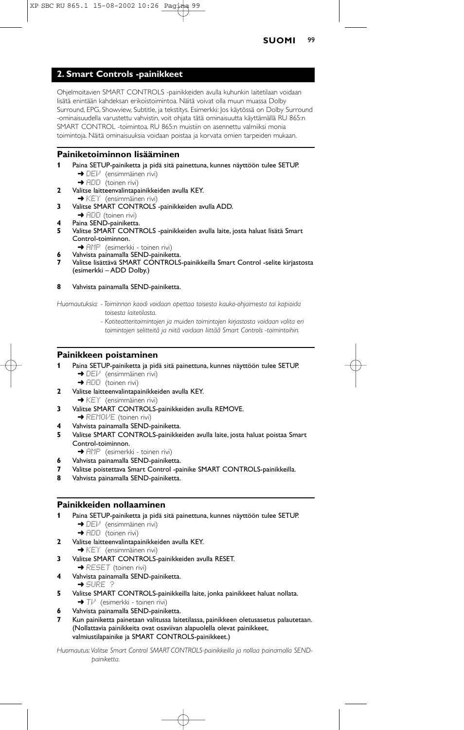## 2. Smart Controls -painikkeet

Ohjelmoitavien SMART CONTROLS -painikkeiden avulla kuhunkin laitetilaan voidaan lisätä enintään kahdeksan erikoistoimintoa. Näitä voivat olla muun muassa Dolby Surround, EPG, Showview, Subtitle, ja tekstitys. Esimerkki: Jos käytössä on Dolby Surround -ominaisuudella varustettu vahvistin, voit ohjata tätä ominaisuutta käyttämällä RU 865:n SMART CONTROL -toimintoa. RU 865:n muistiin on asennettu valmiiksi monia toimintoja. Näitä ominaisuuksia voidaan poistaa ja korvata omien tarpeiden mukaan.

### Painiketoiminnon lisääminen

**1** Paina SETUP-painiketta ja pidä sitä painettuna, kunnes näyttöön tulee SETUP.
➜ DEV (ensimmäinen rivi)
➜ ADD (toinen rivi)

**2** Valitse laitteenvalintapainikkeiden avulla KEY.
➜ KEY (ensimmäinen rivi)

**3** Valitse SMART CONTROLS -painikkeiden avulla ADD.
➜ ADD (toinen rivi)

**4** Paina SEND-painiketta.

**5** Valitse SMART CONTROLS -painikkeiden avulla laite, josta haluat lisätä Smart Control-toiminnon.
➜ AMP (esimerkki - toinen rivi)

**6** Vahvista painamalla SEND-painiketta.

**7** Valitse lisättävä SMART CONTROLS-painikkeilla Smart Control -selite kirjastosta (esimerkki – ADD Dolby.)

**8** Vahvista painamalla SEND-painiketta.

*Huomautuksia: - Toiminnon koodi voidaan opettaa toisesta kauko-ohjaimesta tai kopioida toisesta laitetilasta.*
*- Kotiteatteritoimintojen ja muiden toimintojen kirjastosta voidaan valita eri toimintojen selitteitä ja niitä voidaan liittää Smart Controls -toimintoihin.*

### Painikkeen poistaminen

**1** Paina SETUP-painiketta ja pidä sitä painettuna, kunnes näyttöön tulee SETUP.
➜ DEV (ensimmäinen rivi)
➜ ADD (toinen rivi)

**2** Valitse laitteenvalintapainikkeiden avulla KEY.
➜ KEY (ensimmäinen rivi)

**3** Valitse SMART CONTROLS-painikkeiden avulla REMOVE.
➜ REMOVE (toinen rivi)

**4** Vahvista painamalla SEND-painiketta.

**5** Valitse SMART CONTROLS-painikkeiden avulla laite, josta haluat poistaa Smart Control-toiminnon.
➜ AMP (esimerkki - toinen rivi)

**6** Vahvista painamalla SEND-painiketta.

**7** Valitse poistettava Smart Control -painike SMART CONTROLS-painikkeilla.

**8** Vahvista painamalla SEND-painiketta.

### Painikkeiden nollaaminen

**1** Paina SETUP-painiketta ja pidä sitä painettuna, kunnes näyttöön tulee SETUP.
➜ DEV (ensimmäinen rivi)
➜ ADD (toinen rivi)

**2** Valitse laitteenvalintapainikkeiden avulla KEY.
➜ KEY (ensimmäinen rivi)

**3** Valitse SMART CONTROLS-painikkeiden avulla RESET.
➜ RESET (toinen rivi)

**4** Vahvista painamalla SEND-painiketta.
➜ SURE ?

**5** Valitse SMART CONTROLS-painikkeilla laite, jonka painikkeet haluat nollata.
➜ TV (esimerkki - toinen rivi)

**6** Vahvista painamalla SEND-painiketta.

**7** Kun painiketta painetaan valitussa laitetilassa, painikkeen oletusasetus palautetaan. (Nollattavia painikkeita ovat osaviivan alapuolella olevat painikkeet, valmiustilapainike ja SMART CONTROLS-painikkeet.)

*Huomautus: Valitse Smart Control SMART CONTROLS-painikkeilla ja nollaa painamalla SEND-painiketta.*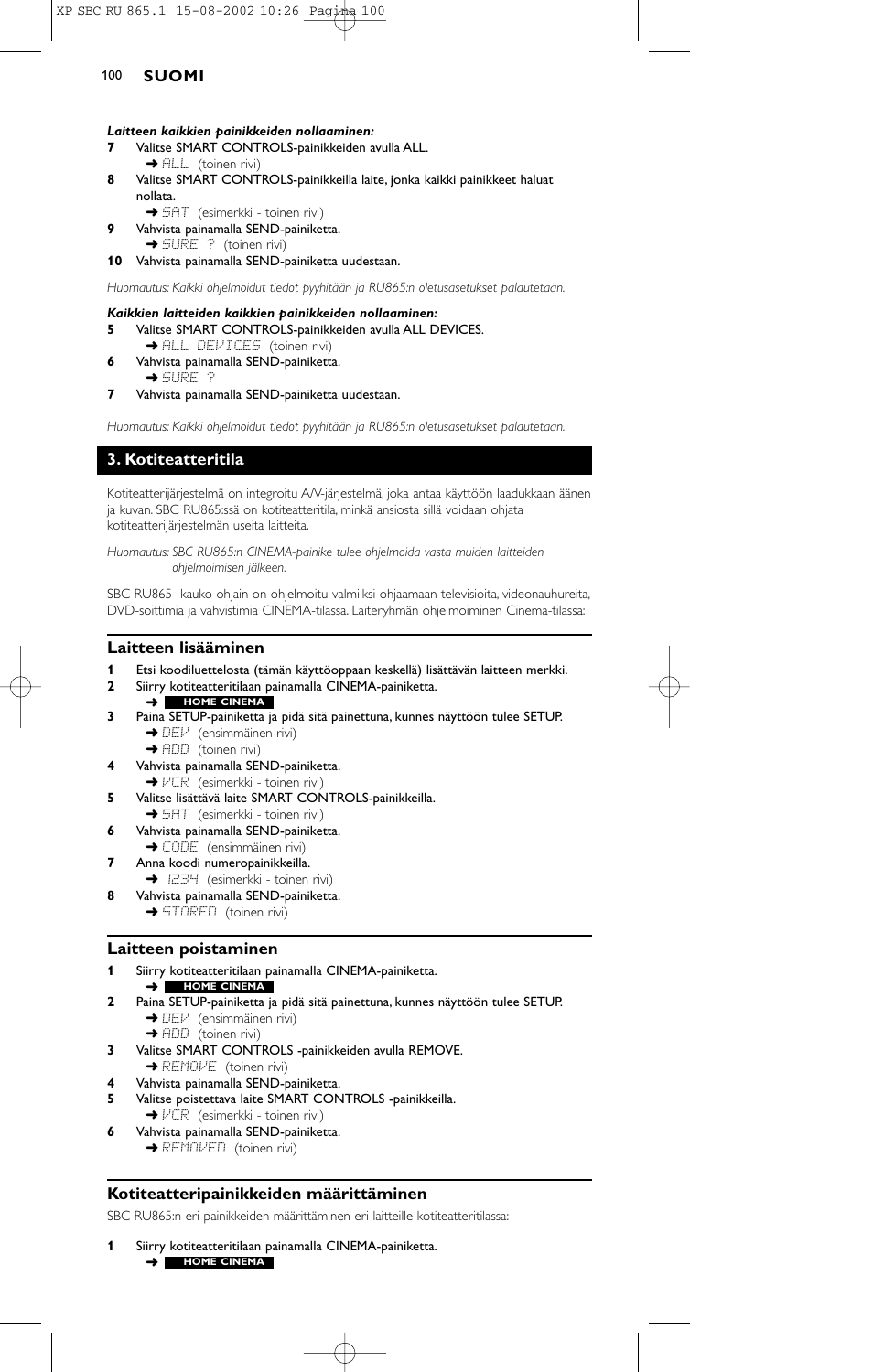***Laitteen kaikkien painikkeiden nollaaminen:***

**7** Valitse SMART CONTROLS-painikkeiden avulla ALL.
➜ ALL (toinen rivi)

**8** Valitse SMART CONTROLS-painikkeilla laite, jonka kaikki painikkeet haluat nollata.
➜ SAT (esimerkki - toinen rivi)

**9** Vahvista painamalla SEND-painiketta.
➜ SURE ? (toinen rivi)

**10** Vahvista painamalla SEND-painiketta uudestaan.

*Huomautus: Kaikki ohjelmoidut tiedot pyyhitään ja RU865:n oletusasetukset palautetaan.*

***Kaikkien laitteiden kaikkien painikkeiden nollaaminen:***

**5** Valitse SMART CONTROLS-painikkeiden avulla ALL DEVICES.
➜ ALL DEVICES (toinen rivi)

**6** Vahvista painamalla SEND-painiketta.
➜ SURE ?

**7** Vahvista painamalla SEND-painiketta uudestaan.

*Huomautus: Kaikki ohjelmoidut tiedot pyyhitään ja RU865:n oletusasetukset palautetaan.*

## 3. Kotiteatteritila

Kotiteatterijärjestelmä on integroitu A/V-järjestelmä, joka antaa käyttöön laadukkaan äänen ja kuvan. SBC RU865:ssä on kotiteatteritila, minkä ansiosta sillä voidaan ohjata kotiteatterijärjestelmän useita laitteita.

*Huomautus: SBC RU865:n CINEMA-painike tulee ohjelmoida vasta muiden laitteiden ohjelmoimisen jälkeen.*

SBC RU865 -kauko-ohjain on ohjelmoitu valmiiksi ohjaamaan televisioita, videonauhureita, DVD-soittimia ja vahvistimia CINEMA-tilassa. Laiteryhmän ohjelmoiminen Cinema-tilassa:

### Laitteen lisääminen

**1** Etsi koodiluettelosta (tämän käyttöoppaan keskellä) lisättävän laitteen merkki.

**2** Siirry kotiteatteritilaan painamalla CINEMA-painiketta.
➜ **HOME CINEMA**

**3** Paina SETUP-painiketta ja pidä sitä painettuna, kunnes näyttöön tulee SETUP.
➜ DEV (ensimmäinen rivi)
➜ ADD (toinen rivi)

**4** Vahvista painamalla SEND-painiketta.
➜ VCR (esimerkki - toinen rivi)

**5** Valitse lisättävä laite SMART CONTROLS-painikkeilla.
➜ SAT (esimerkki - toinen rivi)

**6** Vahvista painamalla SEND-painiketta.
➜ CODE (ensimmäinen rivi)

**7** Anna koodi numeropainikkeilla.
➜ 1234 (esimerkki - toinen rivi)

**8** Vahvista painamalla SEND-painiketta.
➜ STORED (toinen rivi)

### Laitteen poistaminen

**1** Siirry kotiteatteritilaan painamalla CINEMA-painiketta.
➜ **HOME CINEMA**

**2** Paina SETUP-painiketta ja pidä sitä painettuna, kunnes näyttöön tulee SETUP.
➜ DEV (ensimmäinen rivi)
➜ ADD (toinen rivi)

**3** Valitse SMART CONTROLS -painikkeiden avulla REMOVE.
➜ REMOVE (toinen rivi)

**4** Vahvista painamalla SEND-painiketta.

**5** Valitse poistettava laite SMART CONTROLS -painikkeilla.
➜ VCR (esimerkki - toinen rivi)

**6** Vahvista painamalla SEND-painiketta.
➜ REMOVED (toinen rivi)

### Kotiteatteripainikkeiden määrittäminen

SBC RU865:n eri painikkeiden määrittäminen eri laitteille kotiteatteritilassa:

**1** Siirry kotiteatteritilaan painamalla CINEMA-painiketta.
➜ **HOME CINEMA**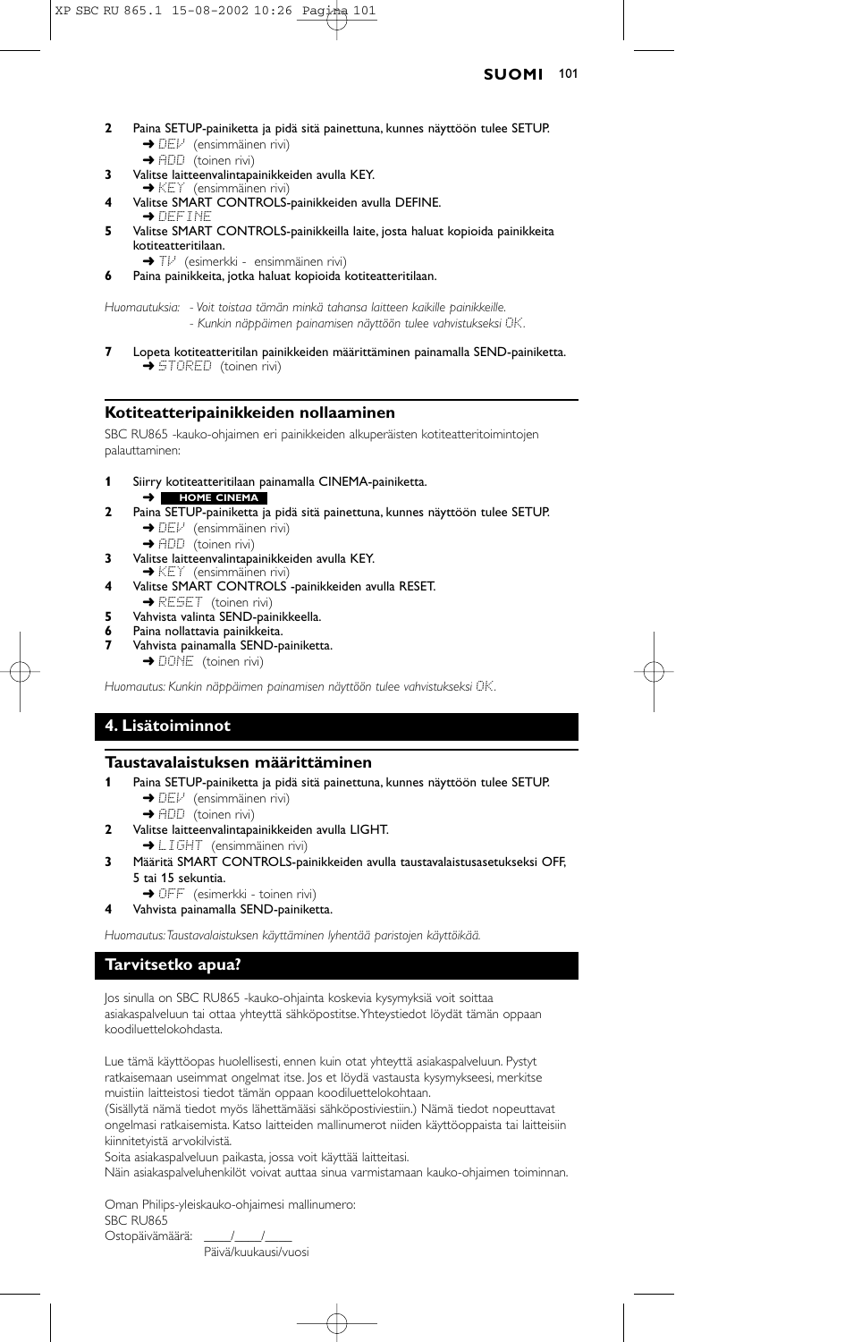**2** Paina SETUP-painiketta ja pidä sitä painettuna, kunnes näyttöön tulee SETUP.
➜ DEV (ensimmäinen rivi)
➜ ADD (toinen rivi)

**3** Valitse laitteenvalintapainikkeiden avulla KEY.
➜ KEY (ensimmäinen rivi)

**4** Valitse SMART CONTROLS-painikkeiden avulla DEFINE.
➜ DEFINE

**5** Valitse SMART CONTROLS-painikkeilla laite, josta haluat kopioida painikkeita kotiteatteritilaan.
➜ TV (esimerkki - ensimmäinen rivi)

**6** Paina painikkeita, jotka haluat kopioida kotiteatteritilaan.

*Huomautuksia: - Voit toistaa tämän minkä tahansa laitteen kaikille painikkeille.*
*- Kunkin näppäimen painamisen näyttöön tulee vahvistukseksi OK.*

**7** Lopeta kotiteatteritilan painikkeiden määrittäminen painamalla SEND-painiketta.
➜ STORED (toinen rivi)

### Kotiteatteripainikkeiden nollaaminen

SBC RU865 -kauko-ohjaimen eri painikkeiden alkuperäisten kotiteatteritoimintojen palauttaminen:

**1** Siirry kotiteatteritilaan painamalla CINEMA-painiketta.
➜ **HOME CINEMA**

**2** Paina SETUP-painiketta ja pidä sitä painettuna, kunnes näyttöön tulee SETUP.
➜ DEV (ensimmäinen rivi)
➜ ADD (toinen rivi)

**3** Valitse laitteenvalintapainikkeiden avulla KEY.
➜ KEY (ensimmäinen rivi)

**4** Valitse SMART CONTROLS -painikkeiden avulla RESET.
➜ RESET (toinen rivi)

**5** Vahvista valinta SEND-painikkeella.

**6** Paina nollattavia painikkeita.

**7** Vahvista painamalla SEND-painiketta.
➜ DONE (toinen rivi)

*Huomautus: Kunkin näppäimen painamisen näyttöön tulee vahvistukseksi OK.*

## 4. Lisätoiminnot

### Taustavalaistuksen määrittäminen

**1** Paina SETUP-painiketta ja pidä sitä painettuna, kunnes näyttöön tulee SETUP.
➜ DEV (ensimmäinen rivi)
➜ ADD (toinen rivi)

**2** Valitse laitteenvalintapainikkeiden avulla LIGHT.
➜ LIGHT (ensimmäinen rivi)

**3** Määritä SMART CONTROLS-painikkeiden avulla taustavalaistusasetukseksi OFF, 5 tai 15 sekuntia.
➜ OFF (esimerkki - toinen rivi)

**4** Vahvista painamalla SEND-painiketta.

*Huomautus: Taustavalaistuksen käyttäminen lyhentää paristojen käyttöikää.*

## Tarvitsetko apua?

Jos sinulla on SBC RU865 -kauko-ohjainta koskevia kysymyksiä voit soittaa asiakaspalveluun tai ottaa yhteyttä sähköpostitse. Yhteystiedot löydät tämän oppaan koodiluettelokohdasta.

Lue tämä käyttöopas huolellisesti, ennen kuin otat yhteyttä asiakaspalveluun. Pystyt ratkaisemaan useimmat ongelmat itse. Jos et löydä vastausta kysymykseesi, merkitse muistiin laitteistosi tiedot tämän oppaan koodiluettelokohtaan.
(Sisällytä nämä tiedot myös lähettämääsi sähköpostiviestiin.) Nämä tiedot nopeuttavat ongelmasi ratkaisemista. Katso laitteiden mallinumerot niiden käyttöoppaista tai laitteisiin kiinnitetyistä arvokilvistä.
Soita asiakaspalveluun paikasta, jossa voit käyttää laitteitasi.
Näin asiakaspalveluhenkilöt voivat auttaa sinua varmistamaan kauko-ohjaimen toiminnan.

Oman Philips-yleiskauko-ohjaimesi mallinumero:
SBC RU865
Ostopäivämäärä: ____/____/____
Päivä/kuukausi/vuosi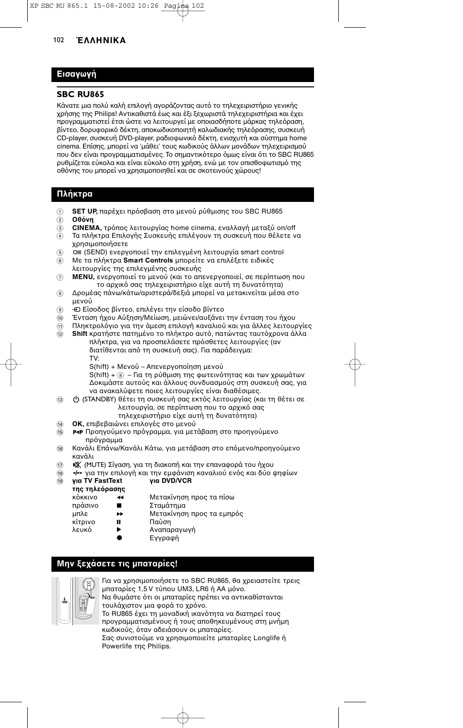## Εισαγωγή

### SBC RU865

Κάνατε μια πολύ καλή επιλογή αγοράζοντας αυτό το τηλεχειριστήριο γενικής χρήσης της Philips! Αντικαθιστά έως και έξι ξεχωριστά τηλεχειριστήρια και έχει προγραμματιστεί έτσι ώστε να λειτουργεί με οποιασδήποτε μάρκας τηλεόραση, βίντεο, δορυφορικό δέκτη, αποκωδικοποιητή καλωδιακής τηλεόρασης, συσκευή CD-player, συσκευή DVD-player, ραδιοφωνικό δέκτη, ενισχυτή και σύστημα home cinema. Επίσης, μπορεί να 'μάθει' τους κωδικούς άλλων μονάδων τηλεχειρισμού που δεν είναι προγραμματισμένες. Το σημαντικότερο όμως είναι ότι το SBC RU865 ρυθμίζεται εύκολα και είναι εύκολο στη χρήση, ενώ με τον οπισθοφωτισμό της οθόνης του μπορεί να χρησιμοποιηθεί και σε σκοτεινούς χώρους!

## Πλήκτρα

1. **SET UP,** παρέχει πρόσβαση στο μενού ρύθμισης του SBC RU865
2. **Οθόνη**
3. **CINEMA,** τρόπος λειτουργίας home cinema, εναλλαγή μεταξύ on/off
4. Τα πλήκτρα Επιλογής Συσκευής επιλέγουν τη συσκευή που θέλετε να χρησιμοποιήσετε
5. (SEND) ενεργοποιεί την επιλεγμένη λειτουργία smart control
6. Με τα πλήκτρα **Smart Controls** μπορείτε να επιλέξετε ειδικές λειτουργίες της επιλεγμένης συσκευής
7. **MENU,** ενεργοποιεί το μενού (και το απενεργοποιεί, σε περίπτωση που το αρχικό σας τηλεχειριστήριο είχε αυτή τη δυνατότητα)
8. Δρομέας πάνω/κάτω/αριστερά/δεξιά μπορεί να μετακινείται μέσα στο μενού
9. Είσοδος βίντεο, επιλέγει την είσοδο βίντεο
10. Ένταση ήχου Αύξηση/Μείωση, μειώνει/αυξάνει την ένταση του ήχου
11. Πληκτρολόγιο για την άμεση επιλογή καναλιού και για άλλες λειτουργίες
12. **Shift** κρατήστε πατημένο το πλήκτρο αυτό, πατώντας ταυτόχρονα άλλα πλήκτρα, για να προσπελάσετε πρόσθετες λειτουργίες (αν διατίθενται από τη συσκευή σας). Για παράδειγμα:
    TV:
    S(hift) + Μενού – Απενεργοποίηση μενού
    S(hift) + ⑧ – Για τη ρύθμιση της φωτεινότητας και των χρωμάτων
    Δοκιμάστε αυτούς και άλλους συνδυασμούς στη συσκευή σας, για να ανακαλύψετε ποιες λειτουργίες είναι διαθέσιμες.
13. ⏻ (STANDBY) θέτει τη συσκευή σας εκτός λειτουργίας (και τη θέτει σε λειτουργία, σε περίπτωση που το αρχικό σας τηλεχειριστήριο είχε αυτή τη δυνατότητα)
14. **OK,** επιβεβαιώνει επιλογές στο μενού
15. P◄P Προηγούμενο πρόγραμμα, για μετάβαση στο προηγούμενο πρόγραμμα
16. Κανάλι Επάνω/Κανάλι Κάτω, για μετάβαση στο επόμενο/προηγούμενο κανάλι
17. (MUTE) Σίγαση, για τη διακοπή και την επαναφορά του ήχου
18. -/-- για την επιλογή και την εμφάνιση καναλιού ενός και δύο ψηφίων
19. 

| **για TV FastText της τηλεόρασης** | | **για DVD/VCR** |
|---|---|---|
| κόκκινο | ◄◄ | Μετακίνηση προς τα πίσω |
| πράσινο | ■ | Σταμάτημα |
| μπλε | ►► | Μετακίνηση προς τα εμπρός |
| κίτρινο | ❚❚ | Παύση |
| λευκό | ► | Αναπαραγωγή |
| | ● | Εγγραφή |

## Μην ξεχάσετε τις μπαταρίες!

Για να χρησιμοποιήσετε το SBC RU865, θα χρειαστείτε τρεις μπαταρίες 1,5 V τύπου UM3, LR6 ή AA μόνο.
Να θυμάστε ότι οι μπαταρίες πρέπει να αντικαθίστανται τουλάχιστον μια φορά το χρόνο.
Το RU865 έχει τη μοναδική ικανότητα να διατηρεί τους προγραμματισμένους ή τους αποθηκευμένους στη μνήμη κωδικούς, όταν αδειάσουν οι μπαταρίες.
Σας συνιστούμε να χρησιμοποιείτε μπαταρίες Longlife ή Powerlife της Philips.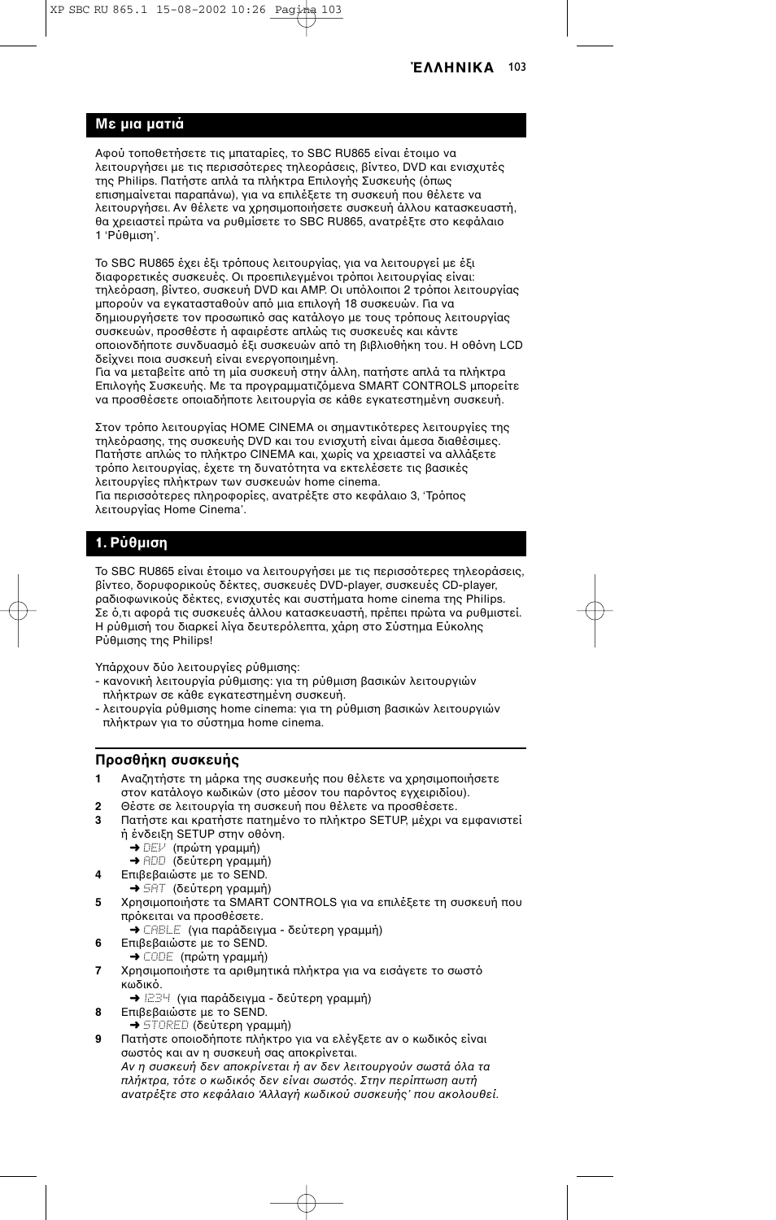## Με μια ματιά

Αφού τοποθετήσετε τις μπαταρίες, το SBC RU865 είναι έτοιμο να λειτουργήσει με τις περισσότερες τηλεοράσεις, βίντεο, DVD και ενισχυτές της Philips. Πατήστε απλά τα πλήκτρα Επιλογής Συσκευής (όπως επισημαίνεται παραπάνω), για να επιλέξετε τη συσκευή που θέλετε να λειτουργήσει. Αν θέλετε να χρησιμοποιήσετε συσκευή άλλου κατασκευαστή, θα χρειαστεί πρώτα να ρυθμίσετε το SBC RU865, ανατρέξτε στο κεφάλαιο 1 'Ρύθμιση'.

Το SBC RU865 έχει έξι τρόπους λειτουργίας, για να λειτουργεί με έξι διαφορετικές συσκευές. Οι προεπιλεγμένοι τρόποι λειτουργίας είναι: τηλεόραση, βίντεο, συσκευή DVD και AMP. Οι υπόλοιποι 2 τρόποι λειτουργίας μπορούν να εγκατασταθούν από μια επιλογή 18 συσκευών. Για να δημιουργήσετε τον προσωπικό σας κατάλογο με τους τρόπους λειτουργίας συσκευών, προσθέστε ή αφαιρέστε απλώς τις συσκευές και κάντε οποιονδήποτε συνδυασμό έξι συσκευών από τη βιβλιοθήκη του. Η οθόνη LCD δείχνει ποια συσκευή είναι ενεργοποιημένη.
Για να μεταβείτε από τη μία συσκευή στην άλλη, πατήστε απλά τα πλήκτρα Επιλογής Συσκευής. Με τα προγραμματιζόμενα SMART CONTROLS μπορείτε να προσθέσετε οποιαδήποτε λειτουργία σε κάθε εγκατεστημένη συσκευή.

Στον τρόπο λειτουργίας HOME CINEMA οι σημαντικότερες λειτουργίες της τηλεόρασης, της συσκευής DVD και του ενισχυτή είναι άμεσα διαθέσιμες. Πατήστε απλώς το πλήκτρο CINEMA και, χωρίς να χρειαστεί να αλλάξετε τρόπο λειτουργίας, έχετε τη δυνατότητα να εκτελέσετε τις βασικές λειτουργίες πλήκτρων των συσκευών home cinema.
Για περισσότερες πληροφορίες, ανατρέξτε στο κεφάλαιο 3, 'Τρόπος λειτουργίας Home Cinema'.

## 1. Ρύθμιση

Το SBC RU865 είναι έτοιμο να λειτουργήσει με τις περισσότερες τηλεοράσεις, βίντεο, δορυφορικούς δέκτες, συσκευές DVD-player, συσκευές CD-player, ραδιοφωνικούς δέκτες, ενισχυτές και συστήματα home cinema της Philips. Σε ό,τι αφορά τις συσκευές άλλου κατασκευαστή, πρέπει πρώτα να ρυθμιστεί. Η ρύθμισή του διαρκεί λίγα δευτερόλεπτα, χάρη στο Σύστημα Εύκολης Ρύθμισης της Philips!

Υπάρχουν δύο λειτουργίες ρύθμισης:
- κανονική λειτουργία ρύθμισης: για τη ρύθμιση βασικών λειτουργιών πλήκτρων σε κάθε εγκατεστημένη συσκευή.
- λειτουργία ρύθμισης home cinema: για τη ρύθμιση βασικών λειτουργιών πλήκτρων για το σύστημα home cinema.

### Προσθήκη συσκευής

1. Αναζητήστε τη μάρκα της συσκευής που θέλετε να χρησιμοποιήσετε στον κατάλογο κωδικών (στο μέσον του παρόντος εγχειριδίου).
2. Θέστε σε λειτουργία τη συσκευή που θέλετε να προσθέσετε.
3. Πατήστε και κρατήστε πατημένο το πλήκτρο SETUP, μέχρι να εμφανιστεί ή ένδειξη SETUP στην οθόνη.
   ➜ DEV (πρώτη γραμμή)
   ➜ ADD (δεύτερη γραμμή)
4. Επιβεβαιώστε με το SEND.
   ➜ SAT (δεύτερη γραμμή)
5. Χρησιμοποιήστε τα SMART CONTROLS για να επιλέξετε τη συσκευή που πρόκειται να προσθέσετε.
   ➜ CABLE (για παράδειγμα - δεύτερη γραμμή)
6. Επιβεβαιώστε με το SEND.
   ➜ CODE (πρώτη γραμμή)
7. Χρησιμοποιήστε τα αριθμητικά πλήκτρα για να εισάγετε το σωστό κωδικό.
   ➜ 1234 (για παράδειγμα - δεύτερη γραμμή)
8. Επιβεβαιώστε με το SEND.
   ➜ STORED (δεύτερη γραμμή)
9. Πατήστε οποιοδήποτε πλήκτρο για να ελέγξετε αν ο κωδικός είναι σωστός και αν η συσκευή σας αποκρίνεται.
   *Αν η συσκευή δεν αποκρίνεται ή αν δεν λειτουργούν σωστά όλα τα πλήκτρα, τότε ο κωδικός δεν είναι σωστός. Στην περίπτωση αυτή ανατρέξτε στο κεφάλαιο 'Αλλαγή κωδικού συσκευής' που ακολουθεί.*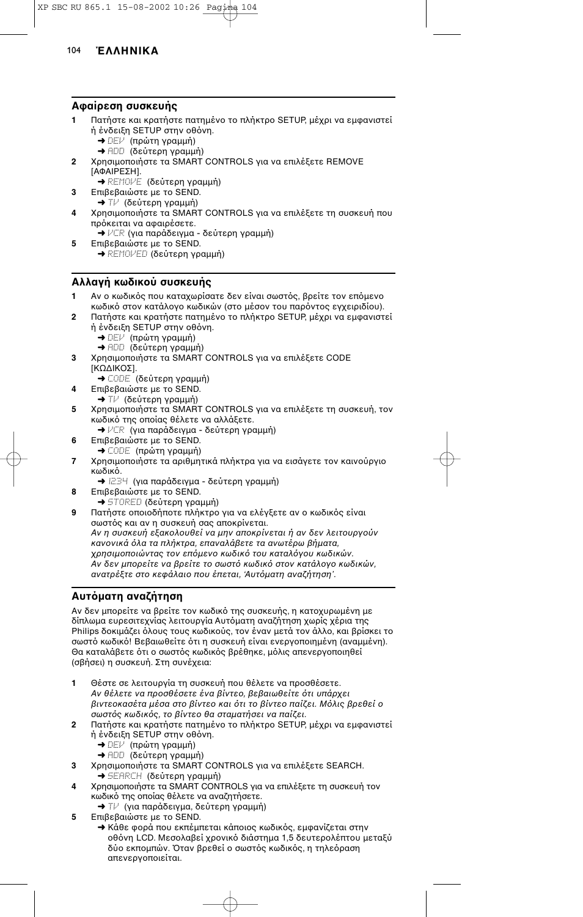## Αφαίρεση συσκευής

1 Πατήστε και κρατήστε πατημένο το πλήκτρο SETUP, μέχρι να εμφανιστεί ή ένδειξη SETUP στην οθόνη.
   ➜ DEV (πρώτη γραμμή)
   ➜ ADD (δεύτερη γραμμή)
2 Χρησιμοποιήστε τα SMART CONTROLS για να επιλέξετε REMOVE [ΑΦΑΙΡΕΣΗ].
   ➜ REMOVE (δεύτερη γραμμή)
3 Επιβεβαιώστε με το SEND.
   ➜ TV (δεύτερη γραμμή)
4 Χρησιμοποιήστε τα SMART CONTROLS για να επιλέξετε τη συσκευή που πρόκειται να αφαιρέσετε.
   ➜ VCR (για παράδειγμα - δεύτερη γραμμή)
5 Επιβεβαιώστε με το SEND.
   ➜ REMOVED (δεύτερη γραμμή)

## Αλλαγή κωδικού συσκευής

1 Αν ο κωδικός που καταχωρίσατε δεν είναι σωστός, βρείτε τον επόμενο κωδικό στον κατάλογο κωδικών (στο μέσον του παρόντος εγχειριδίου).
2 Πατήστε και κρατήστε πατημένο το πλήκτρο SETUP, μέχρι να εμφανιστεί ή ένδειξη SETUP στην οθόνη.
   ➜ DEV (πρώτη γραμμή)
   ➜ ADD (δεύτερη γραμμή)
3 Χρησιμοποιήστε τα SMART CONTROLS για να επιλέξετε CODE [ΚΩΔΙΚΟΣ].
   ➜ CODE (δεύτερη γραμμή)
4 Επιβεβαιώστε με το SEND.
   ➜ TV (δεύτερη γραμμή)
5 Χρησιμοποιήστε τα SMART CONTROLS για να επιλέξετε τη συσκευή, τον κωδικό της οποίας θέλετε να αλλάξετε.
   ➜ VCR (για παράδειγμα - δεύτερη γραμμή)
6 Επιβεβαιώστε με το SEND.
   ➜ CODE (πρώτη γραμμή)
7 Χρησιμοποιήστε τα αριθμητικά πλήκτρα για να εισάγετε τον καινούργιο κωδικό.
   ➜ 1234 (για παράδειγμα - δεύτερη γραμμή)
8 Επιβεβαιώστε με το SEND.
   ➜ STORED (δεύτερη γραμμή)
9 Πατήστε οποιοδήποτε πλήκτρο για να ελέγξετε αν ο κωδικός είναι σωστός και αν η συσκευή σας αποκρίνεται.
   *Αν η συσκευή εξακολουθεί να μην αποκρίνεται ή αν δεν λειτουργούν κανονικά όλα τα πλήκτρα, επαναλάβετε τα ανωτέρω βήματα, χρησιμοποιώντας τον επόμενο κωδικό του καταλόγου κωδικών.*
   *Αν δεν μπορείτε να βρείτε το σωστό κωδικό στον κατάλογο κωδικών, ανατρέξτε στο κεφάλαιο που έπεται, 'Αυτόματη αναζήτηση'.*

## Αυτόματη αναζήτηση

Αν δεν μπορείτε να βρείτε τον κωδικό της συσκευής, η κατοχυρωμένη με δίπλωμα ευρεσιτεχνίας λειτουργία Αυτόματη αναζήτηση χωρίς χέρια της Philips δοκιμάζει όλους τους κωδικούς, τον έναν μετά τον άλλο, και βρίσκει το σωστό κωδικό! Βεβαιωθείτε ότι η συσκευή είναι ενεργοποιημένη (αναμμένη). Θα καταλάβετε ότι ο σωστός κωδικός βρέθηκε, μόλις απενεργοποιηθεί (σβήσει) η συσκευή. Στη συνέχεια:

1 Θέστε σε λειτουργία τη συσκευή που θέλετε να προσθέσετε.
   *Αν θέλετε να προσθέσετε ένα βίντεο, βεβαιωθείτε ότι υπάρχει βιντεοκασέτα μέσα στο βίντεο και ότι το βίντεο παίζει. Μόλις βρεθεί ο σωστός κωδικός, το βίντεο θα σταματήσει να παίζει.*
2 Πατήστε και κρατήστε πατημένο το πλήκτρο SETUP, μέχρι να εμφανιστεί ή ένδειξη SETUP στην οθόνη.
   ➜ DEV (πρώτη γραμμή)
   ➜ ADD (δεύτερη γραμμή)
3 Χρησιμοποιήστε τα SMART CONTROLS για να επιλέξετε SEARCH.
   ➜ SEARCH (δεύτερη γραμμή)
4 Χρησιμοποιήστε τα SMART CONTROLS για να επιλέξετε τη συσκευή τον κωδικό της οποίας θέλετε να αναζητήσετε.
   ➜ TV (για παράδειγμα, δεύτερη γραμμή)
5 Επιβεβαιώστε με το SEND.
   ➜ Κάθε φορά που εκπέμπεται κάποιος κωδικός, εμφανίζεται στην οθόνη LCD. Μεσολαβεί χρονικό διάστημα 1,5 δευτερολέπτου μεταξύ δύο εκπομπών. Όταν βρεθεί ο σωστός κωδικός, η τηλεόραση απενεργοποιείται.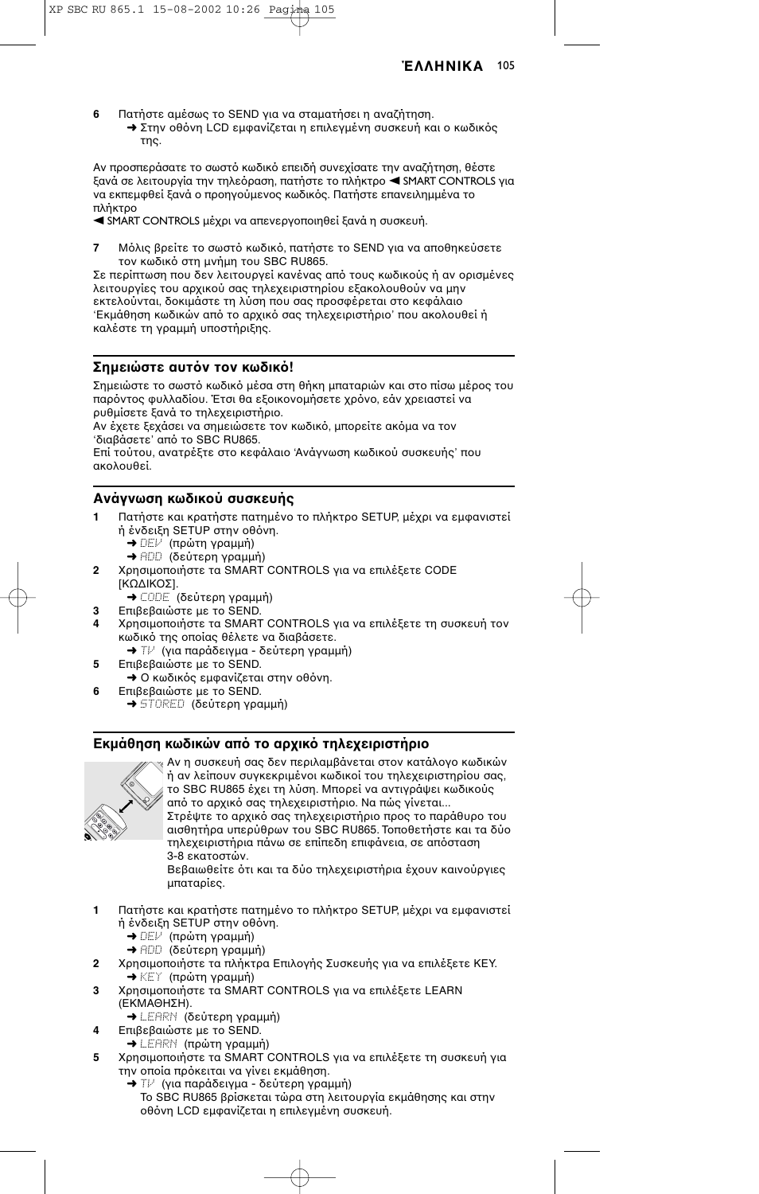**6** Πατήστε αμέσως το SEND για να σταματήσει η αναζήτηση.
➜ Στην οθόνη LCD εμφανίζεται η επιλεγμένη συσκευή και ο κωδικός της.

Αν προσπεράσατε το σωστό κωδικό επειδή συνεχίσατε την αναζήτηση, θέστε ξανά σε λειτουργία την τηλεόραση, πατήστε το πλήκτρο ◀ SMART CONTROLS για να εκπεμφθεί ξανά ο προηγούμενος κωδικός. Πατήστε επανειλημμένα το πλήκτρο
◀ SMART CONTROLS μέχρι να απενεργοποιηθεί ξανά η συσκευή.

**7** Μόλις βρείτε το σωστό κωδικό, πατήστε το SEND για να αποθηκεύσετε τον κωδικό στη μνήμη του SBC RU865.

Σε περίπτωση που δεν λειτουργεί κανένας από τους κωδικούς ή αν ορισμένες λειτουργίες του αρχικού σας τηλεχειριστηρίου εξακολουθούν να μην εκτελούνται, δοκιμάστε τη λύση που σας προσφέρεται στο κεφάλαιο 'Εκμάθηση κωδικών από το αρχικό σας τηλεχειριστήριο' που ακολουθεί ή καλέστε τη γραμμή υποστήριξης.

## Σημειώστε αυτόν τον κωδικό!

Σημειώστε το σωστό κωδικό μέσα στη θήκη μπαταριών και στο πίσω μέρος του παρόντος φυλλαδίου. Έτσι θα εξοικονομήσετε χρόνο, εάν χρειαστεί να ρυθμίσετε ξανά το τηλεχειριστήριο.
Αν έχετε ξεχάσει να σημειώσετε τον κωδικό, μπορείτε ακόμα να τον 'διαβάσετε' από το SBC RU865.
Επί τούτου, ανατρέξτε στο κεφάλαιο 'Ανάγνωση κωδικού συσκευής' που ακολουθεί.

## Ανάγνωση κωδικού συσκευής

**1** Πατήστε και κρατήστε πατημένο το πλήκτρο SETUP, μέχρι να εμφανιστεί ή ένδειξη SETUP στην οθόνη.
➜ DEV (πρώτη γραμμή)
➜ ADD (δεύτερη γραμμή)

**2** Χρησιμοποιήστε τα SMART CONTROLS για να επιλέξετε CODE [ΚΩΔΙΚΟΣ].
➜ CODE (δεύτερη γραμμή)

**3** Επιβεβαιώστε με το SEND.

**4** Χρησιμοποιήστε τα SMART CONTROLS για να επιλέξετε τη συσκευή τον κωδικό της οποίας θέλετε να διαβάσετε.
➜ TV (για παράδειγμα - δεύτερη γραμμή)

**5** Επιβεβαιώστε με το SEND.
➜ Ο κωδικός εμφανίζεται στην οθόνη.

**6** Επιβεβαιώστε με το SEND.
➜ STORED (δεύτερη γραμμή)

## Εκμάθηση κωδικών από το αρχικό τηλεχειριστήριο

Αν η συσκευή σας δεν περιλαμβάνεται στον κατάλογο κωδικών ή αν λείπουν συγκεκριμένοι κωδικοί του τηλεχειριστηρίου σας, το SBC RU865 έχει τη λύση. Μπορεί να αντιγράψει κωδικούς από το αρχικό σας τηλεχειριστήριο. Να πώς γίνεται...
Στρέψτε το αρχικό σας τηλεχειριστήριο προς το παράθυρο του αισθητήρα υπερύθρων του SBC RU865. Τοποθετήστε και τα δύο τηλεχειριστήρια πάνω σε επίπεδη επιφάνεια, σε απόσταση 3-8 εκατοστών.
Βεβαιωθείτε ότι και τα δύο τηλεχειριστήρια έχουν καινούργιες μπαταρίες.

**1** Πατήστε και κρατήστε πατημένο το πλήκτρο SETUP, μέχρι να εμφανιστεί ή ένδειξη SETUP στην οθόνη.
➜ DEV (πρώτη γραμμή)
➜ ADD (δεύτερη γραμμή)

**2** Χρησιμοποιήστε τα πλήκτρα Επιλογής Συσκευής για να επιλέξετε KEY.
➜ KEY (πρώτη γραμμή)

**3** Χρησιμοποιήστε τα SMART CONTROLS για να επιλέξετε LEARN (ΕΚΜΑΘΗΣΗ).
➜ LEARN (δεύτερη γραμμή)

**4** Επιβεβαιώστε με το SEND.
➜ LEARN (πρώτη γραμμή)

**5** Χρησιμοποιήστε τα SMART CONTROLS για να επιλέξετε τη συσκευή για την οποία πρόκειται να γίνει εκμάθηση.
➜ TV (για παράδειγμα - δεύτερη γραμμή)
Το SBC RU865 βρίσκεται τώρα στη λειτουργία εκμάθησης και στην οθόνη LCD εμφανίζεται η επιλεγμένη συσκευή.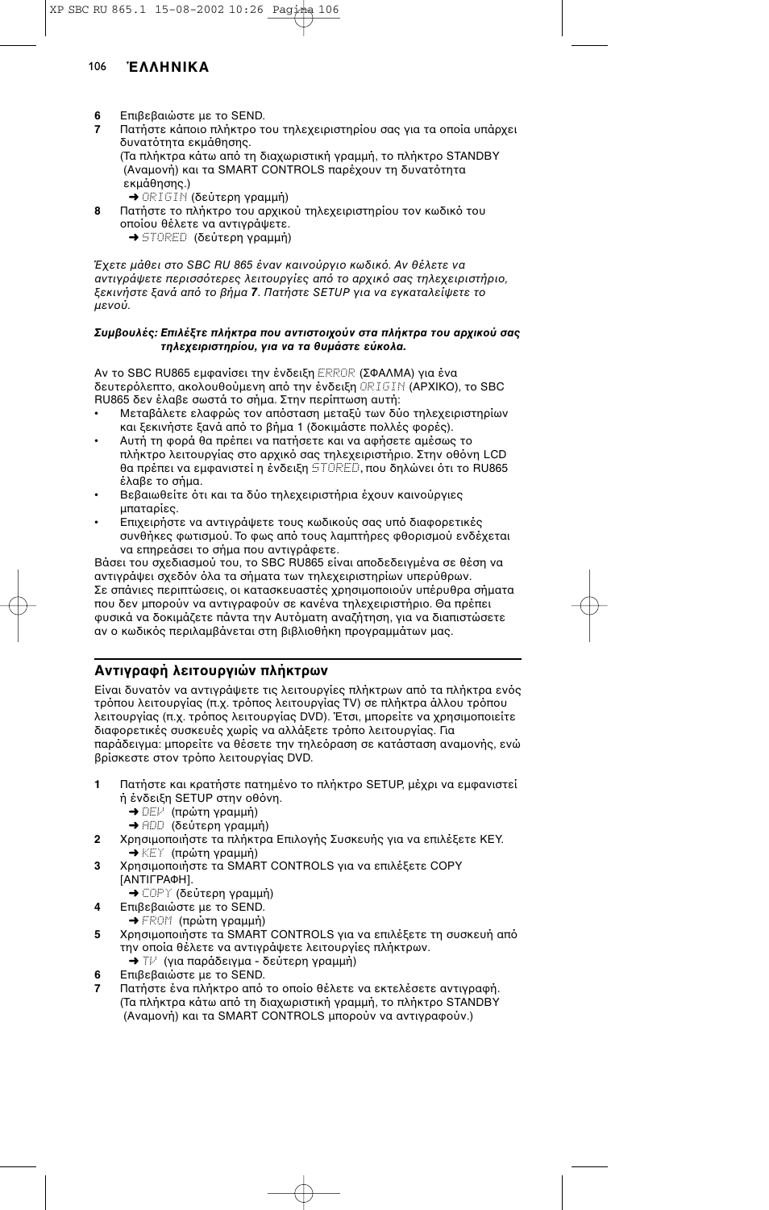**6** Επιβεβαιώστε με το SEND.

**7** Πατήστε κάποιο πλήκτρο του τηλεχειριστηρίου σας για τα οποία υπάρχει δυνατότητα εκμάθησης.
(Τα πλήκτρα κάτω από τη διαχωριστική γραμμή, το πλήκτρο STANDBY (Αναμονή) και τα SMART CONTROLS παρέχουν τη δυνατότητα εκμάθησης.)
➜ ORIGIN (δεύτερη γραμμή)

**8** Πατήστε το πλήκτρο του αρχικού τηλεχειριστηρίου τον κωδικό του οποίου θέλετε να αντιγράψετε.
➜ STORED (δεύτερη γραμμή)

*Έχετε μάθει στο SBC RU 865 έναν καινούργιο κωδικό. Αν θέλετε να αντιγράψετε περισσότερες λειτουργίες από το αρχικό σας τηλεχειριστήριο, ξεκινήστε ξανά από το βήμα **7**. Πατήστε SETUP για να εγκαταλείψετε το μενού.*

***Συμβουλές: Επιλέξτε πλήκτρα που αντιστοιχούν στα πλήκτρα του αρχικού σας τηλεχειριστηρίου, για να τα θυμάστε εύκολα.***

Αν το SBC RU865 εμφανίσει την ένδειξη ERROR (ΣΦΑΛΜΑ) για ένα δευτερόλεπτο, ακολουθούμενη από την ένδειξη ORIGIN (ΑΡΧΙΚΟ), το SBC RU865 δεν έλαβε σωστά το σήμα. Στην περίπτωση αυτή:

- Μεταβάλετε ελαφρώς τον απόσταση μεταξύ των δύο τηλεχειριστηρίων και ξεκινήστε ξανά από το βήμα 1 (δοκιμάστε πολλές φορές).
- Αυτή τη φορά θα πρέπει να πατήσετε και να αφήσετε αμέσως το πλήκτρο λειτουργίας στο αρχικό σας τηλεχειριστήριο. Στην οθόνη LCD θα πρέπει να εμφανιστεί η ένδειξη STORED, που δηλώνει ότι το RU865 έλαβε το σήμα.
- Βεβαιωθείτε ότι και τα δύο τηλεχειριστήρια έχουν καινούργιες μπαταρίες.
- Επιχειρήστε να αντιγράψετε τους κωδικούς σας υπό διαφορετικές συνθήκες φωτισμού. Το φως από τους λαμπτήρες φθορισμού ενδέχεται να επηρεάσει το σήμα που αντιγράφετε.

Βάσει του σχεδιασμού του, το SBC RU865 είναι αποδεδειγμένα σε θέση να αντιγράψει σχεδόν όλα τα σήματα των τηλεχειριστηρίων υπερύθρων. Σε σπάνιες περιπτώσεις, οι κατασκευαστές χρησιμοποιούν υπέρυθρα σήματα που δεν μπορούν να αντιγραφούν σε κανένα τηλεχειριστήριο. Θα πρέπει φυσικά να δοκιμάζετε πάντα την Αυτόματη αναζήτηση, για να διαπιστώσετε αν ο κωδικός περιλαμβάνεται στη βιβλιοθήκη προγραμμάτων μας.

## Αντιγραφή λειτουργιών πλήκτρων

Είναι δυνατόν να αντιγράψετε τις λειτουργίες πλήκτρων από τα πλήκτρα ενός τρόπου λειτουργίας (π.χ. τρόπος λειτουργίας TV) σε πλήκτρα άλλου τρόπου λειτουργίας (π.χ. τρόπος λειτουργίας DVD). Έτσι, μπορείτε να χρησιμοποιείτε διαφορετικές συσκευές χωρίς να αλλάξετε τρόπο λειτουργίας. Για παράδειγμα: μπορείτε να θέσετε την τηλεόραση σε κατάσταση αναμονής, ενώ βρίσκεστε στον τρόπο λειτουργίας DVD.

**1** Πατήστε και κρατήστε πατημένο το πλήκτρο SETUP, μέχρι να εμφανιστεί ή ένδειξη SETUP στην οθόνη.
➜ DEV (πρώτη γραμμή)
➜ ADD (δεύτερη γραμμή)

**2** Χρησιμοποιήστε τα πλήκτρα Επιλογής Συσκευής για να επιλέξετε KEY.
➜ KEY (πρώτη γραμμή)

**3** Χρησιμοποιήστε τα SMART CONTROLS για να επιλέξετε COPY [ΑΝΤΙΓΡΑΦΗ].
➜ COPY (δεύτερη γραμμή)

**4** Επιβεβαιώστε με το SEND.
➜ FROM (πρώτη γραμμή)

**5** Χρησιμοποιήστε τα SMART CONTROLS για να επιλέξετε τη συσκευή από την οποία θέλετε να αντιγράψετε λειτουργίες πλήκτρων.
➜ TV (για παράδειγμα - δεύτερη γραμμή)

**6** Επιβεβαιώστε με το SEND.

**7** Πατήστε ένα πλήκτρο από το οποίο θέλετε να εκτελέσετε αντιγραφή.
(Τα πλήκτρα κάτω από τη διαχωριστική γραμμή, το πλήκτρο STANDBY (Αναμονή) και τα SMART CONTROLS μπορούν να αντιγραφούν.)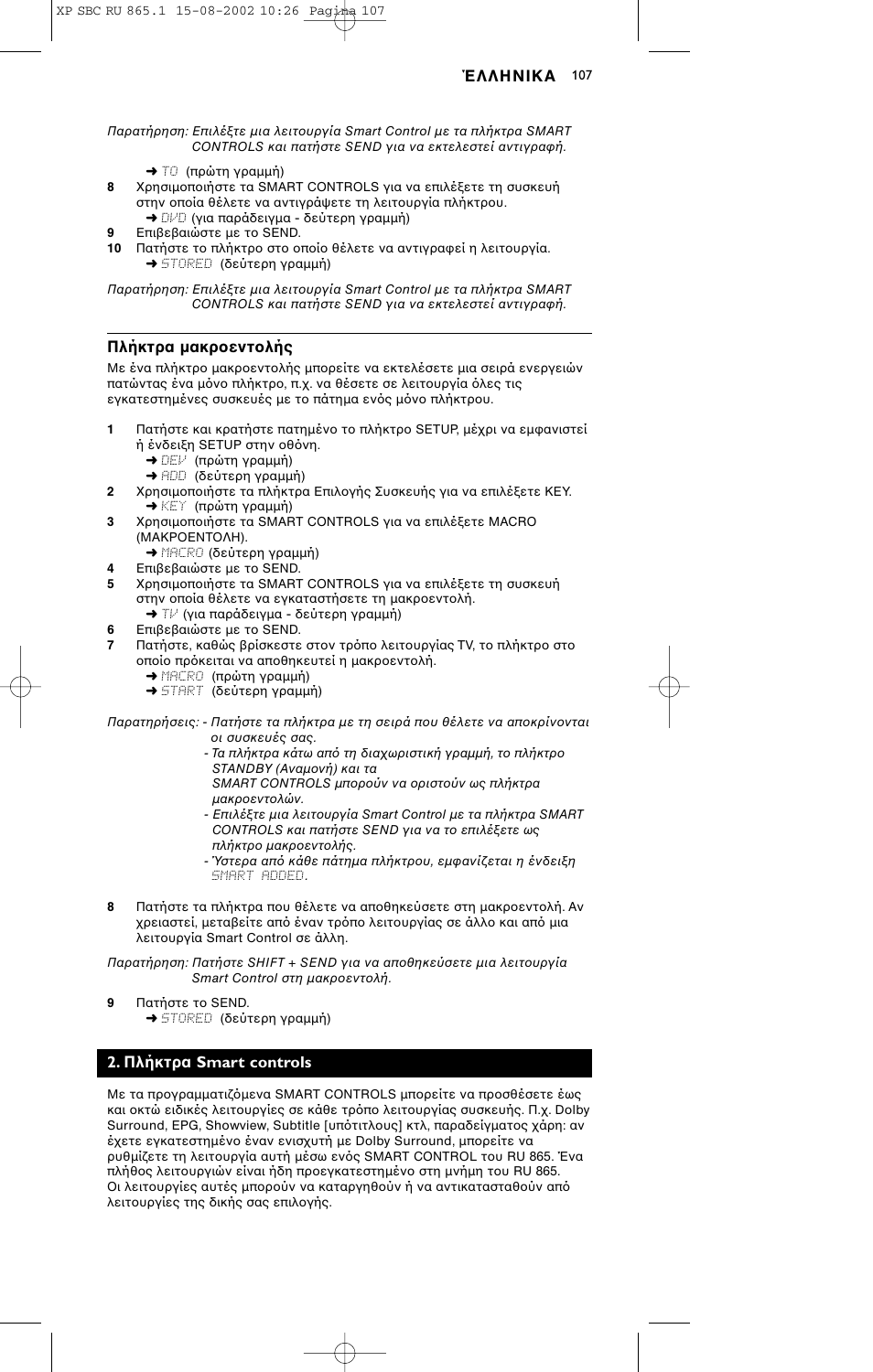*Παρατήρηση: Επιλέξτε μια λειτουργία Smart Control με τα πλήκτρα SMART CONTROLS και πατήστε SEND για να εκτελεστεί αντιγραφή.*

➜ TO (πρώτη γραμμή)

**8** Χρησιμοποιήστε τα SMART CONTROLS για να επιλέξετε τη συσκευή στην οποία θέλετε να αντιγράψετε τη λειτουργία πλήκτρου.
➜ DVD (για παράδειγμα - δεύτερη γραμμή)

**9** Επιβεβαιώστε με το SEND.

**10** Πατήστε το πλήκτρο στο οποίο θέλετε να αντιγραφεί η λειτουργία.
➜ STORED (δεύτερη γραμμή)

*Παρατήρηση: Επιλέξτε μια λειτουργία Smart Control με τα πλήκτρα SMART CONTROLS και πατήστε SEND για να εκτελεστεί αντιγραφή.*

### Πλήκτρα μακροεντολής

Με ένα πλήκτρο μακροεντολής μπορείτε να εκτελέσετε μια σειρά ενεργειών πατώντας ένα μόνο πλήκτρο, π.χ. να θέσετε σε λειτουργία όλες τις εγκατεστημένες συσκευές με το πάτημα ενός μόνο πλήκτρου.

**1** Πατήστε και κρατήστε πατημένο το πλήκτρο SETUP, μέχρι να εμφανιστεί η ένδειξη SETUP στην οθόνη.
➜ DEV (πρώτη γραμμή)
➜ ADD (δεύτερη γραμμή)

**2** Χρησιμοποιήστε τα πλήκτρα Επιλογής Συσκευής για να επιλέξετε KEY.
➜ KEY (πρώτη γραμμή)

**3** Χρησιμοποιήστε τα SMART CONTROLS για να επιλέξετε MACRO (ΜΑΚΡΟΕΝΤΟΛΗ).
➜ MACRO (δεύτερη γραμμή)

**4** Επιβεβαιώστε με το SEND.

**5** Χρησιμοποιήστε τα SMART CONTROLS για να επιλέξετε τη συσκευή στην οποία θέλετε να εγκαταστήσετε τη μακροεντολή.
➜ TV (για παράδειγμα - δεύτερη γραμμή)

**6** Επιβεβαιώστε με το SEND.

**7** Πατήστε, καθώς βρίσκεστε στον τρόπο λειτουργίας TV, το πλήκτρο στο οποίο πρόκειται να αποθηκευτεί η μακροεντολή.
➜ MACRO (πρώτη γραμμή)
➜ START (δεύτερη γραμμή)

*Παρατηρήσεις: - Πατήστε τα πλήκτρα με τη σειρά που θέλετε να αποκρίνονται οι συσκευές σας.*
*- Τα πλήκτρα κάτω από τη διαχωριστική γραμμή, το πλήκτρο STANDBY (Αναμονή) και τα SMART CONTROLS μπορούν να οριστούν ως πλήκτρα μακροεντολών.*
*- Επιλέξτε μια λειτουργία Smart Control με τα πλήκτρα SMART CONTROLS και πατήστε SEND για να το επιλέξετε ως πλήκτρο μακροεντολής.*
*- Ύστερα από κάθε πάτημα πλήκτρου, εμφανίζεται η ένδειξη SMART ADDED.*

**8** Πατήστε τα πλήκτρα που θέλετε να αποθηκεύσετε στη μακροεντολή. Αν χρειαστεί, μεταβείτε από έναν τρόπο λειτουργίας σε άλλο και από μια λειτουργία Smart Control σε άλλη.

*Παρατήρηση: Πατήστε SHIFT + SEND για να αποθηκεύσετε μια λειτουργία Smart Control στη μακροεντολή.*

**9** Πατήστε το SEND.
➜ STORED (δεύτερη γραμμή)

## 2. Πλήκτρα Smart controls

Με τα προγραμματιζόμενα SMART CONTROLS μπορείτε να προσθέσετε έως και οκτώ ειδικές λειτουργίες σε κάθε τρόπο λειτουργίας συσκευής. Π.χ. Dolby Surround, EPG, Showview, Subtitle [υπότιτλους] κτλ, παραδείγματος χάριν: αν έχετε εγκατεστημένο έναν ενισχυτή με Dolby Surround, μπορείτε να ρυθμίζετε τη λειτουργία αυτή μέσω ενός SMART CONTROL του RU 865. Ένα πλήθος λειτουργιών είναι ήδη προεγκατεστημένο στη μνήμη του RU 865. Οι λειτουργίες αυτές μπορούν να καταργηθούν ή να αντικατασταθούν από λειτουργίες της δικής σας επιλογής.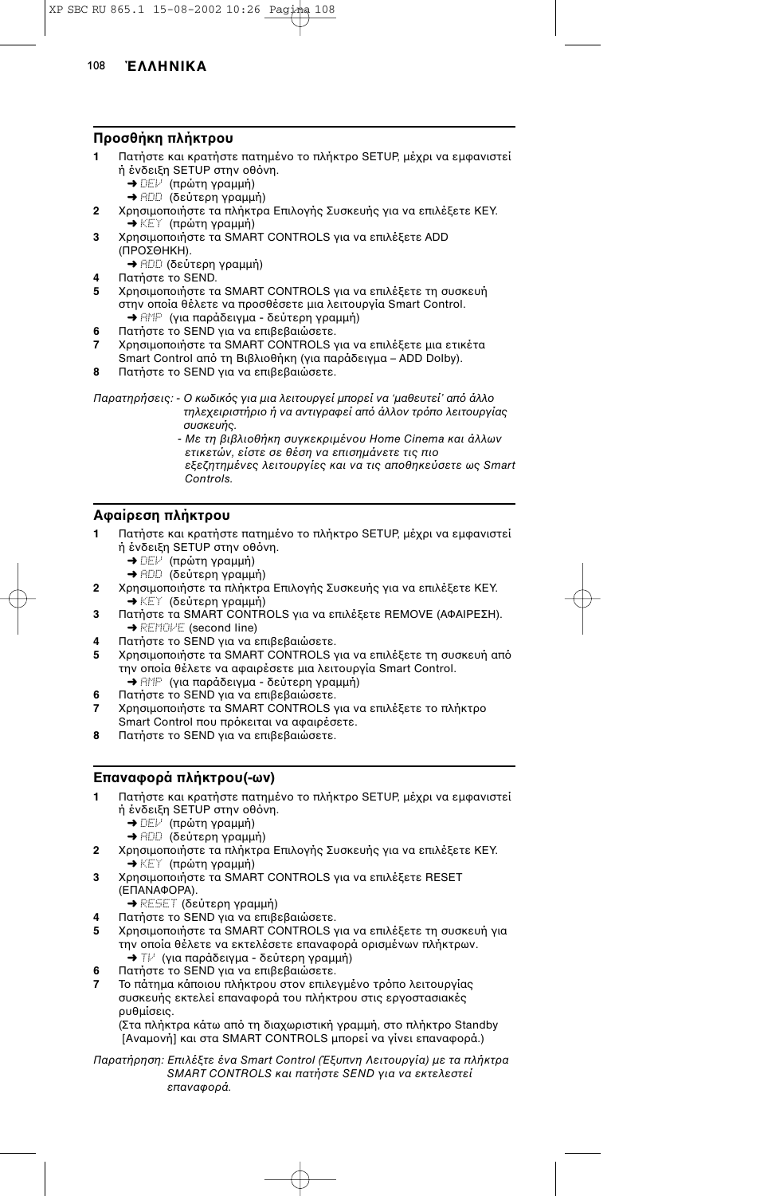## Προσθήκη πλήκτρου

**1** Πατήστε και κρατήστε πατημένο το πλήκτρο SETUP, μέχρι να εμφανιστεί η ένδειξη SETUP στην οθόνη.
  ➜ DEV (πρώτη γραμμή)
  ➜ ADD (δεύτερη γραμμή)

**2** Χρησιμοποιήστε τα πλήκτρα Επιλογής Συσκευής για να επιλέξετε KEY.
  ➜ KEY (πρώτη γραμμή)

**3** Χρησιμοποιήστε τα SMART CONTROLS για να επιλέξετε ADD (ΠΡΟΣΘΗΚΗ).
  ➜ ADD (δεύτερη γραμμή)

**4** Πατήστε το SEND.

**5** Χρησιμοποιήστε τα SMART CONTROLS για να επιλέξετε τη συσκευή στην οποία θέλετε να προσθέσετε μια λειτουργία Smart Control.
  ➜ AMP (για παράδειγμα - δεύτερη γραμμή)

**6** Πατήστε το SEND για να επιβεβαιώσετε.

**7** Χρησιμοποιήστε τα SMART CONTROLS για να επιλέξετε μια ετικέτα Smart Control από τη Βιβλιοθήκη (για παράδειγμα – ADD Dolby).

**8** Πατήστε το SEND για να επιβεβαιώσετε.

*Παρατηρήσεις: - Ο κωδικός για μια λειτουργεί μπορεί να 'μαθευτεί' από άλλο τηλεχειριστήριο ή να αντιγραφεί από άλλον τρόπο λειτουργίας συσκευής.*
*- Με τη βιβλιοθήκη συγκεκριμένου Home Cinema και άλλων ετικετών, είστε σε θέση να επισημάνετε τις πιο εξεζητημένες λειτουργίες και να τις αποθηκεύσετε ως Smart Controls.*

## Αφαίρεση πλήκτρου

**1** Πατήστε και κρατήστε πατημένο το πλήκτρο SETUP, μέχρι να εμφανιστεί η ένδειξη SETUP στην οθόνη.
  ➜ DEV (πρώτη γραμμή)
  ➜ ADD (δεύτερη γραμμή)

**2** Χρησιμοποιήστε τα πλήκτρα Επιλογής Συσκευής για να επιλέξετε KEY.
  ➜ KEY (δεύτερη γραμμή)

**3** Πατήστε τα SMART CONTROLS για να επιλέξετε REMOVE (ΑΦΑΙΡΕΣΗ).
  ➜ REMOVE (second line)

**4** Πατήστε το SEND για να επιβεβαιώσετε.

**5** Χρησιμοποιήστε τα SMART CONTROLS για να επιλέξετε τη συσκευή από την οποία θέλετε να αφαιρέσετε μια λειτουργία Smart Control.
  ➜ AMP (για παράδειγμα - δεύτερη γραμμή)

**6** Πατήστε το SEND για να επιβεβαιώσετε.

**7** Χρησιμοποιήστε τα SMART CONTROLS για να επιλέξετε το πλήκτρο Smart Control που πρόκειται να αφαιρέσετε.

**8** Πατήστε το SEND για να επιβεβαιώσετε.

## Επαναφορά πλήκτρου(-ων)

**1** Πατήστε και κρατήστε πατημένο το πλήκτρο SETUP, μέχρι να εμφανιστεί η ένδειξη SETUP στην οθόνη.
  ➜ DEV (πρώτη γραμμή)
  ➜ ADD (δεύτερη γραμμή)

**2** Χρησιμοποιήστε τα πλήκτρα Επιλογής Συσκευής για να επιλέξετε KEY.
  ➜ KEY (πρώτη γραμμή)

**3** Χρησιμοποιήστε τα SMART CONTROLS για να επιλέξετε RESET (ΕΠΑΝΑΦΟΡΑ).
  ➜ RESET (δεύτερη γραμμή)

**4** Πατήστε το SEND για να επιβεβαιώσετε.

**5** Χρησιμοποιήστε τα SMART CONTROLS για να επιλέξετε τη συσκευή για την οποία θέλετε να εκτελέσετε επαναφορά ορισμένων πλήκτρων.
  ➜ TV (για παράδειγμα - δεύτερη γραμμή)

**6** Πατήστε το SEND για να επιβεβαιώσετε.

**7** Το πάτημα κάποιου πλήκτρου στον επιλεγμένο τρόπο λειτουργίας συσκευής εκτελεί επαναφορά του πλήκτρου στις εργοστασιακές ρυθμίσεις.
(Στα πλήκτρα κάτω από τη διαχωριστική γραμμή, στο πλήκτρο Standby [Αναμονή] και στα SMART CONTROLS μπορεί να γίνει επαναφορά.)

*Παρατήρηση: Επιλέξτε ένα Smart Control (Έξυπνη Λειτουργία) με τα πλήκτρα SMART CONTROLS και πατήστε SEND για να εκτελεστεί επαναφορά.*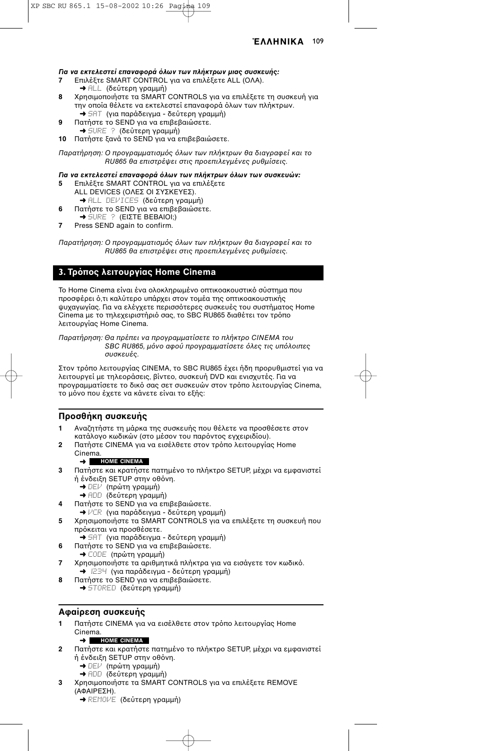***Για να εκτελεστεί επαναφορά όλων των πλήκτρων μιας συσκευής:***

**7** Επιλέξτε SMART CONTROL για να επιλέξετε ALL (ΟΛΑ).
➜ ALL (δεύτερη γραμμή)

**8** Χρησιμοποιήστε τα SMART CONTROLS για να επιλέξετε τη συσκευή για την οποία θέλετε να εκτελεστεί επαναφορά όλων των πλήκτρων.
➜ SAT (για παράδειγμα - δεύτερη γραμμή)

**9** Πατήστε το SEND για να επιβεβαιώσετε.
➜ SURE ? (δεύτερη γραμμή)

**10** Πατήστε ξανά το SEND για να επιβεβαιώσετε.

*Παρατήρηση: Ο προγραμματισμός όλων των πλήκτρων θα διαγραφεί και το RU865 θα επιστρέψει στις προεπιλεγμένες ρυθμίσεις.*

***Για να εκτελεστεί επαναφορά όλων των πλήκτρων όλων των συσκευών:***

**5** Επιλέξτε SMART CONTROL για να επιλέξετε ALL DEVICES (ΟΛΕΣ ΟΙ ΣΥΣΚΕΥΕΣ).
➜ ALL DEVICES (δεύτερη γραμμή)

**6** Πατήστε το SEND για να επιβεβαιώσετε.
➜ SURE ? (ΕΙΣΤΕ ΒΕΒΑΙΟΙ;)

**7** Press SEND again to confirm.

*Παρατήρηση: Ο προγραμματισμός όλων των πλήκτρων θα διαγραφεί και το RU865 θα επιστρέψει στις προεπιλεγμένες ρυθμίσεις.*

## 3. Τρόπος λειτουργίας Home Cinema

Το Home Cinema είναι ένα ολοκληρωμένο οπτικοακουστικό σύστημα που προσφέρει ό,τι καλύτερο υπάρχει στον τομέα της οπτικοακουστικής ψυχαγωγίας. Για να ελέγχετε περισσότερες συσκευές του συστήματος Home Cinema με το τηλεχειριστήριό σας, το SBC RU865 διαθέτει τον τρόπο λειτουργίας Home Cinema.

*Παρατήρηση: Θα πρέπει να προγραμματίσετε το πλήκτρο CINEMA του SBC RU865, μόνο αφού προγραμματίσετε όλες τις υπόλοιπες συσκευές.*

Στον τρόπο λειτουργίας CINEMA, το SBC RU865 έχει ήδη προρυθμιστεί για να λειτουργεί με τηλεοράσεις, βίντεο, συσκευή DVD και ενισχυτές. Για να προγραμματίσετε το δικό σας σετ συσκευών στον τρόπο λειτουργίας Cinema, το μόνο που έχετε να κάνετε είναι το εξής:

### Προσθήκη συσκευής

**1** Αναζητήστε τη μάρκα της συσκευής που θέλετε να προσθέσετε στον κατάλογο κωδικών (στο μέσον του παρόντος εγχειριδίου).

**2** Πατήστε CINEMA για να εισέλθετε στον τρόπο λειτουργίας Home Cinema.
➜ HOME CINEMA

**3** Πατήστε και κρατήστε πατημένο το πλήκτρο SETUP, μέχρι να εμφανιστεί ή ένδειξη SETUP στην οθόνη.
➜ DEV (πρώτη γραμμή)
➜ ADD (δεύτερη γραμμή)

**4** Πατήστε το SEND για να επιβεβαιώσετε.
➜ VCR (για παράδειγμα - δεύτερη γραμμή)

**5** Χρησιμοποιήστε τα SMART CONTROLS για να επιλέξετε τη συσκευή που πρόκειται να προσθέσετε.
➜ SAT (για παράδειγμα - δεύτερη γραμμή)

**6** Πατήστε το SEND για να επιβεβαιώσετε.
➜ CODE (πρώτη γραμμή)

**7** Χρησιμοποιήστε τα αριθμητικά πλήκτρα για να εισάγετε τον κωδικό.
➜ 1234 (για παράδειγμα - δεύτερη γραμμή)

**8** Πατήστε το SEND για να επιβεβαιώσετε.
➜ STORED (δεύτερη γραμμή)

### Αφαίρεση συσκευής

**1** Πατήστε CINEMA για να εισέλθετε στον τρόπο λειτουργίας Home Cinema.
➜ HOME CINEMA

**2** Πατήστε και κρατήστε πατημένο το πλήκτρο SETUP, μέχρι να εμφανιστεί ή ένδειξη SETUP στην οθόνη.
➜ DEV (πρώτη γραμμή)
➜ ADD (δεύτερη γραμμή)

**3** Χρησιμοποιήστε τα SMART CONTROLS για να επιλέξετε REMOVE (ΑΦΑΙΡΕΣΗ).
➜ REMOVE (δεύτερη γραμμή)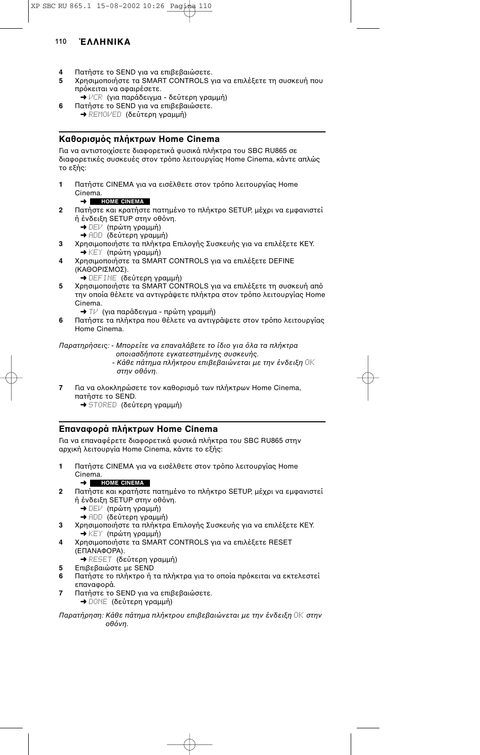**4** Πατήστε το SEND για να επιβεβαιώσετε.

**5** Χρησιμοποιήστε τα SMART CONTROLS για να επιλέξετε τη συσκευή που πρόκειται να αφαιρέσετε.
➜ VCR (για παράδειγμα - δεύτερη γραμμή)

**6** Πατήστε το SEND για να επιβεβαιώσετε.
➜ REMOVED (δεύτερη γραμμή)

## Καθορισμός πλήκτρων Home Cinema

Για να αντιστοιχίσετε διαφορετικά φυσικά πλήκτρα του SBC RU865 σε διαφορετικές συσκευές στον τρόπο λειτουργίας Home Cinema, κάντε απλώς το εξής:

**1** Πατήστε CINEMA για να εισέλθετε στον τρόπο λειτουργίας Home Cinema.
➜ **HOME CINEMA**

**2** Πατήστε και κρατήστε πατημένο το πλήκτρο SETUP, μέχρι να εμφανιστεί ή ένδειξη SETUP στην οθόνη.
➜ DEV (πρώτη γραμμή)
➜ ADD (δεύτερη γραμμή)

**3** Χρησιμοποιήστε τα πλήκτρα Επιλογής Συσκευής για να επιλέξετε KEY.
➜ KEY (πρώτη γραμμή)

**4** Χρησιμοποιήστε τα SMART CONTROLS για να επιλέξετε DEFINE (ΚΑΘΟΡΙΣΜΟΣ).
➜ DEFINE (δεύτερη γραμμή)

**5** Χρησιμοποιήστε τα SMART CONTROLS για να επιλέξετε τη συσκευή από την οποία θέλετε να αντιγράψετε πλήκτρα στον τρόπο λειτουργίας Home Cinema.
➜ TV (για παράδειγμα - πρώτη γραμμή)

**6** Πατήστε τα πλήκτρα που θέλετε να αντιγράψετε στον τρόπο λειτουργίας Home Cinema.

*Παρατηρήσεις: - Μπορείτε να επαναλάβετε το ίδιο για όλα τα πλήκτρα οποιασδήποτε εγκατεστημένης συσκευής.*
*- Κάθε πάτημα πλήκτρου επιβεβαιώνεται με την ένδειξη OK στην οθόνη.*

**7** Για να ολοκληρώσετε τον καθορισμό των πλήκτρων Home Cinema, πατήστε το SEND.
➜ STORED (δεύτερη γραμμή)

## Επαναφορά πλήκτρων Home Cinema

Για να επαναφέρετε διαφορετικά φυσικά πλήκτρα του SBC RU865 στην αρχική λειτουργία Home Cinema, κάντε το εξής:

**1** Πατήστε CINEMA για να εισέλθετε στον τρόπο λειτουργίας Home Cinema.
➜ **HOME CINEMA**

**2** Πατήστε και κρατήστε πατημένο το πλήκτρο SETUP, μέχρι να εμφανιστεί ή ένδειξη SETUP στην οθόνη.
➜ DEV (πρώτη γραμμή)
➜ ADD (δεύτερη γραμμή)

**3** Χρησιμοποιήστε τα πλήκτρα Επιλογής Συσκευής για να επιλέξετε KEY.
➜ KEY (πρώτη γραμμή)

**4** Χρησιμοποιήστε τα SMART CONTROLS για να επιλέξετε RESET (ΕΠΑΝΑΦΟΡΑ).
➜ RESET (δεύτερη γραμμή)

**5** Επιβεβαιώστε με SEND

**6** Πατήστε το πλήκτρο ή τα πλήκτρα για το οποία πρόκειται να εκτελεστεί επαναφορά.

**7** Πατήστε το SEND για να επιβεβαιώσετε.
➜ DONE (δεύτερη γραμμή)

*Παρατήρηση: Κάθε πάτημα πλήκτρου επιβεβαιώνεται με την ένδειξη OK στην οθόνη.*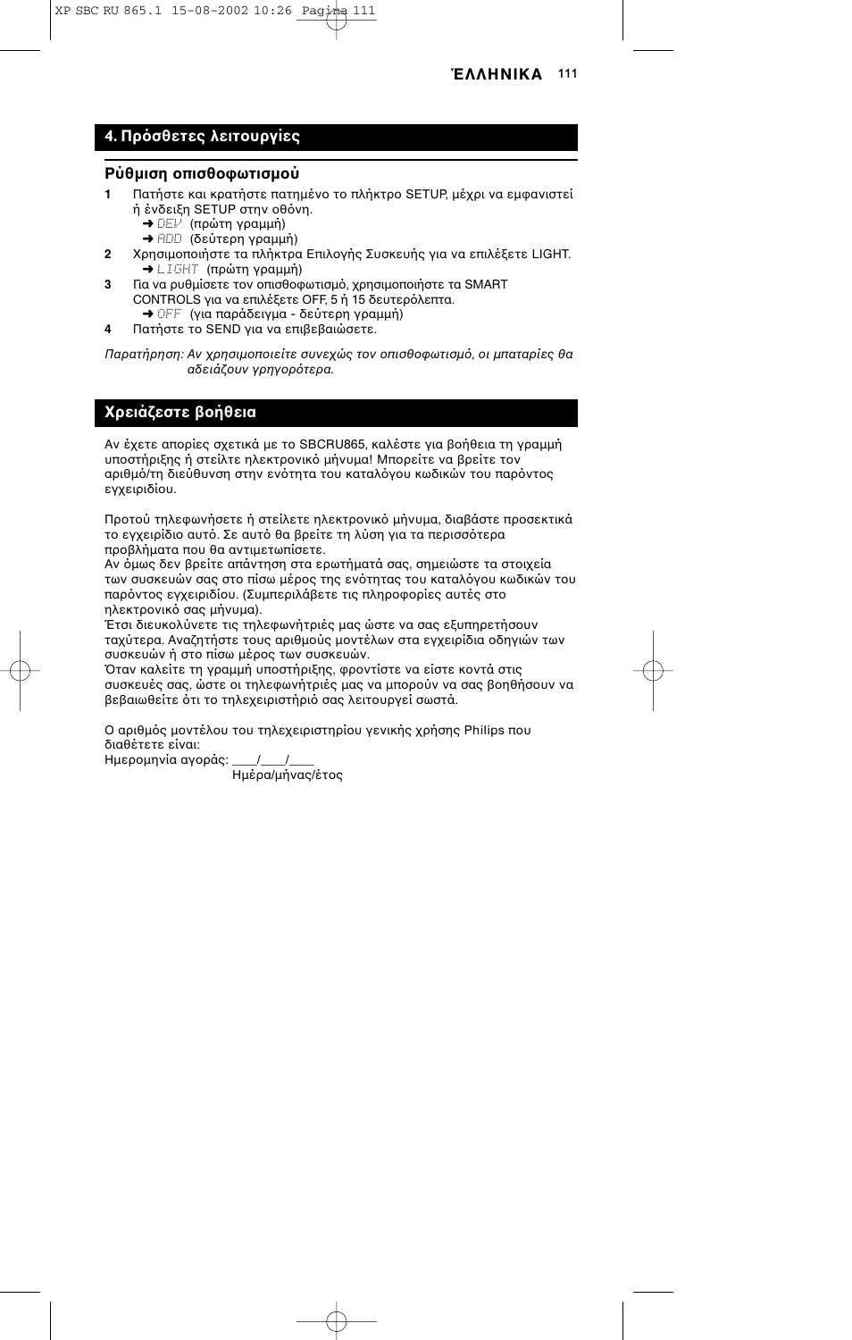## 4. Πρόσθετες λειτουργίες

### Ρύθμιση οπισθοφωτισμού

**1** Πατήστε και κρατήστε πατημένο το πλήκτρο SETUP, μέχρι να εμφανιστεί ή ένδειξη SETUP στην οθόνη.
➜ DEV (πρώτη γραμμή)
➜ ADD (δεύτερη γραμμή)

**2** Χρησιμοποιήστε τα πλήκτρα Επιλογής Συσκευής για να επιλέξετε LIGHT.
➜ LIGHT (πρώτη γραμμή)

**3** Για να ρυθμίσετε τον οπισθοφωτισμό, χρησιμοποιήστε τα SMART CONTROLS για να επιλέξετε OFF, 5 ή 15 δευτερόλεπτα.
➜ OFF (για παράδειγμα - δεύτερη γραμμή)

**4** Πατήστε το SEND για να επιβεβαιώσετε.

*Παρατήρηση: Αν χρησιμοποιείτε συνεχώς τον οπισθοφωτισμό, οι μπαταρίες θα αδειάζουν γρηγορότερα.*

## Χρειάζεστε βοήθεια

Αν έχετε απορίες σχετικά με το SBCRU865, καλέστε για βοήθεια τη γραμμή υποστήριξης ή στείλτε ηλεκτρονικό μήνυμα! Μπορείτε να βρείτε τον αριθμό/τη διεύθυνση στην ενότητα του καταλόγου κωδικών του παρόντος εγχειριδίου.

Προτού τηλεφωνήσετε ή στείλετε ηλεκτρονικό μήνυμα, διαβάστε προσεκτικά το εγχειρίδιο αυτό. Σε αυτό θα βρείτε τη λύση για τα περισσότερα προβλήματα που θα αντιμετωπίσετε.
Αν όμως δεν βρείτε απάντηση στα ερωτήματά σας, σημειώστε τα στοιχεία των συσκευών σας στο πίσω μέρος της ενότητας του καταλόγου κωδικών του παρόντος εγχειριδίου. (Συμπεριλάβετε τις πληροφορίες αυτές στο ηλεκτρονικό σας μήνυμα).
Έτσι διευκολύνετε τις τηλεφωνήτριές μας ώστε να σας εξυπηρετήσουν ταχύτερα. Αναζητήστε τους αριθμούς μοντέλων στα εγχειρίδια οδηγιών των συσκευών ή στο πίσω μέρος των συσκευών.
Όταν καλείτε τη γραμμή υποστήριξης, φροντίστε να είστε κοντά στις συσκευές σας, ώστε οι τηλεφωνήτριές μας να μπορούν να σας βοηθήσουν να βεβαιωθείτε ότι το τηλεχειριστήριό σας λειτουργεί σωστά.

Ο αριθμός μοντέλου του τηλεχειριστηρίου γενικής χρήσης Philips που διαθέτετε είναι:
Ημερομηνία αγοράς: ____/____/____
Ημέρα/μήνας/έτος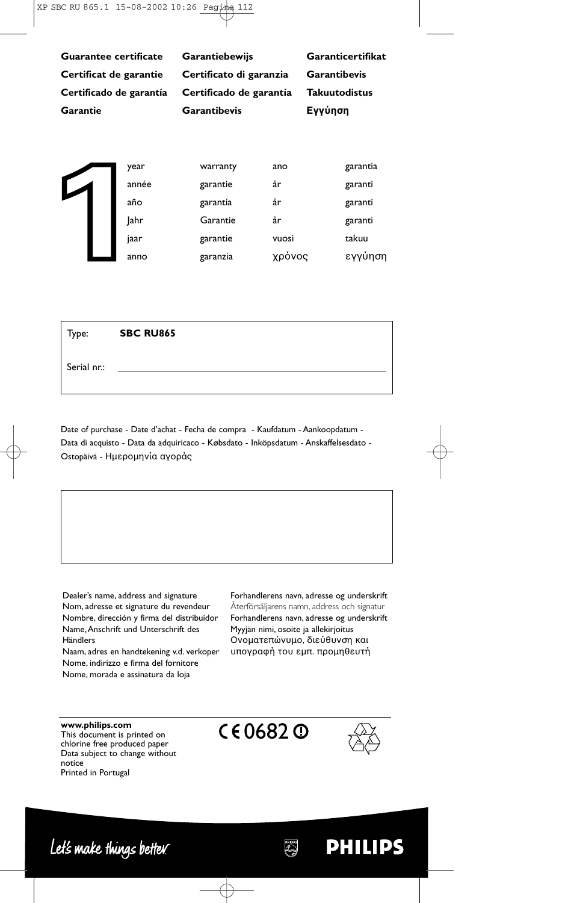**Guarantee certificate** **Garantiebewijs** **Garanticertifikat**
**Certificat de garantie** **Certificato di garanzia** **Garantibevis**
**Certificado de garantía** **Certificado de garantía** **Takuutodistus**
**Garantie** **Garantibevis** **Εγγύηση**

1

| | | | |
|---|---|---|---|
| year | warranty | ano | garantia |
| année | garantie | år | garanti |
| año | garantía | år | garanti |
| Jahr | Garantie | år | garanti |
| jaar | garantie | vuosi | takuu |
| anno | garanzia | χρόνος | εγγύηση |

Type: **SBC RU865**

Serial nr.: ______________________________

Date of purchase - Date d'achat - Fecha de compra - Kaufdatum - Aankoopdatum - Data di acquisto - Data da adquiricaco - Købsdato - Inköpsdatum - Anskaffelsesdato - Ostopäivä - Ημερομηνία αγοράς

Dealer's name, address and signature
Nom, adresse et signature du revendeur
Nombre, dirección y firma del distribuidor
Name, Anschrift und Unterschrift des Händlers
Naam, adres en handtekening v.d. verkoper
Nome, indirizzo e firma del fornitore
Nome, morada e assinatura da loja
Forhandlerens navn, adresse og underskrift
Återförsäljarens namn, address och signatur
Forhandlerens navn, adresse og underskrift
Myyjän nimi, osoite ja allekirjoitus
Ονοματεπώνυμο, διεύθυνση και υπογραφή του εμπ. προμηθευτή

**www.philips.com**
This document is printed on chlorine free produced paper
Data subject to change without notice
Printed in Portugal

CE 0682 ⓘ

Let's make things better.

PHILIPS